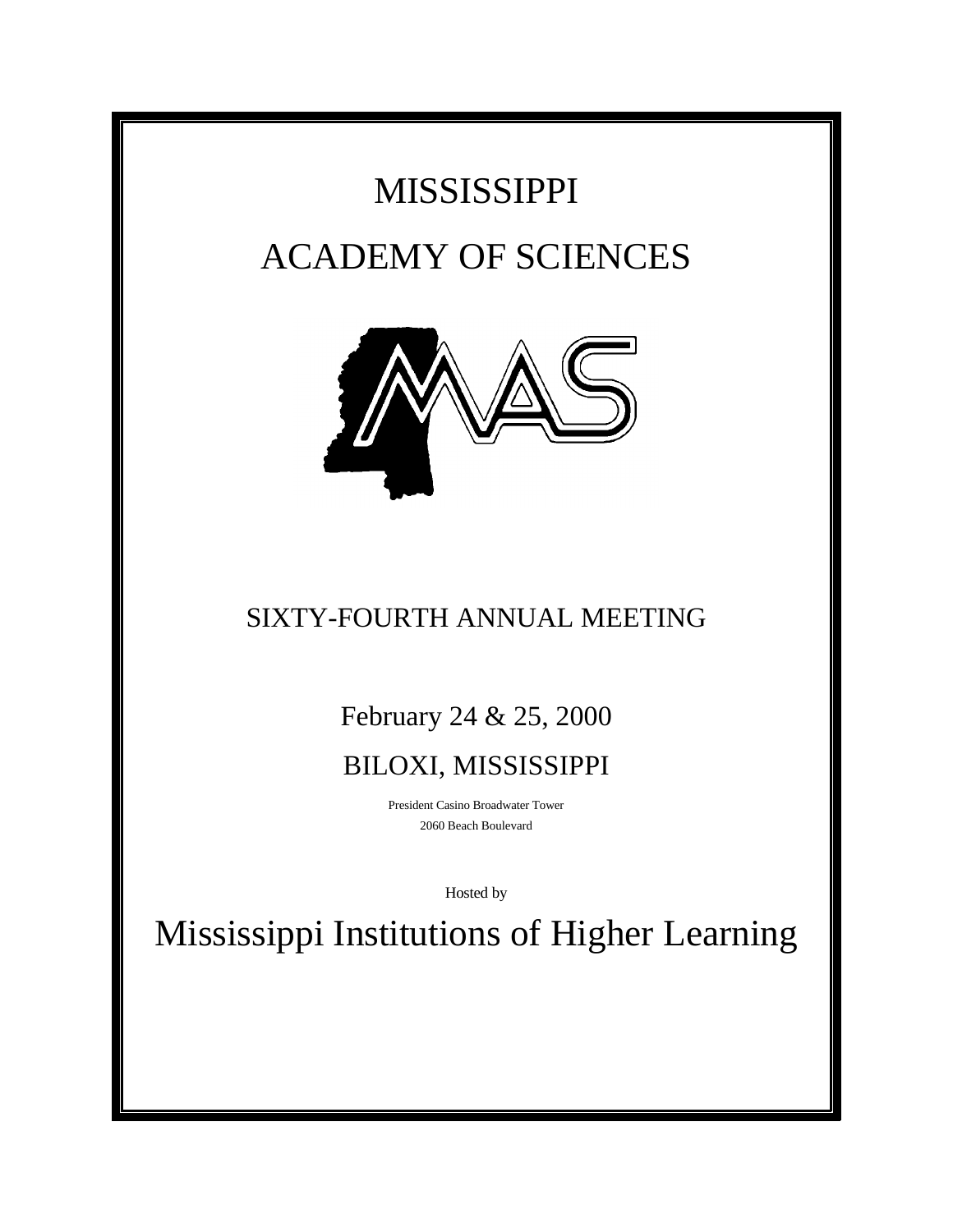# MISSISSIPPI

# ACADEMY OF SCIENCES

## SIXTY-FOURTH ANNUAL MEETING

February 24 & 25, 2000

BILOXI, MISSISSIPPI

President Casino Broadwater Tower

2060 Beach Boulevard

Hosted by

# Mississippi Institutions of Higher Learning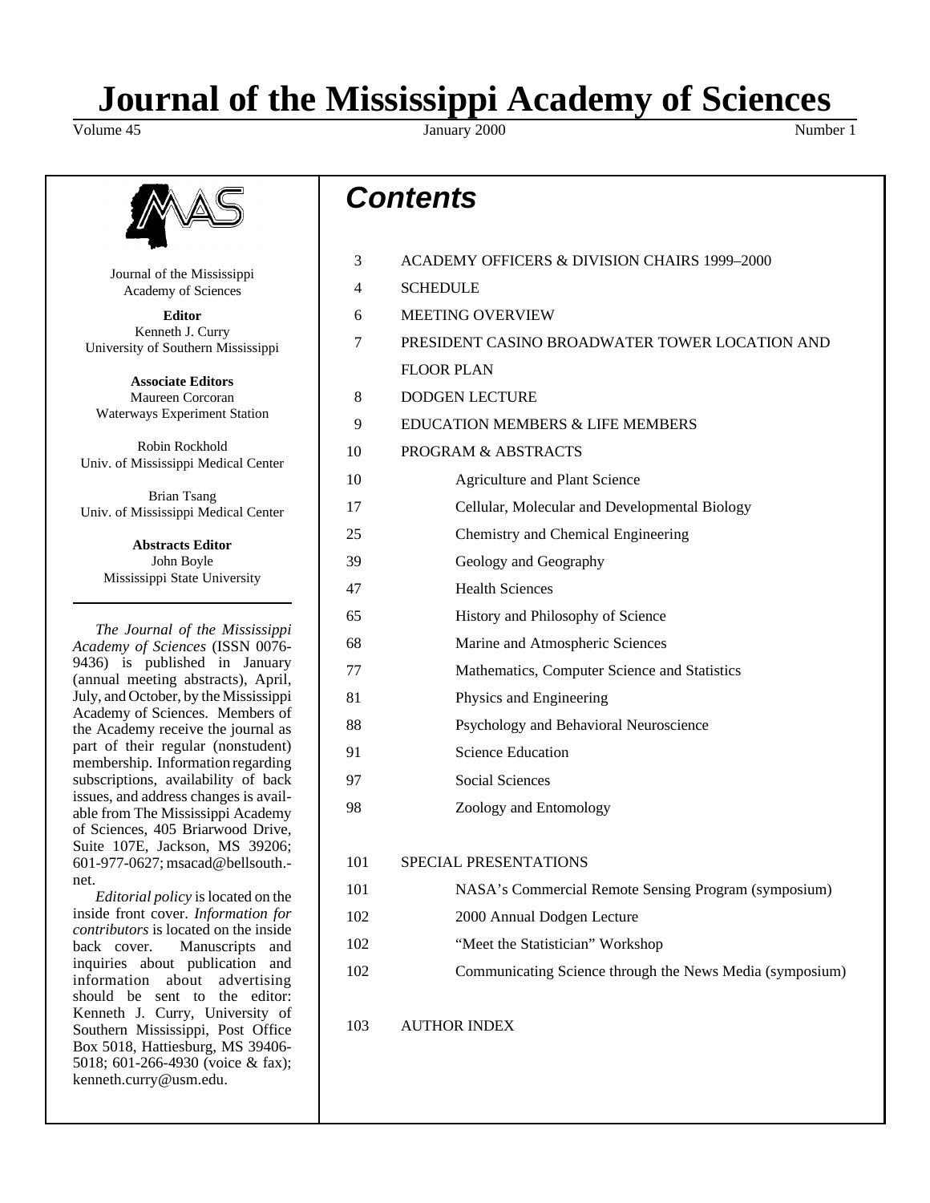# Journal of the Mississippi Academy of Sciences

Volume 45 January 2000 Number 1

Journal of the Mississippi Academy of Sciences

**Editor**
Kenneth J. Curry
University of Southern Mississippi

**Associate Editors**
Maureen Corcoran
Waterways Experiment Station

Robin Rockhold
Univ. of Mississippi Medical Center

Brian Tsang
Univ. of Mississippi Medical Center

**Abstracts Editor**
John Boyle
Mississippi State University

*The Journal of the Mississippi Academy of Sciences* (ISSN 0076-9436) is published in January (annual meeting abstracts), April, July, and October, by the Mississippi Academy of Sciences. Members of the Academy receive the journal as part of their regular (nonstudent) membership. Information regarding subscriptions, availability of back issues, and address changes is available from The Mississippi Academy of Sciences, 405 Briarwood Drive, Suite 107E, Jackson, MS 39206; 601-977-0627; msacad@bellsouth.net.

*Editorial policy* is located on the inside front cover. *Information for contributors* is located on the inside back cover. Manuscripts and inquiries about publication and information about advertising should be sent to the editor: Kenneth J. Curry, University of Southern Mississippi, Post Office Box 5018, Hattiesburg, MS 39406-5018; 601-266-4930 (voice & fax); kenneth.curry@usm.edu.

## *Contents*

- 3 ACADEMY OFFICERS & DIVISION CHAIRS 1999–2000
- 4 SCHEDULE
- 6 MEETING OVERVIEW
- 7 PRESIDENT CASINO BROADWATER TOWER LOCATION AND FLOOR PLAN
- 8 DODGEN LECTURE
- 9 EDUCATION MEMBERS & LIFE MEMBERS
- 10 PROGRAM & ABSTRACTS
  - 10 Agriculture and Plant Science
  - 17 Cellular, Molecular and Developmental Biology
  - 25 Chemistry and Chemical Engineering
  - 39 Geology and Geography
  - 47 Health Sciences
  - 65 History and Philosophy of Science
  - 68 Marine and Atmospheric Sciences
  - 77 Mathematics, Computer Science and Statistics
  - 81 Physics and Engineering
  - 88 Psychology and Behavioral Neuroscience
  - 91 Science Education
  - 97 Social Sciences
  - 98 Zoology and Entomology
- 101 SPECIAL PRESENTATIONS
  - 101 NASA's Commercial Remote Sensing Program (symposium)
  - 102 2000 Annual Dodgen Lecture
  - 102 "Meet the Statistician" Workshop
  - 102 Communicating Science through the News Media (symposium)
- 103 AUTHOR INDEX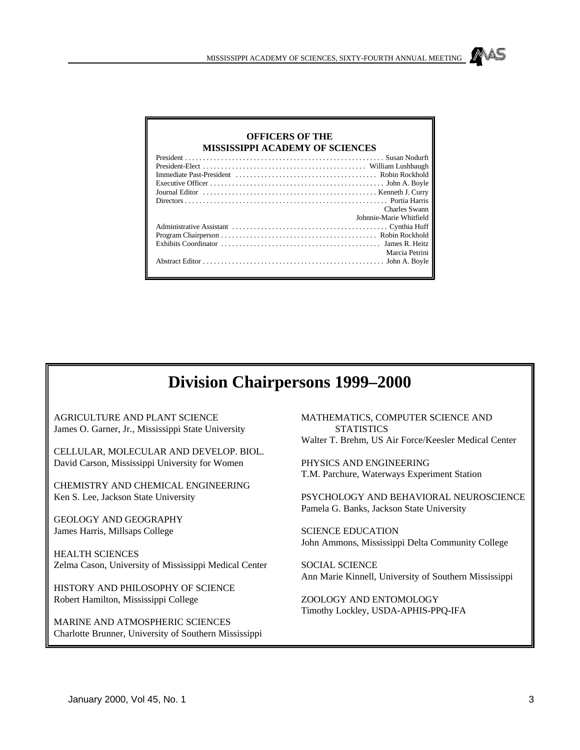## OFFICERS OF THE MISSISSIPPI ACADEMY OF SCIENCES

| | |
|---|---|
| President | Susan Nodurft |
| President-Elect | William Lushbaugh |
| Immediate Past-President | Robin Rockhold |
| Executive Officer | John A. Boyle |
| Journal Editor | Kenneth J. Curry |
| Directors | Portia Harris |
| | Charles Swann |
| | Johnnie-Marie Whitfield |
| Administrative Assistant | Cynthia Huff |
| Program Chairperson | Robin Rockhold |
| Exhibits Coordinator | James R. Heitz |
| | Marcia Petrini |
| Abstract Editor | John A. Boyle |

# Division Chairpersons 1999–2000

AGRICULTURE AND PLANT SCIENCE
James O. Garner, Jr., Mississippi State University

CELLULAR, MOLECULAR AND DEVELOP. BIOL.
David Carson, Mississippi University for Women

CHEMISTRY AND CHEMICAL ENGINEERING
Ken S. Lee, Jackson State University

GEOLOGY AND GEOGRAPHY
James Harris, Millsaps College

HEALTH SCIENCES
Zelma Cason, University of Mississippi Medical Center

HISTORY AND PHILOSOPHY OF SCIENCE
Robert Hamilton, Mississippi College

MARINE AND ATMOSPHERIC SCIENCES
Charlotte Brunner, University of Southern Mississippi

MATHEMATICS, COMPUTER SCIENCE AND STATISTICS
Walter T. Brehm, US Air Force/Keesler Medical Center

PHYSICS AND ENGINEERING
T.M. Parchure, Waterways Experiment Station

PSYCHOLOGY AND BEHAVIORAL NEUROSCIENCE
Pamela G. Banks, Jackson State University

SCIENCE EDUCATION
John Ammons, Mississippi Delta Community College

SOCIAL SCIENCE
Ann Marie Kinnell, University of Southern Mississippi

ZOOLOGY AND ENTOMOLOGY
Timothy Lockley, USDA-APHIS-PPQ-IFA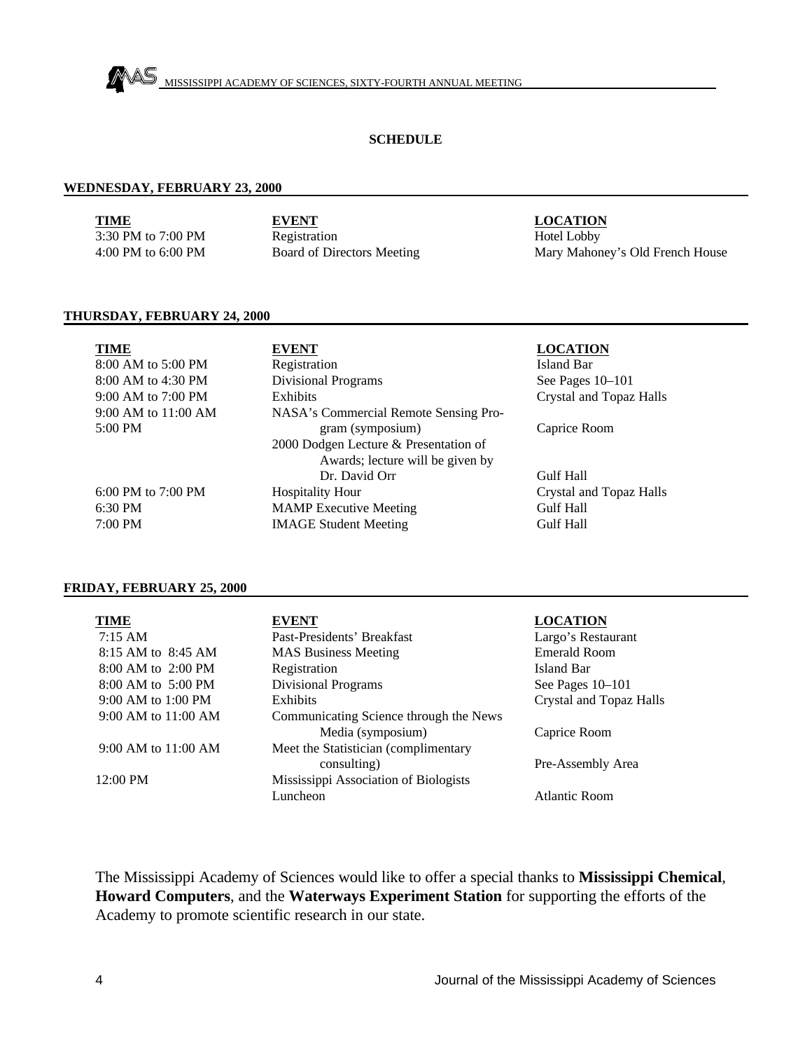# SCHEDULE

## WEDNESDAY, FEBRUARY 23, 2000

| TIME | EVENT | LOCATION |
|---|---|---|
| 3:30 PM to 7:00 PM | Registration | Hotel Lobby |
| 4:00 PM to 6:00 PM | Board of Directors Meeting | Mary Mahoney's Old French House |

## THURSDAY, FEBRUARY 24, 2000

| TIME | EVENT | LOCATION |
|---|---|---|
| 8:00 AM to 5:00 PM | Registration | Island Bar |
| 8:00 AM to 4:30 PM | Divisional Programs | See Pages 10–101 |
| 9:00 AM to 7:00 PM | Exhibits | Crystal and Topaz Halls |
| 9:00 AM to 11:00 AM | NASA's Commercial Remote Sensing Program (symposium) | Caprice Room |
| 5:00 PM | 2000 Dodgen Lecture & Presentation of Awards; lecture will be given by Dr. David Orr | Gulf Hall |
| 6:00 PM to 7:00 PM | Hospitality Hour | Crystal and Topaz Halls |
| 6:30 PM | MAMP Executive Meeting | Gulf Hall |
| 7:00 PM | IMAGE Student Meeting | Gulf Hall |

## FRIDAY, FEBRUARY 25, 2000

| TIME | EVENT | LOCATION |
|---|---|---|
| 7:15 AM | Past-Presidents' Breakfast | Largo's Restaurant |
| 8:15 AM to 8:45 AM | MAS Business Meeting | Emerald Room |
| 8:00 AM to 2:00 PM | Registration | Island Bar |
| 8:00 AM to 5:00 PM | Divisional Programs | See Pages 10–101 |
| 9:00 AM to 1:00 PM | Exhibits | Crystal and Topaz Halls |
| 9:00 AM to 11:00 AM | Communicating Science through the News Media (symposium) | Caprice Room |
| 9:00 AM to 11:00 AM | Meet the Statistician (complimentary consulting) | Pre-Assembly Area |
| 12:00 PM | Mississippi Association of Biologists Luncheon | Atlantic Room |

The Mississippi Academy of Sciences would like to offer a special thanks to **Mississippi Chemical**, **Howard Computers**, and the **Waterways Experiment Station** for supporting the efforts of the Academy to promote scientific research in our state.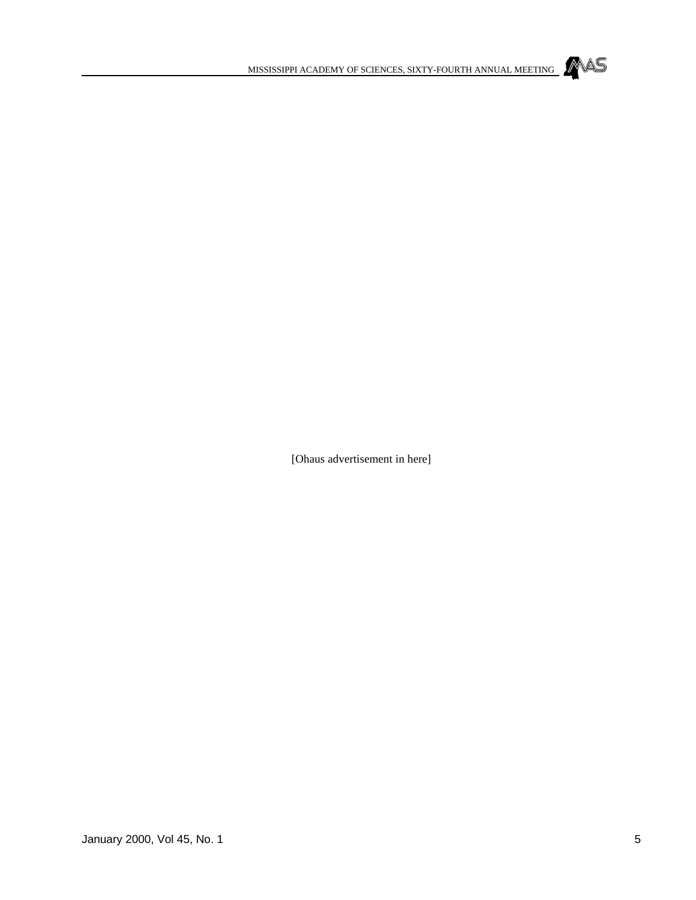[Ohaus advertisement in here]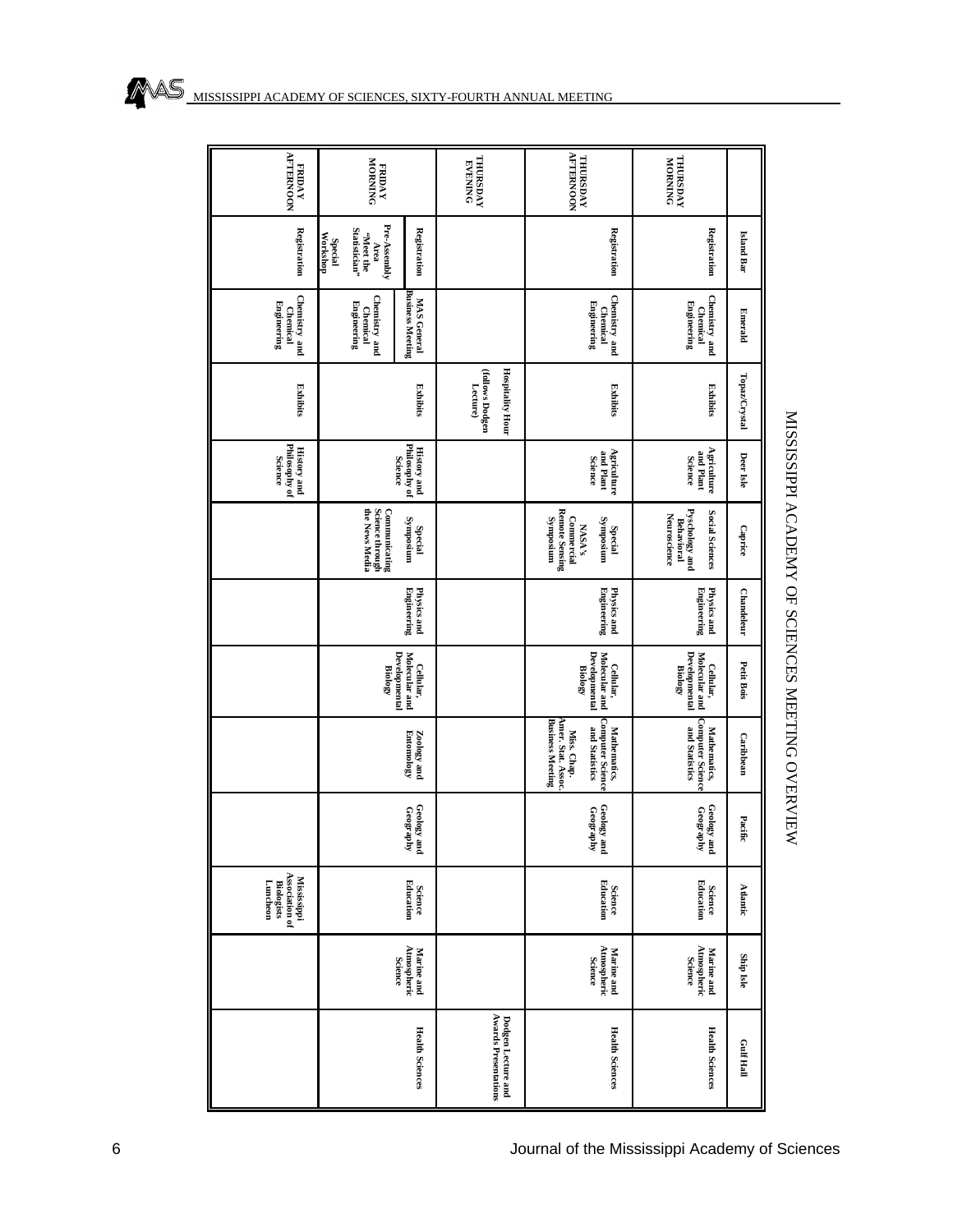# MISSISSIPPI ACADEMY OF SCIENCES MEETING OVERVIEW

| | Island Bar | Emerald | Topaz/Crystal | Deer Isle | Caprice | Chandeleur | Petit Bois | Caribbean | Pacific | Atlantic | Ship Isle | Gulf Hall |
|---|---|---|---|---|---|---|---|---|---|---|---|---|
| THURSDAY MORNING | Registration | Chemistry and Chemical Engineering | Exhibits | Agriculture and Plant Science | Social Sciences Psychology and Behavioral Neuroscience | Physics and Engineering | Cellular, Molecular and Developmental Biology | Mathematics, Computer Science and Statistics | Geology and Geography | Science Education | Marine and Atmospheric Science | Health Sciences |
| THURSDAY AFTERNOON | Registration | Chemistry and Chemical Engineering | Exhibits | Agriculture and Plant Science | Special Symposium NASA's Commercial Remote Sensing Symposium | Physics and Engineering | Cellular, Molecular and Developmental Biology | Mathematics, Computer Science and Statistics<br>Miss. Chap. Amer. Stat. Assoc. Business Meeting | Geology and Geography | Science Education | Marine and Atmospheric Science | Health Sciences |
| THURSDAY EVENING | | | Hospitality Hour (follows Dodgen Lecture) | | | | | | | | | Dodgen Lecture and Awards Presentations |
| FRIDAY MORNING | Registration<br>Pre-Assembly Area "Meet the Statistician" Special Workshop | MAS General Business Meeting<br>Chemistry and Chemical Engineering | Exhibits | History and Philosophy of Science | Special Symposium Communicating Science through the News Media | Physics and Engineering | Cellular, Molecular and Developmental Biology | Zoology and Entomology | Geology and Geography | Science Education | Marine and Atmospheric Science | Health Sciences |
| FRIDAY AFTERNOON | Registration | Chemistry and Chemical Engineering | Exhibits | History and Philosophy of Science | | | | | | Mississippi Association of Biologists Luncheon | | |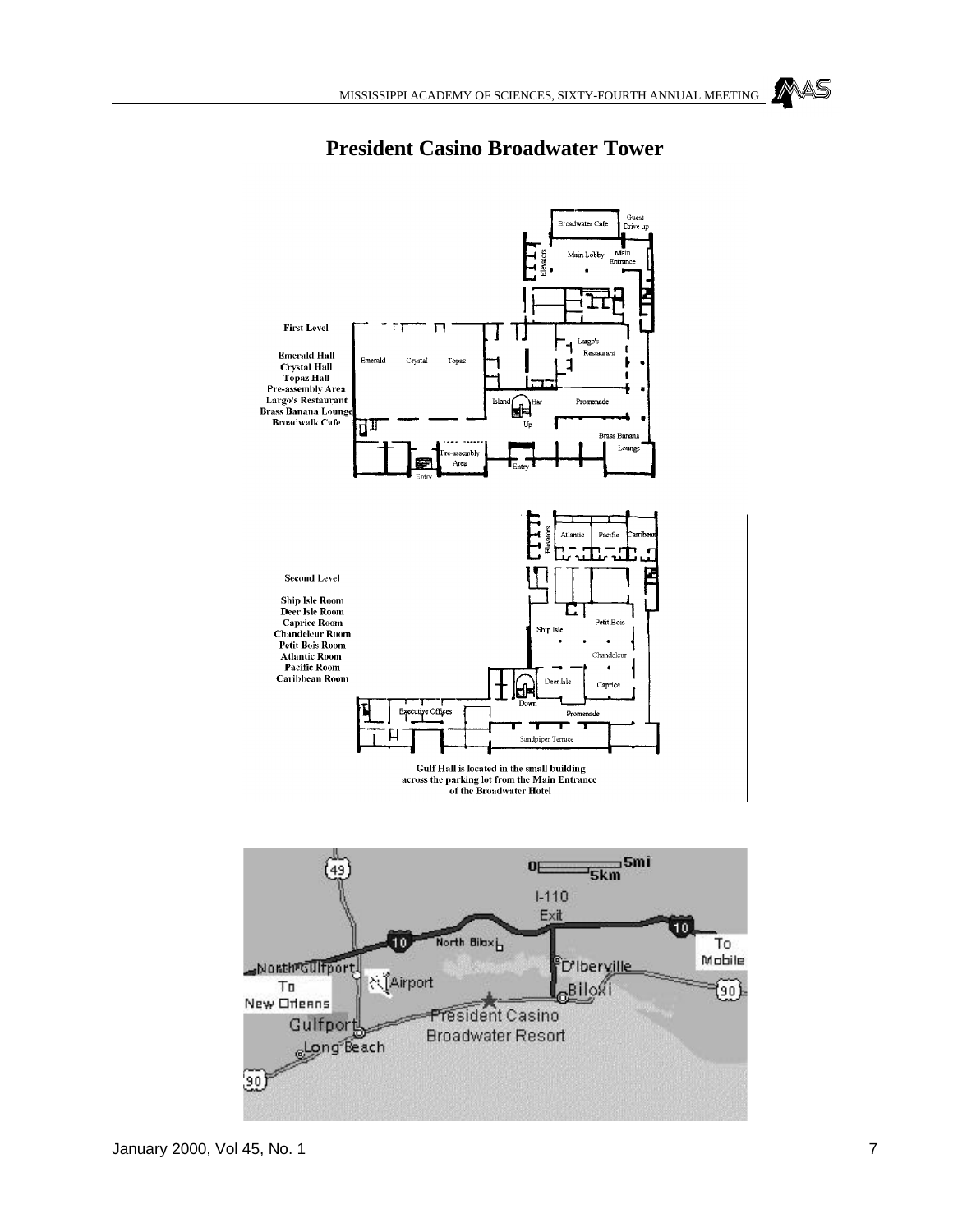# President Casino Broadwater Tower

**First Level**

**Emerald Hall**
**Crystal Hall**
**Topaz Hall**
**Pre-assembly Area**
**Largo's Restaurant**
**Brass Banana Lounge**
**Broadwalk Cafe**

**Second Level**

**Ship Isle Room**
**Deer Isle Room**
**Caprice Room**
**Chandeleur Room**
**Petit Bois Room**
**Atlantic Room**
**Pacific Room**
**Caribbean Room**

**Gulf Hall is located in the small building across the parking lot from the Main Entrance of the Broadwater Hotel**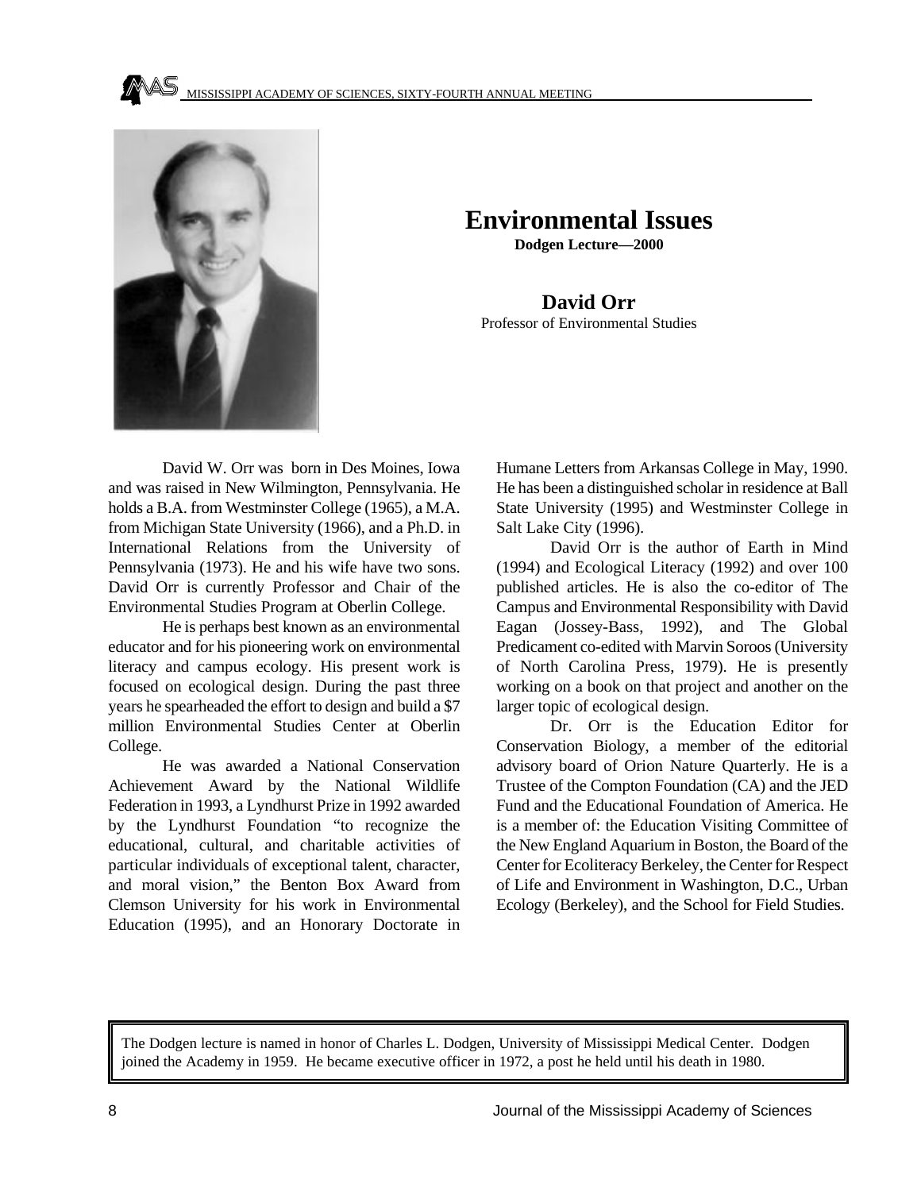# Environmental Issues

**Dodgen Lecture—2000**

**David Orr**

Professor of Environmental Studies

David W. Orr was born in Des Moines, Iowa and was raised in New Wilmington, Pennsylvania. He holds a B.A. from Westminster College (1965), a M.A. from Michigan State University (1966), and a Ph.D. in International Relations from the University of Pennsylvania (1973). He and his wife have two sons. David Orr is currently Professor and Chair of the Environmental Studies Program at Oberlin College.

He is perhaps best known as an environmental educator and for his pioneering work on environmental literacy and campus ecology. His present work is focused on ecological design. During the past three years he spearheaded the effort to design and build a $7 million Environmental Studies Center at Oberlin College.

He was awarded a National Conservation Achievement Award by the National Wildlife Federation in 1993, a Lyndhurst Prize in 1992 awarded by the Lyndhurst Foundation "to recognize the educational, cultural, and charitable activities of particular individuals of exceptional talent, character, and moral vision," the Benton Box Award from Clemson University for his work in Environmental Education (1995), and an Honorary Doctorate in Humane Letters from Arkansas College in May, 1990. He has been a distinguished scholar in residence at Ball State University (1995) and Westminster College in Salt Lake City (1996).

David Orr is the author of Earth in Mind (1994) and Ecological Literacy (1992) and over 100 published articles. He is also the co-editor of The Campus and Environmental Responsibility with David Eagan (Jossey-Bass, 1992), and The Global Predicament co-edited with Marvin Soroos (University of North Carolina Press, 1979). He is presently working on a book on that project and another on the larger topic of ecological design.

Dr. Orr is the Education Editor for Conservation Biology, a member of the editorial advisory board of Orion Nature Quarterly. He is a Trustee of the Compton Foundation (CA) and the JED Fund and the Educational Foundation of America. He is a member of: the Education Visiting Committee of the New England Aquarium in Boston, the Board of the Center for Ecoliteracy Berkeley, the Center for Respect of Life and Environment in Washington, D.C., Urban Ecology (Berkeley), and the School for Field Studies.

The Dodgen lecture is named in honor of Charles L. Dodgen, University of Mississippi Medical Center. Dodgen joined the Academy in 1959. He became executive officer in 1972, a post he held until his death in 1980.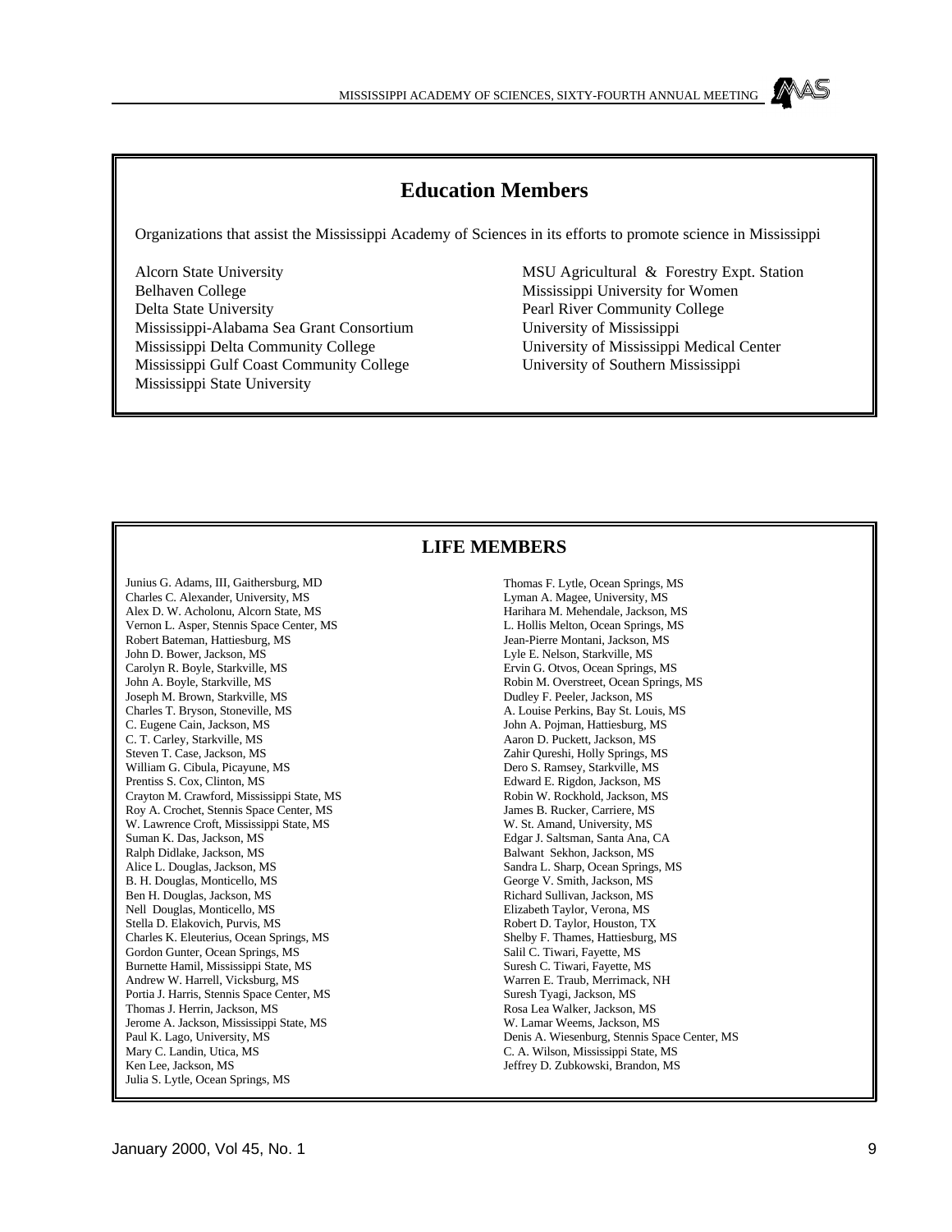## Education Members

Organizations that assist the Mississippi Academy of Sciences in its efforts to promote science in Mississippi

Alcorn State University
Belhaven College
Delta State University
Mississippi-Alabama Sea Grant Consortium
Mississippi Delta Community College
Mississippi Gulf Coast Community College
Mississippi State University
MSU Agricultural & Forestry Expt. Station
Mississippi University for Women
Pearl River Community College
University of Mississippi
University of Mississippi Medical Center
University of Southern Mississippi

## LIFE MEMBERS

Junius G. Adams, III, Gaithersburg, MD
Charles C. Alexander, University, MS
Alex D. W. Acholonu, Alcorn State, MS
Vernon L. Asper, Stennis Space Center, MS
Robert Bateman, Hattiesburg, MS
John D. Bower, Jackson, MS
Carolyn R. Boyle, Starkville, MS
John A. Boyle, Starkville, MS
Joseph M. Brown, Starkville, MS
Charles T. Bryson, Stoneville, MS
C. Eugene Cain, Jackson, MS
C. T. Carley, Starkville, MS
Steven T. Case, Jackson, MS
William G. Cibula, Picayune, MS
Prentiss S. Cox, Clinton, MS
Crayton M. Crawford, Mississippi State, MS
Roy A. Crochet, Stennis Space Center, MS
W. Lawrence Croft, Mississippi State, MS
Suman K. Das, Jackson, MS
Ralph Didlake, Jackson, MS
Alice L. Douglas, Jackson, MS
B. H. Douglas, Monticello, MS
Ben H. Douglas, Jackson, MS
Nell Douglas, Monticello, MS
Stella D. Elakovich, Purvis, MS
Charles K. Eleuterius, Ocean Springs, MS
Gordon Gunter, Ocean Springs, MS
Burnette Hamil, Mississippi State, MS
Andrew W. Harrell, Vicksburg, MS
Portia J. Harris, Stennis Space Center, MS
Thomas J. Herrin, Jackson, MS
Jerome A. Jackson, Mississippi State, MS
Paul K. Lago, University, MS
Mary C. Landin, Utica, MS
Ken Lee, Jackson, MS
Julia S. Lytle, Ocean Springs, MS
Thomas F. Lytle, Ocean Springs, MS
Lyman A. Magee, University, MS
Harihara M. Mehendale, Jackson, MS
L. Hollis Melton, Ocean Springs, MS
Jean-Pierre Montani, Jackson, MS
Lyle E. Nelson, Starkville, MS
Ervin G. Otvos, Ocean Springs, MS
Robin M. Overstreet, Ocean Springs, MS
Dudley F. Peeler, Jackson, MS
A. Louise Perkins, Bay St. Louis, MS
John A. Pojman, Hattiesburg, MS
Aaron D. Puckett, Jackson, MS
Zahir Qureshi, Holly Springs, MS
Dero S. Ramsey, Starkville, MS
Edward E. Rigdon, Jackson, MS
Robin W. Rockhold, Jackson, MS
James B. Rucker, Carriere, MS
W. St. Amand, University, MS
Edgar J. Saltsman, Santa Ana, CA
Balwant Sekhon, Jackson, MS
Sandra L. Sharp, Ocean Springs, MS
George V. Smith, Jackson, MS
Richard Sullivan, Jackson, MS
Elizabeth Taylor, Verona, MS
Robert D. Taylor, Houston, TX
Shelby F. Thames, Hattiesburg, MS
Salil C. Tiwari, Fayette, MS
Suresh C. Tiwari, Fayette, MS
Warren E. Traub, Merrimack, NH
Suresh Tyagi, Jackson, MS
Rosa Lea Walker, Jackson, MS
W. Lamar Weems, Jackson, MS
Denis A. Wiesenburg, Stennis Space Center, MS
C. A. Wilson, Mississippi State, MS
Jeffrey D. Zubkowski, Brandon, MS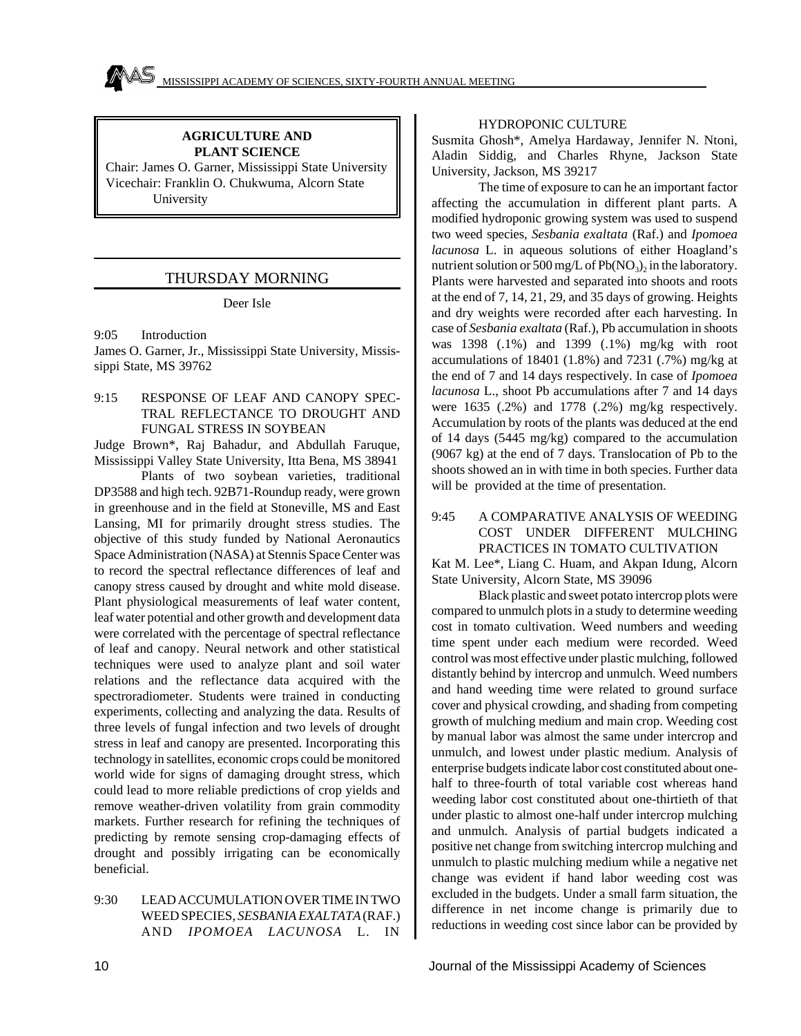## AGRICULTURE AND PLANT SCIENCE

Chair: James O. Garner, Mississippi State University
Vicechair: Franklin O. Chukwuma, Alcorn State University

## THURSDAY MORNING

Deer Isle

9:05 Introduction

James O. Garner, Jr., Mississippi State University, Mississippi State, MS 39762

9:15 RESPONSE OF LEAF AND CANOPY SPECTRAL REFLECTANCE TO DROUGHT AND FUNGAL STRESS IN SOYBEAN

Judge Brown*, Raj Bahadur, and Abdullah Faruque, Mississippi Valley State University, Itta Bena, MS 38941

Plants of two soybean varieties, traditional DP3588 and high tech. 92B71-Roundup ready, were grown in greenhouse and in the field at Stoneville, MS and East Lansing, MI for primarily drought stress studies. The objective of this study funded by National Aeronautics Space Administration (NASA) at Stennis Space Center was to record the spectral reflectance differences of leaf and canopy stress caused by drought and white mold disease. Plant physiological measurements of leaf water content, leaf water potential and other growth and development data were correlated with the percentage of spectral reflectance of leaf and canopy. Neural network and other statistical techniques were used to analyze plant and soil water relations and the reflectance data acquired with the spectroradiometer. Students were trained in conducting experiments, collecting and analyzing the data. Results of three levels of fungal infection and two levels of drought stress in leaf and canopy are presented. Incorporating this technology in satellites, economic crops could be monitored world wide for signs of damaging drought stress, which could lead to more reliable predictions of crop yields and remove weather-driven volatility from grain commodity markets. Further research for refining the techniques of predicting by remote sensing crop-damaging effects of drought and possibly irrigating can be economically beneficial.

9:30 LEAD ACCUMULATION OVER TIME IN TWO WEED SPECIES, *SESBANIA EXALTATA* (RAF.) AND *IPOMOEA LACUNOSA* L. IN HYDROPONIC CULTURE

Susmita Ghosh*, Amelya Hardaway, Jennifer N. Ntoni, Aladin Siddig, and Charles Rhyne, Jackson State University, Jackson, MS 39217

The time of exposure to can he an important factor affecting the accumulation in different plant parts. A modified hydroponic growing system was used to suspend two weed species, *Sesbania exaltata* (Raf.) and *Ipomoea lacunosa* L. in aqueous solutions of either Hoagland's nutrient solution or 500 mg/L of $Pb(NO_3)_2$ in the laboratory. Plants were harvested and separated into shoots and roots at the end of 7, 14, 21, 29, and 35 days of growing. Heights and dry weights were recorded after each harvesting. In case of *Sesbania exaltata* (Raf.), Pb accumulation in shoots was 1398 (.1%) and 1399 (.1%) mg/kg with root accumulations of 18401 (1.8%) and 7231 (.7%) mg/kg at the end of 7 and 14 days respectively. In case of *Ipomoea lacunosa* L., shoot Pb accumulations after 7 and 14 days were 1635 (.2%) and 1778 (.2%) mg/kg respectively. Accumulation by roots of the plants was deduced at the end of 14 days (5445 mg/kg) compared to the accumulation (9067 kg) at the end of 7 days. Translocation of Pb to the shoots showed an in with time in both species. Further data will be provided at the time of presentation.

9:45 A COMPARATIVE ANALYSIS OF WEEDING COST UNDER DIFFERENT MULCHING PRACTICES IN TOMATO CULTIVATION

Kat M. Lee*, Liang C. Huam, and Akpan Idung, Alcorn State University, Alcorn State, MS 39096

Black plastic and sweet potato intercrop plots were compared to unmulch plots in a study to determine weeding cost in tomato cultivation. Weed numbers and weeding time spent under each medium were recorded. Weed control was most effective under plastic mulching, followed distantly behind by intercrop and unmulch. Weed numbers and hand weeding time were related to ground surface cover and physical crowding, and shading from competing growth of mulching medium and main crop. Weeding cost by manual labor was almost the same under intercrop and unmulch, and lowest under plastic medium. Analysis of enterprise budgets indicate labor cost constituted about one-half to three-fourth of total variable cost whereas hand weeding labor cost constituted about one-thirtieth of that under plastic to almost one-half under intercrop mulching and unmulch. Analysis of partial budgets indicated a positive net change from switching intercrop mulching and unmulch to plastic mulching medium while a negative net change was evident if hand labor weeding cost was excluded in the budgets. Under a small farm situation, the difference in net income change is primarily due to reductions in weeding cost since labor can be provided by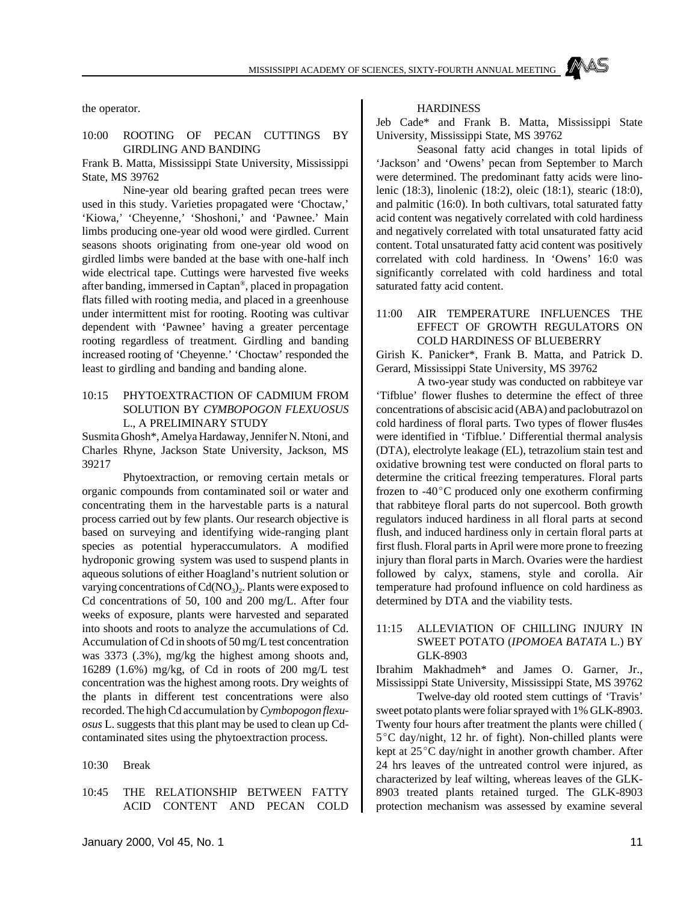the operator.

10:00 ROOTING OF PECAN CUTTINGS BY GIRDLING AND BANDING

Frank B. Matta, Mississippi State University, Mississippi State, MS 39762

Nine-year old bearing grafted pecan trees were used in this study. Varieties propagated were 'Choctaw,' 'Kiowa,' 'Cheyenne,' 'Shoshoni,' and 'Pawnee.' Main limbs producing one-year old wood were girdled. Current seasons shoots originating from one-year old wood on girdled limbs were banded at the base with one-half inch wide electrical tape. Cuttings were harvested five weeks after banding, immersed in Captan®, placed in propagation flats filled with rooting media, and placed in a greenhouse under intermittent mist for rooting. Rooting was cultivar dependent with 'Pawnee' having a greater percentage rooting regardless of treatment. Girdling and banding increased rooting of 'Cheyenne.' 'Choctaw' responded the least to girdling and banding and banding alone.

10:15 PHYTOEXTRACTION OF CADMIUM FROM SOLUTION BY *CYMBOPOGON FLEXUOSUS* L., A PRELIMINARY STUDY

Susmita Ghosh*, Amelya Hardaway, Jennifer N. Ntoni, and Charles Rhyne, Jackson State University, Jackson, MS 39217

Phytoextraction, or removing certain metals or organic compounds from contaminated soil or water and concentrating them in the harvestable parts is a natural process carried out by few plants. Our research objective is based on surveying and identifying wide-ranging plant species as potential hyperaccumulators. A modified hydroponic growing system was used to suspend plants in aqueous solutions of either Hoagland's nutrient solution or varying concentrations of $Cd(NO_3)_2$. Plants were exposed to Cd concentrations of 50, 100 and 200 mg/L. After four weeks of exposure, plants were harvested and separated into shoots and roots to analyze the accumulations of Cd. Accumulation of Cd in shoots of 50 mg/L test concentration was 3373 (.3%), mg/kg the highest among shoots and, 16289 (1.6%) mg/kg, of Cd in roots of 200 mg/L test concentration was the highest among roots. Dry weights of the plants in different test concentrations were also recorded. The high Cd accumulation by *Cymbopogon flexuosus* L. suggests that this plant may be used to clean up Cd-contaminated sites using the phytoextraction process.

10:30 Break

10:45 THE RELATIONSHIP BETWEEN FATTY ACID CONTENT AND PECAN COLD HARDINESS

Jeb Cade* and Frank B. Matta, Mississippi State University, Mississippi State, MS 39762

Seasonal fatty acid changes in total lipids of 'Jackson' and 'Owens' pecan from September to March were determined. The predominant fatty acids were linolenic (18:3), linolenic (18:2), oleic (18:1), stearic (18:0), and palmitic (16:0). In both cultivars, total saturated fatty acid content was negatively correlated with cold hardiness and negatively correlated with total unsaturated fatty acid content. Total unsaturated fatty acid content was positively correlated with cold hardiness. In 'Owens' 16:0 was significantly correlated with cold hardiness and total saturated fatty acid content.

11:00 AIR TEMPERATURE INFLUENCES THE EFFECT OF GROWTH REGULATORS ON COLD HARDINESS OF BLUEBERRY

Girish K. Panicker*, Frank B. Matta, and Patrick D. Gerard, Mississippi State University, MS 39762

A two-year study was conducted on rabbiteye var 'Tifblue' flower flushes to determine the effect of three concentrations of abscisic acid (ABA) and paclobutrazol on cold hardiness of floral parts. Two types of flower flus4es were identified in 'Tifblue.' Differential thermal analysis (DTA), electrolyte leakage (EL), tetrazolium stain test and oxidative browning test were conducted on floral parts to determine the critical freezing temperatures. Floral parts frozen to -40°C produced only one exotherm confirming that rabbiteye floral parts do not supercool. Both growth regulators induced hardiness in all floral parts at second flush, and induced hardiness only in certain floral parts at first flush. Floral parts in April were more prone to freezing injury than floral parts in March. Ovaries were the hardiest followed by calyx, stamens, style and corolla. Air temperature had profound influence on cold hardiness as determined by DTA and the viability tests.

11:15 ALLEVIATION OF CHILLING INJURY IN SWEET POTATO (*IPOMOEA BATATA* L.) BY GLK-8903

Ibrahim Makhadmeh* and James O. Garner, Jr., Mississippi State University, Mississippi State, MS 39762

Twelve-day old rooted stem cuttings of 'Travis' sweet potato plants were foliar sprayed with 1% GLK-8903. Twenty four hours after treatment the plants were chilled ( 5°C day/night, 12 hr. of fight). Non-chilled plants were kept at 25°C day/night in another growth chamber. After 24 hrs leaves of the untreated control were injured, as characterized by leaf wilting, whereas leaves of the GLK-8903 treated plants retained turged. The GLK-8903 protection mechanism was assessed by examine several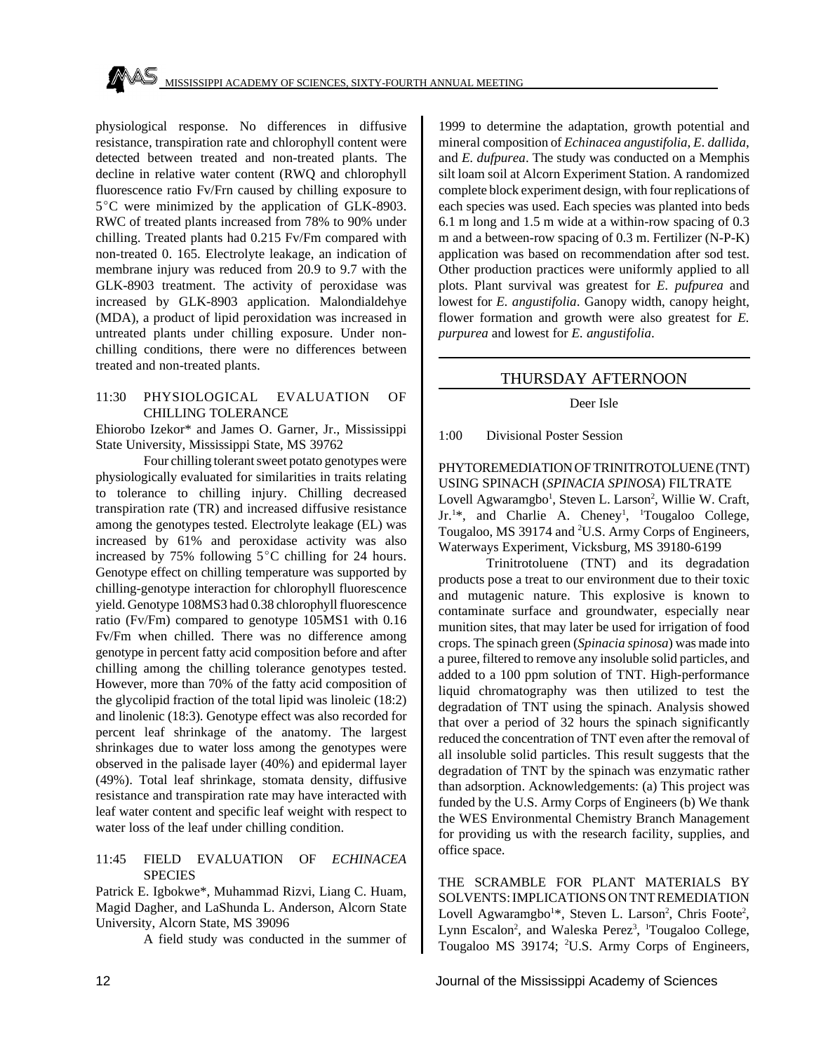physiological response. No differences in diffusive resistance, transpiration rate and chlorophyll content were detected between treated and non-treated plants. The decline in relative water content (RWQ and chlorophyll fluorescence ratio Fv/Frn caused by chilling exposure to 5°C were minimized by the application of GLK-8903. RWC of treated plants increased from 78% to 90% under chilling. Treated plants had 0.215 Fv/Fm compared with non-treated 0. 165. Electrolyte leakage, an indication of membrane injury was reduced from 20.9 to 9.7 with the GLK-8903 treatment. The activity of peroxidase was increased by GLK-8903 application. Malondialdehye (MDA), a product of lipid peroxidation was increased in untreated plants under chilling exposure. Under non-chilling conditions, there were no differences between treated and non-treated plants.

11:30 PHYSIOLOGICAL EVALUATION OF CHILLING TOLERANCE

Ehiorobo Izekor* and James O. Garner, Jr., Mississippi State University, Mississippi State, MS 39762

Four chilling tolerant sweet potato genotypes were physiologically evaluated for similarities in traits relating to tolerance to chilling injury. Chilling decreased transpiration rate (TR) and increased diffusive resistance among the genotypes tested. Electrolyte leakage (EL) was increased by 61% and peroxidase activity was also increased by 75% following 5°C chilling for 24 hours. Genotype effect on chilling temperature was supported by chilling-genotype interaction for chlorophyll fluorescence yield. Genotype 108MS3 had 0.38 chlorophyll fluorescence ratio (Fv/Fm) compared to genotype 105MS1 with 0.16 Fv/Fm when chilled. There was no difference among genotype in percent fatty acid composition before and after chilling among the chilling tolerance genotypes tested. However, more than 70% of the fatty acid composition of the glycolipid fraction of the total lipid was linoleic (18:2) and linolenic (18:3). Genotype effect was also recorded for percent leaf shrinkage of the anatomy. The largest shrinkages due to water loss among the genotypes were observed in the palisade layer (40%) and epidermal layer (49%). Total leaf shrinkage, stomata density, diffusive resistance and transpiration rate may have interacted with leaf water content and specific leaf weight with respect to water loss of the leaf under chilling condition.

11:45 FIELD EVALUATION OF *ECHINACEA* SPECIES

Patrick E. Igbokwe*, Muhammad Rizvi, Liang C. Huam, Magid Dagher, and LaShunda L. Anderson, Alcorn State University, Alcorn State, MS 39096

A field study was conducted in the summer of 1999 to determine the adaptation, growth potential and mineral composition of *Echinacea angustifolia*, *E. dallida*, and *E. dufpurea*. The study was conducted on a Memphis silt loam soil at Alcorn Experiment Station. A randomized complete block experiment design, with four replications of each species was used. Each species was planted into beds 6.1 m long and 1.5 m wide at a within-row spacing of 0.3 m and a between-row spacing of 0.3 m. Fertilizer (N-P-K) application was based on recommendation after sod test. Other production practices were uniformly applied to all plots. Plant survival was greatest for *E. pufpurea* and lowest for *E. angustifolia*. Ganopy width, canopy height, flower formation and growth were also greatest for *E. purpurea* and lowest for *E. angustifolia*.

## THURSDAY AFTERNOON

Deer Isle

1:00 Divisional Poster Session

PHYTOREMEDIATION OF TRINITROTOLUENE (TNT) USING SPINACH (*SPINACIA SPINOSA*) FILTRATE

Lovell Agwaramgbo[1], Steven L. Larson[2], Willie W. Craft, Jr.[1]*, and Charlie A. Cheney[1], [1]Tougaloo College, Tougaloo, MS 39174 and [2]U.S. Army Corps of Engineers, Waterways Experiment, Vicksburg, MS 39180-6199

Trinitrotoluene (TNT) and its degradation products pose a treat to our environment due to their toxic and mutagenic nature. This explosive is known to contaminate surface and groundwater, especially near munition sites, that may later be used for irrigation of food crops. The spinach green (*Spinacia spinosa*) was made into a puree, filtered to remove any insoluble solid particles, and added to a 100 ppm solution of TNT. High-performance liquid chromatography was then utilized to test the degradation of TNT using the spinach. Analysis showed that over a period of 32 hours the spinach significantly reduced the concentration of TNT even after the removal of all insoluble solid particles. This result suggests that the degradation of TNT by the spinach was enzymatic rather than adsorption. Acknowledgements: (a) This project was funded by the U.S. Army Corps of Engineers (b) We thank the WES Environmental Chemistry Branch Management for providing us with the research facility, supplies, and office space.

THE SCRAMBLE FOR PLANT MATERIALS BY SOLVENTS: IMPLICATIONS ON TNT REMEDIATION

Lovell Agwaramgbo[1]*, Steven L. Larson[2], Chris Foote[2], Lynn Escalon[2], and Waleska Perez[3], [1]Tougaloo College, Tougaloo MS 39174; [2]U.S. Army Corps of Engineers,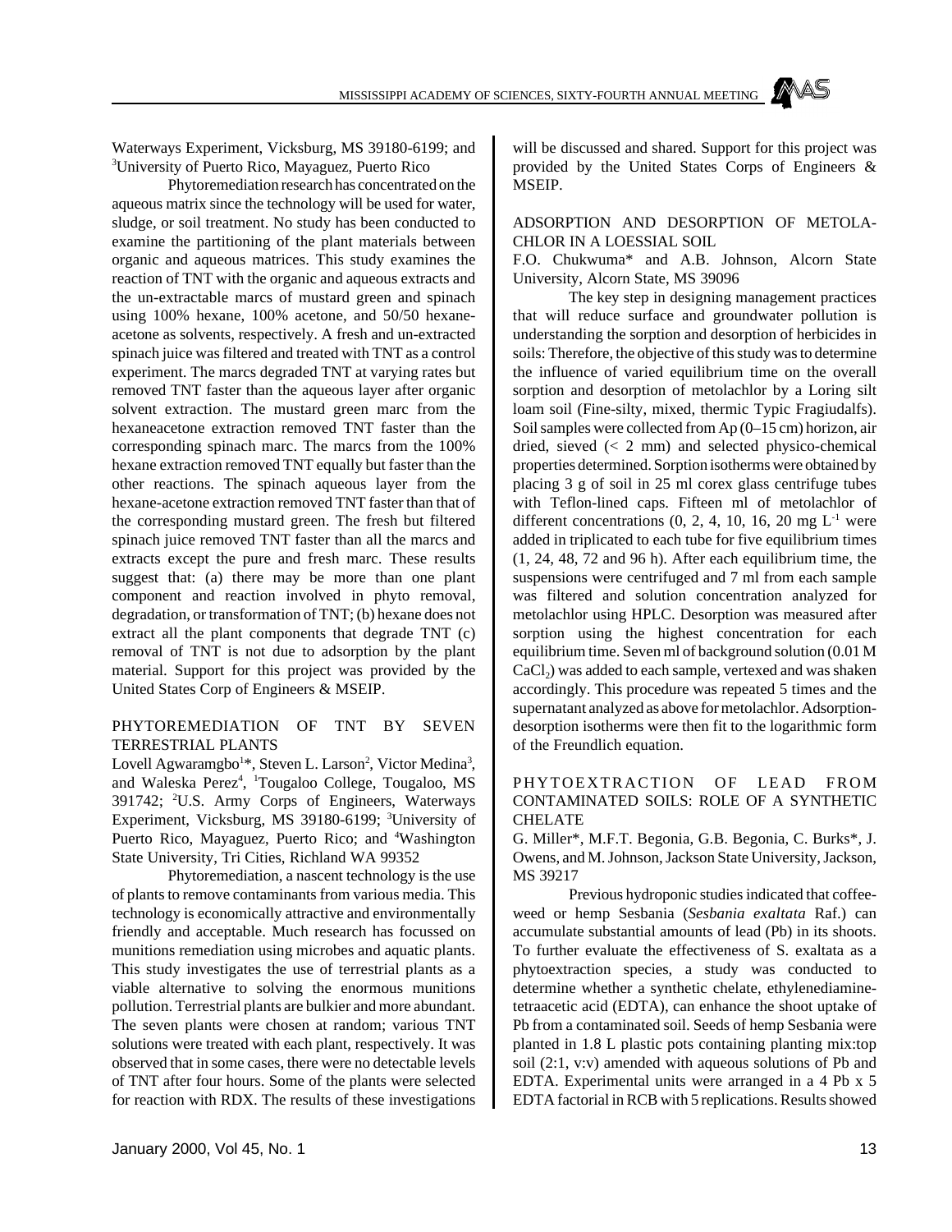Waterways Experiment, Vicksburg, MS 39180-6199; and [3]University of Puerto Rico, Mayaguez, Puerto Rico

Phytoremediation research has concentrated on the aqueous matrix since the technology will be used for water, sludge, or soil treatment. No study has been conducted to examine the partitioning of the plant materials between organic and aqueous matrices. This study examines the reaction of TNT with the organic and aqueous extracts and the un-extractable marcs of mustard green and spinach using 100% hexane, 100% acetone, and 50/50 hexane-acetone as solvents, respectively. A fresh and un-extracted spinach juice was filtered and treated with TNT as a control experiment. The marcs degraded TNT at varying rates but removed TNT faster than the aqueous layer after organic solvent extraction. The mustard green marc from the hexaneacetone extraction removed TNT faster than the corresponding spinach marc. The marcs from the 100% hexane extraction removed TNT equally but faster than the other reactions. The spinach aqueous layer from the hexane-acetone extraction removed TNT faster than that of the corresponding mustard green. The fresh but filtered spinach juice removed TNT faster than all the marcs and extracts except the pure and fresh marc. These results suggest that: (a) there may be more than one plant component and reaction involved in phyto removal, degradation, or transformation of TNT; (b) hexane does not extract all the plant components that degrade TNT (c) removal of TNT is not due to adsorption by the plant material. Support for this project was provided by the United States Corp of Engineers & MSEIP.

## PHYTOREMEDIATION OF TNT BY SEVEN TERRESTRIAL PLANTS

Lovell Agwaramgbo[1]*, Steven L. Larson[2], Victor Medina[3], and Waleska Perez[4], [1]Tougaloo College, Tougaloo, MS 391742; [2]U.S. Army Corps of Engineers, Waterways Experiment, Vicksburg, MS 39180-6199; [3]University of Puerto Rico, Mayaguez, Puerto Rico; and [4]Washington State University, Tri Cities, Richland WA 99352

Phytoremediation, a nascent technology is the use of plants to remove contaminants from various media. This technology is economically attractive and environmentally friendly and acceptable. Much research has focussed on munitions remediation using microbes and aquatic plants. This study investigates the use of terrestrial plants as a viable alternative to solving the enormous munitions pollution. Terrestrial plants are bulkier and more abundant. The seven plants were chosen at random; various TNT solutions were treated with each plant, respectively. It was observed that in some cases, there were no detectable levels of TNT after four hours. Some of the plants were selected for reaction with RDX. The results of these investigations will be discussed and shared. Support for this project was provided by the United States Corps of Engineers & MSEIP.

## ADSORPTION AND DESORPTION OF METOLACHLOR IN A LOESSIAL SOIL

F.O. Chukwuma* and A.B. Johnson, Alcorn State University, Alcorn State, MS 39096

The key step in designing management practices that will reduce surface and groundwater pollution is understanding the sorption and desorption of herbicides in soils: Therefore, the objective of this study was to determine the influence of varied equilibrium time on the overall sorption and desorption of metolachlor by a Loring silt loam soil (Fine-silty, mixed, thermic Typic Fragiudalfs). Soil samples were collected from Ap (0–15 cm) horizon, air dried, sieved (< 2 mm) and selected physico-chemical properties determined. Sorption isotherms were obtained by placing 3 g of soil in 25 ml corex glass centrifuge tubes with Teflon-lined caps. Fifteen ml of metolachlor of different concentrations (0, 2, 4, 10, 16, 20 mg $L^{-1}$ were added in triplicated to each tube for five equilibrium times (1, 24, 48, 72 and 96 h). After each equilibrium time, the suspensions were centrifuged and 7 ml from each sample was filtered and solution concentration analyzed for metolachlor using HPLC. Desorption was measured after sorption using the highest concentration for each equilibrium time. Seven ml of background solution (0.01 M $CaCl_2$) was added to each sample, vertexed and was shaken accordingly. This procedure was repeated 5 times and the supernatant analyzed as above for metolachlor. Adsorption-desorption isotherms were then fit to the logarithmic form of the Freundlich equation.

## PHYTOEXTRACTION OF LEAD FROM CONTAMINATED SOILS: ROLE OF A SYNTHETIC CHELATE

G. Miller*, M.F.T. Begonia, G.B. Begonia, C. Burks*, J. Owens, and M. Johnson, Jackson State University, Jackson, MS 39217

Previous hydroponic studies indicated that coffeeweed or hemp Sesbania (*Sesbania exaltata* Raf.) can accumulate substantial amounts of lead (Pb) in its shoots. To further evaluate the effectiveness of S. exaltata as a phytoextraction species, a study was conducted to determine whether a synthetic chelate, ethylenediaminetetraacetic acid (EDTA), can enhance the shoot uptake of Pb from a contaminated soil. Seeds of hemp Sesbania were planted in 1.8 L plastic pots containing planting mix:top soil (2:1, v:v) amended with aqueous solutions of Pb and EDTA. Experimental units were arranged in a 4 Pb x 5 EDTA factorial in RCB with 5 replications. Results showed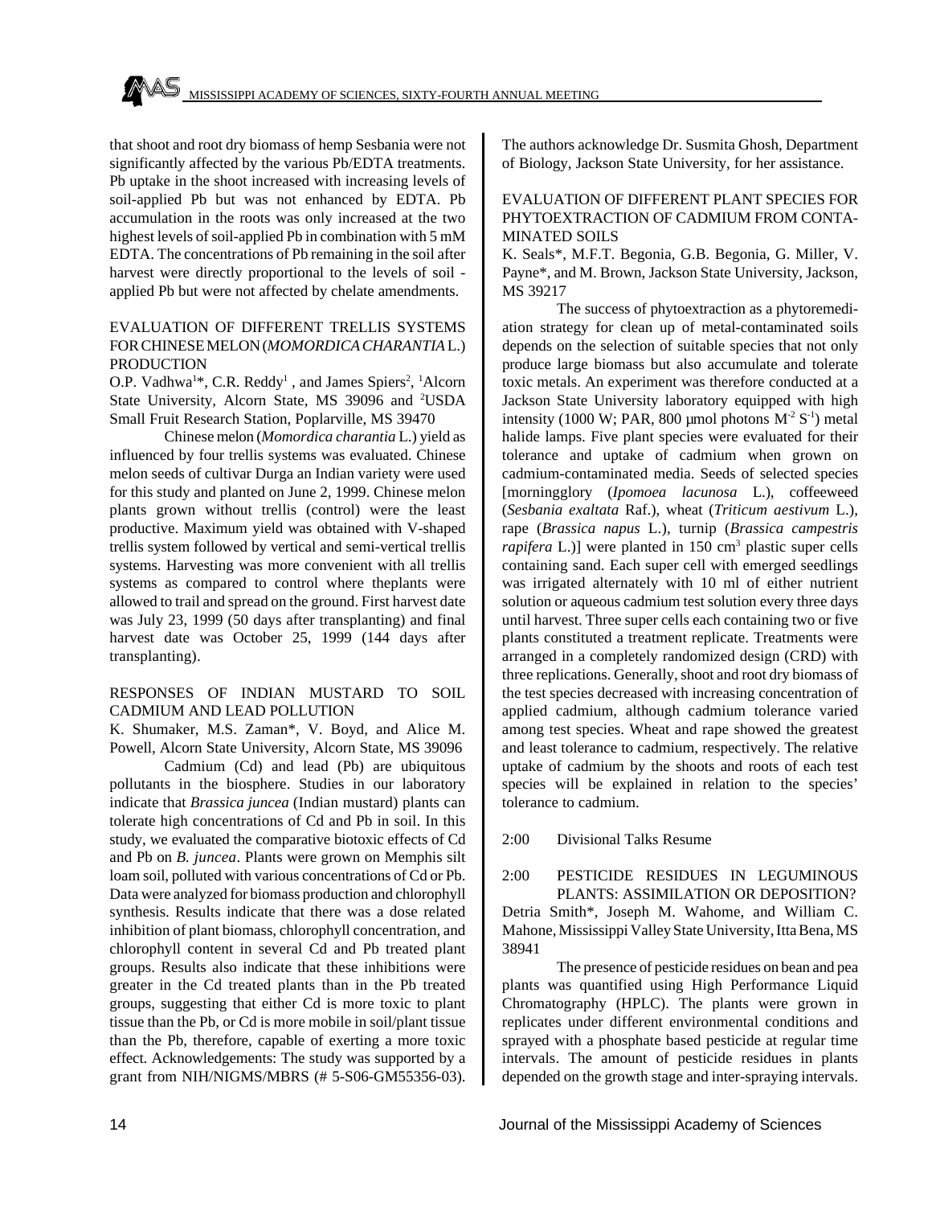that shoot and root dry biomass of hemp Sesbania were not significantly affected by the various Pb/EDTA treatments. Pb uptake in the shoot increased with increasing levels of soil-applied Pb but was not enhanced by EDTA. Pb accumulation in the roots was only increased at the two highest levels of soil-applied Pb in combination with 5 mM EDTA. The concentrations of Pb remaining in the soil after harvest were directly proportional to the levels of soil - applied Pb but were not affected by chelate amendments.

### EVALUATION OF DIFFERENT TRELLIS SYSTEMS FOR CHINESE MELON (*MOMORDICA CHARANTIA* L.) PRODUCTION

O.P. Vadhwa[1]*, C.R. Reddy[1], and James Spiers[2], [1]Alcorn State University, Alcorn State, MS 39096 and [2]USDA Small Fruit Research Station, Poplarville, MS 39470

Chinese melon (*Momordica charantia* L.) yield as influenced by four trellis systems was evaluated. Chinese melon seeds of cultivar Durga an Indian variety were used for this study and planted on June 2, 1999. Chinese melon plants grown without trellis (control) were the least productive. Maximum yield was obtained with V-shaped trellis system followed by vertical and semi-vertical trellis systems. Harvesting was more convenient with all trellis systems as compared to control where theplants were allowed to trail and spread on the ground. First harvest date was July 23, 1999 (50 days after transplanting) and final harvest date was October 25, 1999 (144 days after transplanting).

### RESPONSES OF INDIAN MUSTARD TO SOIL CADMIUM AND LEAD POLLUTION

K. Shumaker, M.S. Zaman*, V. Boyd, and Alice M. Powell, Alcorn State University, Alcorn State, MS 39096

Cadmium (Cd) and lead (Pb) are ubiquitous pollutants in the biosphere. Studies in our laboratory indicate that *Brassica juncea* (Indian mustard) plants can tolerate high concentrations of Cd and Pb in soil. In this study, we evaluated the comparative biotoxic effects of Cd and Pb on *B. juncea*. Plants were grown on Memphis silt loam soil, polluted with various concentrations of Cd or Pb. Data were analyzed for biomass production and chlorophyll synthesis. Results indicate that there was a dose related inhibition of plant biomass, chlorophyll concentration, and chlorophyll content in several Cd and Pb treated plant groups. Results also indicate that these inhibitions were greater in the Cd treated plants than in the Pb treated groups, suggesting that either Cd is more toxic to plant tissue than the Pb, or Cd is more mobile in soil/plant tissue than the Pb, therefore, capable of exerting a more toxic effect. Acknowledgements: The study was supported by a grant from NIH/NIGMS/MBRS (# 5-S06-GM55356-03). The authors acknowledge Dr. Susmita Ghosh, Department of Biology, Jackson State University, for her assistance.

### EVALUATION OF DIFFERENT PLANT SPECIES FOR PHYTOEXTRACTION OF CADMIUM FROM CONTAMINATED SOILS

K. Seals*, M.F.T. Begonia, G.B. Begonia, G. Miller, V. Payne*, and M. Brown, Jackson State University, Jackson, MS 39217

The success of phytoextraction as a phytoremediation strategy for clean up of metal-contaminated soils depends on the selection of suitable species that not only produce large biomass but also accumulate and tolerate toxic metals. An experiment was therefore conducted at a Jackson State University laboratory equipped with high intensity (1000 W; PAR, 800 μmol photons $M^{-2}$ $S^{-1}$) metal halide lamps. Five plant species were evaluated for their tolerance and uptake of cadmium when grown on cadmium-contaminated media. Seeds of selected species [morningglory (*Ipomoea lacunosa* L.), coffeeweed (*Sesbania exaltata* Raf.), wheat (*Triticum aestivum* L.), rape (*Brassica napus* L.), turnip (*Brassica campestris rapifera* L.)] were planted in 150 $cm^3$ plastic super cells containing sand. Each super cell with emerged seedlings was irrigated alternately with 10 ml of either nutrient solution or aqueous cadmium test solution every three days until harvest. Three super cells each containing two or five plants constituted a treatment replicate. Treatments were arranged in a completely randomized design (CRD) with three replications. Generally, shoot and root dry biomass of the test species decreased with increasing concentration of applied cadmium, although cadmium tolerance varied among test species. Wheat and rape showed the greatest and least tolerance to cadmium, respectively. The relative uptake of cadmium by the shoots and roots of each test species will be explained in relation to the species' tolerance to cadmium.

2:00 Divisional Talks Resume

### 2:00 PESTICIDE RESIDUES IN LEGUMINOUS PLANTS: ASSIMILATION OR DEPOSITION?

Detria Smith*, Joseph M. Wahome, and William C. Mahone, Mississippi Valley State University, Itta Bena, MS 38941

The presence of pesticide residues on bean and pea plants was quantified using High Performance Liquid Chromatography (HPLC). The plants were grown in replicates under different environmental conditions and sprayed with a phosphate based pesticide at regular time intervals. The amount of pesticide residues in plants depended on the growth stage and inter-spraying intervals.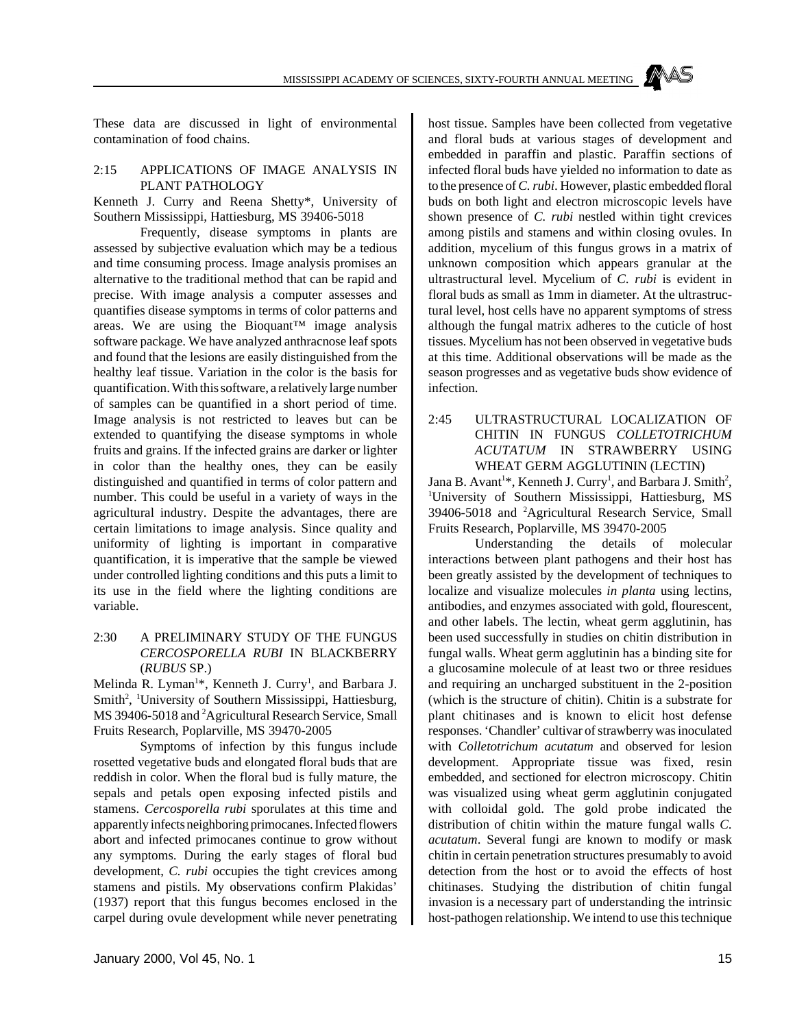These data are discussed in light of environmental contamination of food chains.

### 2:15 APPLICATIONS OF IMAGE ANALYSIS IN PLANT PATHOLOGY

Kenneth J. Curry and Reena Shetty*, University of Southern Mississippi, Hattiesburg, MS 39406-5018

Frequently, disease symptoms in plants are assessed by subjective evaluation which may be a tedious and time consuming process. Image analysis promises an alternative to the traditional method that can be rapid and precise. With image analysis a computer assesses and quantifies disease symptoms in terms of color patterns and areas. We are using the Bioquant™ image analysis software package. We have analyzed anthracnose leaf spots and found that the lesions are easily distinguished from the healthy leaf tissue. Variation in the color is the basis for quantification. With this software, a relatively large number of samples can be quantified in a short period of time. Image analysis is not restricted to leaves but can be extended to quantifying the disease symptoms in whole fruits and grains. If the infected grains are darker or lighter in color than the healthy ones, they can be easily distinguished and quantified in terms of color pattern and number. This could be useful in a variety of ways in the agricultural industry. Despite the advantages, there are certain limitations to image analysis. Since quality and uniformity of lighting is important in comparative quantification, it is imperative that the sample be viewed under controlled lighting conditions and this puts a limit to its use in the field where the lighting conditions are variable.

### 2:30 A PRELIMINARY STUDY OF THE FUNGUS *CERCOSPORELLA RUBI* IN BLACKBERRY (*RUBUS* SP.)

Melinda R. Lyman[1]*, Kenneth J. Curry[1], and Barbara J. Smith[2], [1]University of Southern Mississippi, Hattiesburg, MS 39406-5018 and [2]Agricultural Research Service, Small Fruits Research, Poplarville, MS 39470-2005

Symptoms of infection by this fungus include rosetted vegetative buds and elongated floral buds that are reddish in color. When the floral bud is fully mature, the sepals and petals open exposing infected pistils and stamens. *Cercosporella rubi* sporulates at this time and apparently infects neighboring primocanes. Infected flowers abort and infected primocanes continue to grow without any symptoms. During the early stages of floral bud development, *C. rubi* occupies the tight crevices among stamens and pistils. My observations confirm Plakidas' (1937) report that this fungus becomes enclosed in the carpel during ovule development while never penetrating host tissue. Samples have been collected from vegetative and floral buds at various stages of development and embedded in paraffin and plastic. Paraffin sections of infected floral buds have yielded no information to date as to the presence of *C. rubi*. However, plastic embedded floral buds on both light and electron microscopic levels have shown presence of *C. rubi* nestled within tight crevices among pistils and stamens and within closing ovules. In addition, mycelium of this fungus grows in a matrix of unknown composition which appears granular at the ultrastructural level. Mycelium of *C. rubi* is evident in floral buds as small as 1mm in diameter. At the ultrastructural level, host cells have no apparent symptoms of stress although the fungal matrix adheres to the cuticle of host tissues. Mycelium has not been observed in vegetative buds at this time. Additional observations will be made as the season progresses and as vegetative buds show evidence of infection.

### 2:45 ULTRASTRUCTURAL LOCALIZATION OF CHITIN IN FUNGUS *COLLETOTRICHUM ACUTATUM* IN STRAWBERRY USING WHEAT GERM AGGLUTININ (LECTIN)

Jana B. Avant[1]*, Kenneth J. Curry[1], and Barbara J. Smith[2], [1]University of Southern Mississippi, Hattiesburg, MS 39406-5018 and [2]Agricultural Research Service, Small Fruits Research, Poplarville, MS 39470-2005

Understanding the details of molecular interactions between plant pathogens and their host has been greatly assisted by the development of techniques to localize and visualize molecules *in planta* using lectins, antibodies, and enzymes associated with gold, flourescent, and other labels. The lectin, wheat germ agglutinin, has been used successfully in studies on chitin distribution in fungal walls. Wheat germ agglutinin has a binding site for a glucosamine molecule of at least two or three residues and requiring an uncharged substituent in the 2-position (which is the structure of chitin). Chitin is a substrate for plant chitinases and is known to elicit host defense responses. 'Chandler' cultivar of strawberry was inoculated with *Colletotrichum acutatum* and observed for lesion development. Appropriate tissue was fixed, resin embedded, and sectioned for electron microscopy. Chitin was visualized using wheat germ agglutinin conjugated with colloidal gold. The gold probe indicated the distribution of chitin within the mature fungal walls *C. acutatum*. Several fungi are known to modify or mask chitin in certain penetration structures presumably to avoid detection from the host or to avoid the effects of host chitinases. Studying the distribution of chitin fungal invasion is a necessary part of understanding the intrinsic host-pathogen relationship. We intend to use this technique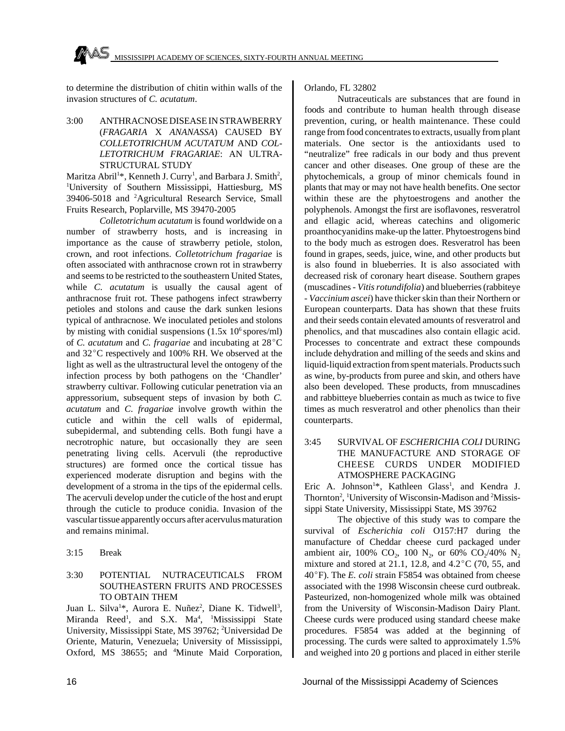to determine the distribution of chitin within walls of the invasion structures of *C. acutatum*.

3:00 ANTHRACNOSE DISEASE IN STRAWBERRY (*FRAGARIA* X *ANANASSA*) CAUSED BY *COLLETOTRICHUM ACUTATUM* AND *COLLETOTRICHUM FRAGARIAE*: AN ULTRASTRUCTURAL STUDY

Maritza Abril[1]*, Kenneth J. Curry[1], and Barbara J. Smith[2], [1]University of Southern Mississippi, Hattiesburg, MS 39406-5018 and [2]Agricultural Research Service, Small Fruits Research, Poplarville, MS 39470-2005

*Colletotrichum acutatum* is found worldwide on a number of strawberry hosts, and is increasing in importance as the cause of strawberry petiole, stolon, crown, and root infections. *Colletotrichum fragariae* is often associated with anthracnose crown rot in strawberry and seems to be restricted to the southeastern United States, while *C. acutatum* is usually the causal agent of anthracnose fruit rot. These pathogens infect strawberry petioles and stolons and cause the dark sunken lesions typical of anthracnose. We inoculated petioles and stolons by misting with conidial suspensions (1.5x $10^6$ spores/ml) of *C. acutatum* and *C. fragariae* and incubating at 28°C and 32°C respectively and 100% RH. We observed at the light as well as the ultrastructural level the ontogeny of the infection process by both pathogens on the 'Chandler' strawberry cultivar. Following cuticular penetration via an appressorium, subsequent steps of invasion by both *C. acutatum* and *C. fragariae* involve growth within the cuticle and within the cell walls of epidermal, subepidermal, and subtending cells. Both fungi have a necrotrophic nature, but occasionally they are seen penetrating living cells. Acervuli (the reproductive structures) are formed once the cortical tissue has experienced moderate disruption and begins with the development of a stroma in the tips of the epidermal cells. The acervuli develop under the cuticle of the host and erupt through the cuticle to produce conidia. Invasion of the vascular tissue apparently occurs after acervulus maturation and remains minimal.

3:15 Break

3:30 POTENTIAL NUTRACEUTICALS FROM SOUTHEASTERN FRUITS AND PROCESSES TO OBTAIN THEM

Juan L. Silva[1]*, Aurora E. Nuñez[2], Diane K. Tidwell[3], Miranda Reed[1], and S.X. Ma[4], [1]Mississippi State University, Mississippi State, MS 39762; [2]Universidad De Oriente, Maturin, Venezuela; University of Mississippi, Oxford, MS 38655; and [4]Minute Maid Corporation, Orlando, FL 32802

Nutraceuticals are substances that are found in foods and contribute to human health through disease prevention, curing, or health maintenance. These could range from food concentrates to extracts, usually from plant materials. One sector is the antioxidants used to "neutralize" free radicals in our body and thus prevent cancer and other diseases. One group of these are the phytochemicals, a group of minor chemicals found in plants that may or may not have health benefits. One sector within these are the phytoestrogens and another the polyphenols. Amongst the first are isoflavones, resveratrol and ellagic acid, whereas catechins and oligomeric proanthocyanidins make-up the latter. Phytoestrogens bind to the body much as estrogen does. Resveratrol has been found in grapes, seeds, juice, wine, and other products but is also found in blueberries. It is also associated with decreased risk of coronary heart disease. Southern grapes (muscadines - *Vitis rotundifolia*) and blueberries (rabbiteye - *Vaccinium ascei*) have thicker skin than their Northern or European counterparts. Data has shown that these fruits and their seeds contain elevated amounts of resveratrol and phenolics, and that muscadines also contain ellagic acid. Processes to concentrate and extract these compounds include dehydration and milling of the seeds and skins and liquid-liquid extraction from spent materials. Products such as wine, by-products from puree and skin, and others have also been developed. These products, from mnuscadines and rabbitteye blueberries contain as much as twice to five times as much resveratrol and other phenolics than their counterparts.

3:45 SURVIVAL OF *ESCHERICHIA COLI* DURING THE MANUFACTURE AND STORAGE OF CHEESE CURDS UNDER MODIFIED ATMOSPHERE PACKAGING

Eric A. Johnson[1]*, Kathleen Glass[1], and Kendra J. Thornton[2], [1]University of Wisconsin-Madison and [2]Mississippi State University, Mississippi State, MS 39762

The objective of this study was to compare the survival of *Escherichia coli* O157:H7 during the manufacture of Cheddar cheese curd packaged under ambient air, 100% $CO_2$, 100 $N_2$, or 60% $CO_2$/40% $N_2$ mixture and stored at 21.1, 12.8, and 4.2°C (70, 55, and 40°F). The *E. coli* strain F5854 was obtained from cheese associated with the 1998 Wisconsin cheese curd outbreak. Pasteurized, non-homogenized whole milk was obtained from the University of Wisconsin-Madison Dairy Plant. Cheese curds were produced using standard cheese make procedures. F5854 was added at the beginning of processing. The curds were salted to approximately 1.5% and weighed into 20 g portions and placed in either sterile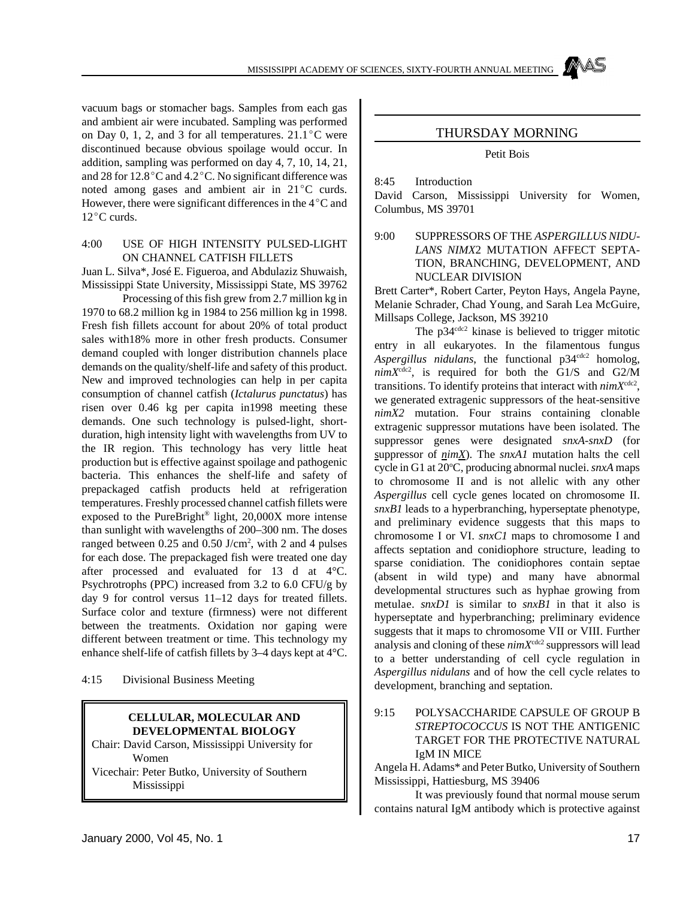vacuum bags or stomacher bags. Samples from each gas and ambient air were incubated. Sampling was performed on Day 0, 1, 2, and 3 for all temperatures. 21.1°C were discontinued because obvious spoilage would occur. In addition, sampling was performed on day 4, 7, 10, 14, 21, and 28 for 12.8°C and 4.2°C. No significant difference was noted among gases and ambient air in 21°C curds. However, there were significant differences in the 4°C and 12°C curds.

4:00 USE OF HIGH INTENSITY PULSED-LIGHT ON CHANNEL CATFISH FILLETS

Juan L. Silva*, José E. Figueroa, and Abdulaziz Shuwaish, Mississippi State University, Mississippi State, MS 39762

Processing of this fish grew from 2.7 million kg in 1970 to 68.2 million kg in 1984 to 256 million kg in 1998. Fresh fish fillets account for about 20% of total product sales with18% more in other fresh products. Consumer demand coupled with longer distribution channels place demands on the quality/shelf-life and safety of this product. New and improved technologies can help in per capita consumption of channel catfish (*Ictalurus punctatus*) has risen over 0.46 kg per capita in1998 meeting these demands. One such technology is pulsed-light, short-duration, high intensity light with wavelengths from UV to the IR region. This technology has very little heat production but is effective against spoilage and pathogenic bacteria. This enhances the shelf-life and safety of prepackaged catfish products held at refrigeration temperatures. Freshly processed channel catfish fillets were exposed to the PureBright® light, 20,000X more intense than sunlight with wavelengths of 200–300 nm. The doses ranged between 0.25 and 0.50 J/cm$^2$, with 2 and 4 pulses for each dose. The prepackaged fish were treated one day after processed and evaluated for 13 d at 4°C. Psychrotrophs (PPC) increased from 3.2 to 6.0 CFU/g by day 9 for control versus 11–12 days for treated fillets. Surface color and texture (firmness) were not different between the treatments. Oxidation nor gaping were different between treatment or time. This technology my enhance shelf-life of catfish fillets by 3–4 days kept at 4°C.

4:15 Divisional Business Meeting

## CELLULAR, MOLECULAR AND DEVELOPMENTAL BIOLOGY

Chair: David Carson, Mississippi University for Women

Vicechair: Peter Butko, University of Southern Mississippi

### THURSDAY MORNING

Petit Bois

8:45 Introduction

David Carson, Mississippi University for Women, Columbus, MS 39701

9:00 SUPPRESSORS OF THE *ASPERGILLUS NIDULANS NIMX*2 MUTATION AFFECT SEPTATION, BRANCHING, DEVELOPMENT, AND NUCLEAR DIVISION

Brett Carter*, Robert Carter, Peyton Hays, Angela Payne, Melanie Schrader, Chad Young, and Sarah Lea McGuire, Millsaps College, Jackson, MS 39210

The p34$^{cdc2}$ kinase is believed to trigger mitotic entry in all eukaryotes. In the filamentous fungus *Aspergillus nidulans*, the functional p34$^{cdc2}$ homolog, *nimX*$^{cdc2}$, is required for both the G1/S and G2/M transitions. To identify proteins that interact with *nimX*$^{cdc2}$, we generated extragenic suppressors of the heat-sensitive *nimX2* mutation. Four strains containing clonable extragenic suppressor mutations have been isolated. The suppressor genes were designated *snxA-snxD* (for suppressor of *nimX*). The *snxA1* mutation halts the cell cycle in G1 at 20°C, producing abnormal nuclei. *snxA* maps to chromosome II and is not allelic with any other *Aspergillus* cell cycle genes located on chromosome II. *snxB1* leads to a hyperbranching, hyperseptate phenotype, and preliminary evidence suggests that this maps to chromosome I or VI. *snxC1* maps to chromosome I and affects septation and conidiophore structure, leading to sparse conidiation. The conidiophores contain septae (absent in wild type) and many have abnormal developmental structures such as hyphae growing from metulae. *snxD1* is similar to *snxB1* in that it also is hyperseptate and hyperbranching; preliminary evidence suggests that it maps to chromosome VII or VIII. Further analysis and cloning of these *nimX*$^{cdc2}$ suppressors will lead to a better understanding of cell cycle regulation in *Aspergillus nidulans* and of how the cell cycle relates to development, branching and septation.

9:15 POLYSACCHARIDE CAPSULE OF GROUP B *STREPTOCOCCUS* IS NOT THE ANTIGENIC TARGET FOR THE PROTECTIVE NATURAL IgM IN MICE

Angela H. Adams* and Peter Butko, University of Southern Mississippi, Hattiesburg, MS 39406

It was previously found that normal mouse serum contains natural IgM antibody which is protective against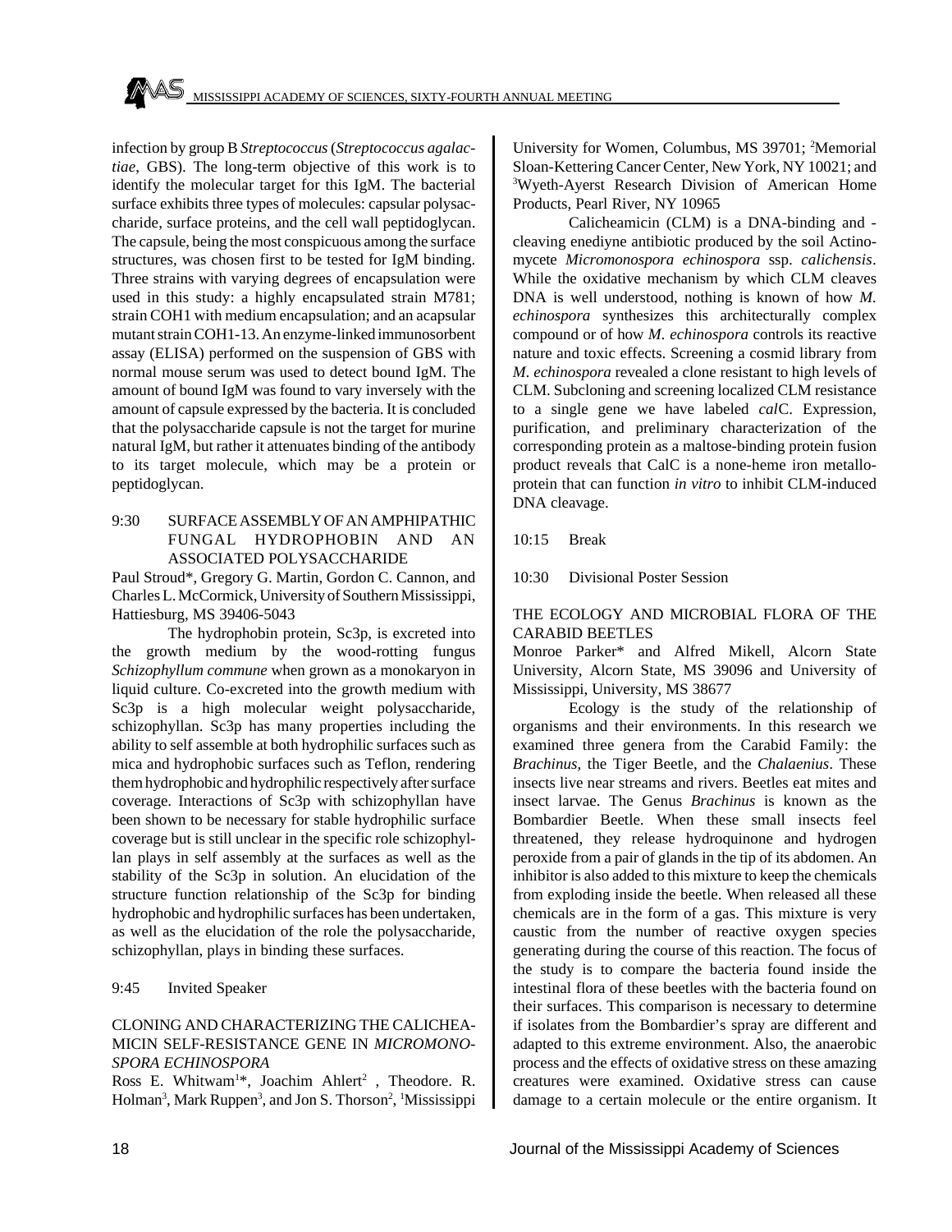infection by group B *Streptococcus* (*Streptococcus agalactiae*, GBS). The long-term objective of this work is to identify the molecular target for this IgM. The bacterial surface exhibits three types of molecules: capsular polysaccharide, surface proteins, and the cell wall peptidoglycan. The capsule, being the most conspicuous among the surface structures, was chosen first to be tested for IgM binding. Three strains with varying degrees of encapsulation were used in this study: a highly encapsulated strain M781; strain COH1 with medium encapsulation; and an acapsular mutant strain COH1-13. An enzyme-linked immunosorbent assay (ELISA) performed on the suspension of GBS with normal mouse serum was used to detect bound IgM. The amount of bound IgM was found to vary inversely with the amount of capsule expressed by the bacteria. It is concluded that the polysaccharide capsule is not the target for murine natural IgM, but rather it attenuates binding of the antibody to its target molecule, which may be a protein or peptidoglycan.

9:30 SURFACE ASSEMBLY OF AN AMPHIPATHIC FUNGAL HYDROPHOBIN AND AN ASSOCIATED POLYSACCHARIDE

Paul Stroud*, Gregory G. Martin, Gordon C. Cannon, and Charles L. McCormick, University of Southern Mississippi, Hattiesburg, MS 39406-5043

The hydrophobin protein, Sc3p, is excreted into the growth medium by the wood-rotting fungus *Schizophyllum commune* when grown as a monokaryon in liquid culture. Co-excreted into the growth medium with Sc3p is a high molecular weight polysaccharide, schizophyllan. Sc3p has many properties including the ability to self assemble at both hydrophilic surfaces such as mica and hydrophobic surfaces such as Teflon, rendering them hydrophobic and hydrophilic respectively after surface coverage. Interactions of Sc3p with schizophyllan have been shown to be necessary for stable hydrophilic surface coverage but is still unclear in the specific role schizophyllan plays in self assembly at the surfaces as well as the stability of the Sc3p in solution. An elucidation of the structure function relationship of the Sc3p for binding hydrophobic and hydrophilic surfaces has been undertaken, as well as the elucidation of the role the polysaccharide, schizophyllan, plays in binding these surfaces.

9:45 Invited Speaker

CLONING AND CHARACTERIZING THE CALICHEAMICIN SELF-RESISTANCE GENE IN *MICROMONOSPORA ECHINOSPORA*

Ross E. Whitwam[1]*, Joachim Ahlert[2], Theodore. R. Holman[3], Mark Ruppen[3], and Jon S. Thorson[2], [1]Mississippi University for Women, Columbus, MS 39701; [2]Memorial Sloan-Kettering Cancer Center, New York, NY 10021; and [3]Wyeth-Ayerst Research Division of American Home Products, Pearl River, NY 10965

Calicheamicin (CLM) is a DNA-binding and -cleaving enediyne antibiotic produced by the soil Actinomycete *Micromonospora echinospora* ssp. *calichensis*. While the oxidative mechanism by which CLM cleaves DNA is well understood, nothing is known of how *M. echinospora* synthesizes this architecturally complex compound or of how *M. echinospora* controls its reactive nature and toxic effects. Screening a cosmid library from *M. echinospora* revealed a clone resistant to high levels of CLM. Subcloning and screening localized CLM resistance to a single gene we have labeled *cal*C. Expression, purification, and preliminary characterization of the corresponding protein as a maltose-binding protein fusion product reveals that CalC is a none-heme iron metalloprotein that can function *in vitro* to inhibit CLM-induced DNA cleavage.

10:15 Break

10:30 Divisional Poster Session

THE ECOLOGY AND MICROBIAL FLORA OF THE CARABID BEETLES

Monroe Parker* and Alfred Mikell, Alcorn State University, Alcorn State, MS 39096 and University of Mississippi, University, MS 38677

Ecology is the study of the relationship of organisms and their environments. In this research we examined three genera from the Carabid Family: the *Brachinus*, the Tiger Beetle, and the *Chalaenius*. These insects live near streams and rivers. Beetles eat mites and insect larvae. The Genus *Brachinus* is known as the Bombardier Beetle. When these small insects feel threatened, they release hydroquinone and hydrogen peroxide from a pair of glands in the tip of its abdomen. An inhibitor is also added to this mixture to keep the chemicals from exploding inside the beetle. When released all these chemicals are in the form of a gas. This mixture is very caustic from the number of reactive oxygen species generating during the course of this reaction. The focus of the study is to compare the bacteria found inside the intestinal flora of these beetles with the bacteria found on their surfaces. This comparison is necessary to determine if isolates from the Bombardier's spray are different and adapted to this extreme environment. Also, the anaerobic process and the effects of oxidative stress on these amazing creatures were examined. Oxidative stress can cause damage to a certain molecule or the entire organism. It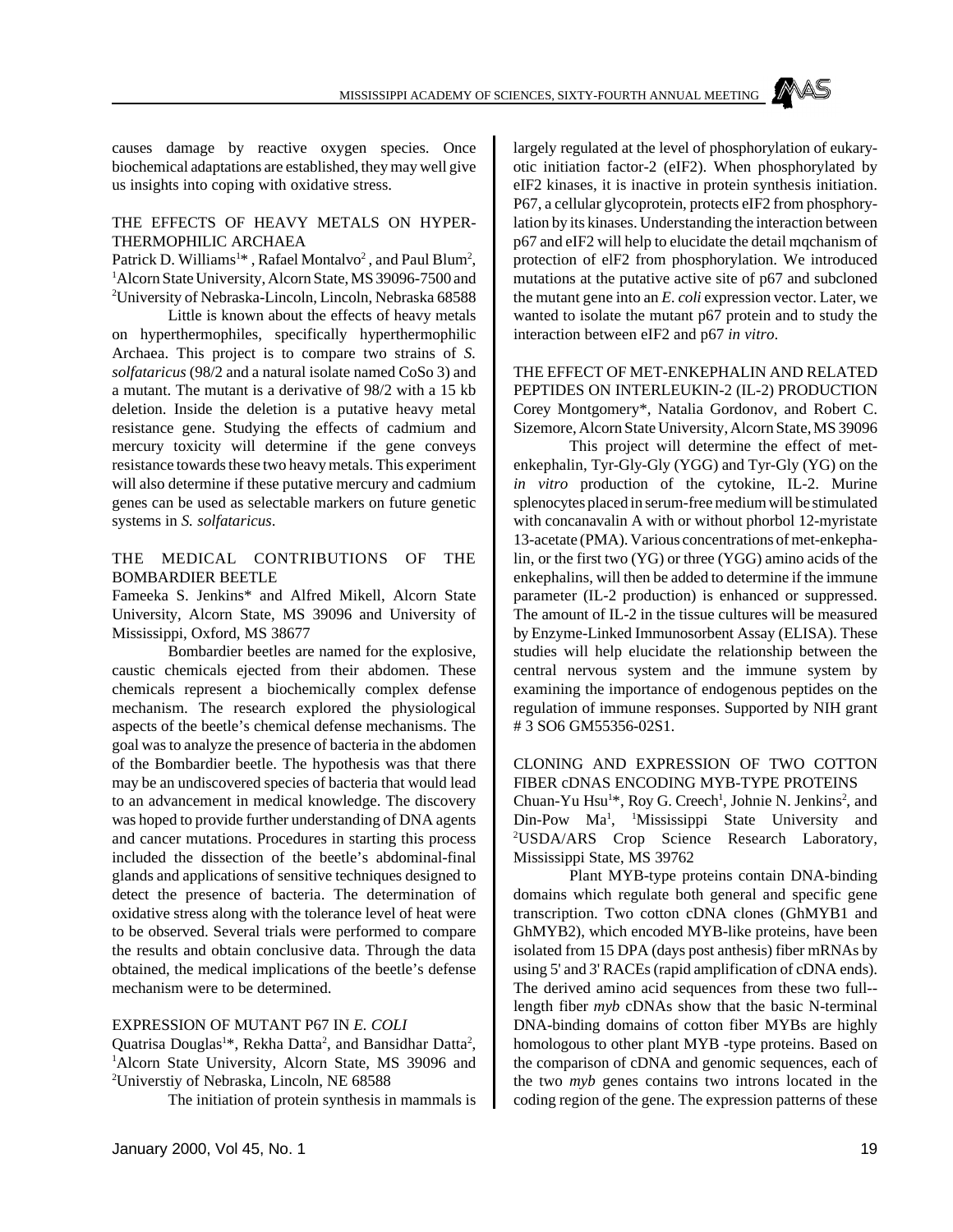causes damage by reactive oxygen species. Once biochemical adaptations are established, they may well give us insights into coping with oxidative stress.

### THE EFFECTS OF HEAVY METALS ON HYPERTHERMOPHILIC ARCHAEA

Patrick D. Williams[1]*, Rafael Montalvo[2], and Paul Blum[2], [1]Alcorn State University, Alcorn State, MS 39096-7500 and [2]University of Nebraska-Lincoln, Lincoln, Nebraska 68588

Little is known about the effects of heavy metals on hyperthermophiles, specifically hyperthermophilic Archaea. This project is to compare two strains of *S. solfataricus* (98/2 and a natural isolate named CoSo 3) and a mutant. The mutant is a derivative of 98/2 with a 15 kb deletion. Inside the deletion is a putative heavy metal resistance gene. Studying the effects of cadmium and mercury toxicity will determine if the gene conveys resistance towards these two heavy metals. This experiment will also determine if these putative mercury and cadmium genes can be used as selectable markers on future genetic systems in *S. solfataricus*.

### THE MEDICAL CONTRIBUTIONS OF THE BOMBARDIER BEETLE

Fameeka S. Jenkins* and Alfred Mikell, Alcorn State University, Alcorn State, MS 39096 and University of Mississippi, Oxford, MS 38677

Bombardier beetles are named for the explosive, caustic chemicals ejected from their abdomen. These chemicals represent a biochemically complex defense mechanism. The research explored the physiological aspects of the beetle's chemical defense mechanisms. The goal was to analyze the presence of bacteria in the abdomen of the Bombardier beetle. The hypothesis was that there may be an undiscovered species of bacteria that would lead to an advancement in medical knowledge. The discovery was hoped to provide further understanding of DNA agents and cancer mutations. Procedures in starting this process included the dissection of the beetle's abdominal-final glands and applications of sensitive techniques designed to detect the presence of bacteria. The determination of oxidative stress along with the tolerance level of heat were to be observed. Several trials were performed to compare the results and obtain conclusive data. Through the data obtained, the medical implications of the beetle's defense mechanism were to be determined.

### EXPRESSION OF MUTANT P67 IN *E. COLI*

Quatrisa Douglas[1]*, Rekha Datta[2], and Bansidhar Datta[2], [1]Alcorn State University, Alcorn State, MS 39096 and [2]Universtiy of Nebraska, Lincoln, NE 68588

The initiation of protein synthesis in mammals is largely regulated at the level of phosphorylation of eukaryotic initiation factor-2 (eIF2). When phosphorylated by eIF2 kinases, it is inactive in protein synthesis initiation. P67, a cellular glycoprotein, protects eIF2 from phosphorylation by its kinases. Understanding the interaction between p67 and eIF2 will help to elucidate the detail mqchanism of protection of eIF2 from phosphorylation. We introduced mutations at the putative active site of p67 and subcloned the mutant gene into an *E. coli* expression vector. Later, we wanted to isolate the mutant p67 protein and to study the interaction between eIF2 and p67 *in vitro*.

### THE EFFECT OF MET-ENKEPHALIN AND RELATED PEPTIDES ON INTERLEUKIN-2 (IL-2) PRODUCTION

Corey Montgomery*, Natalia Gordonov, and Robert C. Sizemore, Alcorn State University, Alcorn State, MS 39096

This project will determine the effect of met-enkephalin, Tyr-Gly-Gly (YGG) and Tyr-Gly (YG) on the *in vitro* production of the cytokine, IL-2. Murine splenocytes placed in serum-free medium will be stimulated with concanavalin A with or without phorbol 12-myristate 13-acetate (PMA). Various concentrations of met-enkephalin, or the first two (YG) or three (YGG) amino acids of the enkephalins, will then be added to determine if the immune parameter (IL-2 production) is enhanced or suppressed. The amount of IL-2 in the tissue cultures will be measured by Enzyme-Linked Immunosorbent Assay (ELISA). These studies will help elucidate the relationship between the central nervous system and the immune system by examining the importance of endogenous peptides on the regulation of immune responses. Supported by NIH grant # 3 SO6 GM55356-02S1.

### CLONING AND EXPRESSION OF TWO COTTON FIBER cDNAS ENCODING MYB-TYPE PROTEINS

Chuan-Yu Hsu[1]*, Roy G. Creech[1], Johnie N. Jenkins[2], and Din-Pow Ma[1], [1]Mississippi State University and [2]USDA/ARS Crop Science Research Laboratory, Mississippi State, MS 39762

Plant MYB-type proteins contain DNA-binding domains which regulate both general and specific gene transcription. Two cotton cDNA clones (GhMYB1 and GhMYB2), which encoded MYB-like proteins, have been isolated from 15 DPA (days post anthesis) fiber mRNAs by using 5' and 3' RACEs (rapid amplification of cDNA ends). The derived amino acid sequences from these two full--length fiber *myb* cDNAs show that the basic N-terminal DNA-binding domains of cotton fiber MYBs are highly homologous to other plant MYB -type proteins. Based on the comparison of cDNA and genomic sequences, each of the two *myb* genes contains two introns located in the coding region of the gene. The expression patterns of these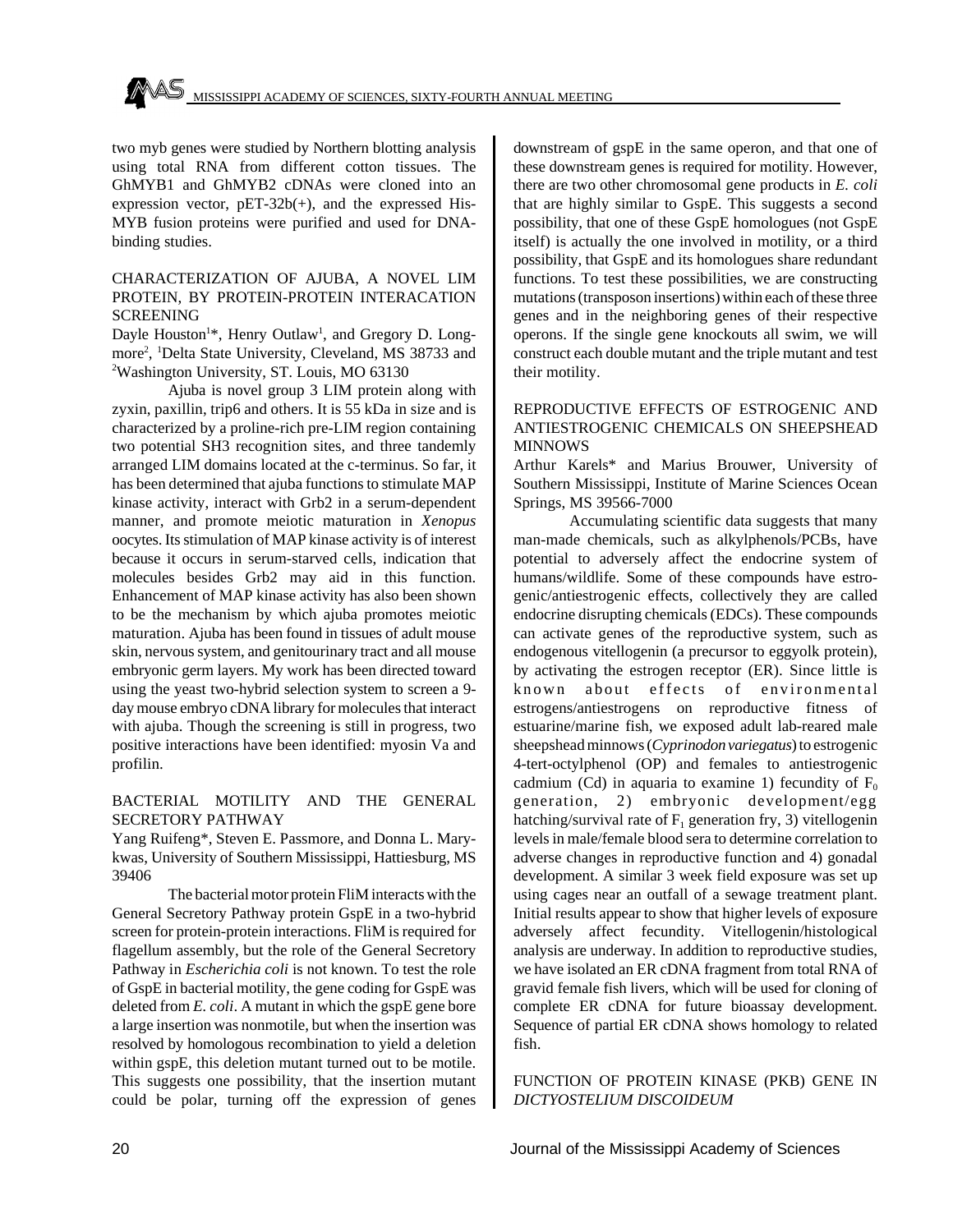two myb genes were studied by Northern blotting analysis using total RNA from different cotton tissues. The GhMYB1 and GhMYB2 cDNAs were cloned into an expression vector, pET-32b(+), and the expressed His-MYB fusion proteins were purified and used for DNA-binding studies.

## CHARACTERIZATION OF AJUBA, A NOVEL LIM PROTEIN, BY PROTEIN-PROTEIN INTERACATION SCREENING

Dayle Houston[1]*, Henry Outlaw[1], and Gregory D. Longmore[2], [1]Delta State University, Cleveland, MS 38733 and [2]Washington University, ST. Louis, MO 63130

Ajuba is novel group 3 LIM protein along with zyxin, paxillin, trip6 and others. It is 55 kDa in size and is characterized by a proline-rich pre-LIM region containing two potential SH3 recognition sites, and three tandemly arranged LIM domains located at the c-terminus. So far, it has been determined that ajuba functions to stimulate MAP kinase activity, interact with Grb2 in a serum-dependent manner, and promote meiotic maturation in *Xenopus* oocytes. Its stimulation of MAP kinase activity is of interest because it occurs in serum-starved cells, indication that molecules besides Grb2 may aid in this function. Enhancement of MAP kinase activity has also been shown to be the mechanism by which ajuba promotes meiotic maturation. Ajuba has been found in tissues of adult mouse skin, nervous system, and genitourinary tract and all mouse embryonic germ layers. My work has been directed toward using the yeast two-hybrid selection system to screen a 9-day mouse embryo cDNA library for molecules that interact with ajuba. Though the screening is still in progress, two positive interactions have been identified: myosin Va and profilin.

## BACTERIAL MOTILITY AND THE GENERAL SECRETORY PATHWAY

Yang Ruifeng*, Steven E. Passmore, and Donna L. Marykwas, University of Southern Mississippi, Hattiesburg, MS 39406

The bacterial motor protein FliM interacts with the General Secretory Pathway protein GspE in a two-hybrid screen for protein-protein interactions. FliM is required for flagellum assembly, but the role of the General Secretory Pathway in *Escherichia coli* is not known. To test the role of GspE in bacterial motility, the gene coding for GspE was deleted from *E. coli*. A mutant in which the gspE gene bore a large insertion was nonmotile, but when the insertion was resolved by homologous recombination to yield a deletion within gspE, this deletion mutant turned out to be motile. This suggests one possibility, that the insertion mutant could be polar, turning off the expression of genes downstream of gspE in the same operon, and that one of these downstream genes is required for motility. However, there are two other chromosomal gene products in *E. coli* that are highly similar to GspE. This suggests a second possibility, that one of these GspE homologues (not GspE itself) is actually the one involved in motility, or a third possibility, that GspE and its homologues share redundant functions. To test these possibilities, we are constructing mutations (transposon insertions) within each of these three genes and in the neighboring genes of their respective operons. If the single gene knockouts all swim, we will construct each double mutant and the triple mutant and test their motility.

## REPRODUCTIVE EFFECTS OF ESTROGENIC AND ANTIESTROGENIC CHEMICALS ON SHEEPSHEAD MINNOWS

Arthur Karels* and Marius Brouwer, University of Southern Mississippi, Institute of Marine Sciences Ocean Springs, MS 39566-7000

Accumulating scientific data suggests that many man-made chemicals, such as alkylphenols/PCBs, have potential to adversely affect the endocrine system of humans/wildlife. Some of these compounds have estrogenic/antiestrogenic effects, collectively they are called endocrine disrupting chemicals (EDCs). These compounds can activate genes of the reproductive system, such as endogenous vitellogenin (a precursor to eggyolk protein), by activating the estrogen receptor (ER). Since little is known about effects of environmental estrogens/antiestrogens on reproductive fitness of estuarine/marine fish, we exposed adult lab-reared male sheepshead minnows (*Cyprinodon variegatus*) to estrogenic 4-tert-octylphenol (OP) and females to antiestrogenic cadmium (Cd) in aquaria to examine 1) fecundity of $F_0$ generation, 2) embryonic development/egg hatching/survival rate of $F_1$ generation fry, 3) vitellogenin levels in male/female blood sera to determine correlation to adverse changes in reproductive function and 4) gonadal development. A similar 3 week field exposure was set up using cages near an outfall of a sewage treatment plant. Initial results appear to show that higher levels of exposure adversely affect fecundity. Vitellogenin/histological analysis are underway. In addition to reproductive studies, we have isolated an ER cDNA fragment from total RNA of gravid female fish livers, which will be used for cloning of complete ER cDNA for future bioassay development. Sequence of partial ER cDNA shows homology to related fish.

## FUNCTION OF PROTEIN KINASE (PKB) GENE IN *DICTYOSTELIUM DISCOIDEUM*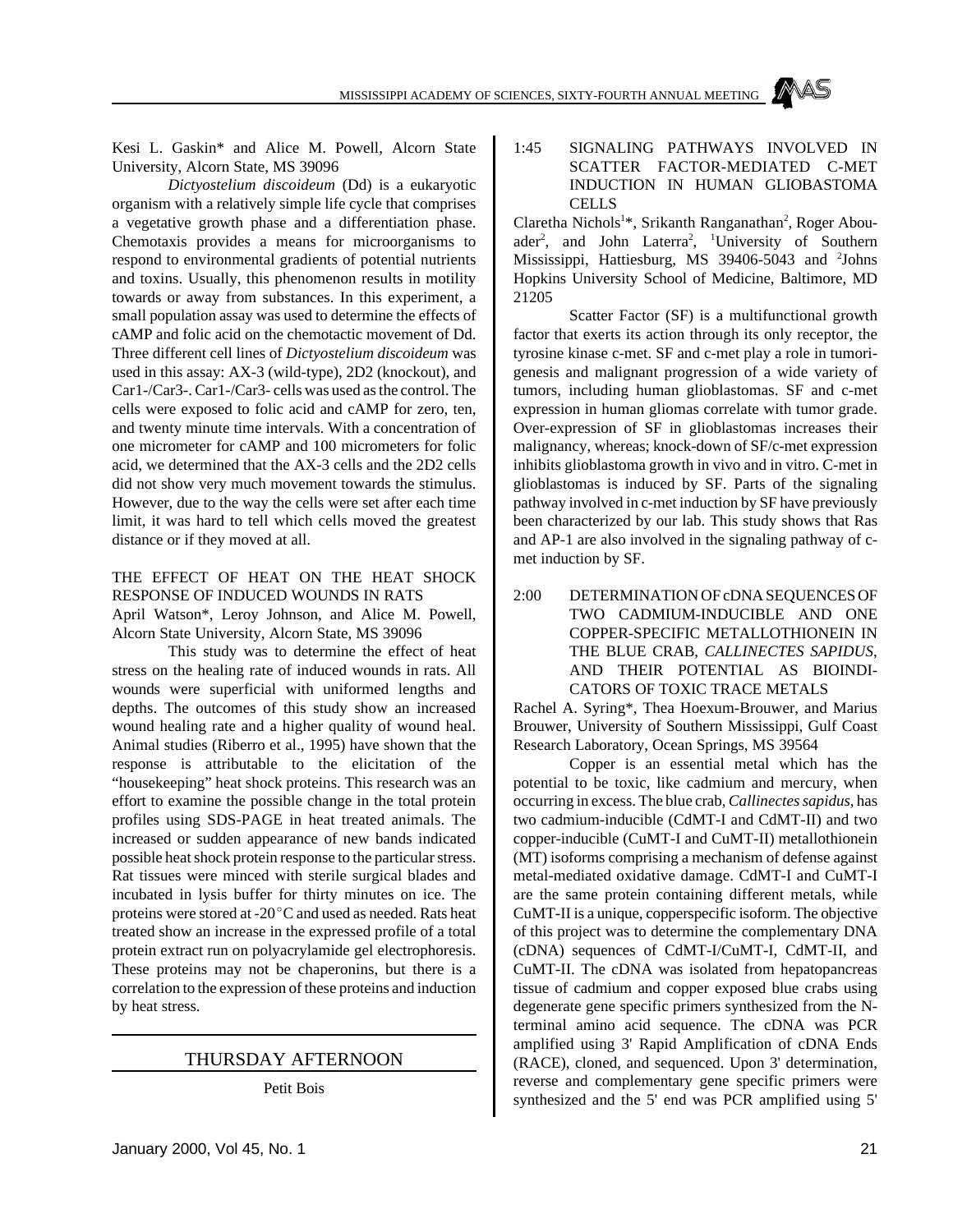Kesi L. Gaskin* and Alice M. Powell, Alcorn State University, Alcorn State, MS 39096

*Dictyostelium discoideum* (Dd) is a eukaryotic organism with a relatively simple life cycle that comprises a vegetative growth phase and a differentiation phase. Chemotaxis provides a means for microorganisms to respond to environmental gradients of potential nutrients and toxins. Usually, this phenomenon results in motility towards or away from substances. In this experiment, a small population assay was used to determine the effects of cAMP and folic acid on the chemotactic movement of Dd. Three different cell lines of *Dictyostelium discoideum* was used in this assay: AX-3 (wild-type), 2D2 (knockout), and Car1-/Car3-. Car1-/Car3- cells was used as the control. The cells were exposed to folic acid and cAMP for zero, ten, and twenty minute time intervals. With a concentration of one micrometer for cAMP and 100 micrometers for folic acid, we determined that the AX-3 cells and the 2D2 cells did not show very much movement towards the stimulus. However, due to the way the cells were set after each time limit, it was hard to tell which cells moved the greatest distance or if they moved at all.

THE EFFECT OF HEAT ON THE HEAT SHOCK RESPONSE OF INDUCED WOUNDS IN RATS

April Watson*, Leroy Johnson, and Alice M. Powell, Alcorn State University, Alcorn State, MS 39096

This study was to determine the effect of heat stress on the healing rate of induced wounds in rats. All wounds were superficial with uniformed lengths and depths. The outcomes of this study show an increased wound healing rate and a higher quality of wound heal. Animal studies (Riberro et al., 1995) have shown that the response is attributable to the elicitation of the "housekeeping" heat shock proteins. This research was an effort to examine the possible change in the total protein profiles using SDS-PAGE in heat treated animals. The increased or sudden appearance of new bands indicated possible heat shock protein response to the particular stress. Rat tissues were minced with sterile surgical blades and incubated in lysis buffer for thirty minutes on ice. The proteins were stored at -20°C and used as needed. Rats heat treated show an increase in the expressed profile of a total protein extract run on polyacrylamide gel electrophoresis. These proteins may not be chaperonins, but there is a correlation to the expression of these proteins and induction by heat stress.

## THURSDAY AFTERNOON

Petit Bois

1:45 SIGNALING PATHWAYS INVOLVED IN SCATTER FACTOR-MEDIATED C-MET INDUCTION IN HUMAN GLIOBASTOMA CELLS

Claretha Nichols[1]*, Srikanth Ranganathan[2], Roger Abounader[2], and John Laterra[2], [1]University of Southern Mississippi, Hattiesburg, MS 39406-5043 and [2]Johns Hopkins University School of Medicine, Baltimore, MD 21205

Scatter Factor (SF) is a multifunctional growth factor that exerts its action through its only receptor, the tyrosine kinase c-met. SF and c-met play a role in tumorigenesis and malignant progression of a wide variety of tumors, including human glioblastomas. SF and c-met expression in human gliomas correlate with tumor grade. Over-expression of SF in glioblastomas increases their malignancy, whereas; knock-down of SF/c-met expression inhibits glioblastoma growth in vivo and in vitro. C-met in glioblastomas is induced by SF. Parts of the signaling pathway involved in c-met induction by SF have previously been characterized by our lab. This study shows that Ras and AP-1 are also involved in the signaling pathway of c-met induction by SF.

2:00 DETERMINATION OF cDNA SEQUENCES OF TWO CADMIUM-INDUCIBLE AND ONE COPPER-SPECIFIC METALLOTHIONEIN IN THE BLUE CRAB, *CALLINECTES SAPIDUS*, AND THEIR POTENTIAL AS BIOINDICATORS OF TOXIC TRACE METALS

Rachel A. Syring*, Thea Hoexum-Brouwer, and Marius Brouwer, University of Southern Mississippi, Gulf Coast Research Laboratory, Ocean Springs, MS 39564

Copper is an essential metal which has the potential to be toxic, like cadmium and mercury, when occurring in excess. The blue crab, *Callinectes sapidus*, has two cadmium-inducible (CdMT-I and CdMT-II) and two copper-inducible (CuMT-I and CuMT-II) metallothionein (MT) isoforms comprising a mechanism of defense against metal-mediated oxidative damage. CdMT-I and CuMT-I are the same protein containing different metals, while CuMT-II is a unique, copperspecific isoform. The objective of this project was to determine the complementary DNA (cDNA) sequences of CdMT-I/CuMT-I, CdMT-II, and CuMT-II. The cDNA was isolated from hepatopancreas tissue of cadmium and copper exposed blue crabs using degenerate gene specific primers synthesized from the N-terminal amino acid sequence. The cDNA was PCR amplified using 3' Rapid Amplification of cDNA Ends (RACE), cloned, and sequenced. Upon 3' determination, reverse and complementary gene specific primers were synthesized and the 5' end was PCR amplified using 5'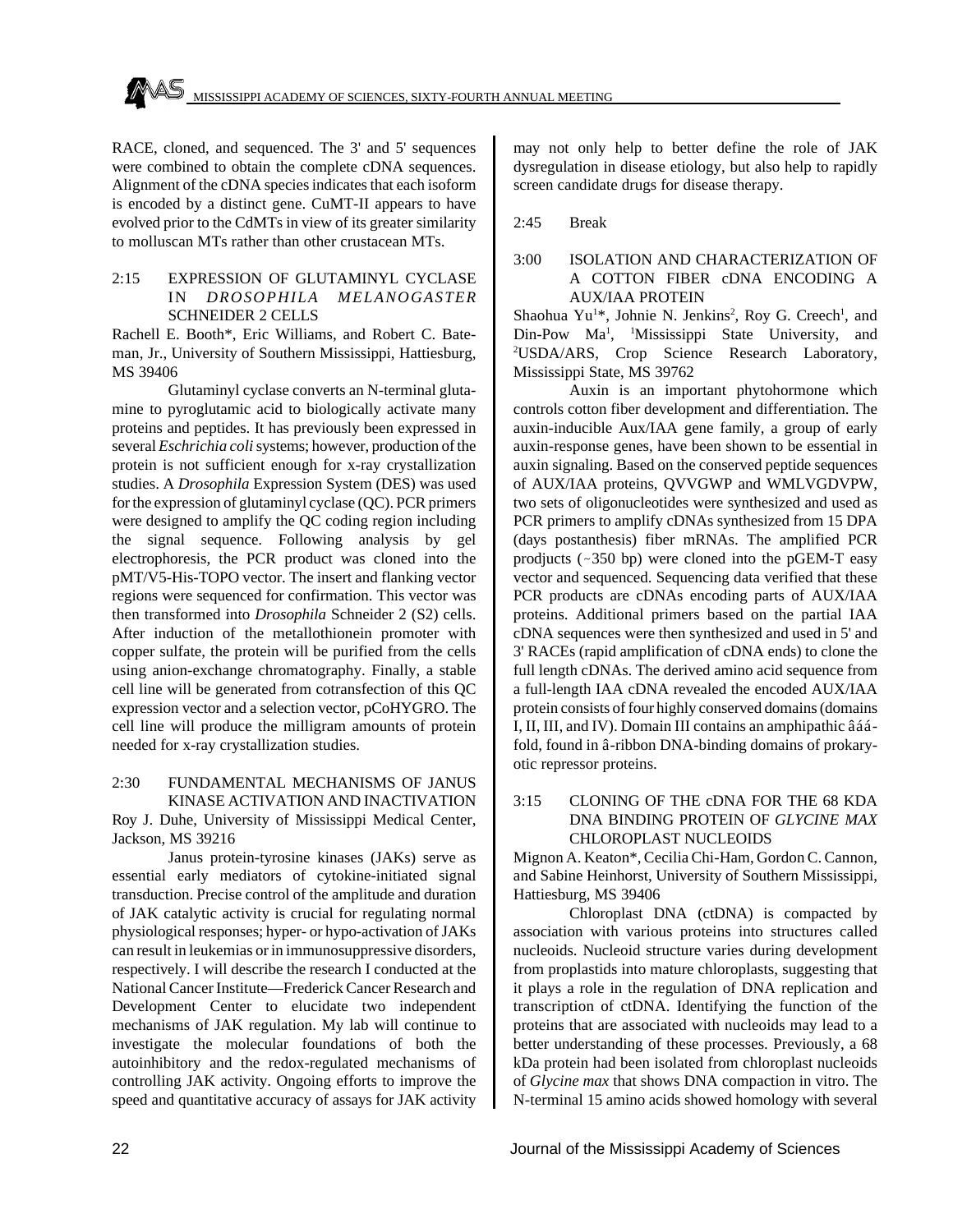RACE, cloned, and sequenced. The 3' and 5' sequences were combined to obtain the complete cDNA sequences. Alignment of the cDNA species indicates that each isoform is encoded by a distinct gene. CuMT-II appears to have evolved prior to the CdMTs in view of its greater similarity to molluscan MTs rather than other crustacean MTs.

2:15 EXPRESSION OF GLUTAMINYL CYCLASE IN *DROSOPHILA MELANOGASTER* SCHNEIDER 2 CELLS

Rachell E. Booth*, Eric Williams, and Robert C. Bateman, Jr., University of Southern Mississippi, Hattiesburg, MS 39406

Glutaminyl cyclase converts an N-terminal glutamine to pyroglutamic acid to biologically activate many proteins and peptides. It has previously been expressed in several *Eschrichia coli* systems; however, production of the protein is not sufficient enough for x-ray crystallization studies. A *Drosophila* Expression System (DES) was used for the expression of glutaminyl cyclase (QC). PCR primers were designed to amplify the QC coding region including the signal sequence. Following analysis by gel electrophoresis, the PCR product was cloned into the pMT/V5-His-TOPO vector. The insert and flanking vector regions were sequenced for confirmation. This vector was then transformed into *Drosophila* Schneider 2 (S2) cells. After induction of the metallothionein promoter with copper sulfate, the protein will be purified from the cells using anion-exchange chromatography. Finally, a stable cell line will be generated from cotransfection of this QC expression vector and a selection vector, pCoHYGRO. The cell line will produce the milligram amounts of protein needed for x-ray crystallization studies.

2:30 FUNDAMENTAL MECHANISMS OF JANUS KINASE ACTIVATION AND INACTIVATION

Roy J. Duhe, University of Mississippi Medical Center, Jackson, MS 39216

Janus protein-tyrosine kinases (JAKs) serve as essential early mediators of cytokine-initiated signal transduction. Precise control of the amplitude and duration of JAK catalytic activity is crucial for regulating normal physiological responses; hyper- or hypo-activation of JAKs can result in leukemias or in immunosuppressive disorders, respectively. I will describe the research I conducted at the National Cancer Institute—Frederick Cancer Research and Development Center to elucidate two independent mechanisms of JAK regulation. My lab will continue to investigate the molecular foundations of both the autoinhibitory and the redox-regulated mechanisms of controlling JAK activity. Ongoing efforts to improve the speed and quantitative accuracy of assays for JAK activity may not only help to better define the role of JAK dysregulation in disease etiology, but also help to rapidly screen candidate drugs for disease therapy.

2:45 Break

3:00 ISOLATION AND CHARACTERIZATION OF A COTTON FIBER cDNA ENCODING A AUX/IAA PROTEIN

Shaohua Yu[1]*, Johnie N. Jenkins[2], Roy G. Creech[1], and Din-Pow Ma[1], [1]Mississippi State University, and [2]USDA/ARS, Crop Science Research Laboratory, Mississippi State, MS 39762

Auxin is an important phytohormone which controls cotton fiber development and differentiation. The auxin-inducible Aux/IAA gene family, a group of early auxin-response genes, have been shown to be essential in auxin signaling. Based on the conserved peptide sequences of AUX/IAA proteins, QVVGWP and WMLVGDVPW, two sets of oligonucleotides were synthesized and used as PCR primers to amplify cDNAs synthesized from 15 DPA (days postanthesis) fiber mRNAs. The amplified PCR prodjucts (~350 bp) were cloned into the pGEM-T easy vector and sequenced. Sequencing data verified that these PCR products are cDNAs encoding parts of AUX/IAA proteins. Additional primers based on the partial IAA cDNA sequences were then synthesized and used in 5' and 3' RACEs (rapid amplification of cDNA ends) to clone the full length cDNAs. The derived amino acid sequence from a full-length IAA cDNA revealed the encoded AUX/IAA protein consists of four highly conserved domains (domains I, II, III, and IV). Domain III contains an amphipathic âáá-fold, found in â-ribbon DNA-binding domains of prokaryotic repressor proteins.

3:15 CLONING OF THE cDNA FOR THE 68 KDA DNA BINDING PROTEIN OF *GLYCINE MAX* CHLOROPLAST NUCLEOIDS

Mignon A. Keaton*, Cecilia Chi-Ham, Gordon C. Cannon, and Sabine Heinhorst, University of Southern Mississippi, Hattiesburg, MS 39406

Chloroplast DNA (ctDNA) is compacted by association with various proteins into structures called nucleoids. Nucleoid structure varies during development from proplastids into mature chloroplasts, suggesting that it plays a role in the regulation of DNA replication and transcription of ctDNA. Identifying the function of the proteins that are associated with nucleoids may lead to a better understanding of these processes. Previously, a 68 kDa protein had been isolated from chloroplast nucleoids of *Glycine max* that shows DNA compaction in vitro. The N-terminal 15 amino acids showed homology with several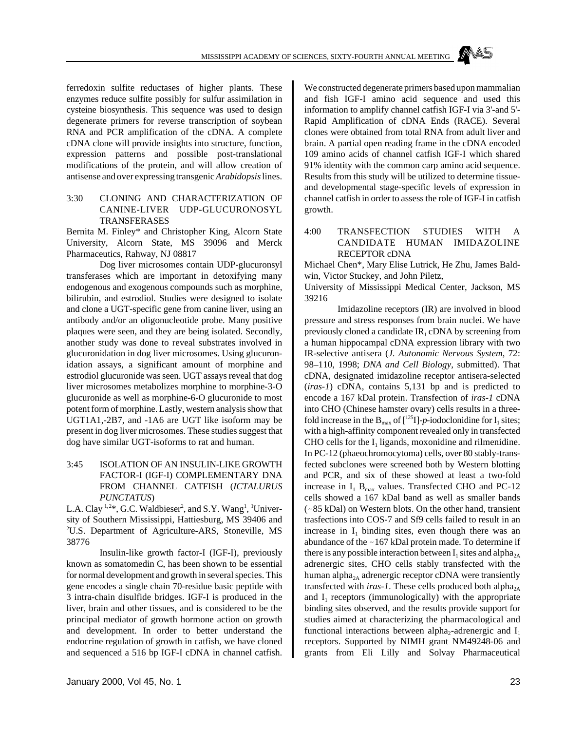ferredoxin sulfite reductases of higher plants. These enzymes reduce sulfite possibly for sulfur assimilation in cysteine biosynthesis. This sequence was used to design degenerate primers for reverse transcription of soybean RNA and PCR amplification of the cDNA. A complete cDNA clone will provide insights into structure, function, expression patterns and possible post-translational modifications of the protein, and will allow creation of antisense and over expressing transgenic *Arabidopsis* lines.

3:30 CLONING AND CHARACTERIZATION OF CANINE-LIVER UDP-GLUCURONOSYL TRANSFERASES

Bernita M. Finley* and Christopher King, Alcorn State University, Alcorn State, MS 39096 and Merck Pharmaceutics, Rahway, NJ 08817

Dog liver microsomes contain UDP-glucuronsyl transferases which are important in detoxifying many endogenous and exogenous compounds such as morphine, bilirubin, and estrodiol. Studies were designed to isolate and clone a UGT-specific gene from canine liver, using an antibody and/or an oligonucleotide probe. Many positive plaques were seen, and they are being isolated. Secondly, another study was done to reveal substrates involved in glucuronidation in dog liver microsomes. Using glucuronidation assays, a significant amount of morphine and estrodiol glucuronide was seen. UGT assays reveal that dog liver microsomes metabolizes morphine to morphine-3-O glucuronide as well as morphine-6-O glucuronide to most potent form of morphine. Lastly, western analysis show that UGT1A1,-2B7, and -1A6 are UGT like isoform may be present in dog liver microsomes. These studies suggest that dog have similar UGT-isoforms to rat and human.

3:45 ISOLATION OF AN INSULIN-LIKE GROWTH FACTOR-I (IGF-I) COMPLEMENTARY DNA FROM CHANNEL CATFISH (*ICTALURUS PUNCTATUS*)

L.A. Clay [1,2]*, G.C. Waldbieser[2], and S.Y. Wang[1], [1]University of Southern Mississippi, Hattiesburg, MS 39406 and [2]U.S. Department of Agriculture-ARS, Stoneville, MS 38776

Insulin-like growth factor-I (IGF-I), previously known as somatomedin C, has been shown to be essential for normal development and growth in several species. This gene encodes a single chain 70-residue basic peptide with 3 intra-chain disulfide bridges. IGF-I is produced in the liver, brain and other tissues, and is considered to be the principal mediator of growth hormone action on growth and development. In order to better understand the endocrine regulation of growth in catfish, we have cloned and sequenced a 516 bp IGF-I cDNA in channel catfish. We constructed degenerate primers based upon mammalian and fish IGF-I amino acid sequence and used this information to amplify channel catfish IGF-I via 3'-and 5'-Rapid Amplification of cDNA Ends (RACE). Several clones were obtained from total RNA from adult liver and brain. A partial open reading frame in the cDNA encoded 109 amino acids of channel catfish IGF-I which shared 91% identity with the common carp amino acid sequence. Results from this study will be utilized to determine tissue- and developmental stage-specific levels of expression in channel catfish in order to assess the role of IGF-I in catfish growth.

4:00 TRANSFECTION STUDIES WITH A CANDIDATE HUMAN IMIDAZOLINE RECEPTOR cDNA

Michael Chen*, Mary Elise Lutrick, He Zhu, James Baldwin, Victor Stuckey, and John Piletz,
University of Mississippi Medical Center, Jackson, MS 39216

Imidazoline receptors (IR) are involved in blood pressure and stress responses from brain nuclei. We have previously cloned a candidate $IR_1$ cDNA by screening from a human hippocampal cDNA expression library with two IR-selective antisera (*J. Autonomic Nervous System*, 72: 98–110, 1998; *DNA and Cell Biology*, submitted). That cDNA, designated imidazoline receptor antisera-selected (*iras-1*) cDNA, contains 5,131 bp and is predicted to encode a 167 kDal protein. Transfection of *iras-1* cDNA into CHO (Chinese hamster ovary) cells results in a three-fold increase in the $B_{max}$ of [$^{125}$I]-*p*-iodoclonidine for $I_1$ sites; with a high-affinity component revealed only in transfected CHO cells for the $I_1$ ligands, moxonidine and rilmenidine. In PC-12 (phaeochromocytoma) cells, over 80 stably-transfected subclones were screened both by Western blotting and PCR, and six of these showed at least a two-fold increase in $I_1$ $B_{max}$ values. Transfected CHO and PC-12 cells showed a 167 kDal band as well as smaller bands (~85 kDal) on Western blots. On the other hand, transient trasfections into COS-7 and Sf9 cells failed to result in an increase in $I_1$ binding sites, even though there was an abundance of the ~167 kDal protein made. To determine if there is any possible interaction between $I_1$ sites and alpha$_{2A}$ adrenergic sites, CHO cells stably transfected with the human alpha$_{2A}$ adrenergic receptor cDNA were transiently transfected with *iras-1*. These cells produced both alpha$_{2A}$ and $I_1$ receptors (immunologically) with the appropriate binding sites observed, and the results provide support for studies aimed at characterizing the pharmacological and functional interactions between alpha$_2$-adrenergic and $I_1$ receptors. Supported by NIMH grant NM49248-06 and grants from Eli Lilly and Solvay Pharmaceutical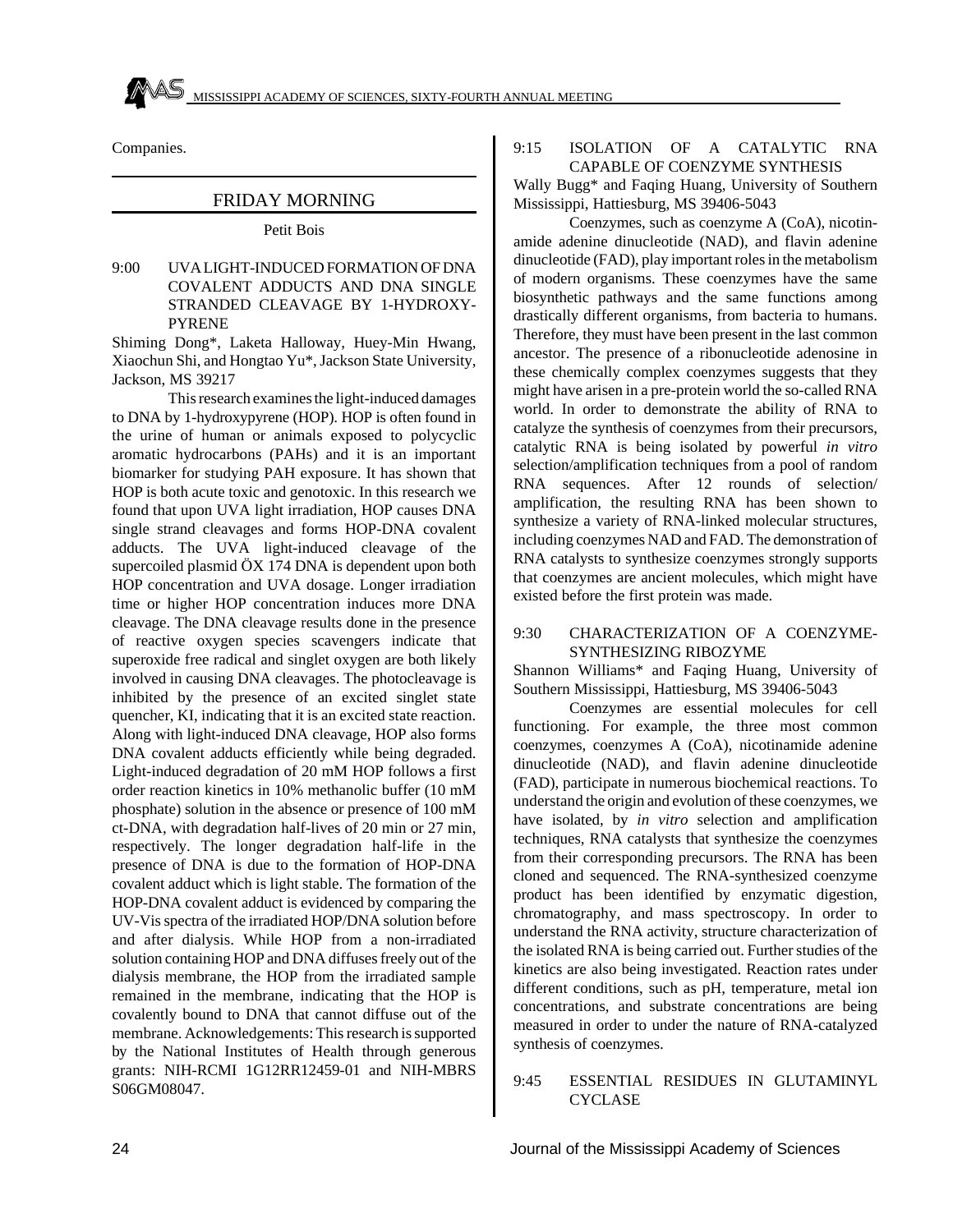Companies.

## FRIDAY MORNING

Petit Bois

9:00 UVA LIGHT-INDUCED FORMATION OF DNA COVALENT ADDUCTS AND DNA SINGLE STRANDED CLEAVAGE BY 1-HYDROXY-PYRENE

Shiming Dong*, Laketa Halloway, Huey-Min Hwang, Xiaochun Shi, and Hongtao Yu*, Jackson State University, Jackson, MS 39217

This research examines the light-induced damages to DNA by 1-hydroxypyrene (HOP). HOP is often found in the urine of human or animals exposed to polycyclic aromatic hydrocarbons (PAHs) and it is an important biomarker for studying PAH exposure. It has shown that HOP is both acute toxic and genotoxic. In this research we found that upon UVA light irradiation, HOP causes DNA single strand cleavages and forms HOP-DNA covalent adducts. The UVA light-induced cleavage of the supercoiled plasmid ÖX 174 DNA is dependent upon both HOP concentration and UVA dosage. Longer irradiation time or higher HOP concentration induces more DNA cleavage. The DNA cleavage results done in the presence of reactive oxygen species scavengers indicate that superoxide free radical and singlet oxygen are both likely involved in causing DNA cleavages. The photocleavage is inhibited by the presence of an excited singlet state quencher, KI, indicating that it is an excited state reaction. Along with light-induced DNA cleavage, HOP also forms DNA covalent adducts efficiently while being degraded. Light-induced degradation of 20 mM HOP follows a first order reaction kinetics in 10% methanolic buffer (10 mM phosphate) solution in the absence or presence of 100 mM ct-DNA, with degradation half-lives of 20 min or 27 min, respectively. The longer degradation half-life in the presence of DNA is due to the formation of HOP-DNA covalent adduct which is light stable. The formation of the HOP-DNA covalent adduct is evidenced by comparing the UV-Vis spectra of the irradiated HOP/DNA solution before and after dialysis. While HOP from a non-irradiated solution containing HOP and DNA diffuses freely out of the dialysis membrane, the HOP from the irradiated sample remained in the membrane, indicating that the HOP is covalently bound to DNA that cannot diffuse out of the membrane. Acknowledgements: This research is supported by the National Institutes of Health through generous grants: NIH-RCMI 1G12RR12459-01 and NIH-MBRS S06GM08047.

9:15 ISOLATION OF A CATALYTIC RNA CAPABLE OF COENZYME SYNTHESIS

Wally Bugg* and Faqing Huang, University of Southern Mississippi, Hattiesburg, MS 39406-5043

Coenzymes, such as coenzyme A (CoA), nicotinamide adenine dinucleotide (NAD), and flavin adenine dinucleotide (FAD), play important roles in the metabolism of modern organisms. These coenzymes have the same biosynthetic pathways and the same functions among drastically different organisms, from bacteria to humans. Therefore, they must have been present in the last common ancestor. The presence of a ribonucleotide adenosine in these chemically complex coenzymes suggests that they might have arisen in a pre-protein world the so-called RNA world. In order to demonstrate the ability of RNA to catalyze the synthesis of coenzymes from their precursors, catalytic RNA is being isolated by powerful *in vitro* selection/amplification techniques from a pool of random RNA sequences. After 12 rounds of selection/amplification, the resulting RNA has been shown to synthesize a variety of RNA-linked molecular structures, including coenzymes NAD and FAD. The demonstration of RNA catalysts to synthesize coenzymes strongly supports that coenzymes are ancient molecules, which might have existed before the first protein was made.

9:30 CHARACTERIZATION OF A COENZYME-SYNTHESIZING RIBOZYME

Shannon Williams* and Faqing Huang, University of Southern Mississippi, Hattiesburg, MS 39406-5043

Coenzymes are essential molecules for cell functioning. For example, the three most common coenzymes, coenzymes A (CoA), nicotinamide adenine dinucleotide (NAD), and flavin adenine dinucleotide (FAD), participate in numerous biochemical reactions. To understand the origin and evolution of these coenzymes, we have isolated, by *in vitro* selection and amplification techniques, RNA catalysts that synthesize the coenzymes from their corresponding precursors. The RNA has been cloned and sequenced. The RNA-synthesized coenzyme product has been identified by enzymatic digestion, chromatography, and mass spectroscopy. In order to understand the RNA activity, structure characterization of the isolated RNA is being carried out. Further studies of the kinetics are also being investigated. Reaction rates under different conditions, such as pH, temperature, metal ion concentrations, and substrate concentrations are being measured in order to under the nature of RNA-catalyzed synthesis of coenzymes.

9:45 ESSENTIAL RESIDUES IN GLUTAMINYL CYCLASE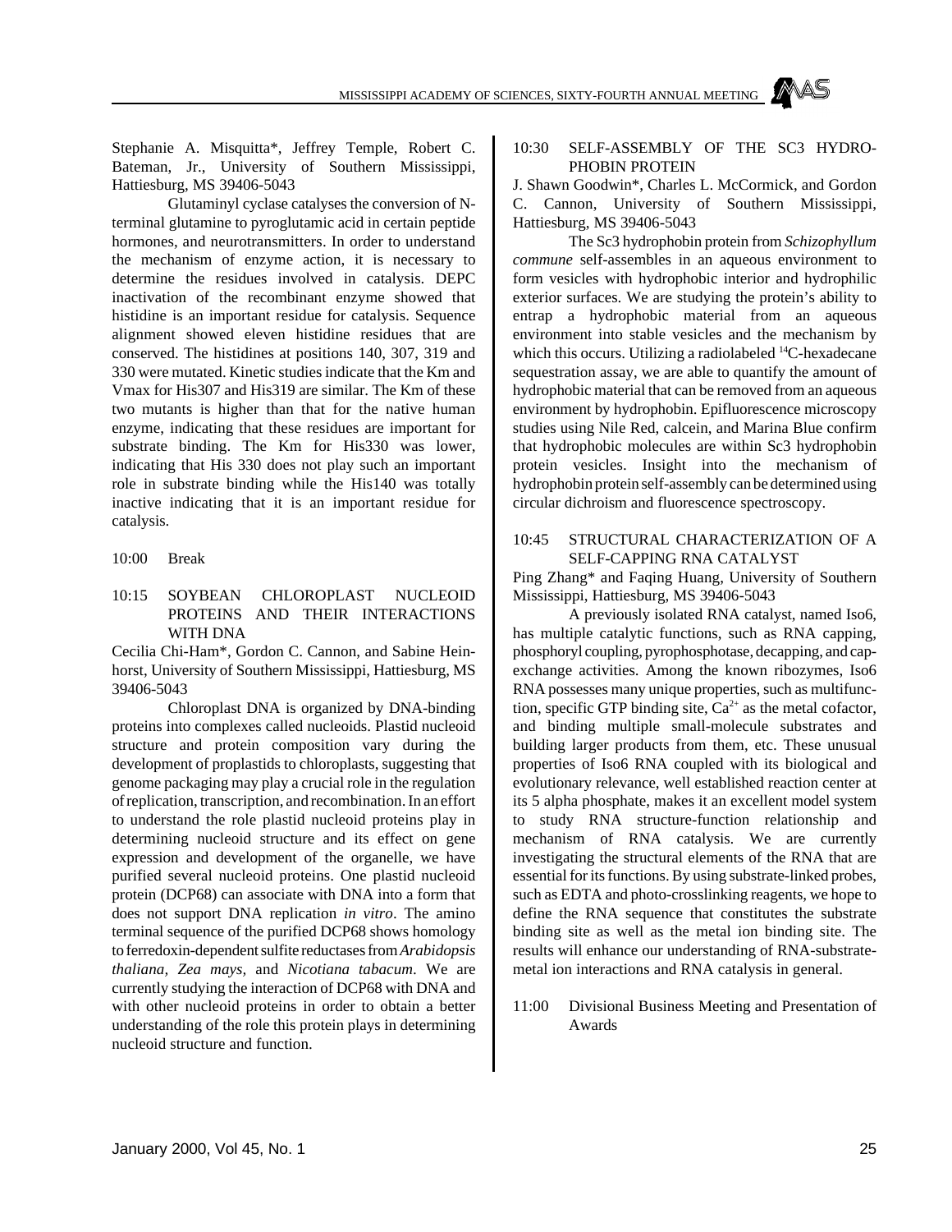Stephanie A. Misquitta*, Jeffrey Temple, Robert C. Bateman, Jr., University of Southern Mississippi, Hattiesburg, MS 39406-5043

Glutaminyl cyclase catalyses the conversion of N-terminal glutamine to pyroglutamic acid in certain peptide hormones, and neurotransmitters. In order to understand the mechanism of enzyme action, it is necessary to determine the residues involved in catalysis. DEPC inactivation of the recombinant enzyme showed that histidine is an important residue for catalysis. Sequence alignment showed eleven histidine residues that are conserved. The histidines at positions 140, 307, 319 and 330 were mutated. Kinetic studies indicate that the Km and Vmax for His307 and His319 are similar. The Km of these two mutants is higher than that for the native human enzyme, indicating that these residues are important for substrate binding. The Km for His330 was lower, indicating that His 330 does not play such an important role in substrate binding while the His140 was totally inactive indicating that it is an important residue for catalysis.

10:00 Break

10:15 SOYBEAN CHLOROPLAST NUCLEOID PROTEINS AND THEIR INTERACTIONS WITH DNA

Cecilia Chi-Ham*, Gordon C. Cannon, and Sabine Heinhorst, University of Southern Mississippi, Hattiesburg, MS 39406-5043

Chloroplast DNA is organized by DNA-binding proteins into complexes called nucleoids. Plastid nucleoid structure and protein composition vary during the development of proplastids to chloroplasts, suggesting that genome packaging may play a crucial role in the regulation of replication, transcription, and recombination. In an effort to understand the role plastid nucleoid proteins play in determining nucleoid structure and its effect on gene expression and development of the organelle, we have purified several nucleoid proteins. One plastid nucleoid protein (DCP68) can associate with DNA into a form that does not support DNA replication *in vitro*. The amino terminal sequence of the purified DCP68 shows homology to ferredoxin-dependent sulfite reductases from *Arabidopsis thaliana, Zea mays,* and *Nicotiana tabacum*. We are currently studying the interaction of DCP68 with DNA and with other nucleoid proteins in order to obtain a better understanding of the role this protein plays in determining nucleoid structure and function.

10:30 SELF-ASSEMBLY OF THE SC3 HYDROPHOBIN PROTEIN

J. Shawn Goodwin*, Charles L. McCormick, and Gordon C. Cannon, University of Southern Mississippi, Hattiesburg, MS 39406-5043

The Sc3 hydrophobin protein from *Schizophyllum commune* self-assembles in an aqueous environment to form vesicles with hydrophobic interior and hydrophilic exterior surfaces. We are studying the protein's ability to entrap a hydrophobic material from an aqueous environment into stable vesicles and the mechanism by which this occurs. Utilizing a radiolabeled $^{14}$C-hexadecane sequestration assay, we are able to quantify the amount of hydrophobic material that can be removed from an aqueous environment by hydrophobin. Epifluorescence microscopy studies using Nile Red, calcein, and Marina Blue confirm that hydrophobic molecules are within Sc3 hydrophobin protein vesicles. Insight into the mechanism of hydrophobin protein self-assembly can be determined using circular dichroism and fluorescence spectroscopy.

10:45 STRUCTURAL CHARACTERIZATION OF A SELF-CAPPING RNA CATALYST

Ping Zhang* and Faqing Huang, University of Southern Mississippi, Hattiesburg, MS 39406-5043

A previously isolated RNA catalyst, named Iso6, has multiple catalytic functions, such as RNA capping, phosphoryl coupling, pyrophosphotase, decapping, and cap-exchange activities. Among the known ribozymes, Iso6 RNA possesses many unique properties, such as multifunction, specific GTP binding site, $Ca^{2+}$ as the metal cofactor, and binding multiple small-molecule substrates and building larger products from them, etc. These unusual properties of Iso6 RNA coupled with its biological and evolutionary relevance, well established reaction center at its 5 alpha phosphate, makes it an excellent model system to study RNA structure-function relationship and mechanism of RNA catalysis. We are currently investigating the structural elements of the RNA that are essential for its functions. By using substrate-linked probes, such as EDTA and photo-crosslinking reagents, we hope to define the RNA sequence that constitutes the substrate binding site as well as the metal ion binding site. The results will enhance our understanding of RNA-substrate-metal ion interactions and RNA catalysis in general.

11:00 Divisional Business Meeting and Presentation of Awards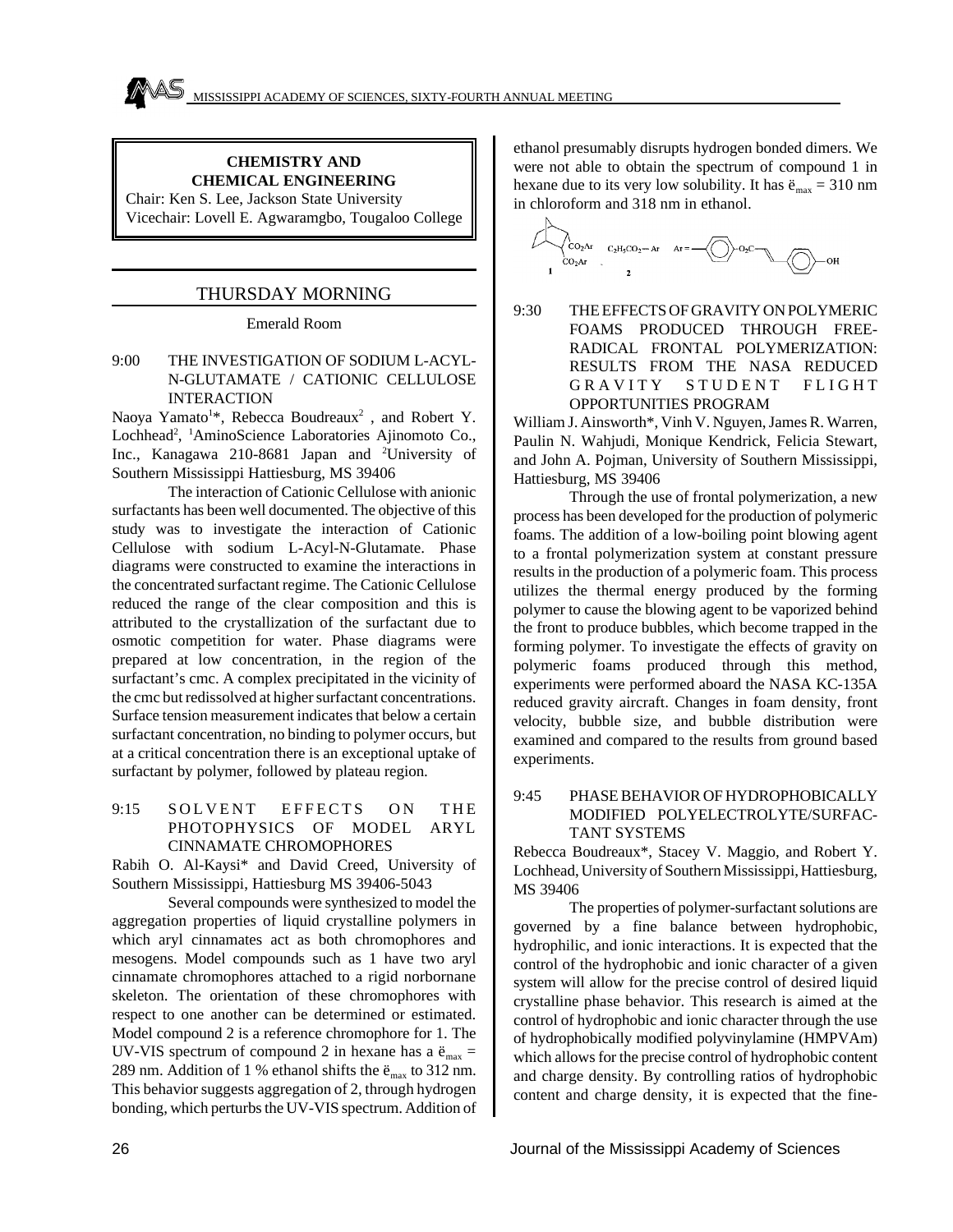**CHEMISTRY AND CHEMICAL ENGINEERING**

Chair: Ken S. Lee, Jackson State University
Vicechair: Lovell E. Agwaramgbo, Tougaloo College

## THURSDAY MORNING

Emerald Room

9:00 THE INVESTIGATION OF SODIUM L-ACYL-N-GLUTAMATE / CATIONIC CELLULOSE INTERACTION

Naoya Yamato[1]*, Rebecca Boudreaux[2], and Robert Y. Lochhead[2], [1]AminoScience Laboratories Ajinomoto Co., Inc., Kanagawa 210-8681 Japan and [2]University of Southern Mississippi Hattiesburg, MS 39406

The interaction of Cationic Cellulose with anionic surfactants has been well documented. The objective of this study was to investigate the interaction of Cationic Cellulose with sodium L-Acyl-N-Glutamate. Phase diagrams were constructed to examine the interactions in the concentrated surfactant regime. The Cationic Cellulose reduced the range of the clear composition and this is attributed to the crystallization of the surfactant due to osmotic competition for water. Phase diagrams were prepared at low concentration, in the region of the surfactant's cmc. A complex precipitated in the vicinity of the cmc but redissolved at higher surfactant concentrations. Surface tension measurement indicates that below a certain surfactant concentration, no binding to polymer occurs, but at a critical concentration there is an exceptional uptake of surfactant by polymer, followed by plateau region.

9:15 SOLVENT EFFECTS ON THE PHOTOPHYSICS OF MODEL ARYL CINNAMATE CHROMOPHORES

Rabih O. Al-Kaysi* and David Creed, University of Southern Mississippi, Hattiesburg MS 39406-5043

Several compounds were synthesized to model the aggregation properties of liquid crystalline polymers in which aryl cinnamates act as both chromophores and mesogens. Model compounds such as 1 have two aryl cinnamate chromophores attached to a rigid norbornane skeleton. The orientation of these chromophores with respect to one another can be determined or estimated. Model compound 2 is a reference chromophore for 1. The UV-VIS spectrum of compound 2 in hexane has a $\lambda_{max}$ = 289 nm. Addition of 1 % ethanol shifts the $\lambda_{max}$ to 312 nm. This behavior suggests aggregation of 2, through hydrogen bonding, which perturbs the UV-VIS spectrum. Addition of ethanol presumably disrupts hydrogen bonded dimers. We were not able to obtain the spectrum of compound 1 in hexane due to its very low solubility. It has $\lambda_{max}$ = 310 nm in chloroform and 318 nm in ethanol.

$CO_2Ar$ $CO_2Ar$ **1** $C_2H_5CO_2$—Ar **2** Ar = —⟨⟩—$O_2C$—⟨⟩—OH

9:30 THE EFFECTS OF GRAVITY ON POLYMERIC FOAMS PRODUCED THROUGH FREE-RADICAL FRONTAL POLYMERIZATION: RESULTS FROM THE NASA REDUCED GRAVITY STUDENT FLIGHT OPPORTUNITIES PROGRAM

William J. Ainsworth*, Vinh V. Nguyen, James R. Warren, Paulin N. Wahjudi, Monique Kendrick, Felicia Stewart, and John A. Pojman, University of Southern Mississippi, Hattiesburg, MS 39406

Through the use of frontal polymerization, a new process has been developed for the production of polymeric foams. The addition of a low-boiling point blowing agent to a frontal polymerization system at constant pressure results in the production of a polymeric foam. This process utilizes the thermal energy produced by the forming polymer to cause the blowing agent to be vaporized behind the front to produce bubbles, which become trapped in the forming polymer. To investigate the effects of gravity on polymeric foams produced through this method, experiments were performed aboard the NASA KC-135A reduced gravity aircraft. Changes in foam density, front velocity, bubble size, and bubble distribution were examined and compared to the results from ground based experiments.

9:45 PHASE BEHAVIOR OF HYDROPHOBICALLY MODIFIED POLYELECTROLYTE/SURFACTANT SYSTEMS

Rebecca Boudreaux*, Stacey V. Maggio, and Robert Y. Lochhead, University of Southern Mississippi, Hattiesburg, MS 39406

The properties of polymer-surfactant solutions are governed by a fine balance between hydrophobic, hydrophilic, and ionic interactions. It is expected that the control of the hydrophobic and ionic character of a given system will allow for the precise control of desired liquid crystalline phase behavior. This research is aimed at the control of hydrophobic and ionic character through the use of hydrophobically modified polyvinylamine (HMPVAm) which allows for the precise control of hydrophobic content and charge density. By controlling ratios of hydrophobic content and charge density, it is expected that the fine-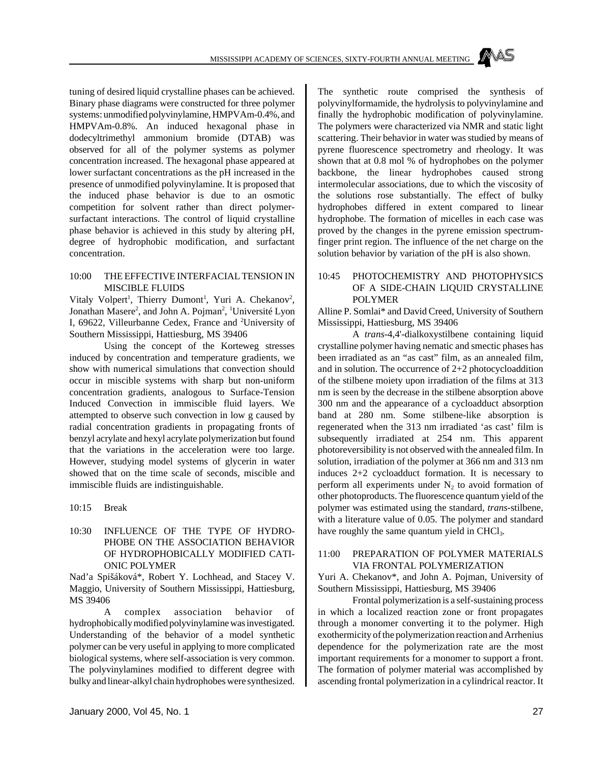tuning of desired liquid crystalline phases can be achieved. Binary phase diagrams were constructed for three polymer systems: unmodified polyvinylamine, HMPVAm-0.4%, and HMPVAm-0.8%. An induced hexagonal phase in dodecyltrimethyl ammonium bromide (DTAB) was observed for all of the polymer systems as polymer concentration increased. The hexagonal phase appeared at lower surfactant concentrations as the pH increased in the presence of unmodified polyvinylamine. It is proposed that the induced phase behavior is due to an osmotic competition for solvent rather than direct polymer-surfactant interactions. The control of liquid crystalline phase behavior is achieved in this study by altering pH, degree of hydrophobic modification, and surfactant concentration.

10:00 THE EFFECTIVE INTERFACIAL TENSION IN MISCIBLE FLUIDS

Vitaly Volpert[1], Thierry Dumont[1], Yuri A. Chekanov[2], Jonathan Masere[2], and John A. Pojman[2], [1]Université Lyon I, 69622, Villeurbanne Cedex, France and [2]University of Southern Mississippi, Hattiesburg, MS 39406

Using the concept of the Korteweg stresses induced by concentration and temperature gradients, we show with numerical simulations that convection should occur in miscible systems with sharp but non-uniform concentration gradients, analogous to Surface-Tension Induced Convection in immiscible fluid layers. We attempted to observe such convection in low g caused by radial concentration gradients in propagating fronts of benzyl acrylate and hexyl acrylate polymerization but found that the variations in the acceleration were too large. However, studying model systems of glycerin in water showed that on the time scale of seconds, miscible and immiscible fluids are indistinguishable.

10:15 Break

10:30 INFLUENCE OF THE TYPE OF HYDROPHOBE ON THE ASSOCIATION BEHAVIOR OF HYDROPHOBICALLY MODIFIED CATIONIC POLYMER

Nad'a Spišáková*, Robert Y. Lochhead, and Stacey V. Maggio, University of Southern Mississippi, Hattiesburg, MS 39406

A complex association behavior of hydrophobically modified polyvinylamine was investigated. Understanding of the behavior of a model synthetic polymer can be very useful in applying to more complicated biological systems, where self-association is very common. The polyvinylamines modified to different degree with bulky and linear-alkyl chain hydrophobes were synthesized. The synthetic route comprised the synthesis of polyvinylformamide, the hydrolysis to polyvinylamine and finally the hydrophobic modification of polyvinylamine. The polymers were characterized via NMR and static light scattering. Their behavior in water was studied by means of pyrene fluorescence spectrometry and rheology. It was shown that at 0.8 mol % of hydrophobes on the polymer backbone, the linear hydrophobes caused strong intermolecular associations, due to which the viscosity of the solutions rose substantially. The effect of bulky hydrophobes differed in extent compared to linear hydrophobe. The formation of micelles in each case was proved by the changes in the pyrene emission spectrum-finger print region. The influence of the net charge on the solution behavior by variation of the pH is also shown.

10:45 PHOTOCHEMISTRY AND PHOTOPHYSICS OF A SIDE-CHAIN LIQUID CRYSTALLINE POLYMER

Alline P. Somlai* and David Creed, University of Southern Mississippi, Hattiesburg, MS 39406

A *trans*-4,4'-dialkoxystilbene containing liquid crystalline polymer having nematic and smectic phases has been irradiated as an "as cast" film, as an annealed film, and in solution. The occurrence of 2+2 photocycloaddition of the stilbene moiety upon irradiation of the films at 313 nm is seen by the decrease in the stilbene absorption above 300 nm and the appearance of a cycloadduct absorption band at 280 nm. Some stilbene-like absorption is regenerated when the 313 nm irradiated 'as cast' film is subsequently irradiated at 254 nm. This apparent photoreversibility is not observed with the annealed film. In solution, irradiation of the polymer at 366 nm and 313 nm induces 2+2 cycloadduct formation. It is necessary to perform all experiments under $N_2$ to avoid formation of other photoproducts. The fluorescence quantum yield of the polymer was estimated using the standard, *trans*-stilbene, with a literature value of 0.05. The polymer and standard have roughly the same quantum yield in $CHCl_3$.

11:00 PREPARATION OF POLYMER MATERIALS VIA FRONTAL POLYMERIZATION

Yuri A. Chekanov*, and John A. Pojman, University of Southern Mississippi, Hattiesburg, MS 39406

Frontal polymerization is a self-sustaining process in which a localized reaction zone or front propagates through a monomer converting it to the polymer. High exothermicity of the polymerization reaction and Arrhenius dependence for the polymerization rate are the most important requirements for a monomer to support a front. The formation of polymer material was accomplished by ascending frontal polymerization in a cylindrical reactor. It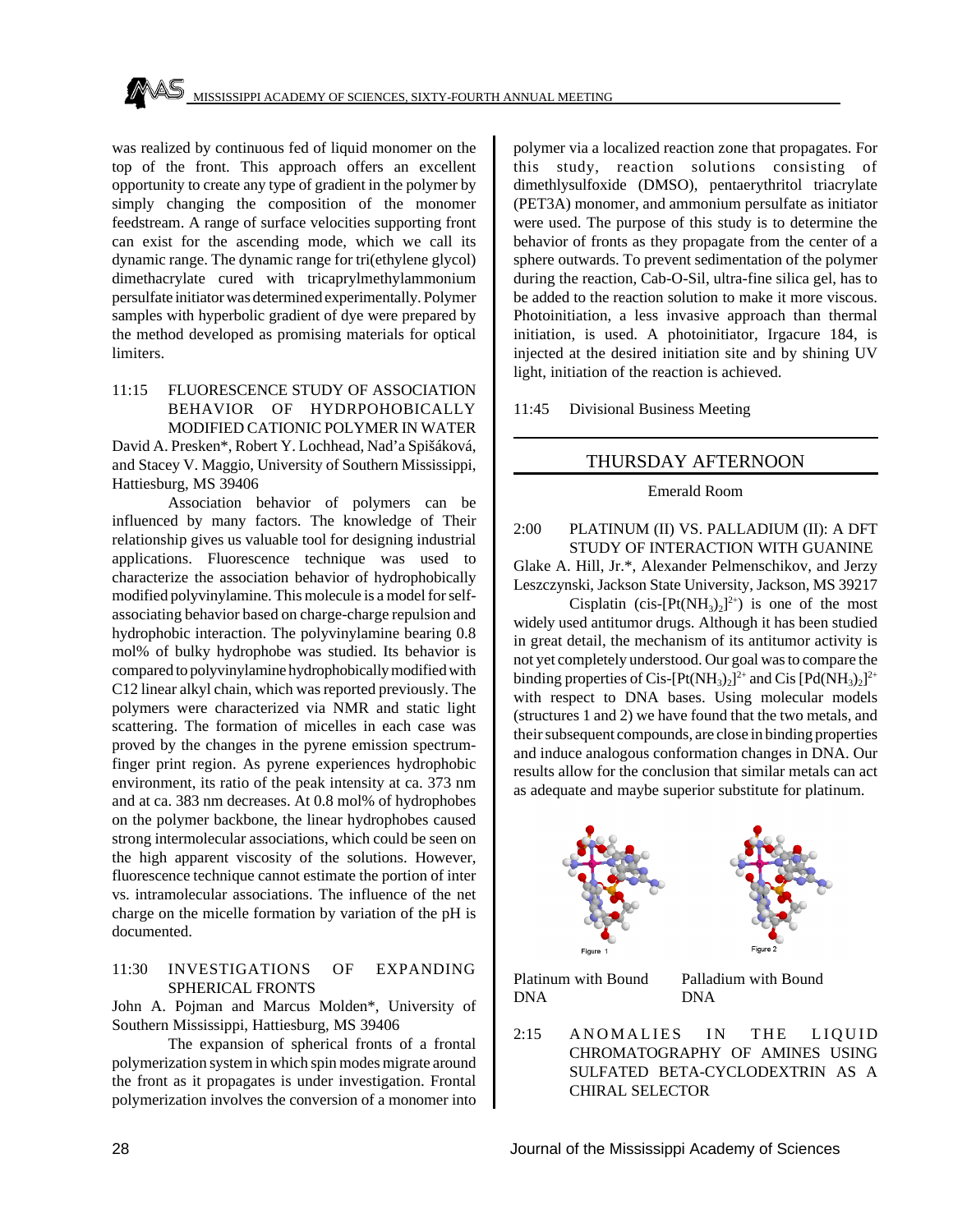was realized by continuous fed of liquid monomer on the top of the front. This approach offers an excellent opportunity to create any type of gradient in the polymer by simply changing the composition of the monomer feedstream. A range of surface velocities supporting front can exist for the ascending mode, which we call its dynamic range. The dynamic range for tri(ethylene glycol) dimethacrylate cured with tricaprylmethylammonium persulfate initiator was determined experimentally. Polymer samples with hyperbolic gradient of dye were prepared by the method developed as promising materials for optical limiters.

11:15 FLUORESCENCE STUDY OF ASSOCIATION BEHAVIOR OF HYDRPOHOBICALLY MODIFIED CATIONIC POLYMER IN WATER

David A. Presken*, Robert Y. Lochhead, Nad'a Spišáková, and Stacey V. Maggio, University of Southern Mississippi, Hattiesburg, MS 39406

Association behavior of polymers can be influenced by many factors. The knowledge of Their relationship gives us valuable tool for designing industrial applications. Fluorescence technique was used to characterize the association behavior of hydrophobically modified polyvinylamine. This molecule is a model for self-associating behavior based on charge-charge repulsion and hydrophobic interaction. The polyvinylamine bearing 0.8 mol% of bulky hydrophobe was studied. Its behavior is compared to polyvinylamine hydrophobically modified with C12 linear alkyl chain, which was reported previously. The polymers were characterized via NMR and static light scattering. The formation of micelles in each case was proved by the changes in the pyrene emission spectrum-finger print region. As pyrene experiences hydrophobic environment, its ratio of the peak intensity at ca. 373 nm and at ca. 383 nm decreases. At 0.8 mol% of hydrophobes on the polymer backbone, the linear hydrophobes caused strong intermolecular associations, which could be seen on the high apparent viscosity of the solutions. However, fluorescence technique cannot estimate the portion of inter vs. intramolecular associations. The influence of the net charge on the micelle formation by variation of the pH is documented.

11:30 INVESTIGATIONS OF EXPANDING SPHERICAL FRONTS

John A. Pojman and Marcus Molden*, University of Southern Mississippi, Hattiesburg, MS 39406

The expansion of spherical fronts of a frontal polymerization system in which spin modes migrate around the front as it propagates is under investigation. Frontal polymerization involves the conversion of a monomer into polymer via a localized reaction zone that propagates. For this study, reaction solutions consisting of dimethlysulfoxide (DMSO), pentaerythritol triacrylate (PET3A) monomer, and ammonium persulfate as initiator were used. The purpose of this study is to determine the behavior of fronts as they propagate from the center of a sphere outwards. To prevent sedimentation of the polymer during the reaction, Cab-O-Sil, ultra-fine silica gel, has to be added to the reaction solution to make it more viscous. Photoinitiation, a less invasive approach than thermal initiation, is used. A photoinitiator, Irgacure 184, is injected at the desired initiation site and by shining UV light, initiation of the reaction is achieved.

11:45 Divisional Business Meeting

## THURSDAY AFTERNOON

Emerald Room

2:00 PLATINUM (II) VS. PALLADIUM (II): A DFT STUDY OF INTERACTION WITH GUANINE

Glake A. Hill, Jr.*, Alexander Pelmenschikov, and Jerzy Leszczynski, Jackson State University, Jackson, MS 39217

Cisplatin (cis-$[Pt(NH_3)_2]^{2+}$) is one of the most widely used antitumor drugs. Although it has been studied in great detail, the mechanism of its antitumor activity is not yet completely understood. Our goal was to compare the binding properties of Cis-$[Pt(NH_3)_2]^{2+}$ and Cis $[Pd(NH_3)_2]^{2+}$ with respect to DNA bases. Using molecular models (structures 1 and 2) we have found that the two metals, and their subsequent compounds, are close in binding properties and induce analogous conformation changes in DNA. Our results allow for the conclusion that similar metals can act as adequate and maybe superior substitute for platinum.

Figure 1 — Platinum with Bound DNA

Figure 2 — Palladium with Bound DNA

2:15 ANOMALIES IN THE LIQUID CHROMATOGRAPHY OF AMINES USING SULFATED BETA-CYCLODEXTRIN AS A CHIRAL SELECTOR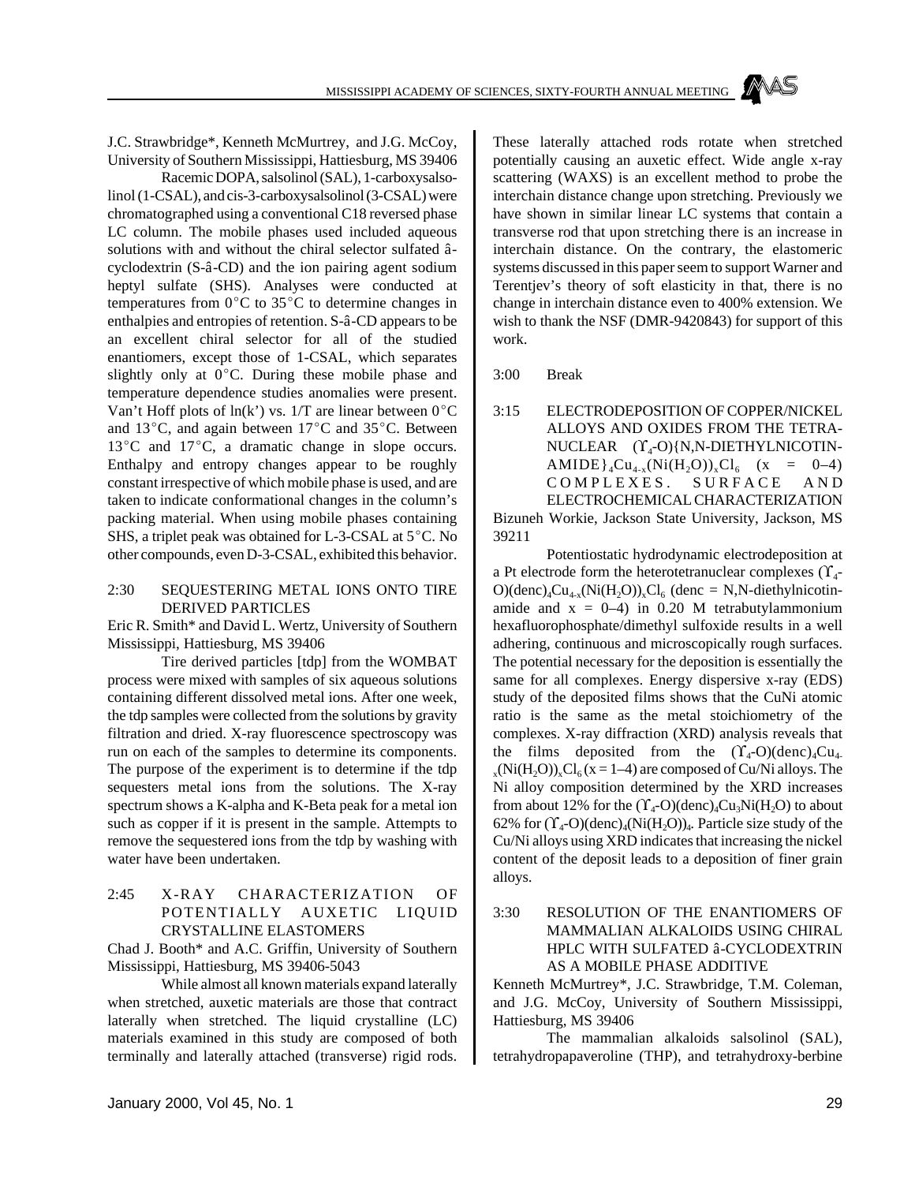J.C. Strawbridge*, Kenneth McMurtrey, and J.G. McCoy, University of Southern Mississippi, Hattiesburg, MS 39406

Racemic DOPA, salsolinol (SAL), 1-carboxysalsolinol (1-CSAL), and cis-3-carboxysalsolinol (3-CSAL) were chromatographed using a conventional C18 reversed phase LC column. The mobile phases used included aqueous solutions with and without the chiral selector sulfated â-cyclodextrin (S-â-CD) and the ion pairing agent sodium heptyl sulfate (SHS). Analyses were conducted at temperatures from 0°C to 35°C to determine changes in enthalpies and entropies of retention. S-â-CD appears to be an excellent chiral selector for all of the studied enantiomers, except those of 1-CSAL, which separates slightly only at 0°C. During these mobile phase and temperature dependence studies anomalies were present. Van't Hoff plots of ln(k') vs. 1/T are linear between 0°C and 13°C, and again between 17°C and 35°C. Between 13°C and 17°C, a dramatic change in slope occurs. Enthalpy and entropy changes appear to be roughly constant irrespective of which mobile phase is used, and are taken to indicate conformational changes in the column's packing material. When using mobile phases containing SHS, a triplet peak was obtained for L-3-CSAL at 5°C. No other compounds, even D-3-CSAL, exhibited this behavior.

2:30 SEQUESTERING METAL IONS ONTO TIRE DERIVED PARTICLES

Eric R. Smith* and David L. Wertz, University of Southern Mississippi, Hattiesburg, MS 39406

Tire derived particles [tdp] from the WOMBAT process were mixed with samples of six aqueous solutions containing different dissolved metal ions. After one week, the tdp samples were collected from the solutions by gravity filtration and dried. X-ray fluorescence spectroscopy was run on each of the samples to determine its components. The purpose of the experiment is to determine if the tdp sequesters metal ions from the solutions. The X-ray spectrum shows a K-alpha and K-Beta peak for a metal ion such as copper if it is present in the sample. Attempts to remove the sequestered ions from the tdp by washing with water have been undertaken.

2:45 X-RAY CHARACTERIZATION OF POTENTIALLY AUXETIC LIQUID CRYSTALLINE ELASTOMERS

Chad J. Booth* and A.C. Griffin, University of Southern Mississippi, Hattiesburg, MS 39406-5043

While almost all known materials expand laterally when stretched, auxetic materials are those that contract laterally when stretched. The liquid crystalline (LC) materials examined in this study are composed of both terminally and laterally attached (transverse) rigid rods. These laterally attached rods rotate when stretched potentially causing an auxetic effect. Wide angle x-ray scattering (WAXS) is an excellent method to probe the interchain distance change upon stretching. Previously we have shown in similar linear LC systems that contain a transverse rod that upon stretching there is an increase in interchain distance. On the contrary, the elastomeric systems discussed in this paper seem to support Warner and Terentjev's theory of soft elasticity in that, there is no change in interchain distance even to 400% extension. We wish to thank the NSF (DMR-9420843) for support of this work.

3:00 Break

3:15 ELECTRODEPOSITION OF COPPER/NICKEL ALLOYS AND OXIDES FROM THE TETRANUCLEAR ($\Upsilon_4$-O){N,N-DIETHYLNICOTINAMIDE}$_4$Cu$_{4-x}$(Ni(H$_2$O))$_x$Cl$_6$ (x = 0–4) COMPLEXES. SURFACE AND ELECTROCHEMICAL CHARACTERIZATION

Bizuneh Workie, Jackson State University, Jackson, MS 39211

Potentiostatic hydrodynamic electrodeposition at a Pt electrode form the heterotetranuclear complexes ($\Upsilon_4$-O)(denc)$_4$Cu$_{4-x}$(Ni(H$_2$O))$_x$Cl$_6$ (denc = N,N-diethylnicotinamide and x = 0–4) in 0.20 M tetrabutylammonium hexafluorophosphate/dimethyl sulfoxide results in a well adhering, continuous and microscopically rough surfaces. The potential necessary for the deposition is essentially the same for all complexes. Energy dispersive x-ray (EDS) study of the deposited films shows that the CuNi atomic ratio is the same as the metal stoichiometry of the complexes. X-ray diffraction (XRD) analysis reveals that the films deposited from the ($\Upsilon_4$-O)(denc)$_4$Cu$_{4-x}$(Ni(H$_2$O))$_x$Cl$_6$ (x = 1–4) are composed of Cu/Ni alloys. The Ni alloy composition determined by the XRD increases from about 12% for the ($\Upsilon_4$-O)(denc)$_4$Cu$_3$Ni(H$_2$O) to about 62% for ($\Upsilon_4$-O)(denc)$_4$(Ni(H$_2$O))$_4$. Particle size study of the Cu/Ni alloys using XRD indicates that increasing the nickel content of the deposit leads to a deposition of finer grain alloys.

3:30 RESOLUTION OF THE ENANTIOMERS OF MAMMALIAN ALKALOIDS USING CHIRAL HPLC WITH SULFATED â-CYCLODEXTRIN AS A MOBILE PHASE ADDITIVE

Kenneth McMurtrey*, J.C. Strawbridge, T.M. Coleman, and J.G. McCoy, University of Southern Mississippi, Hattiesburg, MS 39406

The mammalian alkaloids salsolinol (SAL), tetrahydropapaveroline (THP), and tetrahydroxy-berbine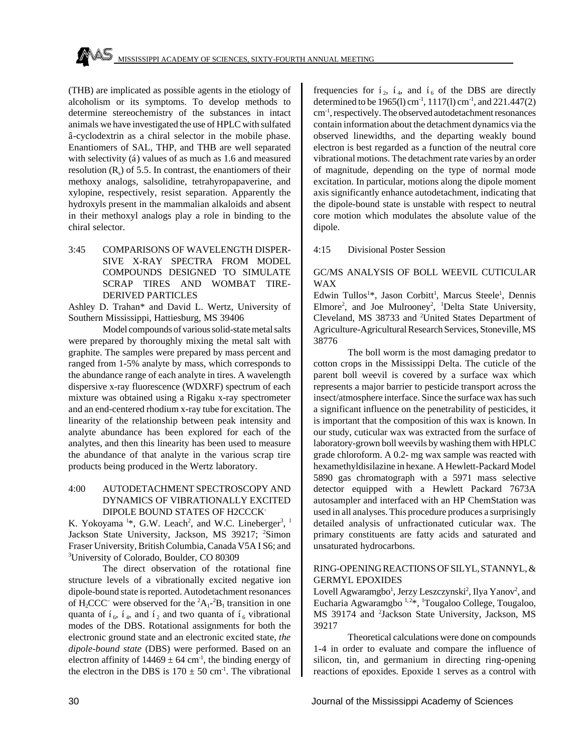(THB) are implicated as possible agents in the etiology of alcoholism or its symptoms. To develop methods to determine stereochemistry of the substances in intact animals we have investigated the use of HPLC with sulfated â-cyclodextrin as a chiral selector in the mobile phase. Enantiomers of SAL, THP, and THB are well separated with selectivity (á) values of as much as 1.6 and measured resolution ($R_s$) of 5.5. In contrast, the enantiomers of their methoxy analogs, salsolidine, tetrahyropapaverine, and xylopine, respectively, resist separation. Apparently the hydroxyls present in the mammalian alkaloids and absent in their methoxyl analogs play a role in binding to the chiral selector.

3:45 COMPARISONS OF WAVELENGTH DISPERSIVE X-RAY SPECTRA FROM MODEL COMPOUNDS DESIGNED TO SIMULATE SCRAP TIRES AND WOMBAT TIRE-DERIVED PARTICLES

Ashley D. Trahan* and David L. Wertz, University of Southern Mississippi, Hattiesburg, MS 39406

Model compounds of various solid-state metal salts were prepared by thoroughly mixing the metal salt with graphite. The samples were prepared by mass percent and ranged from 1-5% analyte by mass, which corresponds to the abundance range of each analyte in tires. A wavelength dispersive x-ray fluorescence (WDXRF) spectrum of each mixture was obtained using a Rigaku x-ray spectrometer and an end-centered rhodium x-ray tube for excitation. The linearity of the relationship between peak intensity and analyte abundance has been explored for each of the analytes, and then this linearity has been used to measure the abundance of that analyte in the various scrap tire products being produced in the Wertz laboratory.

4:00 AUTODETACHMENT SPECTROSCOPY AND DYNAMICS OF VIBRATIONALLY EXCITED DIPOLE BOUND STATES OF H2CCCK$^-$

K. Yokoyama [1]*, G.W. Leach[2], and W.C. Lineberger[3], [1]Jackson State University, Jackson, MS 39217; [2]Simon Fraser University, British Columbia, Canada V5A I S6; and [3]University of Colorado, Boulder, CO 80309

The direct observation of the rotational fine structure levels of a vibrationally excited negative ion dipole-bound state is reported. Autodetachment resonances of $H_2CCC^-$ were observed for the $^2A_1$-$^2B_1$ transition in one quanta of í$_6$, í$_4$, and í$_2$ and two quanta of í$_6$ vibrational modes of the DBS. Rotational assignments for both the electronic ground state and an electronic excited state, *the dipole-bound state* (DBS) were performed. Based on an electron affinity of $14469 \pm 64$ cm$^{-1}$, the binding energy of the electron in the DBS is $170 \pm 50$ cm$^{-1}$. The vibrational frequencies for í$_2$, í$_4$, and í$_6$ of the DBS are directly determined to be 1965(l) cm$^{-1}$, 1117(l) cm$^{-1}$, and 221.447(2) cm$^{-1}$, respectively. The observed autodetachment resonances contain information about the detachment dynamics via the observed linewidths, and the departing weakly bound electron is best regarded as a function of the neutral core vibrational motions. The detachment rate varies by an order of magnitude, depending on the type of normal mode excitation. In particular, motions along the dipole moment axis significantly enhance autodetachment, indicating that the dipole-bound state is unstable with respect to neutral core motion which modulates the absolute value of the dipole.

4:15 Divisional Poster Session

GC/MS ANALYSIS OF BOLL WEEVIL CUTICULAR WAX

Edwin Tullos[1]*, Jason Corbitt[1], Marcus Steele[1], Dennis Elmore[2], and Joe Mulrooney[2], [1]Delta State University, Cleveland, MS 38733 and [2]United States Department of Agriculture-Agricultural Research Services, Stoneville, MS 38776

The boll worm is the most damaging predator to cotton crops in the Mississippi Delta. The cuticle of the parent boll weevil is covered by a surface wax which represents a major barrier to pesticide transport across the insect/atmosphere interface. Since the surface wax has such a significant influence on the penetrability of pesticides, it is important that the composition of this wax is known. In our study, cuticular wax was extracted from the surface of laboratory-grown boll weevils by washing them with HPLC grade chloroform. A 0.2- mg wax sample was reacted with hexamethyldisilazine in hexane. A Hewlett-Packard Model 5890 gas chromatograph with a 5971 mass selective detector equipped with a Hewlett Packard 7673A autosampler and interfaced with an HP ChemStation was used in all analyses. This procedure produces a surprisingly detailed analysis of unfractionated cuticular wax. The primary constituents are fatty acids and saturated and unsaturated hydrocarbons.

RING-OPENING REACTIONS OF SILYL, STANNYL, & GERMYL EPOXIDES

Lovell Agwaramgbo[1], Jerzy Leszczynski[2], Ilya Yanov[2], and Eucharia Agwaramgbo [1,2]*, [1]Tougaloo College, Tougaloo, MS 39174 and [2]Jackson State University, Jackson, MS 39217

Theoretical calculations were done on compounds 1-4 in order to evaluate and compare the influence of silicon, tin, and germanium in directing ring-opening reactions of epoxides. Epoxide 1 serves as a control with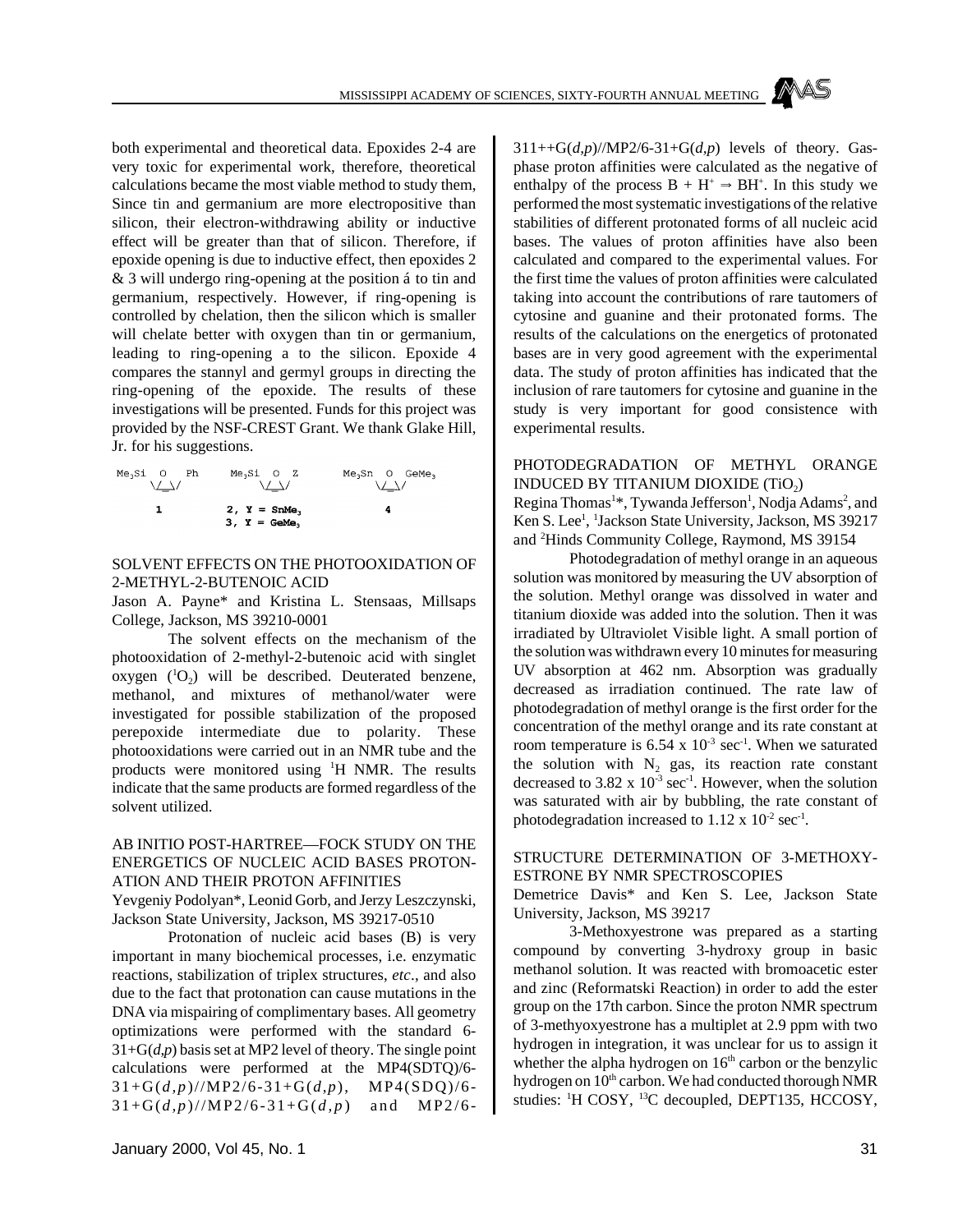both experimental and theoretical data. Epoxides 2-4 are very toxic for experimental work, therefore, theoretical calculations became the most viable method to study them, Since tin and germanium are more electropositive than silicon, their electron-withdrawing ability or inductive effect will be greater than that of silicon. Therefore, if epoxide opening is due to inductive effect, then epoxides 2 & 3 will undergo ring-opening at the position á to tin and germanium, respectively. However, if ring-opening is controlled by chelation, then the silicon which is smaller will chelate better with oxygen than tin or germanium, leading to ring-opening a to the silicon. Epoxide 4 compares the stannyl and germyl groups in directing the ring-opening of the epoxide. The results of these investigations will be presented. Funds for this project was provided by the NSF-CREST Grant. We thank Glake Hill, Jr. for his suggestions.

```
Me3Si  O   Ph      Me3Si  O  Z        Me3Sn  O  GeMe3
   \/_\/              \/_\/               \/_\/

     1            2, Y = SnMe3              4
                  3, Y = GeMe3
```

SOLVENT EFFECTS ON THE PHOTOOXIDATION OF 2-METHYL-2-BUTENOIC ACID

Jason A. Payne* and Kristina L. Stensaas, Millsaps College, Jackson, MS 39210-0001

The solvent effects on the mechanism of the photooxidation of 2-methyl-2-butenoic acid with singlet oxygen ($^1O_2$) will be described. Deuterated benzene, methanol, and mixtures of methanol/water were investigated for possible stabilization of the proposed perepoxide intermediate due to polarity. These photooxidations were carried out in an NMR tube and the products were monitored using $^1$H NMR. The results indicate that the same products are formed regardless of the solvent utilized.

AB INITIO POST-HARTREE—FOCK STUDY ON THE ENERGETICS OF NUCLEIC ACID BASES PROTONATION AND THEIR PROTON AFFINITIES

Yevgeniy Podolyan*, Leonid Gorb, and Jerzy Leszczynski, Jackson State University, Jackson, MS 39217-0510

Protonation of nucleic acid bases (B) is very important in many biochemical processes, i.e. enzymatic reactions, stabilization of triplex structures, *etc*., and also due to the fact that protonation can cause mutations in the DNA via mispairing of complimentary bases. All geometry optimizations were performed with the standard 6-31+G(*d,p*) basis set at MP2 level of theory. The single point calculations were performed at the MP4(SDTQ)/6-31+G(*d,p*)//MP2/6-31+G(*d,p*), MP4(SDQ)/6-31+G(*d,p*)//MP2/6-31+G(*d,p*) and MP2/6-311++G(*d,p*)//MP2/6-31+G(*d,p*) levels of theory. Gas-phase proton affinities were calculated as the negative of enthalpy of the process $B + H^+ \Rightarrow BH^+$. In this study we performed the most systematic investigations of the relative stabilities of different protonated forms of all nucleic acid bases. The values of proton affinities have also been calculated and compared to the experimental values. For the first time the values of proton affinities were calculated taking into account the contributions of rare tautomers of cytosine and guanine and their protonated forms. The results of the calculations on the energetics of protonated bases are in very good agreement with the experimental data. The study of proton affinities has indicated that the inclusion of rare tautomers for cytosine and guanine in the study is very important for good consistence with experimental results.

PHOTODEGRADATION OF METHYL ORANGE INDUCED BY TITANIUM DIOXIDE ($TiO_2$)

Regina Thomas[1]*, Tywanda Jefferson[1], Nodja Adams[2], and Ken S. Lee[1], [1]Jackson State University, Jackson, MS 39217 and [2]Hinds Community College, Raymond, MS 39154

Photodegradation of methyl orange in an aqueous solution was monitored by measuring the UV absorption of the solution. Methyl orange was dissolved in water and titanium dioxide was added into the solution. Then it was irradiated by Ultraviolet Visible light. A small portion of the solution was withdrawn every 10 minutes for measuring UV absorption at 462 nm. Absorption was gradually decreased as irradiation continued. The rate law of photodegradation of methyl orange is the first order for the concentration of the methyl orange and its rate constant at room temperature is $6.54 \times 10^{-3}$ sec$^{-1}$. When we saturated the solution with $N_2$ gas, its reaction rate constant decreased to $3.82 \times 10^{-3}$ sec$^{-1}$. However, when the solution was saturated with air by bubbling, the rate constant of photodegradation increased to $1.12 \times 10^{-2}$ sec$^{-1}$.

STRUCTURE DETERMINATION OF 3-METHOXY-ESTRONE BY NMR SPECTROSCOPIES

Demetrice Davis* and Ken S. Lee, Jackson State University, Jackson, MS 39217

3-Methoxyestrone was prepared as a starting compound by converting 3-hydroxy group in basic methanol solution. It was reacted with bromoacetic ester and zinc (Reformatski Reaction) in order to add the ester group on the 17th carbon. Since the proton NMR spectrum of 3-methyoxyestrone has a multiplet at 2.9 ppm with two hydrogen in integration, it was unclear for us to assign it whether the alpha hydrogen on 16$^{th}$ carbon or the benzylic hydrogen on 10$^{th}$ carbon. We had conducted thorough NMR studies: $^1$H COSY, $^{13}$C decoupled, DEPT135, HCCOSY,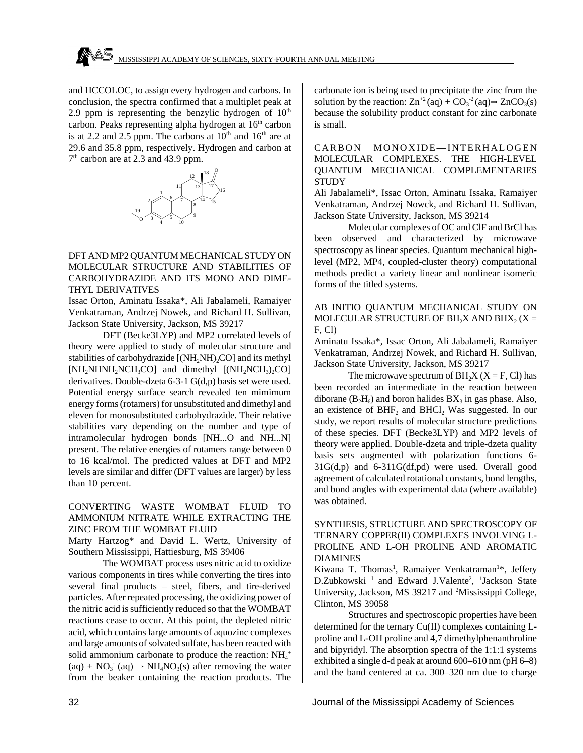and HCCOLOC, to assign every hydrogen and carbons. In conclusion, the spectra confirmed that a multiplet peak at 2.9 ppm is representing the benzylic hydrogen of $10^{th}$ carbon. Peaks representing alpha hydrogen at $16^{th}$ carbon is at 2.2 and 2.5 ppm. The carbons at $10^{th}$ and $16^{th}$ are at 29.6 and 35.8 ppm, respectively. Hydrogen and carbon at $7^{th}$ carbon are at 2.3 and 43.9 ppm.

DFT AND MP2 QUANTUM MECHANICAL STUDY ON MOLECULAR STRUCTURE AND STABILITIES OF CARBOHYDRAZIDE AND ITS MONO AND DIMETHYL DERIVATIVES

Issac Orton, Aminatu Issaka*, Ali Jabalameli, Ramaiyer Venkatraman, Andrzej Nowek, and Richard H. Sullivan, Jackson State University, Jackson, MS 39217

DFT (Becke3LYP) and MP2 correlated levels of theory were applied to study of molecular structure and stabilities of carbohydrazide $[(NH_2NH)_2CO]$ and its methyl $[NH_2NHNH_2NCH_3CO]$ and dimethyl $[(NH_2NCH_3)_2CO]$ derivatives. Double-dzeta 6-3-1 G(d,p) basis set were used. Potential energy surface search revealed ten mimimum energy forms (rotamers) for unsubstituted and dimethyl and eleven for monosubstituted carbohydrazide. Their relative stabilities vary depending on the number and type of intramolecular hydrogen bonds [NH...O and NH...N] present. The relative energies of rotamers range between 0 to 16 kcal/mol. The predicted values at DFT and MP2 levels are similar and differ (DFT values are larger) by less than 10 percent.

CONVERTING WASTE WOMBAT FLUID TO AMMONIUM NITRATE WHILE EXTRACTING THE ZINC FROM THE WOMBAT FLUID

Marty Hartzog* and David L. Wertz, University of Southern Mississippi, Hattiesburg, MS 39406

The WOMBAT process uses nitric acid to oxidize various components in tires while converting the tires into several final products – steel, fibers, and tire-derived particles. After repeated processing, the oxidizing power of the nitric acid is sufficiently reduced so that the WOMBAT reactions cease to occur. At this point, the depleted nitric acid, which contains large amounts of aquozinc complexes and large amounts of solvated sulfate, has been reacted with solid ammonium carbonate to produce the reaction: $NH_4^+(aq) + NO_3^-(aq) \Rightarrow NH_4NO_3(s)$ after removing the water from the beaker containing the reaction products. The carbonate ion is being used to precipitate the zinc from the solution by the reaction: $Zn^{+2}(aq) + CO_3^{-2}(aq) \Rightarrow ZnCO_3(s)$ because the solubility product constant for zinc carbonate is small.

CARBON MONOXIDE—INTERHALOGEN MOLECULAR COMPLEXES. THE HIGH-LEVEL QUANTUM MECHANICAL COMPLEMENTARIES STUDY

Ali Jabalameli*, Issac Orton, Aminatu Issaka, Ramaiyer Venkatraman, Andrzej Nowck, and Richard H. Sullivan, Jackson State University, Jackson, MS 39214

Molecular complexes of OC and ClF and BrCl has been observed and characterized by microwave spectroscopy as linear species. Quantum mechanical high-level (MP2, MP4, coupled-cluster theory) computational methods predict a variety linear and nonlinear isomeric forms of the titled systems.

AB INITIO QUANTUM MECHANICAL STUDY ON MOLECULAR STRUCTURE OF $BH_2X$ AND $BHX_2$ (X = F, Cl)

Aminatu Issaka*, Issac Orton, Ali Jabalameli, Ramaiyer Venkatraman, Andrzej Nowek, and Richard H. Sullivan, Jackson State University, Jackson, MS 39217

The microwave spectrum of $BH_2X$ (X = F, Cl) has been recorded an intermediate in the reaction between diborane ($B_2H_6$) and boron halides $BX_3$ in gas phase. Also, an existence of $BHF_2$ and $BHCl_2$ Was suggested. In our study, we report results of molecular structure predictions of these species. DFT (Becke3LYP) and MP2 levels of theory were applied. Double-dzeta and triple-dzeta quality basis sets augmented with polarization functions 6-31G(d,p) and 6-311G(df,pd) were used. Overall good agreement of calculated rotational constants, bond lengths, and bond angles with experimental data (where available) was obtained.

SYNTHESIS, STRUCTURE AND SPECTROSCOPY OF TERNARY COPPER(II) COMPLEXES INVOLVING L-PROLINE AND L-OH PROLINE AND AROMATIC DIAMINES

Kiwana T. Thomas[1], Ramaiyer Venkatraman[1]*, Jeffery D.Zubkowski [1] and Edward J.Valente[2], [1]Jackson State University, Jackson, MS 39217 and [2]Mississippi College, Clinton, MS 39058

Structures and spectroscopic properties have been determined for the ternary Cu(II) complexes containing L-proline and L-OH proline and 4,7 dimethylphenanthroline and bipyridyl. The absorption spectra of the 1:1:1 systems exhibited a single d-d peak at around 600–610 nm (pH 6–8) and the band centered at ca. 300–320 nm due to charge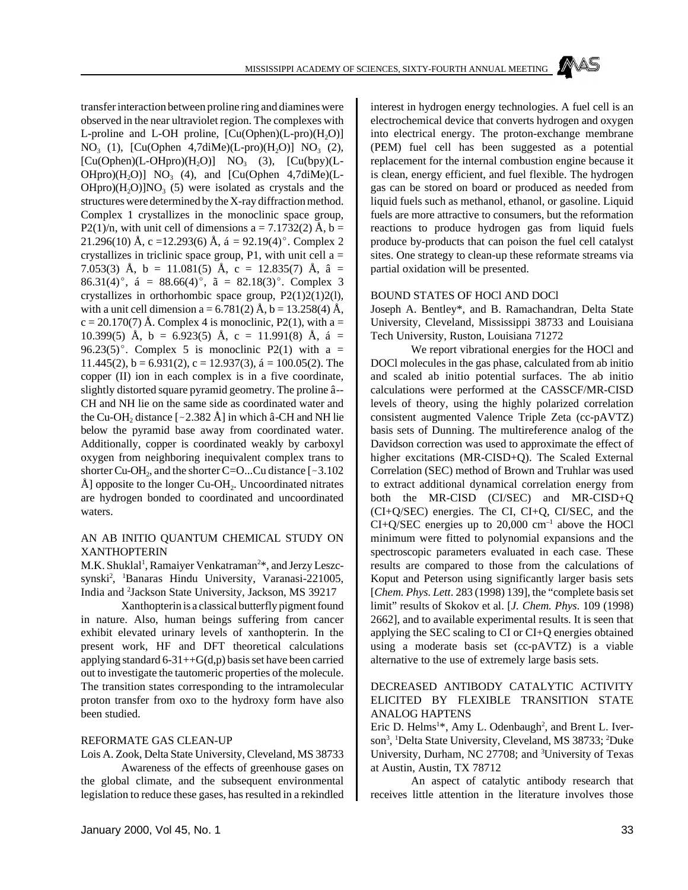transfer interaction between proline ring and diamines were observed in the near ultraviolet region. The complexes with L-proline and L-OH proline, $[Cu(Ophen)(L\text{-}pro)(H_2O)]$ $NO_3$ (1), $[Cu(Ophen\ 4,7diMe)(L\text{-}pro)(H_2O)]$ $NO_3$ (2), $[Cu(Ophen)(L\text{-}OHpro)(H_2O)]$ $NO_3$ (3), $[Cu(bpy)(L\text{-}OHpro)(H_2O)]$ $NO_3$ (4), and $[Cu(Ophen\ 4,7diMe)(L\text{-}OHpro)(H_2O)]NO_3$ (5) were isolated as crystals and the structures were determined by the X-ray diffraction method. Complex 1 crystallizes in the monoclinic space group, P2(1)/n, with unit cell of dimensions a = 7.1732(2) Å, b = 21.296(10) Å, c =12.293(6) Å, á = 92.19(4)°. Complex 2 crystallizes in triclinic space group, P1, with unit cell a = 7.053(3) Å, b = 11.081(5) Å, c = 12.835(7) Å, â = 86.31(4)°, á = 88.66(4)°, ã = 82.18(3)°. Complex 3 crystallizes in orthorhombic space group, P2(1)2(1)2(l), with a unit cell dimension a = 6.781(2) Å, b = 13.258(4) Å, c = 20.170(7) Å. Complex 4 is monoclinic, P2(1), with a = 10.399(5) Å, b = 6.923(5) Å, c = 11.991(8) Å, á = 96.23(5)°. Complex 5 is monoclinic P2(1) with a = 11.445(2), b = 6.931(2), c = 12.937(3), á = 100.05(2). The copper (II) ion in each complex is in a five coordinate, slightly distorted square pyramid geometry. The proline â--CH and NH lie on the same side as coordinated water and the $Cu\text{-}OH_2$ distance [~2.382 Å] in which â-CH and NH lie below the pyramid base away from coordinated water. Additionally, copper is coordinated weakly by carboxyl oxygen from neighboring inequivalent complex trans to shorter $Cu\text{-}OH_2$, and the shorter C=O...Cu distance [~3.102 Å] opposite to the longer $Cu\text{-}OH_2$. Uncoordinated nitrates are hydrogen bonded to coordinated and uncoordinated waters.

## AN AB INITIO QUANTUM CHEMICAL STUDY ON XANTHOPTERIN

M.K. Shukla[1], Ramaiyer Venkatraman[2]*, and Jerzy Leszczynski[2], [1]Banaras Hindu University, Varanasi-221005, India and [2]Jackson State University, Jackson, MS 39217

Xanthopterin is a classical butterfly pigment found in nature. Also, human beings suffering from cancer exhibit elevated urinary levels of xanthopterin. In the present work, HF and DFT theoretical calculations applying standard 6-31++G(d,p) basis set have been carried out to investigate the tautomeric properties of the molecule. The transition states corresponding to the intramolecular proton transfer from oxo to the hydroxy form have also been studied.

## REFORMATE GAS CLEAN-UP

Lois A. Zook, Delta State University, Cleveland, MS 38733

Awareness of the effects of greenhouse gases on the global climate, and the subsequent environmental legislation to reduce these gases, has resulted in a rekindled interest in hydrogen energy technologies. A fuel cell is an electrochemical device that converts hydrogen and oxygen into electrical energy. The proton-exchange membrane (PEM) fuel cell has been suggested as a potential replacement for the internal combustion engine because it is clean, energy efficient, and fuel flexible. The hydrogen gas can be stored on board or produced as needed from liquid fuels such as methanol, ethanol, or gasoline. Liquid fuels are more attractive to consumers, but the reformation reactions to produce hydrogen gas from liquid fuels produce by-products that can poison the fuel cell catalyst sites. One strategy to clean-up these reformate streams via partial oxidation will be presented.

## BOUND STATES OF HOCl AND DOCl

Joseph A. Bentley*, and B. Ramachandran, Delta State University, Cleveland, Mississippi 38733 and Louisiana Tech University, Ruston, Louisiana 71272

We report vibrational energies for the HOCl and DOCl molecules in the gas phase, calculated from ab initio and scaled ab initio potential surfaces. The ab initio calculations were performed at the CASSCF/MR-CISD levels of theory, using the highly polarized correlation consistent augmented Valence Triple Zeta (cc-pAVTZ) basis sets of Dunning. The multireference analog of the Davidson correction was used to approximate the effect of higher excitations (MR-CISD+Q). The Scaled External Correlation (SEC) method of Brown and Truhlar was used to extract additional dynamical correlation energy from both the MR-CISD (CI/SEC) and MR-CISD+Q (CI+Q/SEC) energies. The CI, CI+Q, CI/SEC, and the CI+Q/SEC energies up to 20,000 $cm^{-1}$ above the HOCl minimum were fitted to polynomial expansions and the spectroscopic parameters evaluated in each case. These results are compared to those from the calculations of Koput and Peterson using significantly larger basis sets [*Chem. Phys. Lett*. 283 (1998) 139], the "complete basis set limit" results of Skokov et al. [*J. Chem. Phys*. 109 (1998) 2662], and to available experimental results. It is seen that applying the SEC scaling to CI or CI+Q energies obtained using a moderate basis set (cc-pAVTZ) is a viable alternative to the use of extremely large basis sets.

## DECREASED ANTIBODY CATALYTIC ACTIVITY ELICITED BY FLEXIBLE TRANSITION STATE ANALOG HAPTENS

Eric D. Helms[1]*, Amy L. Odenbaugh[2], and Brent L. Iverson[3], [1]Delta State University, Cleveland, MS 38733; [2]Duke University, Durham, NC 27708; and [3]University of Texas at Austin, Austin, TX 78712

An aspect of catalytic antibody research that receives little attention in the literature involves those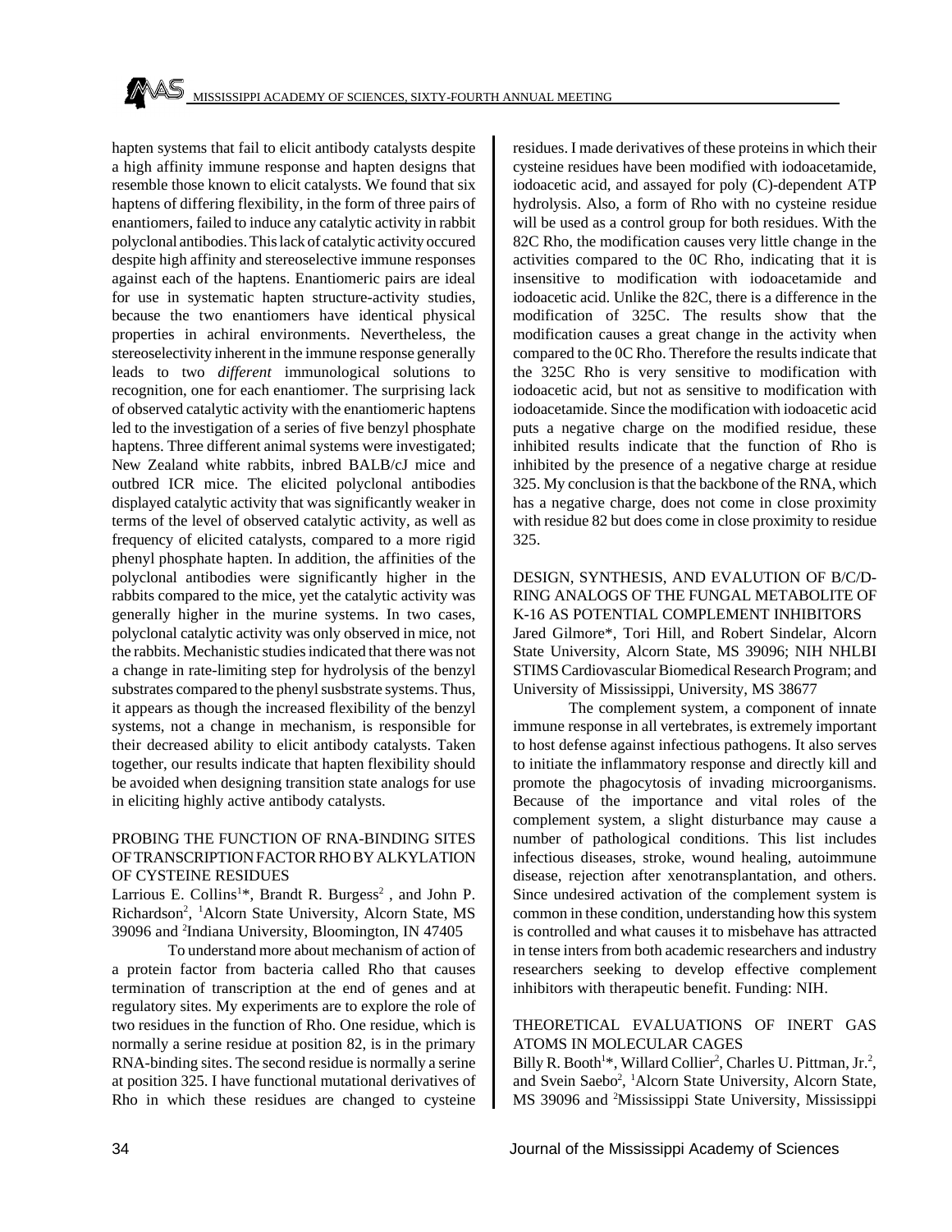hapten systems that fail to elicit antibody catalysts despite a high affinity immune response and hapten designs that resemble those known to elicit catalysts. We found that six haptens of differing flexibility, in the form of three pairs of enantiomers, failed to induce any catalytic activity in rabbit polyclonal antibodies. This lack of catalytic activity occured despite high affinity and stereoselective immune responses against each of the haptens. Enantiomeric pairs are ideal for use in systematic hapten structure-activity studies, because the two enantiomers have identical physical properties in achiral environments. Nevertheless, the stereoselectivity inherent in the immune response generally leads to two *different* immunological solutions to recognition, one for each enantiomer. The surprising lack of observed catalytic activity with the enantiomeric haptens led to the investigation of a series of five benzyl phosphate haptens. Three different animal systems were investigated; New Zealand white rabbits, inbred BALB/cJ mice and outbred ICR mice. The elicited polyclonal antibodies displayed catalytic activity that was significantly weaker in terms of the level of observed catalytic activity, as well as frequency of elicited catalysts, compared to a more rigid phenyl phosphate hapten. In addition, the affinities of the polyclonal antibodies were significantly higher in the rabbits compared to the mice, yet the catalytic activity was generally higher in the murine systems. In two cases, polyclonal catalytic activity was only observed in mice, not the rabbits. Mechanistic studies indicated that there was not a change in rate-limiting step for hydrolysis of the benzyl substrates compared to the phenyl susbstrate systems. Thus, it appears as though the increased flexibility of the benzyl systems, not a change in mechanism, is responsible for their decreased ability to elicit antibody catalysts. Taken together, our results indicate that hapten flexibility should be avoided when designing transition state analogs for use in eliciting highly active antibody catalysts.

PROBING THE FUNCTION OF RNA-BINDING SITES OF TRANSCRIPTION FACTOR RHO BY ALKYLATION OF CYSTEINE RESIDUES

Larrious E. Collins[1]*, Brandt R. Burgess[2] , and John P. Richardson[2], [1]Alcorn State University, Alcorn State, MS 39096 and [2]Indiana University, Bloomington, IN 47405

To understand more about mechanism of action of a protein factor from bacteria called Rho that causes termination of transcription at the end of genes and at regulatory sites. My experiments are to explore the role of two residues in the function of Rho. One residue, which is normally a serine residue at position 82, is in the primary RNA-binding sites. The second residue is normally a serine at position 325. I have functional mutational derivatives of Rho in which these residues are changed to cysteine residues. I made derivatives of these proteins in which their cysteine residues have been modified with iodoacetamide, iodoacetic acid, and assayed for poly (C)-dependent ATP hydrolysis. Also, a form of Rho with no cysteine residue will be used as a control group for both residues. With the 82C Rho, the modification causes very little change in the activities compared to the 0C Rho, indicating that it is insensitive to modification with iodoacetamide and iodoacetic acid. Unlike the 82C, there is a difference in the modification of 325C. The results show that the modification causes a great change in the activity when compared to the 0C Rho. Therefore the results indicate that the 325C Rho is very sensitive to modification with iodoacetic acid, but not as sensitive to modification with iodoacetamide. Since the modification with iodoacetic acid puts a negative charge on the modified residue, these inhibited results indicate that the function of Rho is inhibited by the presence of a negative charge at residue 325. My conclusion is that the backbone of the RNA, which has a negative charge, does not come in close proximity with residue 82 but does come in close proximity to residue 325.

DESIGN, SYNTHESIS, AND EVALUTION OF B/C/D-RING ANALOGS OF THE FUNGAL METABOLITE OF K-16 AS POTENTIAL COMPLEMENT INHIBITORS

Jared Gilmore*, Tori Hill, and Robert Sindelar, Alcorn State University, Alcorn State, MS 39096; NIH NHLBI STIMS Cardiovascular Biomedical Research Program; and University of Mississippi, University, MS 38677

The complement system, a component of innate immune response in all vertebrates, is extremely important to host defense against infectious pathogens. It also serves to initiate the inflammatory response and directly kill and promote the phagocytosis of invading microorganisms. Because of the importance and vital roles of the complement system, a slight disturbance may cause a number of pathological conditions. This list includes infectious diseases, stroke, wound healing, autoimmune disease, rejection after xenotransplantation, and others. Since undesired activation of the complement system is common in these condition, understanding how this system is controlled and what causes it to misbehave has attracted in tense inters from both academic researchers and industry researchers seeking to develop effective complement inhibitors with therapeutic benefit. Funding: NIH.

THEORETICAL EVALUATIONS OF INERT GAS ATOMS IN MOLECULAR CAGES

Billy R. Booth[1]*, Willard Collier[2], Charles U. Pittman, Jr.[2], and Svein Saebo[2], [1]Alcorn State University, Alcorn State, MS 39096 and [2]Mississippi State University, Mississippi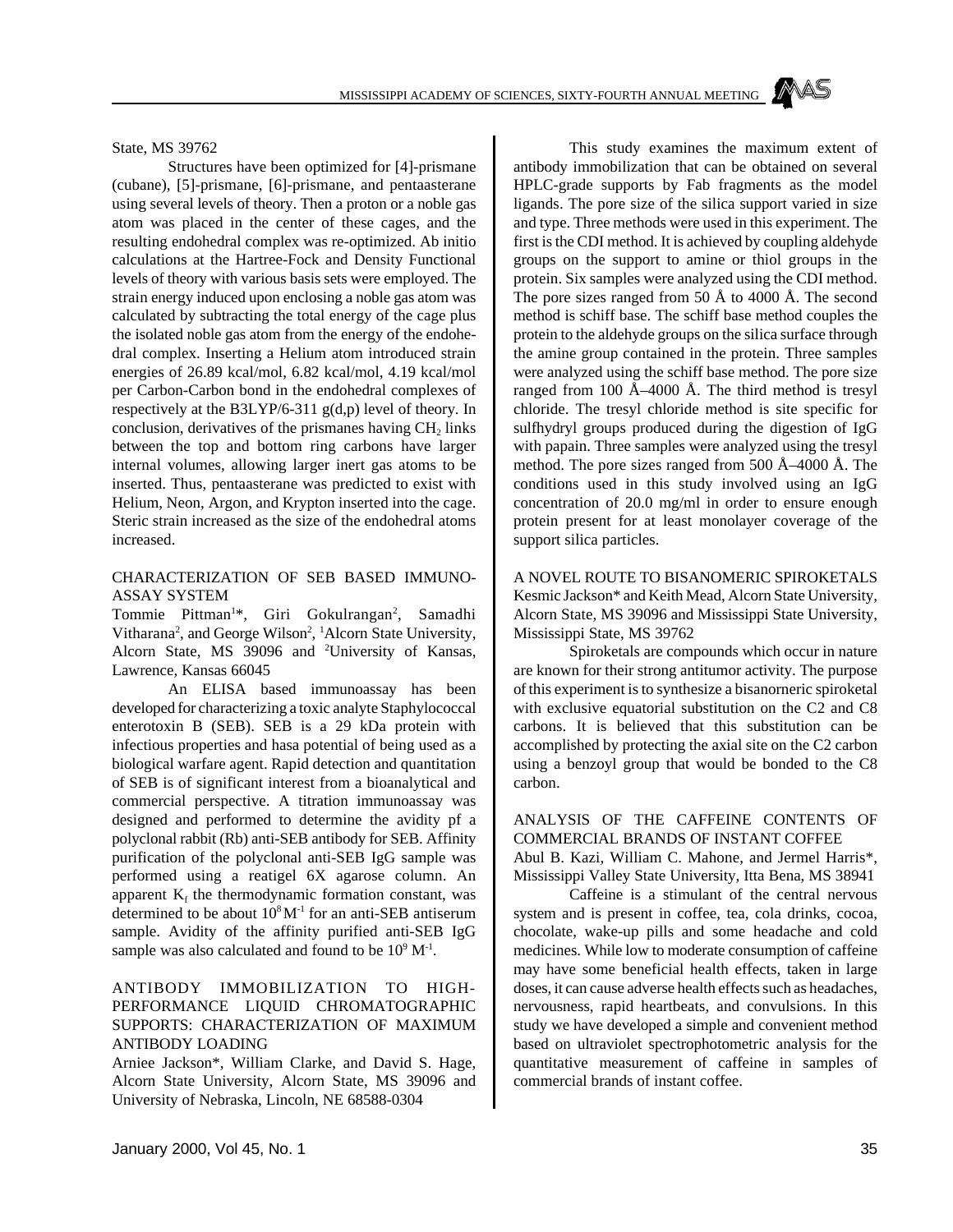State, MS 39762

Structures have been optimized for [4]-prismane (cubane), [5]-prismane, [6]-prismane, and pentaasterane using several levels of theory. Then a proton or a noble gas atom was placed in the center of these cages, and the resulting endohedral complex was re-optimized. Ab initio calculations at the Hartree-Fock and Density Functional levels of theory with various basis sets were employed. The strain energy induced upon enclosing a noble gas atom was calculated by subtracting the total energy of the cage plus the isolated noble gas atom from the energy of the endohedral complex. Inserting a Helium atom introduced strain energies of 26.89 kcal/mol, 6.82 kcal/mol, 4.19 kcal/mol per Carbon-Carbon bond in the endohedral complexes of respectively at the B3LYP/6-311 g(d,p) level of theory. In conclusion, derivatives of the prismanes having $CH_2$ links between the top and bottom ring carbons have larger internal volumes, allowing larger inert gas atoms to be inserted. Thus, pentaasterane was predicted to exist with Helium, Neon, Argon, and Krypton inserted into the cage. Steric strain increased as the size of the endohedral atoms increased.

## CHARACTERIZATION OF SEB BASED IMMUNO-ASSAY SYSTEM

Tommie Pittman[1]*, Giri Gokulrangan[2], Samadhi Vitharana[2], and George Wilson[2], [1]Alcorn State University, Alcorn State, MS 39096 and [2]University of Kansas, Lawrence, Kansas 66045

An ELISA based immunoassay has been developed for characterizing a toxic analyte Staphylococcal enterotoxin B (SEB). SEB is a 29 kDa protein with infectious properties and hasa potential of being used as a biological warfare agent. Rapid detection and quantitation of SEB is of significant interest from a bioanalytical and commercial perspective. A titration immunoassay was designed and performed to determine the avidity pf a polyclonal rabbit (Rb) anti-SEB antibody for SEB. Affinity purification of the polyclonal anti-SEB IgG sample was performed using a reatigel 6X agarose column. An apparent $K_f$ the thermodynamic formation constant, was determined to be about $10^8 M^{-1}$ for an anti-SEB antiserum sample. Avidity of the affinity purified anti-SEB IgG sample was also calculated and found to be $10^9 M^{-1}$.

## ANTIBODY IMMOBILIZATION TO HIGH-PERFORMANCE LIQUID CHROMATOGRAPHIC SUPPORTS: CHARACTERIZATION OF MAXIMUM ANTIBODY LOADING

Arniee Jackson*, William Clarke, and David S. Hage, Alcorn State University, Alcorn State, MS 39096 and University of Nebraska, Lincoln, NE 68588-0304

This study examines the maximum extent of antibody immobilization that can be obtained on several HPLC-grade supports by Fab fragments as the model ligands. The pore size of the silica support varied in size and type. Three methods were used in this experiment. The first is the CDI method. It is achieved by coupling aldehyde groups on the support to amine or thiol groups in the protein. Six samples were analyzed using the CDI method. The pore sizes ranged from 50 Å to 4000 Å. The second method is schiff base. The schiff base method couples the protein to the aldehyde groups on the silica surface through the amine group contained in the protein. Three samples were analyzed using the schiff base method. The pore size ranged from 100 Å–4000 Å. The third method is tresyl chloride. The tresyl chloride method is site specific for sulfhydryl groups produced during the digestion of IgG with papain. Three samples were analyzed using the tresyl method. The pore sizes ranged from 500 Å–4000 Å. The conditions used in this study involved using an IgG concentration of 20.0 mg/ml in order to ensure enough protein present for at least monolayer coverage of the support silica particles.

## A NOVEL ROUTE TO BISANOMERIC SPIROKETALS

Kesmic Jackson* and Keith Mead, Alcorn State University, Alcorn State, MS 39096 and Mississippi State University, Mississippi State, MS 39762

Spiroketals are compounds which occur in nature are known for their strong antitumor activity. The purpose of this experiment is to synthesize a bisanorneric spiroketal with exclusive equatorial substitution on the C2 and C8 carbons. It is believed that this substitution can be accomplished by protecting the axial site on the C2 carbon using a benzoyl group that would be bonded to the C8 carbon.

## ANALYSIS OF THE CAFFEINE CONTENTS OF COMMERCIAL BRANDS OF INSTANT COFFEE

Abul B. Kazi, William C. Mahone, and Jermel Harris*, Mississippi Valley State University, Itta Bena, MS 38941

Caffeine is a stimulant of the central nervous system and is present in coffee, tea, cola drinks, cocoa, chocolate, wake-up pills and some headache and cold medicines. While low to moderate consumption of caffeine may have some beneficial health effects, taken in large doses, it can cause adverse health effects such as headaches, nervousness, rapid heartbeats, and convulsions. In this study we have developed a simple and convenient method based on ultraviolet spectrophotometric analysis for the quantitative measurement of caffeine in samples of commercial brands of instant coffee.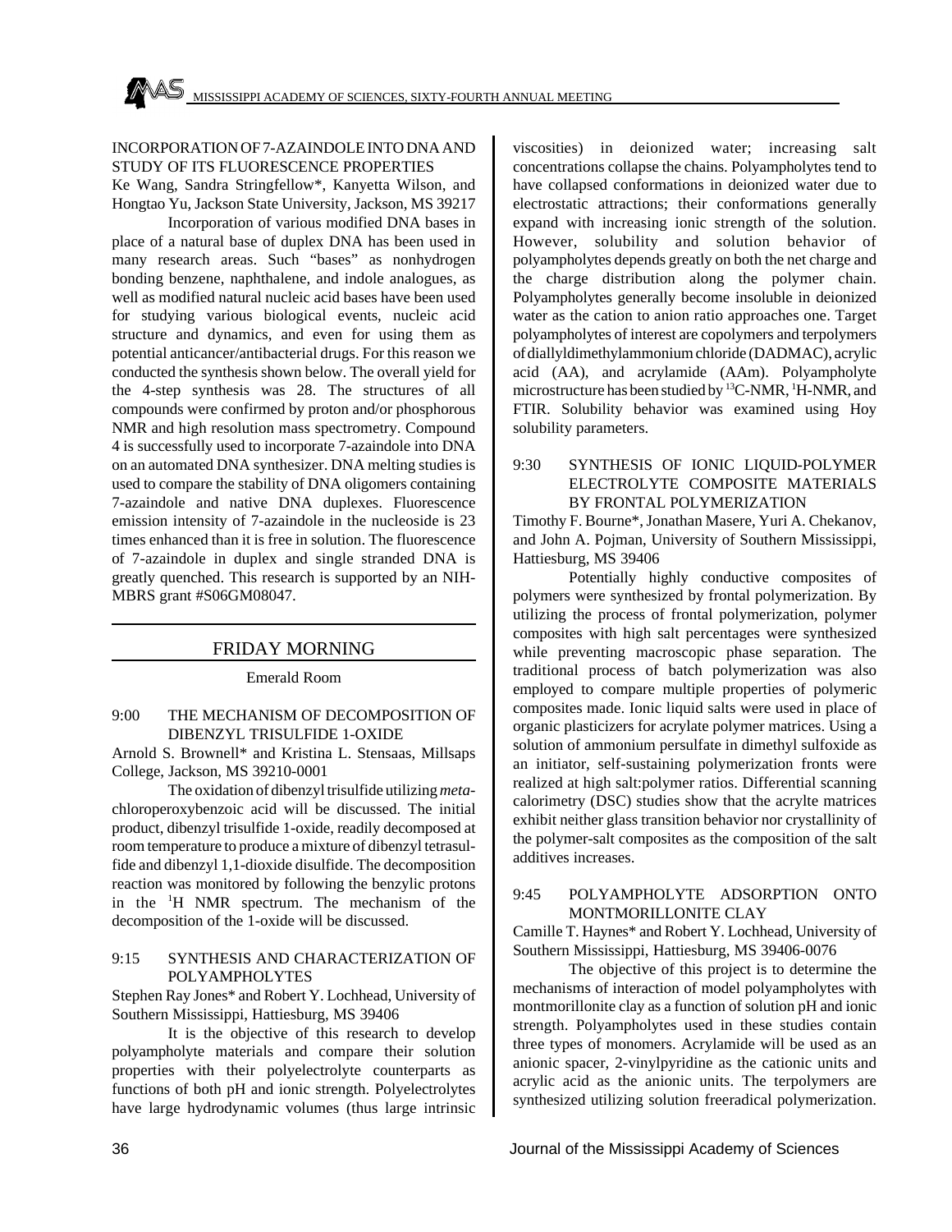INCORPORATION OF 7-AZAINDOLE INTO DNA AND STUDY OF ITS FLUORESCENCE PROPERTIES

Ke Wang, Sandra Stringfellow*, Kanyetta Wilson, and Hongtao Yu, Jackson State University, Jackson, MS 39217

Incorporation of various modified DNA bases in place of a natural base of duplex DNA has been used in many research areas. Such "bases" as nonhydrogen bonding benzene, naphthalene, and indole analogues, as well as modified natural nucleic acid bases have been used for studying various biological events, nucleic acid structure and dynamics, and even for using them as potential anticancer/antibacterial drugs. For this reason we conducted the synthesis shown below. The overall yield for the 4-step synthesis was 28. The structures of all compounds were confirmed by proton and/or phosphorous NMR and high resolution mass spectrometry. Compound 4 is successfully used to incorporate 7-azaindole into DNA on an automated DNA synthesizer. DNA melting studies is used to compare the stability of DNA oligomers containing 7-azaindole and native DNA duplexes. Fluorescence emission intensity of 7-azaindole in the nucleoside is 23 times enhanced than it is free in solution. The fluorescence of 7-azaindole in duplex and single stranded DNA is greatly quenched. This research is supported by an NIH-MBRS grant #S06GM08047.

## FRIDAY MORNING

Emerald Room

### 9:00 THE MECHANISM OF DECOMPOSITION OF DIBENZYL TRISULFIDE 1-OXIDE

Arnold S. Brownell* and Kristina L. Stensaas, Millsaps College, Jackson, MS 39210-0001

The oxidation of dibenzyl trisulfide utilizing *meta*-chloroperoxybenzoic acid will be discussed. The initial product, dibenzyl trisulfide 1-oxide, readily decomposed at room temperature to produce a mixture of dibenzyl tetrasulfide and dibenzyl 1,1-dioxide disulfide. The decomposition reaction was monitored by following the benzylic protons in the $^{1}$H NMR spectrum. The mechanism of the decomposition of the 1-oxide will be discussed.

### 9:15 SYNTHESIS AND CHARACTERIZATION OF POLYAMPHOLYTES

Stephen Ray Jones* and Robert Y. Lochhead, University of Southern Mississippi, Hattiesburg, MS 39406

It is the objective of this research to develop polyampholyte materials and compare their solution properties with their polyelectrolyte counterparts as functions of both pH and ionic strength. Polyelectrolytes have large hydrodynamic volumes (thus large intrinsic viscosities) in deionized water; increasing salt concentrations collapse the chains. Polyampholytes tend to have collapsed conformations in deionized water due to electrostatic attractions; their conformations generally expand with increasing ionic strength of the solution. However, solubility and solution behavior of polyampholytes depends greatly on both the net charge and the charge distribution along the polymer chain. Polyampholytes generally become insoluble in deionized water as the cation to anion ratio approaches one. Target polyampholytes of interest are copolymers and terpolymers of diallyldimethylammonium chloride (DADMAC), acrylic acid (AA), and acrylamide (AAm). Polyampholyte microstructure has been studied by $^{13}$C-NMR, $^{1}$H-NMR, and FTIR. Solubility behavior was examined using Hoy solubility parameters.

### 9:30 SYNTHESIS OF IONIC LIQUID-POLYMER ELECTROLYTE COMPOSITE MATERIALS BY FRONTAL POLYMERIZATION

Timothy F. Bourne*, Jonathan Masere, Yuri A. Chekanov, and John A. Pojman, University of Southern Mississippi, Hattiesburg, MS 39406

Potentially highly conductive composites of polymers were synthesized by frontal polymerization. By utilizing the process of frontal polymerization, polymer composites with high salt percentages were synthesized while preventing macroscopic phase separation. The traditional process of batch polymerization was also employed to compare multiple properties of polymeric composites made. Ionic liquid salts were used in place of organic plasticizers for acrylate polymer matrices. Using a solution of ammonium persulfate in dimethyl sulfoxide as an initiator, self-sustaining polymerization fronts were realized at high salt:polymer ratios. Differential scanning calorimetry (DSC) studies show that the acrylte matrices exhibit neither glass transition behavior nor crystallinity of the polymer-salt composites as the composition of the salt additives increases.

### 9:45 POLYAMPHOLYTE ADSORPTION ONTO MONTMORILLONITE CLAY

Camille T. Haynes* and Robert Y. Lochhead, University of Southern Mississippi, Hattiesburg, MS 39406-0076

The objective of this project is to determine the mechanisms of interaction of model polyampholytes with montmorillonite clay as a function of solution pH and ionic strength. Polyampholytes used in these studies contain three types of monomers. Acrylamide will be used as an anionic spacer, 2-vinylpyridine as the cationic units and acrylic acid as the anionic units. The terpolymers are synthesized utilizing solution freeradical polymerization.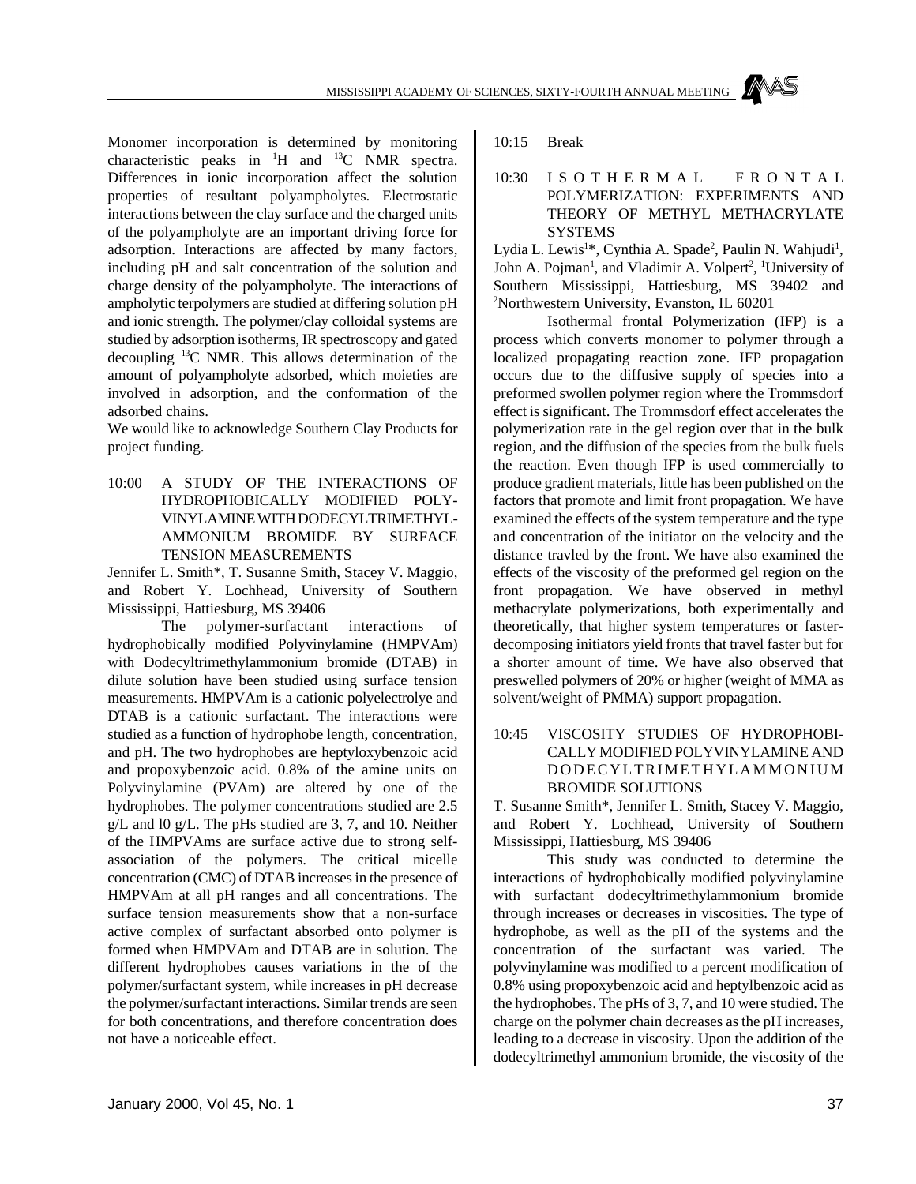Monomer incorporation is determined by monitoring characteristic peaks in $^{1}H$ and $^{13}C$ NMR spectra. Differences in ionic incorporation affect the solution properties of resultant polyampholytes. Electrostatic interactions between the clay surface and the charged units of the polyampholyte are an important driving force for adsorption. Interactions are affected by many factors, including pH and salt concentration of the solution and charge density of the polyampholyte. The interactions of ampholytic terpolymers are studied at differing solution pH and ionic strength. The polymer/clay colloidal systems are studied by adsorption isotherms, IR spectroscopy and gated decoupling $^{13}C$ NMR. This allows determination of the amount of polyampholyte adsorbed, which moieties are involved in adsorption, and the conformation of the adsorbed chains.

We would like to acknowledge Southern Clay Products for project funding.

10:00 A STUDY OF THE INTERACTIONS OF HYDROPHOBICALLY MODIFIED POLY-VINYLAMINE WITH DODECYLTRIMETHYL-AMMONIUM BROMIDE BY SURFACE TENSION MEASUREMENTS

Jennifer L. Smith*, T. Susanne Smith, Stacey V. Maggio, and Robert Y. Lochhead, University of Southern Mississippi, Hattiesburg, MS 39406

The polymer-surfactant interactions of hydrophobically modified Polyvinylamine (HMPVAm) with Dodecyltrimethylammonium bromide (DTAB) in dilute solution have been studied using surface tension measurements. HMPVAm is a cationic polyelectrolye and DTAB is a cationic surfactant. The interactions were studied as a function of hydrophobe length, concentration, and pH. The two hydrophobes are heptyloxybenzoic acid and propoxybenzoic acid. 0.8% of the amine units on Polyvinylamine (PVAm) are altered by one of the hydrophobes. The polymer concentrations studied are 2.5 g/L and l0 g/L. The pHs studied are 3, 7, and 10. Neither of the HMPVAms are surface active due to strong self-association of the polymers. The critical micelle concentration (CMC) of DTAB increases in the presence of HMPVAm at all pH ranges and all concentrations. The surface tension measurements show that a non-surface active complex of surfactant absorbed onto polymer is formed when HMPVAm and DTAB are in solution. The different hydrophobes causes variations in the of the polymer/surfactant system, while increases in pH decrease the polymer/surfactant interactions. Similar trends are seen for both concentrations, and therefore concentration does not have a noticeable effect.

10:15 Break

10:30 ISOTHERMAL FRONTAL POLYMERIZATION: EXPERIMENTS AND THEORY OF METHYL METHACRYLATE SYSTEMS

Lydia L. Lewis[1]*, Cynthia A. Spade[2], Paulin N. Wahjudi[1], John A. Pojman[1], and Vladimir A. Volpert[2], [1]University of Southern Mississippi, Hattiesburg, MS 39402 and [2]Northwestern University, Evanston, IL 60201

Isothermal frontal Polymerization (IFP) is a process which converts monomer to polymer through a localized propagating reaction zone. IFP propagation occurs due to the diffusive supply of species into a preformed swollen polymer region where the Trommsdorf effect is significant. The Trommsdorf effect accelerates the polymerization rate in the gel region over that in the bulk region, and the diffusion of the species from the bulk fuels the reaction. Even though IFP is used commercially to produce gradient materials, little has been published on the factors that promote and limit front propagation. We have examined the effects of the system temperature and the type and concentration of the initiator on the velocity and the distance travled by the front. We have also examined the effects of the viscosity of the preformed gel region on the front propagation. We have observed in methyl methacrylate polymerizations, both experimentally and theoretically, that higher system temperatures or faster-decomposing initiators yield fronts that travel faster but for a shorter amount of time. We have also observed that preswelled polymers of 20% or higher (weight of MMA as solvent/weight of PMMA) support propagation.

10:45 VISCOSITY STUDIES OF HYDROPHOBI-CALLY MODIFIED POLYVINYLAMINE AND DODECYLTRIMETHYLAMMONIUM BROMIDE SOLUTIONS

T. Susanne Smith*, Jennifer L. Smith, Stacey V. Maggio, and Robert Y. Lochhead, University of Southern Mississippi, Hattiesburg, MS 39406

This study was conducted to determine the interactions of hydrophobically modified polyvinylamine with surfactant dodecyltrimethylammonium bromide through increases or decreases in viscosities. The type of hydrophobe, as well as the pH of the systems and the concentration of the surfactant was varied. The polyvinylamine was modified to a percent modification of 0.8% using propoxybenzoic acid and heptylbenzoic acid as the hydrophobes. The pHs of 3, 7, and 10 were studied. The charge on the polymer chain decreases as the pH increases, leading to a decrease in viscosity. Upon the addition of the dodecyltrimethyl ammonium bromide, the viscosity of the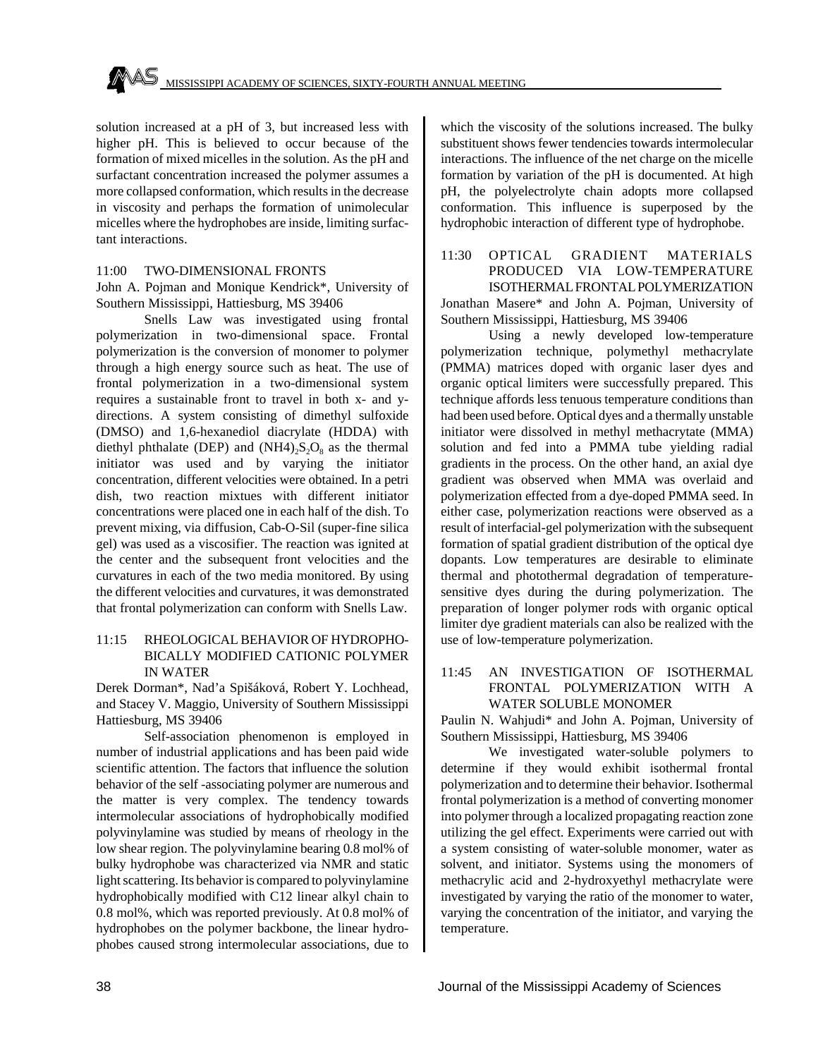solution increased at a pH of 3, but increased less with higher pH. This is believed to occur because of the formation of mixed micelles in the solution. As the pH and surfactant concentration increased the polymer assumes a more collapsed conformation, which results in the decrease in viscosity and perhaps the formation of unimolecular micelles where the hydrophobes are inside, limiting surfactant interactions.

11:00 TWO-DIMENSIONAL FRONTS

John A. Pojman and Monique Kendrick*, University of Southern Mississippi, Hattiesburg, MS 39406

Snells Law was investigated using frontal polymerization in two-dimensional space. Frontal polymerization is the conversion of monomer to polymer through a high energy source such as heat. The use of frontal polymerization in a two-dimensional system requires a sustainable front to travel in both x- and y-directions. A system consisting of dimethyl sulfoxide (DMSO) and 1,6-hexanediol diacrylate (HDDA) with diethyl phthalate (DEP) and $(NH4)_2S_2O_8$ as the thermal initiator was used and by varying the initiator concentration, different velocities were obtained. In a petri dish, two reaction mixtues with different initiator concentrations were placed one in each half of the dish. To prevent mixing, via diffusion, Cab-O-Sil (super-fine silica gel) was used as a viscosifier. The reaction was ignited at the center and the subsequent front velocities and the curvatures in each of the two media monitored. By using the different velocities and curvatures, it was demonstrated that frontal polymerization can conform with Snells Law.

11:15 RHEOLOGICAL BEHAVIOR OF HYDROPHOBICALLY MODIFIED CATIONIC POLYMER IN WATER

Derek Dorman*, Nad'a Spišáková, Robert Y. Lochhead, and Stacey V. Maggio, University of Southern Mississippi Hattiesburg, MS 39406

Self-association phenomenon is employed in number of industrial applications and has been paid wide scientific attention. The factors that influence the solution behavior of the self -associating polymer are numerous and the matter is very complex. The tendency towards intermolecular associations of hydrophobically modified polyvinylamine was studied by means of rheology in the low shear region. The polyvinylamine bearing 0.8 mol% of bulky hydrophobe was characterized via NMR and static light scattering. Its behavior is compared to polyvinylamine hydrophobically modified with C12 linear alkyl chain to 0.8 mol%, which was reported previously. At 0.8 mol% of hydrophobes on the polymer backbone, the linear hydrophobes caused strong intermolecular associations, due to which the viscosity of the solutions increased. The bulky substituent shows fewer tendencies towards intermolecular interactions. The influence of the net charge on the micelle formation by variation of the pH is documented. At high pH, the polyelectrolyte chain adopts more collapsed conformation. This influence is superposed by the hydrophobic interaction of different type of hydrophobe.

11:30 OPTICAL GRADIENT MATERIALS PRODUCED VIA LOW-TEMPERATURE ISOTHERMAL FRONTAL POLYMERIZATION

Jonathan Masere* and John A. Pojman, University of Southern Mississippi, Hattiesburg, MS 39406

Using a newly developed low-temperature polymerization technique, polymethyl methacrylate (PMMA) matrices doped with organic laser dyes and organic optical limiters were successfully prepared. This technique affords less tenuous temperature conditions than had been used before. Optical dyes and a thermally unstable initiator were dissolved in methyl methacrytate (MMA) solution and fed into a PMMA tube yielding radial gradients in the process. On the other hand, an axial dye gradient was observed when MMA was overlaid and polymerization effected from a dye-doped PMMA seed. In either case, polymerization reactions were observed as a result of interfacial-gel polymerization with the subsequent formation of spatial gradient distribution of the optical dye dopants. Low temperatures are desirable to eliminate thermal and photothermal degradation of temperature-sensitive dyes during the during polymerization. The preparation of longer polymer rods with organic optical limiter dye gradient materials can also be realized with the use of low-temperature polymerization.

11:45 AN INVESTIGATION OF ISOTHERMAL FRONTAL POLYMERIZATION WITH A WATER SOLUBLE MONOMER

Paulin N. Wahjudi* and John A. Pojman, University of Southern Mississippi, Hattiesburg, MS 39406

We investigated water-soluble polymers to determine if they would exhibit isothermal frontal polymerization and to determine their behavior. Isothermal frontal polymerization is a method of converting monomer into polymer through a localized propagating reaction zone utilizing the gel effect. Experiments were carried out with a system consisting of water-soluble monomer, water as solvent, and initiator. Systems using the monomers of methacrylic acid and 2-hydroxyethyl methacrylate were investigated by varying the ratio of the monomer to water, varying the concentration of the initiator, and varying the temperature.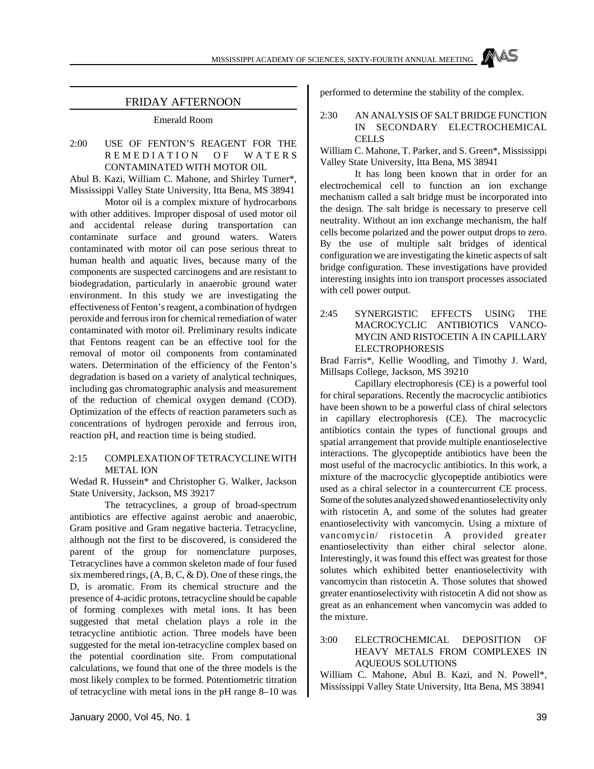## FRIDAY AFTERNOON

Emerald Room

**2:00 USE OF FENTON'S REAGENT FOR THE REMEDIATION OF WATERS CONTAMINATED WITH MOTOR OIL**

Abul B. Kazi, William C. Mahone, and Shirley Turner*, Mississippi Valley State University, Itta Bena, MS 38941

Motor oil is a complex mixture of hydrocarbons with other additives. Improper disposal of used motor oil and accidental release during transportation can contaminate surface and ground waters. Waters contaminated with motor oil can pose serious threat to human health and aquatic lives, because many of the components are suspected carcinogens and are resistant to biodegradation, particularly in anaerobic ground water environment. In this study we are investigating the effectiveness of Fenton's reagent, a combination of hydrgen peroxide and ferrous iron for chemical remediation of water contaminated with motor oil. Preliminary results indicate that Fentons reagent can be an effective tool for the removal of motor oil components from contaminated waters. Determination of the efficiency of the Fenton's degradation is based on a variety of analytical techniques, including gas chromatographic analysis and measurement of the reduction of chemical oxygen demand (COD). Optimization of the effects of reaction parameters such as concentrations of hydrogen peroxide and ferrous iron, reaction pH, and reaction time is being studied.

**2:15 COMPLEXATION OF TETRACYCLINE WITH METAL ION**

Wedad R. Hussein* and Christopher G. Walker, Jackson State University, Jackson, MS 39217

The tetracyclines, a group of broad-spectrum antibiotics are effective against aerobic and anaerobic, Gram positive and Gram negative bacteria. Tetracycline, although not the first to be discovered, is considered the parent of the group for nomenclature purposes, Tetracyclines have a common skeleton made of four fused six membered rings, (A, B, C, & D). One of these rings, the D, is aromatic. From its chemical structure and the presence of 4-acidic protons, tetracycline should be capable of forming complexes with metal ions. It has been suggested that metal chelation plays a role in the tetracycline antibiotic action. Three models have been suggested for the metal ion-tetracycline complex based on the potential coordination site. From computational calculations, we found that one of the three models is the most likely complex to be formed. Potentiometric titration of tetracycline with metal ions in the pH range 8–10 was performed to determine the stability of the complex.

**2:30 AN ANALYSIS OF SALT BRIDGE FUNCTION IN SECONDARY ELECTROCHEMICAL CELLS**

William C. Mahone, T. Parker, and S. Green*, Mississippi Valley State University, Itta Bena, MS 38941

It has long been known that in order for an electrochemical cell to function an ion exchange mechanism called a salt bridge must be incorporated into the design. The salt bridge is necessary to preserve cell neutrality. Without an ion exchange mechanism, the half cells become polarized and the power output drops to zero. By the use of multiple salt bridges of identical configuration we are investigating the kinetic aspects of salt bridge configuration. These investigations have provided interesting insights into ion transport processes associated with cell power output.

**2:45 SYNERGISTIC EFFECTS USING THE MACROCYCLIC ANTIBIOTICS VANCOMYCIN AND RISTOCETIN A IN CAPILLARY ELECTROPHORESIS**

Brad Farris*, Kellie Woodling, and Timothy J. Ward, Millsaps College, Jackson, MS 39210

Capillary electrophoresis (CE) is a powerful tool for chiral separations. Recently the macrocyclic antibiotics have been shown to be a powerful class of chiral selectors in capillary electrophoresis (CE). The macrocyclic antibiotics contain the types of functional groups and spatial arrangement that provide multiple enantioselective interactions. The glycopeptide antibiotics have been the most useful of the macrocyclic antibiotics. In this work, a mixture of the macrocyclic glycopeptide antibiotics were used as a chiral selector in a countercurrent CE process. Some of the solutes analyzed showed enantioselectivity only with ristocetin A, and some of the solutes had greater enantioselectivity with vancomycin. Using a mixture of vancomycin/ ristocetin A provided greater enantioselectivity than either chiral selector alone. Interestingly, it was found this effect was greatest for those solutes which exhibited better enantioselectivity with vancomycin than ristocetin A. Those solutes that showed greater enantioselectivity with ristocetin A did not show as great as an enhancement when vancomycin was added to the mixture.

**3:00 ELECTROCHEMICAL DEPOSITION OF HEAVY METALS FROM COMPLEXES IN AQUEOUS SOLUTIONS**

William C. Mahone, Abul B. Kazi, and N. Powell*, Mississippi Valley State University, Itta Bena, MS 38941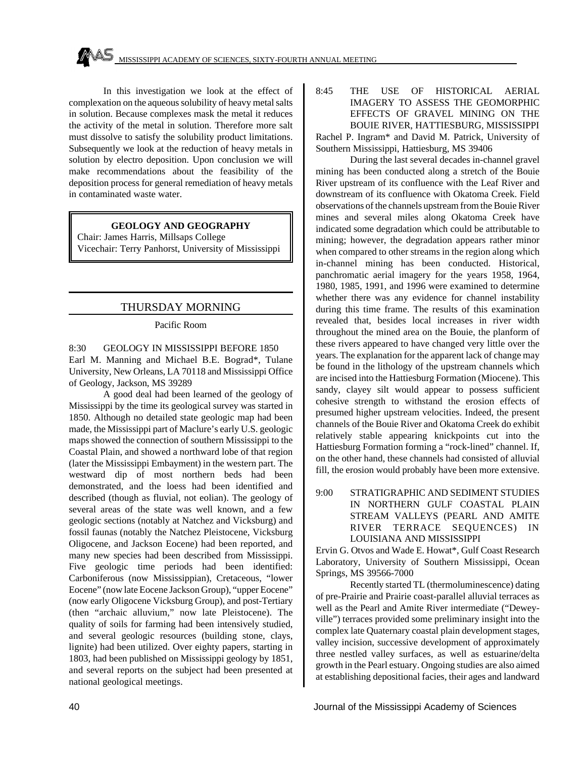In this investigation we look at the effect of complexation on the aqueous solubility of heavy metal salts in solution. Because complexes mask the metal it reduces the activity of the metal in solution. Therefore more salt must dissolve to satisfy the solubility product limitations. Subsequently we look at the reduction of heavy metals in solution by electro deposition. Upon conclusion we will make recommendations about the feasibility of the deposition process for general remediation of heavy metals in contaminated waste water.

## GEOLOGY AND GEOGRAPHY

Chair: James Harris, Millsaps College
Vicechair: Terry Panhorst, University of Mississippi

## THURSDAY MORNING

Pacific Room

**8:30 GEOLOGY IN MISSISSIPPI BEFORE 1850**

Earl M. Manning and Michael B.E. Bograd*, Tulane University, New Orleans, LA 70118 and Mississippi Office of Geology, Jackson, MS 39289

A good deal had been learned of the geology of Mississippi by the time its geological survey was started in 1850. Although no detailed state geologic map had been made, the Mississippi part of Maclure's early U.S. geologic maps showed the connection of southern Mississippi to the Coastal Plain, and showed a northward lobe of that region (later the Mississippi Embayment) in the western part. The westward dip of most northern beds had been demonstrated, and the loess had been identified and described (though as fluvial, not eolian). The geology of several areas of the state was well known, and a few geologic sections (notably at Natchez and Vicksburg) and fossil faunas (notably the Natchez Pleistocene, Vicksburg Oligocene, and Jackson Eocene) had been reported, and many new species had been described from Mississippi. Five geologic time periods had been identified: Carboniferous (now Mississippian), Cretaceous, "lower Eocene" (now late Eocene Jackson Group), "upper Eocene" (now early Oligocene Vicksburg Group), and post-Tertiary (then "archaic alluvium," now late Pleistocene). The quality of soils for farming had been intensively studied, and several geologic resources (building stone, clays, lignite) had been utilized. Over eighty papers, starting in 1803, had been published on Mississippi geology by 1851, and several reports on the subject had been presented at national geological meetings.

**8:45 THE USE OF HISTORICAL AERIAL IMAGERY TO ASSESS THE GEOMORPHIC EFFECTS OF GRAVEL MINING ON THE BOUIE RIVER, HATTIESBURG, MISSISSIPPI**

Rachel P. Ingram* and David M. Patrick, University of Southern Mississippi, Hattiesburg, MS 39406

During the last several decades in-channel gravel mining has been conducted along a stretch of the Bouie River upstream of its confluence with the Leaf River and downstream of its confluence with Okatoma Creek. Field observations of the channels upstream from the Bouie River mines and several miles along Okatoma Creek have indicated some degradation which could be attributable to mining; however, the degradation appears rather minor when compared to other streams in the region along which in-channel mining has been conducted. Historical, panchromatic aerial imagery for the years 1958, 1964, 1980, 1985, 1991, and 1996 were examined to determine whether there was any evidence for channel instability during this time frame. The results of this examination revealed that, besides local increases in river width throughout the mined area on the Bouie, the planform of these rivers appeared to have changed very little over the years. The explanation for the apparent lack of change may be found in the lithology of the upstream channels which are incised into the Hattiesburg Formation (Miocene). This sandy, clayey silt would appear to possess sufficient cohesive strength to withstand the erosion effects of presumed higher upstream velocities. Indeed, the present channels of the Bouie River and Okatoma Creek do exhibit relatively stable appearing knickpoints cut into the Hattiesburg Formation forming a "rock-lined" channel. If, on the other hand, these channels had consisted of alluvial fill, the erosion would probably have been more extensive.

**9:00 STRATIGRAPHIC AND SEDIMENT STUDIES IN NORTHERN GULF COASTAL PLAIN STREAM VALLEYS (PEARL AND AMITE RIVER TERRACE SEQUENCES) IN LOUISIANA AND MISSISSIPPI**

Ervin G. Otvos and Wade E. Howat*, Gulf Coast Research Laboratory, University of Southern Mississippi, Ocean Springs, MS 39566-7000

Recently started TL (thermoluminescence) dating of pre-Prairie and Prairie coast-parallel alluvial terraces as well as the Pearl and Amite River intermediate ("Deweyville") terraces provided some preliminary insight into the complex late Quaternary coastal plain development stages, valley incision, successive development of approximately three nestled valley surfaces, as well as estuarine/delta growth in the Pearl estuary. Ongoing studies are also aimed at establishing depositional facies, their ages and landward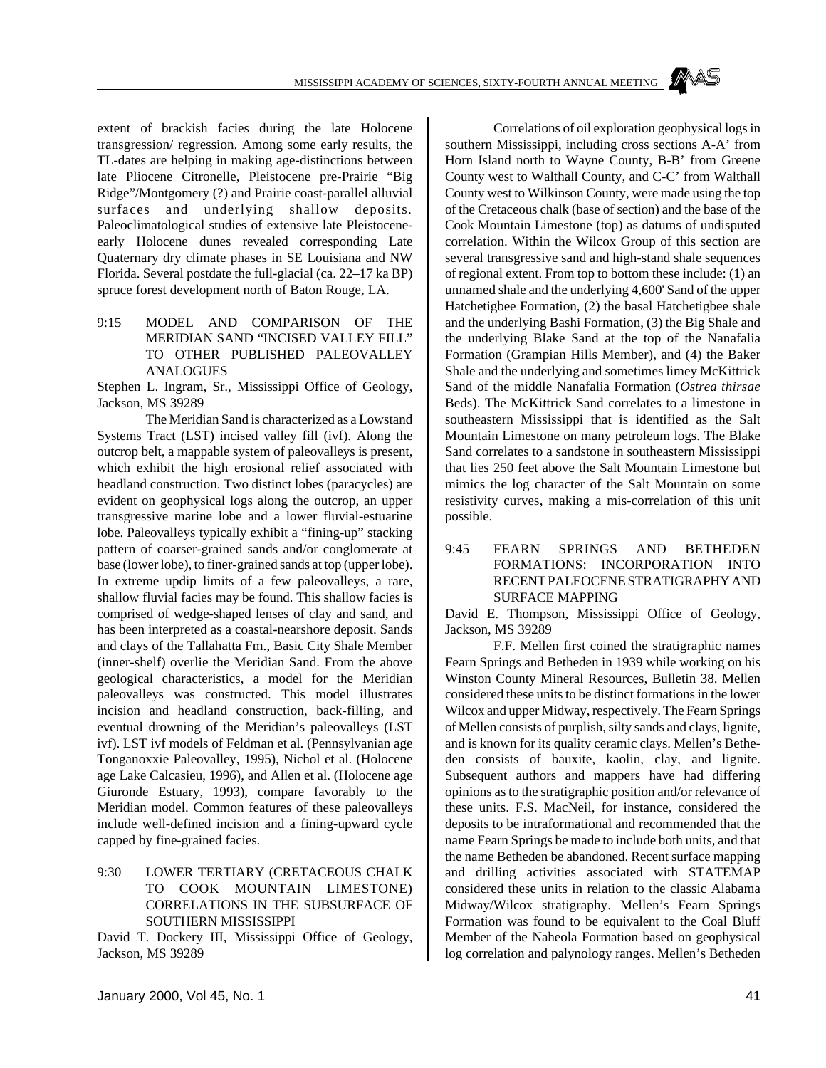extent of brackish facies during the late Holocene transgression/ regression. Among some early results, the TL-dates are helping in making age-distinctions between late Pliocene Citronelle, Pleistocene pre-Prairie "Big Ridge"/Montgomery (?) and Prairie coast-parallel alluvial surfaces and underlying shallow deposits. Paleoclimatological studies of extensive late Pleistocene-early Holocene dunes revealed corresponding Late Quaternary dry climate phases in SE Louisiana and NW Florida. Several postdate the full-glacial (ca. 22–17 ka BP) spruce forest development north of Baton Rouge, LA.

9:15 MODEL AND COMPARISON OF THE MERIDIAN SAND "INCISED VALLEY FILL" TO OTHER PUBLISHED PALEOVALLEY ANALOGUES

Stephen L. Ingram, Sr., Mississippi Office of Geology, Jackson, MS 39289

The Meridian Sand is characterized as a Lowstand Systems Tract (LST) incised valley fill (ivf). Along the outcrop belt, a mappable system of paleovalleys is present, which exhibit the high erosional relief associated with headland construction. Two distinct lobes (paracycles) are evident on geophysical logs along the outcrop, an upper transgressive marine lobe and a lower fluvial-estuarine lobe. Paleovalleys typically exhibit a "fining-up" stacking pattern of coarser-grained sands and/or conglomerate at base (lower lobe), to finer-grained sands at top (upper lobe). In extreme updip limits of a few paleovalleys, a rare, shallow fluvial facies may be found. This shallow facies is comprised of wedge-shaped lenses of clay and sand, and has been interpreted as a coastal-nearshore deposit. Sands and clays of the Tallahatta Fm., Basic City Shale Member (inner-shelf) overlie the Meridian Sand. From the above geological characteristics, a model for the Meridian paleovalleys was constructed. This model illustrates incision and headland construction, back-filling, and eventual drowning of the Meridian's paleovalleys (LST ivf). LST ivf models of Feldman et al. (Pennsylvanian age Tonganoxxie Paleovalley, 1995), Nichol et al. (Holocene age Lake Calcasieu, 1996), and Allen et al. (Holocene age Giuronde Estuary, 1993), compare favorably to the Meridian model. Common features of these paleovalleys include well-defined incision and a fining-upward cycle capped by fine-grained facies.

9:30 LOWER TERTIARY (CRETACEOUS CHALK TO COOK MOUNTAIN LIMESTONE) CORRELATIONS IN THE SUBSURFACE OF SOUTHERN MISSISSIPPI

David T. Dockery III, Mississippi Office of Geology, Jackson, MS 39289

Correlations of oil exploration geophysical logs in southern Mississippi, including cross sections A-A' from Horn Island north to Wayne County, B-B' from Greene County west to Walthall County, and C-C' from Walthall County west to Wilkinson County, were made using the top of the Cretaceous chalk (base of section) and the base of the Cook Mountain Limestone (top) as datums of undisputed correlation. Within the Wilcox Group of this section are several transgressive sand and high-stand shale sequences of regional extent. From top to bottom these include: (1) an unnamed shale and the underlying 4,600' Sand of the upper Hatchetigbee Formation, (2) the basal Hatchetigbee shale and the underlying Bashi Formation, (3) the Big Shale and the underlying Blake Sand at the top of the Nanafalia Formation (Grampian Hills Member), and (4) the Baker Shale and the underlying and sometimes limey McKittrick Sand of the middle Nanafalia Formation (*Ostrea thirsae* Beds). The McKittrick Sand correlates to a limestone in southeastern Mississippi that is identified as the Salt Mountain Limestone on many petroleum logs. The Blake Sand correlates to a sandstone in southeastern Mississippi that lies 250 feet above the Salt Mountain Limestone but mimics the log character of the Salt Mountain on some resistivity curves, making a mis-correlation of this unit possible.

9:45 FEARN SPRINGS AND BETHEDEN FORMATIONS: INCORPORATION INTO RECENT PALEOCENE STRATIGRAPHY AND SURFACE MAPPING

David E. Thompson, Mississippi Office of Geology, Jackson, MS 39289

F.F. Mellen first coined the stratigraphic names Fearn Springs and Betheden in 1939 while working on his Winston County Mineral Resources, Bulletin 38. Mellen considered these units to be distinct formations in the lower Wilcox and upper Midway, respectively. The Fearn Springs of Mellen consists of purplish, silty sands and clays, lignite, and is known for its quality ceramic clays. Mellen's Betheden consists of bauxite, kaolin, clay, and lignite. Subsequent authors and mappers have had differing opinions as to the stratigraphic position and/or relevance of these units. F.S. MacNeil, for instance, considered the deposits to be intraformational and recommended that the name Fearn Springs be made to include both units, and that the name Betheden be abandoned. Recent surface mapping and drilling activities associated with STATEMAP considered these units in relation to the classic Alabama Midway/Wilcox stratigraphy. Mellen's Fearn Springs Formation was found to be equivalent to the Coal Bluff Member of the Naheola Formation based on geophysical log correlation and palynology ranges. Mellen's Betheden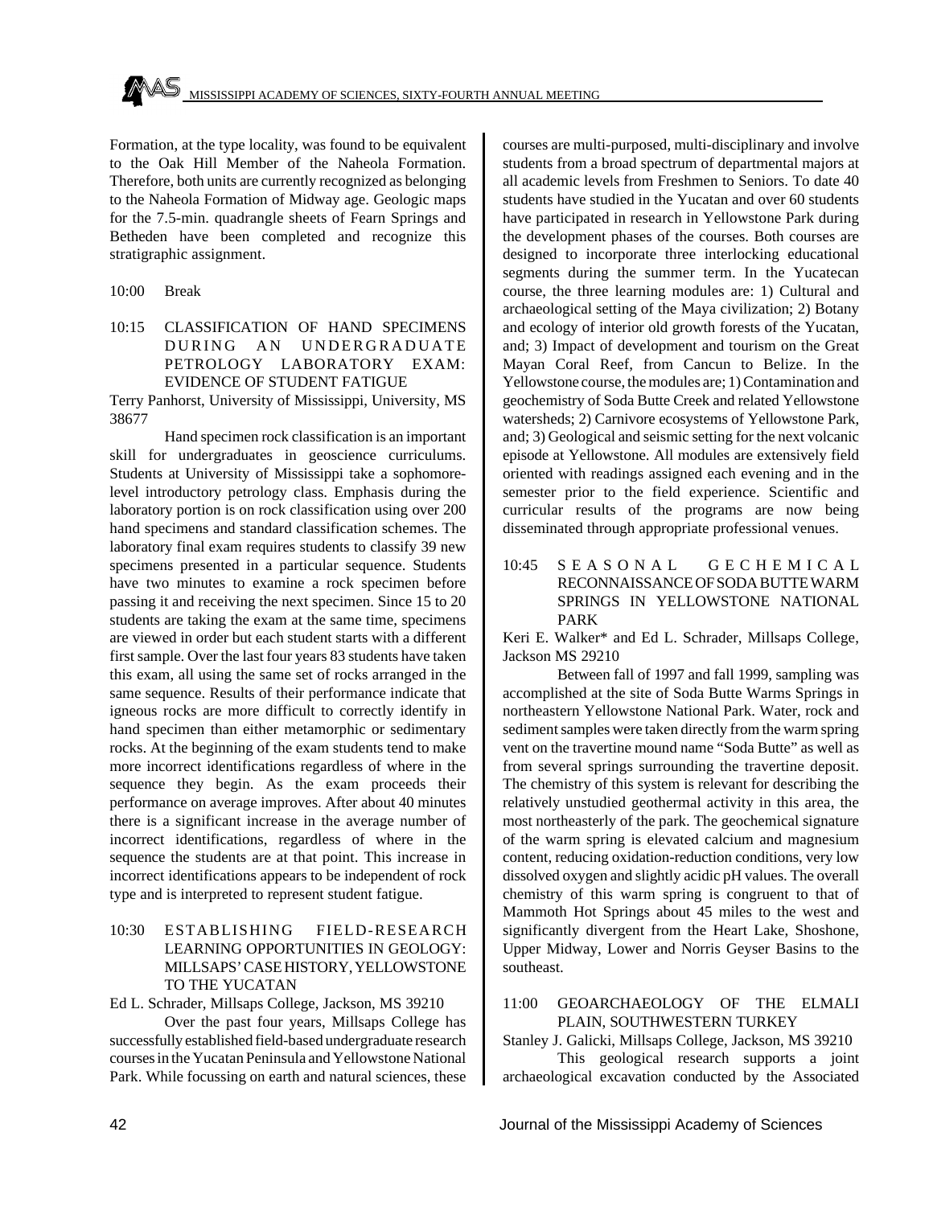Formation, at the type locality, was found to be equivalent to the Oak Hill Member of the Naheola Formation. Therefore, both units are currently recognized as belonging to the Naheola Formation of Midway age. Geologic maps for the 7.5-min. quadrangle sheets of Fearn Springs and Betheden have been completed and recognize this stratigraphic assignment.

10:00 Break

10:15 CLASSIFICATION OF HAND SPECIMENS DURING AN UNDERGRADUATE PETROLOGY LABORATORY EXAM: EVIDENCE OF STUDENT FATIGUE

Terry Panhorst, University of Mississippi, University, MS 38677

Hand specimen rock classification is an important skill for undergraduates in geoscience curriculums. Students at University of Mississippi take a sophomore-level introductory petrology class. Emphasis during the laboratory portion is on rock classification using over 200 hand specimens and standard classification schemes. The laboratory final exam requires students to classify 39 new specimens presented in a particular sequence. Students have two minutes to examine a rock specimen before passing it and receiving the next specimen. Since 15 to 20 students are taking the exam at the same time, specimens are viewed in order but each student starts with a different first sample. Over the last four years 83 students have taken this exam, all using the same set of rocks arranged in the same sequence. Results of their performance indicate that igneous rocks are more difficult to correctly identify in hand specimen than either metamorphic or sedimentary rocks. At the beginning of the exam students tend to make more incorrect identifications regardless of where in the sequence they begin. As the exam proceeds their performance on average improves. After about 40 minutes there is a significant increase in the average number of incorrect identifications, regardless of where in the sequence the students are at that point. This increase in incorrect identifications appears to be independent of rock type and is interpreted to represent student fatigue.

10:30 ESTABLISHING FIELD-RESEARCH LEARNING OPPORTUNITIES IN GEOLOGY: MILLSAPS' CASE HISTORY, YELLOWSTONE TO THE YUCATAN

Ed L. Schrader, Millsaps College, Jackson, MS 39210

Over the past four years, Millsaps College has successfully established field-based undergraduate research courses in the Yucatan Peninsula and Yellowstone National Park. While focussing on earth and natural sciences, these courses are multi-purposed, multi-disciplinary and involve students from a broad spectrum of departmental majors at all academic levels from Freshmen to Seniors. To date 40 students have studied in the Yucatan and over 60 students have participated in research in Yellowstone Park during the development phases of the courses. Both courses are designed to incorporate three interlocking educational segments during the summer term. In the Yucatecan course, the three learning modules are: 1) Cultural and archaeological setting of the Maya civilization; 2) Botany and ecology of interior old growth forests of the Yucatan, and; 3) Impact of development and tourism on the Great Mayan Coral Reef, from Cancun to Belize. In the Yellowstone course, the modules are; 1) Contamination and geochemistry of Soda Butte Creek and related Yellowstone watersheds; 2) Carnivore ecosystems of Yellowstone Park, and; 3) Geological and seismic setting for the next volcanic episode at Yellowstone. All modules are extensively field oriented with readings assigned each evening and in the semester prior to the field experience. Scientific and curricular results of the programs are now being disseminated through appropriate professional venues.

10:45 SEASONAL GECHEMICAL RECONNAISSANCE OF SODA BUTTE WARM SPRINGS IN YELLOWSTONE NATIONAL PARK

Keri E. Walker* and Ed L. Schrader, Millsaps College, Jackson MS 29210

Between fall of 1997 and fall 1999, sampling was accomplished at the site of Soda Butte Warms Springs in northeastern Yellowstone National Park. Water, rock and sediment samples were taken directly from the warm spring vent on the travertine mound name "Soda Butte" as well as from several springs surrounding the travertine deposit. The chemistry of this system is relevant for describing the relatively unstudied geothermal activity in this area, the most northeasterly of the park. The geochemical signature of the warm spring is elevated calcium and magnesium content, reducing oxidation-reduction conditions, very low dissolved oxygen and slightly acidic pH values. The overall chemistry of this warm spring is congruent to that of Mammoth Hot Springs about 45 miles to the west and significantly divergent from the Heart Lake, Shoshone, Upper Midway, Lower and Norris Geyser Basins to the southeast.

11:00 GEOARCHAEOLOGY OF THE ELMALI PLAIN, SOUTHWESTERN TURKEY

Stanley J. Galicki, Millsaps College, Jackson, MS 39210

This geological research supports a joint archaeological excavation conducted by the Associated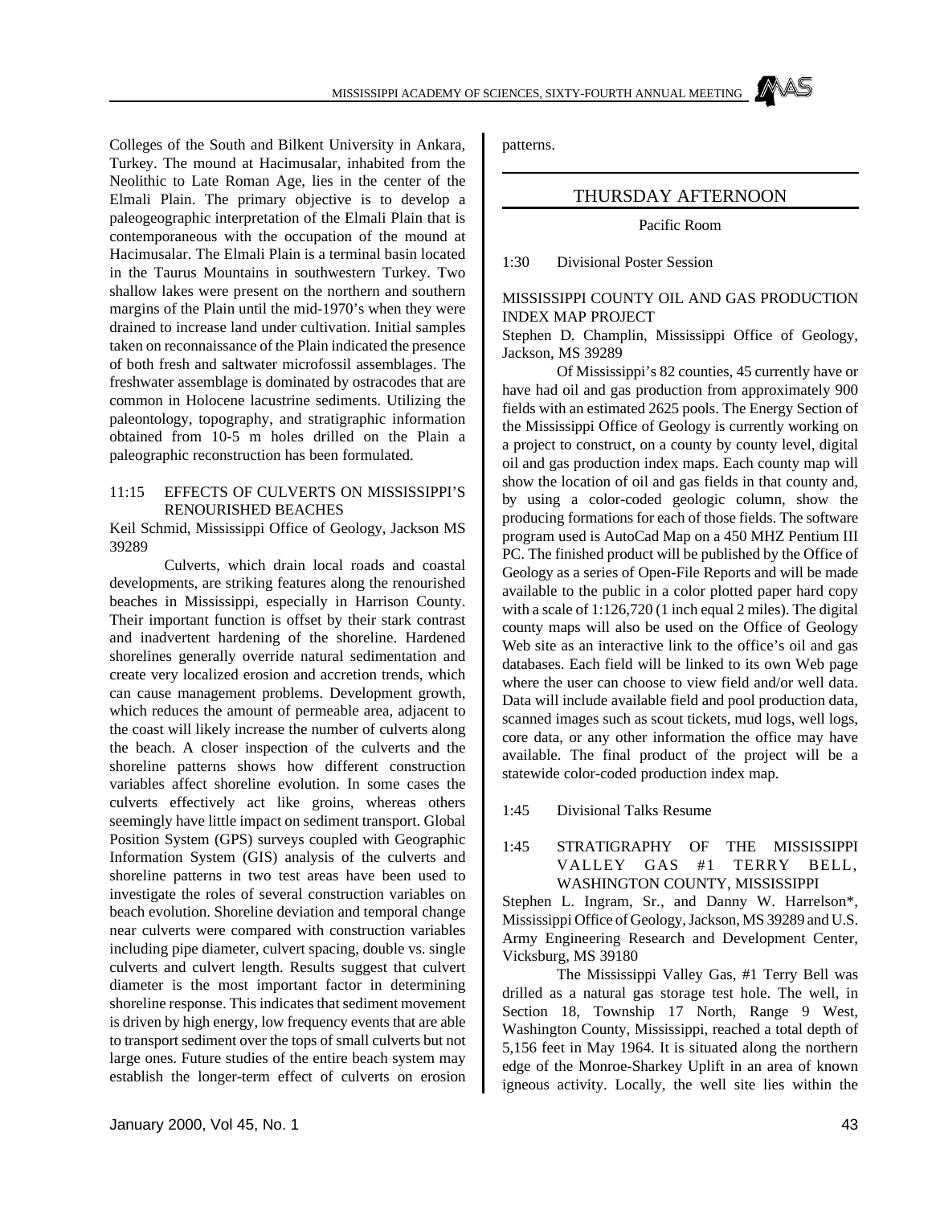Colleges of the South and Bilkent University in Ankara, Turkey. The mound at Hacimusalar, inhabited from the Neolithic to Late Roman Age, lies in the center of the Elmali Plain. The primary objective is to develop a paleogeographic interpretation of the Elmali Plain that is contemporaneous with the occupation of the mound at Hacimusalar. The Elmali Plain is a terminal basin located in the Taurus Mountains in southwestern Turkey. Two shallow lakes were present on the northern and southern margins of the Plain until the mid-1970's when they were drained to increase land under cultivation. Initial samples taken on reconnaissance of the Plain indicated the presence of both fresh and saltwater microfossil assemblages. The freshwater assemblage is dominated by ostracodes that are common in Holocene lacustrine sediments. Utilizing the paleontology, topography, and stratigraphic information obtained from 10-5 m holes drilled on the Plain a paleographic reconstruction has been formulated.

11:15 EFFECTS OF CULVERTS ON MISSISSIPPI'S RENOURISHED BEACHES

Keil Schmid, Mississippi Office of Geology, Jackson MS 39289

Culverts, which drain local roads and coastal developments, are striking features along the renourished beaches in Mississippi, especially in Harrison County. Their important function is offset by their stark contrast and inadvertent hardening of the shoreline. Hardened shorelines generally override natural sedimentation and create very localized erosion and accretion trends, which can cause management problems. Development growth, which reduces the amount of permeable area, adjacent to the coast will likely increase the number of culverts along the beach. A closer inspection of the culverts and the shoreline patterns shows how different construction variables affect shoreline evolution. In some cases the culverts effectively act like groins, whereas others seemingly have little impact on sediment transport. Global Position System (GPS) surveys coupled with Geographic Information System (GIS) analysis of the culverts and shoreline patterns in two test areas have been used to investigate the roles of several construction variables on beach evolution. Shoreline deviation and temporal change near culverts were compared with construction variables including pipe diameter, culvert spacing, double vs. single culverts and culvert length. Results suggest that culvert diameter is the most important factor in determining shoreline response. This indicates that sediment movement is driven by high energy, low frequency events that are able to transport sediment over the tops of small culverts but not large ones. Future studies of the entire beach system may establish the longer-term effect of culverts on erosion patterns.

## THURSDAY AFTERNOON

Pacific Room

1:30 Divisional Poster Session

MISSISSIPPI COUNTY OIL AND GAS PRODUCTION INDEX MAP PROJECT

Stephen D. Champlin, Mississippi Office of Geology, Jackson, MS 39289

Of Mississippi's 82 counties, 45 currently have or have had oil and gas production from approximately 900 fields with an estimated 2625 pools. The Energy Section of the Mississippi Office of Geology is currently working on a project to construct, on a county by county level, digital oil and gas production index maps. Each county map will show the location of oil and gas fields in that county and, by using a color-coded geologic column, show the producing formations for each of those fields. The software program used is AutoCad Map on a 450 MHZ Pentium III PC. The finished product will be published by the Office of Geology as a series of Open-File Reports and will be made available to the public in a color plotted paper hard copy with a scale of 1:126,720 (1 inch equal 2 miles). The digital county maps will also be used on the Office of Geology Web site as an interactive link to the office's oil and gas databases. Each field will be linked to its own Web page where the user can choose to view field and/or well data. Data will include available field and pool production data, scanned images such as scout tickets, mud logs, well logs, core data, or any other information the office may have available. The final product of the project will be a statewide color-coded production index map.

1:45 Divisional Talks Resume

1:45 STRATIGRAPHY OF THE MISSISSIPPI VALLEY GAS #1 TERRY BELL, WASHINGTON COUNTY, MISSISSIPPI

Stephen L. Ingram, Sr., and Danny W. Harrelson*, Mississippi Office of Geology, Jackson, MS 39289 and U.S. Army Engineering Research and Development Center, Vicksburg, MS 39180

The Mississippi Valley Gas, #1 Terry Bell was drilled as a natural gas storage test hole. The well, in Section 18, Township 17 North, Range 9 West, Washington County, Mississippi, reached a total depth of 5,156 feet in May 1964. It is situated along the northern edge of the Monroe-Sharkey Uplift in an area of known igneous activity. Locally, the well site lies within the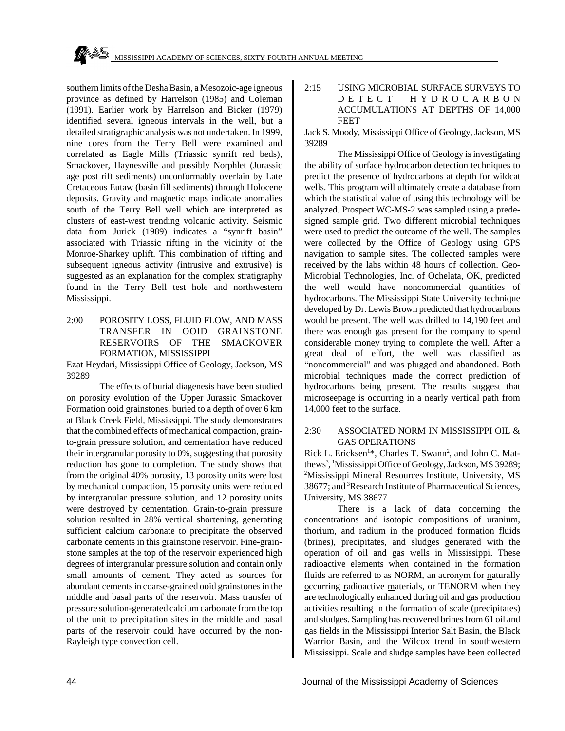southern limits of the Desha Basin, a Mesozoic-age igneous province as defined by Harrelson (1985) and Coleman (1991). Earlier work by Harrelson and Bicker (1979) identified several igneous intervals in the well, but a detailed stratigraphic analysis was not undertaken. In 1999, nine cores from the Terry Bell were examined and correlated as Eagle Mills (Triassic synrift red beds), Smackover, Haynesville and possibly Norphlet (Jurassic age post rift sediments) unconformably overlain by Late Cretaceous Eutaw (basin fill sediments) through Holocene deposits. Gravity and magnetic maps indicate anomalies south of the Terry Bell well which are interpreted as clusters of east-west trending volcanic activity. Seismic data from Jurick (1989) indicates a "synrift basin" associated with Triassic rifting in the vicinity of the Monroe-Sharkey uplift. This combination of rifting and subsequent igneous activity (intrusive and extrusive) is suggested as an explanation for the complex stratigraphy found in the Terry Bell test hole and northwestern Mississippi.

### 2:00 POROSITY LOSS, FLUID FLOW, AND MASS TRANSFER IN OOID GRAINSTONE RESERVOIRS OF THE SMACKOVER FORMATION, MISSISSIPPI

Ezat Heydari, Mississippi Office of Geology, Jackson, MS 39289

The effects of burial diagenesis have been studied on porosity evolution of the Upper Jurassic Smackover Formation ooid grainstones, buried to a depth of over 6 km at Black Creek Field, Mississippi. The study demonstrates that the combined effects of mechanical compaction, grain-to-grain pressure solution, and cementation have reduced their intergranular porosity to 0%, suggesting that porosity reduction has gone to completion. The study shows that from the original 40% porosity, 13 porosity units were lost by mechanical compaction, 15 porosity units were reduced by intergranular pressure solution, and 12 porosity units were destroyed by cementation. Grain-to-grain pressure solution resulted in 28% vertical shortening, generating sufficient calcium carbonate to precipitate the observed carbonate cements in this grainstone reservoir. Fine-grainstone samples at the top of the reservoir experienced high degrees of intergranular pressure solution and contain only small amounts of cement. They acted as sources for abundant cements in coarse-grained ooid grainstones in the middle and basal parts of the reservoir. Mass transfer of pressure solution-generated calcium carbonate from the top of the unit to precipitation sites in the middle and basal parts of the reservoir could have occurred by the non-Rayleigh type convection cell.

### 2:15 USING MICROBIAL SURFACE SURVEYS TO DETECT HYDROCARBON ACCUMULATIONS AT DEPTHS OF 14,000 FEET

Jack S. Moody, Mississippi Office of Geology, Jackson, MS 39289

The Mississippi Office of Geology is investigating the ability of surface hydrocarbon detection techniques to predict the presence of hydrocarbons at depth for wildcat wells. This program will ultimately create a database from which the statistical value of using this technology will be analyzed. Prospect WC-MS-2 was sampled using a predesigned sample grid. Two different microbial techniques were used to predict the outcome of the well. The samples were collected by the Office of Geology using GPS navigation to sample sites. The collected samples were received by the labs within 48 hours of collection. Geo-Microbial Technologies, Inc. of Ochelata, OK, predicted the well would have noncommercial quantities of hydrocarbons. The Mississippi State University technique developed by Dr. Lewis Brown predicted that hydrocarbons would be present. The well was drilled to 14,190 feet and there was enough gas present for the company to spend considerable money trying to complete the well. After a great deal of effort, the well was classified as "noncommercial" and was plugged and abandoned. Both microbial techniques made the correct prediction of hydrocarbons being present. The results suggest that microseepage is occurring in a nearly vertical path from 14,000 feet to the surface.

### 2:30 ASSOCIATED NORM IN MISSISSIPPI OIL & GAS OPERATIONS

Rick L. Ericksen[1]*, Charles T. Swann[2], and John C. Matthews[3], [1]Mississippi Office of Geology, Jackson, MS 39289; [2]Mississippi Mineral Resources Institute, University, MS 38677; and [3]Research Institute of Pharmaceutical Sciences, University, MS 38677

There is a lack of data concerning the concentrations and isotopic compositions of uranium, thorium, and radium in the produced formation fluids (brines), precipitates, and sludges generated with the operation of oil and gas wells in Mississippi. These radioactive elements when contained in the formation fluids are referred to as NORM, an acronym for naturally occurring radioactive materials, or TENORM when they are technologically enhanced during oil and gas production activities resulting in the formation of scale (precipitates) and sludges. Sampling has recovered brines from 61 oil and gas fields in the Mississippi Interior Salt Basin, the Black Warrior Basin, and the Wilcox trend in southwestern Mississippi. Scale and sludge samples have been collected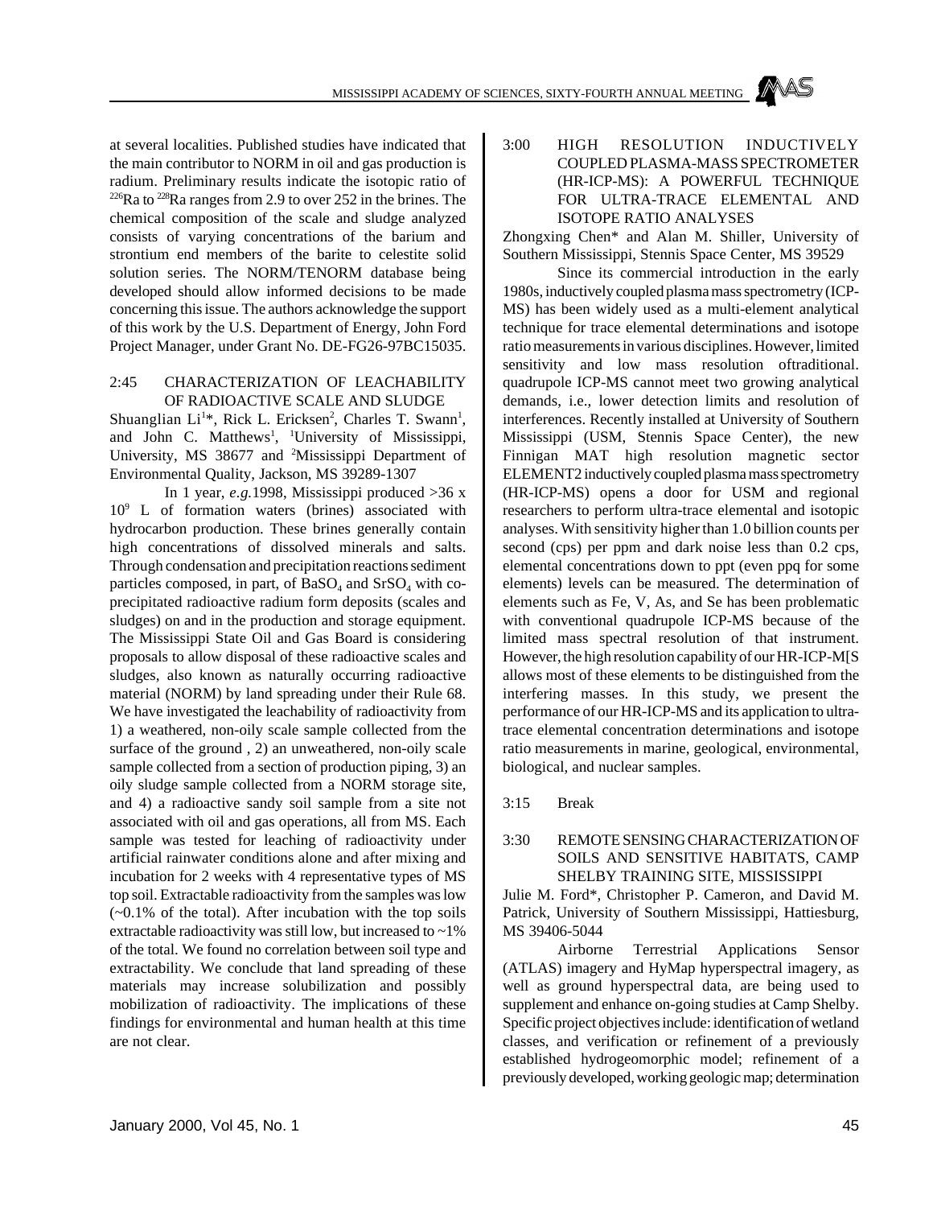at several localities. Published studies have indicated that the main contributor to NORM in oil and gas production is radium. Preliminary results indicate the isotopic ratio of $^{226}Ra$ to $^{228}Ra$ ranges from 2.9 to over 252 in the brines. The chemical composition of the scale and sludge analyzed consists of varying concentrations of the barium and strontium end members of the barite to celestite solid solution series. The NORM/TENORM database being developed should allow informed decisions to be made concerning this issue. The authors acknowledge the support of this work by the U.S. Department of Energy, John Ford Project Manager, under Grant No. DE-FG26-97BC15035.

2:45 CHARACTERIZATION OF LEACHABILITY OF RADIOACTIVE SCALE AND SLUDGE

Shuanglian Li[1]*, Rick L. Ericksen[2], Charles T. Swann[1], and John C. Matthews[1], [1]University of Mississippi, University, MS 38677 and [2]Mississippi Department of Environmental Quality, Jackson, MS 39289-1307

In 1 year, *e.g.*1998, Mississippi produced >36 x $10^9$ L of formation waters (brines) associated with hydrocarbon production. These brines generally contain high concentrations of dissolved minerals and salts. Through condensation and precipitation reactions sediment particles composed, in part, of $BaSO_4$ and $SrSO_4$ with co-precipitated radioactive radium form deposits (scales and sludges) on and in the production and storage equipment. The Mississippi State Oil and Gas Board is considering proposals to allow disposal of these radioactive scales and sludges, also known as naturally occurring radioactive material (NORM) by land spreading under their Rule 68. We have investigated the leachability of radioactivity from 1) a weathered, non-oily scale sample collected from the surface of the ground , 2) an unweathered, non-oily scale sample collected from a section of production piping, 3) an oily sludge sample collected from a NORM storage site, and 4) a radioactive sandy soil sample from a site not associated with oil and gas operations, all from MS. Each sample was tested for leaching of radioactivity under artificial rainwater conditions alone and after mixing and incubation for 2 weeks with 4 representative types of MS top soil. Extractable radioactivity from the samples was low (~0.1% of the total). After incubation with the top soils extractable radioactivity was still low, but increased to ~1% of the total. We found no correlation between soil type and extractability. We conclude that land spreading of these materials may increase solubilization and possibly mobilization of radioactivity. The implications of these findings for environmental and human health at this time are not clear.

3:00 HIGH RESOLUTION INDUCTIVELY COUPLED PLASMA-MASS SPECTROMETER (HR-ICP-MS): A POWERFUL TECHNIQUE FOR ULTRA-TRACE ELEMENTAL AND ISOTOPE RATIO ANALYSES

Zhongxing Chen* and Alan M. Shiller, University of Southern Mississippi, Stennis Space Center, MS 39529

Since its commercial introduction in the early 1980s, inductively coupled plasma mass spectrometry (ICP-MS) has been widely used as a multi-element analytical technique for trace elemental determinations and isotope ratio measurements in various disciplines. However, limited sensitivity and low mass resolution oftraditional. quadrupole ICP-MS cannot meet two growing analytical demands, i.e., lower detection limits and resolution of interferences. Recently installed at University of Southern Mississippi (USM, Stennis Space Center), the new Finnigan MAT high resolution magnetic sector ELEMENT2 inductively coupled plasma mass spectrometry (HR-ICP-MS) opens a door for USM and regional researchers to perform ultra-trace elemental and isotopic analyses. With sensitivity higher than 1.0 billion counts per second (cps) per ppm and dark noise less than 0.2 cps, elemental concentrations down to ppt (even ppq for some elements) levels can be measured. The determination of elements such as Fe, V, As, and Se has been problematic with conventional quadrupole ICP-MS because of the limited mass spectral resolution of that instrument. However, the high resolution capability of our HR-ICP-M[S allows most of these elements to be distinguished from the interfering masses. In this study, we present the performance of our HR-ICP-MS and its application to ultra-trace elemental concentration determinations and isotope ratio measurements in marine, geological, environmental, biological, and nuclear samples.

3:15 Break

3:30 REMOTE SENSING CHARACTERIZATION OF SOILS AND SENSITIVE HABITATS, CAMP SHELBY TRAINING SITE, MISSISSIPPI

Julie M. Ford*, Christopher P. Cameron, and David M. Patrick, University of Southern Mississippi, Hattiesburg, MS 39406-5044

Airborne Terrestrial Applications Sensor (ATLAS) imagery and HyMap hyperspectral imagery, as well as ground hyperspectral data, are being used to supplement and enhance on-going studies at Camp Shelby. Specific project objectives include: identification of wetland classes, and verification or refinement of a previously established hydrogeomorphic model; refinement of a previously developed, working geologic map; determination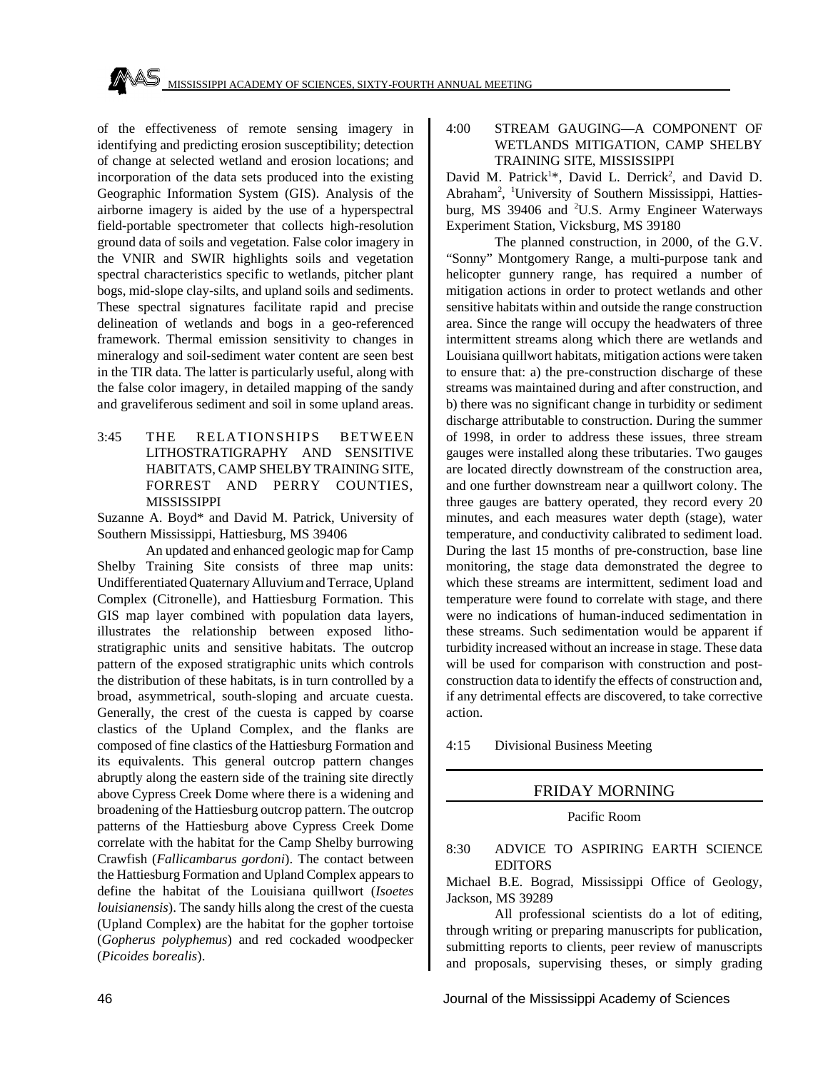of the effectiveness of remote sensing imagery in identifying and predicting erosion susceptibility; detection of change at selected wetland and erosion locations; and incorporation of the data sets produced into the existing Geographic Information System (GIS). Analysis of the airborne imagery is aided by the use of a hyperspectral field-portable spectrometer that collects high-resolution ground data of soils and vegetation. False color imagery in the VNIR and SWIR highlights soils and vegetation spectral characteristics specific to wetlands, pitcher plant bogs, mid-slope clay-silts, and upland soils and sediments. These spectral signatures facilitate rapid and precise delineation of wetlands and bogs in a geo-referenced framework. Thermal emission sensitivity to changes in mineralogy and soil-sediment water content are seen best in the TIR data. The latter is particularly useful, along with the false color imagery, in detailed mapping of the sandy and graveliferous sediment and soil in some upland areas.

3:45 THE RELATIONSHIPS BETWEEN LITHOSTRATIGRAPHY AND SENSITIVE HABITATS, CAMP SHELBY TRAINING SITE, FORREST AND PERRY COUNTIES, MISSISSIPPI

Suzanne A. Boyd* and David M. Patrick, University of Southern Mississippi, Hattiesburg, MS 39406

An updated and enhanced geologic map for Camp Shelby Training Site consists of three map units: Undifferentiated Quaternary Alluvium and Terrace, Upland Complex (Citronelle), and Hattiesburg Formation. This GIS map layer combined with population data layers, illustrates the relationship between exposed litho-stratigraphic units and sensitive habitats. The outcrop pattern of the exposed stratigraphic units which controls the distribution of these habitats, is in turn controlled by a broad, asymmetrical, south-sloping and arcuate cuesta. Generally, the crest of the cuesta is capped by coarse clastics of the Upland Complex, and the flanks are composed of fine clastics of the Hattiesburg Formation and its equivalents. This general outcrop pattern changes abruptly along the eastern side of the training site directly above Cypress Creek Dome where there is a widening and broadening of the Hattiesburg outcrop pattern. The outcrop patterns of the Hattiesburg above Cypress Creek Dome correlate with the habitat for the Camp Shelby burrowing Crawfish (*Fallicambarus gordoni*). The contact between the Hattiesburg Formation and Upland Complex appears to define the habitat of the Louisiana quillwort (*Isoetes louisianensis*). The sandy hills along the crest of the cuesta (Upland Complex) are the habitat for the gopher tortoise (*Gopherus polyphemus*) and red cockaded woodpecker (*Picoides borealis*).

4:00 STREAM GAUGING—A COMPONENT OF WETLANDS MITIGATION, CAMP SHELBY TRAINING SITE, MISSISSIPPI

David M. Patrick[1]*, David L. Derrick[2], and David D. Abraham[2], [1]University of Southern Mississippi, Hattiesburg, MS 39406 and [2]U.S. Army Engineer Waterways Experiment Station, Vicksburg, MS 39180

The planned construction, in 2000, of the G.V. "Sonny" Montgomery Range, a multi-purpose tank and helicopter gunnery range, has required a number of mitigation actions in order to protect wetlands and other sensitive habitats within and outside the range construction area. Since the range will occupy the headwaters of three intermittent streams along which there are wetlands and Louisiana quillwort habitats, mitigation actions were taken to ensure that: a) the pre-construction discharge of these streams was maintained during and after construction, and b) there was no significant change in turbidity or sediment discharge attributable to construction. During the summer of 1998, in order to address these issues, three stream gauges were installed along these tributaries. Two gauges are located directly downstream of the construction area, and one further downstream near a quillwort colony. The three gauges are battery operated, they record every 20 minutes, and each measures water depth (stage), water temperature, and conductivity calibrated to sediment load. During the last 15 months of pre-construction, base line monitoring, the stage data demonstrated the degree to which these streams are intermittent, sediment load and temperature were found to correlate with stage, and there were no indications of human-induced sedimentation in these streams. Such sedimentation would be apparent if turbidity increased without an increase in stage. These data will be used for comparison with construction and post-construction data to identify the effects of construction and, if any detrimental effects are discovered, to take corrective action.

4:15 Divisional Business Meeting

## FRIDAY MORNING

Pacific Room

8:30 ADVICE TO ASPIRING EARTH SCIENCE EDITORS

Michael B.E. Bograd, Mississippi Office of Geology, Jackson, MS 39289

All professional scientists do a lot of editing, through writing or preparing manuscripts for publication, submitting reports to clients, peer review of manuscripts and proposals, supervising theses, or simply grading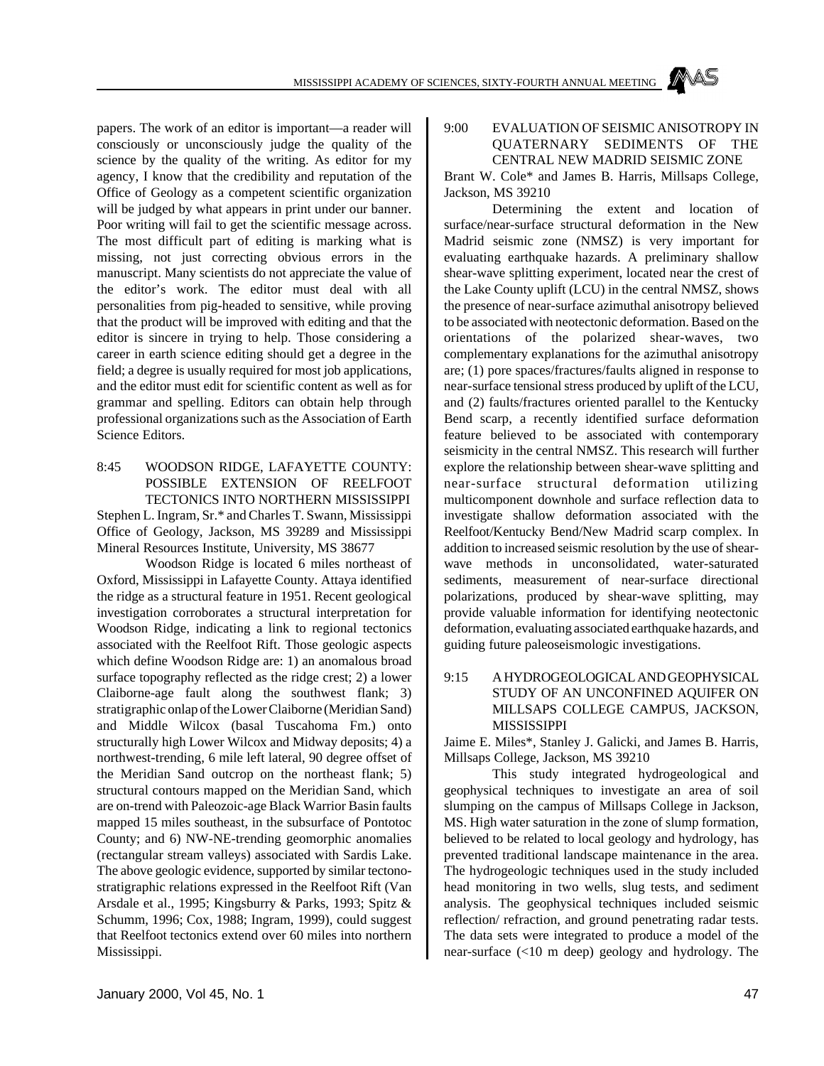papers. The work of an editor is important—a reader will consciously or unconsciously judge the quality of the science by the quality of the writing. As editor for my agency, I know that the credibility and reputation of the Office of Geology as a competent scientific organization will be judged by what appears in print under our banner. Poor writing will fail to get the scientific message across. The most difficult part of editing is marking what is missing, not just correcting obvious errors in the manuscript. Many scientists do not appreciate the value of the editor's work. The editor must deal with all personalities from pig-headed to sensitive, while proving that the product will be improved with editing and that the editor is sincere in trying to help. Those considering a career in earth science editing should get a degree in the field; a degree is usually required for most job applications, and the editor must edit for scientific content as well as for grammar and spelling. Editors can obtain help through professional organizations such as the Association of Earth Science Editors.

8:45 WOODSON RIDGE, LAFAYETTE COUNTY: POSSIBLE EXTENSION OF REELFOOT TECTONICS INTO NORTHERN MISSISSIPPI

Stephen L. Ingram, Sr.* and Charles T. Swann, Mississippi Office of Geology, Jackson, MS 39289 and Mississippi Mineral Resources Institute, University, MS 38677

Woodson Ridge is located 6 miles northeast of Oxford, Mississippi in Lafayette County. Attaya identified the ridge as a structural feature in 1951. Recent geological investigation corroborates a structural interpretation for Woodson Ridge, indicating a link to regional tectonics associated with the Reelfoot Rift. Those geologic aspects which define Woodson Ridge are: 1) an anomalous broad surface topography reflected as the ridge crest; 2) a lower Claiborne-age fault along the southwest flank; 3) stratigraphic onlap of the Lower Claiborne (Meridian Sand) and Middle Wilcox (basal Tuscahoma Fm.) onto structurally high Lower Wilcox and Midway deposits; 4) a northwest-trending, 6 mile left lateral, 90 degree offset of the Meridian Sand outcrop on the northeast flank; 5) structural contours mapped on the Meridian Sand, which are on-trend with Paleozoic-age Black Warrior Basin faults mapped 15 miles southeast, in the subsurface of Pontotoc County; and 6) NW-NE-trending geomorphic anomalies (rectangular stream valleys) associated with Sardis Lake. The above geologic evidence, supported by similar tectono-stratigraphic relations expressed in the Reelfoot Rift (Van Arsdale et al., 1995; Kingsburry & Parks, 1993; Spitz & Schumm, 1996; Cox, 1988; Ingram, 1999), could suggest that Reelfoot tectonics extend over 60 miles into northern Mississippi.

9:00 EVALUATION OF SEISMIC ANISOTROPY IN QUATERNARY SEDIMENTS OF THE CENTRAL NEW MADRID SEISMIC ZONE

Brant W. Cole* and James B. Harris, Millsaps College, Jackson, MS 39210

Determining the extent and location of surface/near-surface structural deformation in the New Madrid seismic zone (NMSZ) is very important for evaluating earthquake hazards. A preliminary shallow shear-wave splitting experiment, located near the crest of the Lake County uplift (LCU) in the central NMSZ, shows the presence of near-surface azimuthal anisotropy believed to be associated with neotectonic deformation. Based on the orientations of the polarized shear-waves, two complementary explanations for the azimuthal anisotropy are; (1) pore spaces/fractures/faults aligned in response to near-surface tensional stress produced by uplift of the LCU, and (2) faults/fractures oriented parallel to the Kentucky Bend scarp, a recently identified surface deformation feature believed to be associated with contemporary seismicity in the central NMSZ. This research will further explore the relationship between shear-wave splitting and near-surface structural deformation utilizing multicomponent downhole and surface reflection data to investigate shallow deformation associated with the Reelfoot/Kentucky Bend/New Madrid scarp complex. In addition to increased seismic resolution by the use of shear-wave methods in unconsolidated, water-saturated sediments, measurement of near-surface directional polarizations, produced by shear-wave splitting, may provide valuable information for identifying neotectonic deformation, evaluating associated earthquake hazards, and guiding future paleoseismologic investigations.

9:15 A HYDROGEOLOGICAL AND GEOPHYSICAL STUDY OF AN UNCONFINED AQUIFER ON MILLSAPS COLLEGE CAMPUS, JACKSON, MISSISSIPPI

Jaime E. Miles*, Stanley J. Galicki, and James B. Harris, Millsaps College, Jackson, MS 39210

This study integrated hydrogeological and geophysical techniques to investigate an area of soil slumping on the campus of Millsaps College in Jackson, MS. High water saturation in the zone of slump formation, believed to be related to local geology and hydrology, has prevented traditional landscape maintenance in the area. The hydrogeologic techniques used in the study included head monitoring in two wells, slug tests, and sediment analysis. The geophysical techniques included seismic reflection/ refraction, and ground penetrating radar tests. The data sets were integrated to produce a model of the near-surface (<10 m deep) geology and hydrology. The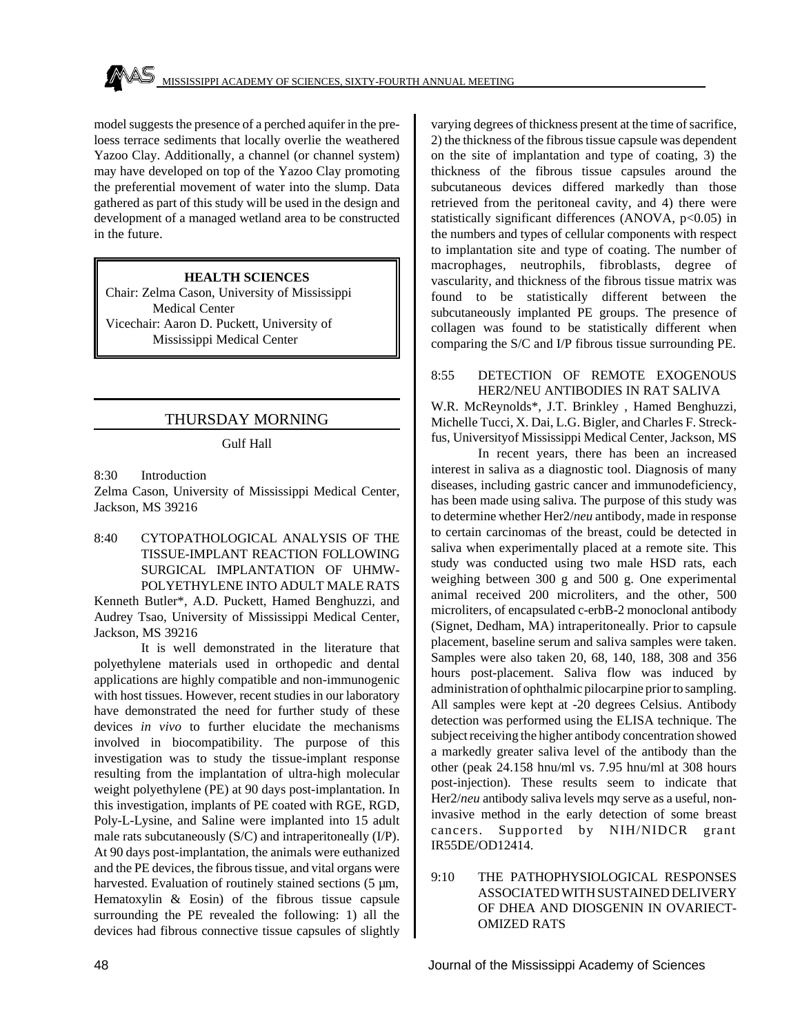model suggests the presence of a perched aquifer in the pre-loess terrace sediments that locally overlie the weathered Yazoo Clay. Additionally, a channel (or channel system) may have developed on top of the Yazoo Clay promoting the preferential movement of water into the slump. Data gathered as part of this study will be used in the design and development of a managed wetland area to be constructed in the future.

## HEALTH SCIENCES

Chair: Zelma Cason, University of Mississippi Medical Center
Vicechair: Aaron D. Puckett, University of Mississippi Medical Center

## THURSDAY MORNING

Gulf Hall

8:30 Introduction
Zelma Cason, University of Mississippi Medical Center, Jackson, MS 39216

8:40 CYTOPATHOLOGICAL ANALYSIS OF THE TISSUE-IMPLANT REACTION FOLLOWING SURGICAL IMPLANTATION OF UHMW-POLYETHYLENE INTO ADULT MALE RATS

Kenneth Butler*, A.D. Puckett, Hamed Benghuzzi, and Audrey Tsao, University of Mississippi Medical Center, Jackson, MS 39216

It is well demonstrated in the literature that polyethylene materials used in orthopedic and dental applications are highly compatible and non-immunogenic with host tissues. However, recent studies in our laboratory have demonstrated the need for further study of these devices *in vivo* to further elucidate the mechanisms involved in biocompatibility. The purpose of this investigation was to study the tissue-implant response resulting from the implantation of ultra-high molecular weight polyethylene (PE) at 90 days post-implantation. In this investigation, implants of PE coated with RGE, RGD, Poly-L-Lysine, and Saline were implanted into 15 adult male rats subcutaneously (S/C) and intraperitoneally (I/P). At 90 days post-implantation, the animals were euthanized and the PE devices, the fibrous tissue, and vital organs were harvested. Evaluation of routinely stained sections (5 µm, Hematoxylin & Eosin) of the fibrous tissue capsule surrounding the PE revealed the following: 1) all the devices had fibrous connective tissue capsules of slightly varying degrees of thickness present at the time of sacrifice, 2) the thickness of the fibrous tissue capsule was dependent on the site of implantation and type of coating, 3) the thickness of the fibrous tissue capsules around the subcutaneous devices differed markedly than those retrieved from the peritoneal cavity, and 4) there were statistically significant differences (ANOVA, $p<0.05$) in the numbers and types of cellular components with respect to implantation site and type of coating. The number of macrophages, neutrophils, fibroblasts, degree of vascularity, and thickness of the fibrous tissue matrix was found to be statistically different between the subcutaneously implanted PE groups. The presence of collagen was found to be statistically different when comparing the S/C and I/P fibrous tissue surrounding PE.

8:55 DETECTION OF REMOTE EXOGENOUS HER2/NEU ANTIBODIES IN RAT SALIVA

W.R. McReynolds*, J.T. Brinkley , Hamed Benghuzzi, Michelle Tucci, X. Dai, L.G. Bigler, and Charles F. Streckfus, Universityof Mississippi Medical Center, Jackson, MS

In recent years, there has been an increased interest in saliva as a diagnostic tool. Diagnosis of many diseases, including gastric cancer and immunodeficiency, has been made using saliva. The purpose of this study was to determine whether Her2/*neu* antibody, made in response to certain carcinomas of the breast, could be detected in saliva when experimentally placed at a remote site. This study was conducted using two male HSD rats, each weighing between 300 g and 500 g. One experimental animal received 200 microliters, and the other, 500 microliters, of encapsulated c-erbB-2 monoclonal antibody (Signet, Dedham, MA) intraperitoneally. Prior to capsule placement, baseline serum and saliva samples were taken. Samples were also taken 20, 68, 140, 188, 308 and 356 hours post-placement. Saliva flow was induced by administration of ophthalmic pilocarpine prior to sampling. All samples were kept at -20 degrees Celsius. Antibody detection was performed using the ELISA technique. The subject receiving the higher antibody concentration showed a markedly greater saliva level of the antibody than the other (peak 24.158 hnu/ml vs. 7.95 hnu/ml at 308 hours post-injection). These results seem to indicate that Her2/*neu* antibody saliva levels mqy serve as a useful, non-invasive method in the early detection of some breast cancers. Supported by NIH/NIDCR grant IR55DE/OD12414.

9:10 THE PATHOPHYSIOLOGICAL RESPONSES ASSOCIATED WITH SUSTAINED DELIVERY OF DHEA AND DIOSGENIN IN OVARIECT-OMIZED RATS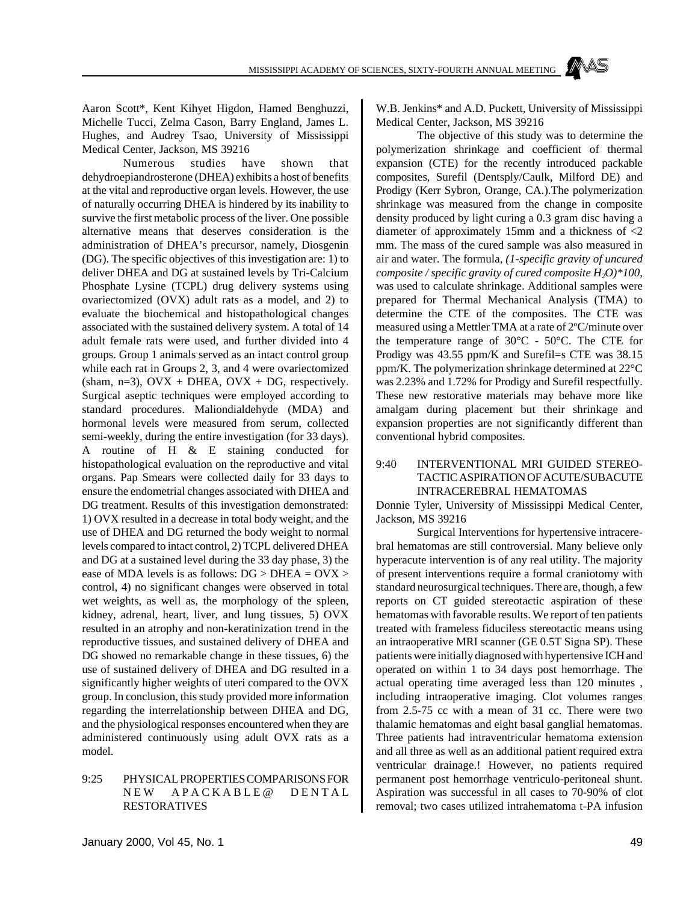Aaron Scott*, Kent Kihyet Higdon, Hamed Benghuzzi, Michelle Tucci, Zelma Cason, Barry England, James L. Hughes, and Audrey Tsao, University of Mississippi Medical Center, Jackson, MS 39216

Numerous studies have shown that dehydroepiandrosterone (DHEA) exhibits a host of benefits at the vital and reproductive organ levels. However, the use of naturally occurring DHEA is hindered by its inability to survive the first metabolic process of the liver. One possible alternative means that deserves consideration is the administration of DHEA's precursor, namely, Diosgenin (DG). The specific objectives of this investigation are: 1) to deliver DHEA and DG at sustained levels by Tri-Calcium Phosphate Lysine (TCPL) drug delivery systems using ovariectomized (OVX) adult rats as a model, and 2) to evaluate the biochemical and histopathological changes associated with the sustained delivery system. A total of 14 adult female rats were used, and further divided into 4 groups. Group 1 animals served as an intact control group while each rat in Groups 2, 3, and 4 were ovariectomized (sham, n=3), OVX + DHEA, OVX + DG, respectively. Surgical aseptic techniques were employed according to standard procedures. Maliondialdehyde (MDA) and hormonal levels were measured from serum, collected semi-weekly, during the entire investigation (for 33 days). A routine of H & E staining conducted for histopathological evaluation on the reproductive and vital organs. Pap Smears were collected daily for 33 days to ensure the endometrial changes associated with DHEA and DG treatment. Results of this investigation demonstrated: 1) OVX resulted in a decrease in total body weight, and the use of DHEA and DG returned the body weight to normal levels compared to intact control, 2) TCPL delivered DHEA and DG at a sustained level during the 33 day phase, 3) the ease of MDA levels is as follows: DG > DHEA = OVX > control, 4) no significant changes were observed in total wet weights, as well as, the morphology of the spleen, kidney, adrenal, heart, liver, and lung tissues, 5) OVX resulted in an atrophy and non-keratinization trend in the reproductive tissues, and sustained delivery of DHEA and DG showed no remarkable change in these tissues, 6) the use of sustained delivery of DHEA and DG resulted in a significantly higher weights of uteri compared to the OVX group. In conclusion, this study provided more information regarding the interrelationship between DHEA and DG, and the physiological responses encountered when they are administered continuously using adult OVX rats as a model.

## 9:25 PHYSICAL PROPERTIES COMPARISONS FOR NEW APACKABLE@ DENTAL RESTORATIVES

W.B. Jenkins* and A.D. Puckett, University of Mississippi Medical Center, Jackson, MS 39216

The objective of this study was to determine the polymerization shrinkage and coefficient of thermal expansion (CTE) for the recently introduced packable composites, Surefil (Dentsply/Caulk, Milford DE) and Prodigy (Kerr Sybron, Orange, CA.).The polymerization shrinkage was measured from the change in composite density produced by light curing a 0.3 gram disc having a diameter of approximately 15mm and a thickness of <2 mm. The mass of the cured sample was also measured in air and water. The formula, *(1-specific gravity of uncured composite / specific gravity of cured composite $H_2O$)\*100*, was used to calculate shrinkage. Additional samples were prepared for Thermal Mechanical Analysis (TMA) to determine the CTE of the composites. The CTE was measured using a Mettler TMA at a rate of 2°C/minute over the temperature range of 30°C - 50°C. The CTE for Prodigy was 43.55 ppm/K and Surefil=s CTE was 38.15 ppm/K. The polymerization shrinkage determined at 22°C was 2.23% and 1.72% for Prodigy and Surefil respectfully. These new restorative materials may behave more like amalgam during placement but their shrinkage and expansion properties are not significantly different than conventional hybrid composites.

## 9:40 INTERVENTIONAL MRI GUIDED STEREOTACTIC ASPIRATION OF ACUTE/SUBACUTE INTRACEREBRAL HEMATOMAS

Donnie Tyler, University of Mississippi Medical Center, Jackson, MS 39216

Surgical Interventions for hypertensive intracerebral hematomas are still controversial. Many believe only hyperacute intervention is of any real utility. The majority of present interventions require a formal craniotomy with standard neurosurgical techniques. There are, though, a few reports on CT guided stereotactic aspiration of these hematomas with favorable results. We report of ten patients treated with frameless fiduciless stereotactic means using an intraoperative MRI scanner (GE 0.5T Signa SP). These patients were initially diagnosed with hypertensive ICH and operated on within 1 to 34 days post hemorrhage. The actual operating time averaged less than 120 minutes , including intraoperative imaging. Clot volumes ranges from 2.5-75 cc with a mean of 31 cc. There were two thalamic hematomas and eight basal ganglial hematomas. Three patients had intraventricular hematoma extension and all three as well as an additional patient required extra ventricular drainage.! However, no patients required permanent post hemorrhage ventriculo-peritoneal shunt. Aspiration was successful in all cases to 70-90% of clot removal; two cases utilized intrahematoma t-PA infusion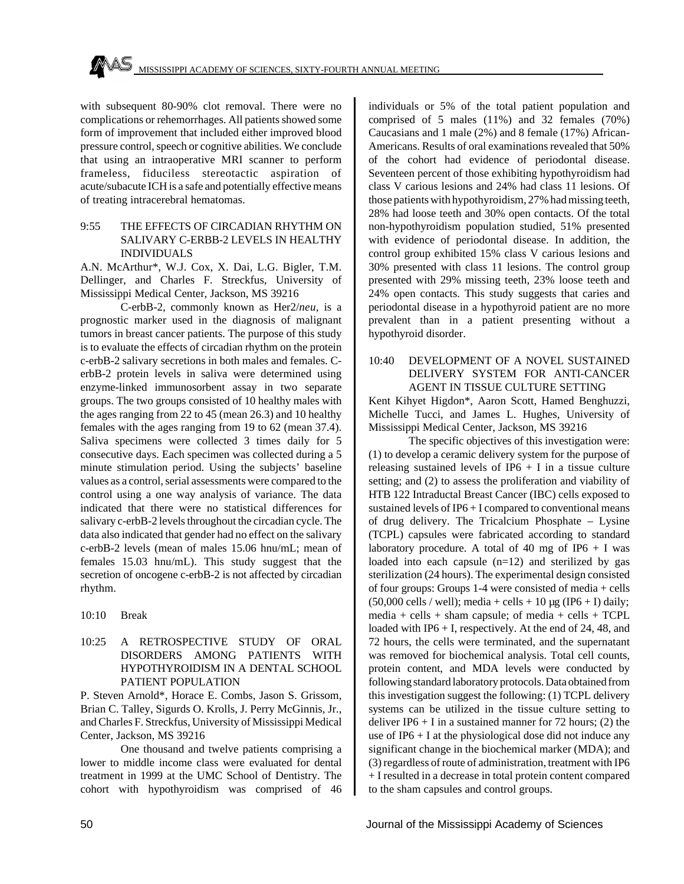with subsequent 80-90% clot removal. There were no complications or rehemorrhages. All patients showed some form of improvement that included either improved blood pressure control, speech or cognitive abilities. We conclude that using an intraoperative MRI scanner to perform frameless, fiduciless stereotactic aspiration of acute/subacute ICH is a safe and potentially effective means of treating intracerebral hematomas.

### 9:55 THE EFFECTS OF CIRCADIAN RHYTHM ON SALIVARY C-ERBB-2 LEVELS IN HEALTHY INDIVIDUALS

A.N. McArthur*, W.J. Cox, X. Dai, L.G. Bigler, T.M. Dellinger, and Charles F. Streckfus, University of Mississippi Medical Center, Jackson, MS 39216

C-erbB-2, commonly known as Her2/*neu*, is a prognostic marker used in the diagnosis of malignant tumors in breast cancer patients. The purpose of this study is to evaluate the effects of circadian rhythm on the protein c-erbB-2 salivary secretions in both males and females. C-erbB-2 protein levels in saliva were determined using enzyme-linked immunosorbent assay in two separate groups. The two groups consisted of 10 healthy males with the ages ranging from 22 to 45 (mean 26.3) and 10 healthy females with the ages ranging from 19 to 62 (mean 37.4). Saliva specimens were collected 3 times daily for 5 consecutive days. Each specimen was collected during a 5 minute stimulation period. Using the subjects' baseline values as a control, serial assessments were compared to the control using a one way analysis of variance. The data indicated that there were no statistical differences for salivary c-erbB-2 levels throughout the circadian cycle. The data also indicated that gender had no effect on the salivary c-erbB-2 levels (mean of males 15.06 hnu/mL; mean of females 15.03 hnu/mL). This study suggest that the secretion of oncogene c-erbB-2 is not affected by circadian rhythm.

10:10 Break

### 10:25 A RETROSPECTIVE STUDY OF ORAL DISORDERS AMONG PATIENTS WITH HYPOTHYROIDISM IN A DENTAL SCHOOL PATIENT POPULATION

P. Steven Arnold*, Horace E. Combs, Jason S. Grissom, Brian C. Talley, Sigurds O. Krolls, J. Perry McGinnis, Jr., and Charles F. Streckfus, University of Mississippi Medical Center, Jackson, MS 39216

One thousand and twelve patients comprising a lower to middle income class were evaluated for dental treatment in 1999 at the UMC School of Dentistry. The cohort with hypothyroidism was comprised of 46 individuals or 5% of the total patient population and comprised of 5 males (11%) and 32 females (70%) Caucasians and 1 male (2%) and 8 female (17%) African-Americans. Results of oral examinations revealed that 50% of the cohort had evidence of periodontal disease. Seventeen percent of those exhibiting hypothyroidism had class V carious lesions and 24% had class 11 lesions. Of those patients with hypothyroidism, 27% had missing teeth, 28% had loose teeth and 30% open contacts. Of the total non-hypothyroidism population studied, 51% presented with evidence of periodontal disease. In addition, the control group exhibited 15% class V carious lesions and 30% presented with class 11 lesions. The control group presented with 29% missing teeth, 23% loose teeth and 24% open contacts. This study suggests that caries and periodontal disease in a hypothyroid patient are no more prevalent than in a patient presenting without a hypothyroid disorder.

### 10:40 DEVELOPMENT OF A NOVEL SUSTAINED DELIVERY SYSTEM FOR ANTI-CANCER AGENT IN TISSUE CULTURE SETTING

Kent Kihyet Higdon*, Aaron Scott, Hamed Benghuzzi, Michelle Tucci, and James L. Hughes, University of Mississippi Medical Center, Jackson, MS 39216

The specific objectives of this investigation were: (1) to develop a ceramic delivery system for the purpose of releasing sustained levels of IP6 + I in a tissue culture setting; and (2) to assess the proliferation and viability of HTB 122 Intraductal Breast Cancer (IBC) cells exposed to sustained levels of IP6 + I compared to conventional means of drug delivery. The Tricalcium Phosphate – Lysine (TCPL) capsules were fabricated according to standard laboratory procedure. A total of 40 mg of IP6 + I was loaded into each capsule (n=12) and sterilized by gas sterilization (24 hours). The experimental design consisted of four groups: Groups 1-4 were consisted of media + cells (50,000 cells / well); media + cells + 10 μg (IP6 + I) daily; media + cells + sham capsule; of media + cells + TCPL loaded with IP6 + I, respectively. At the end of 24, 48, and 72 hours, the cells were terminated, and the supernatant was removed for biochemical analysis. Total cell counts, protein content, and MDA levels were conducted by following standard laboratory protocols. Data obtained from this investigation suggest the following: (1) TCPL delivery systems can be utilized in the tissue culture setting to deliver IP6 + I in a sustained manner for 72 hours; (2) the use of IP6 + I at the physiological dose did not induce any significant change in the biochemical marker (MDA); and (3) regardless of route of administration, treatment with IP6 + I resulted in a decrease in total protein content compared to the sham capsules and control groups.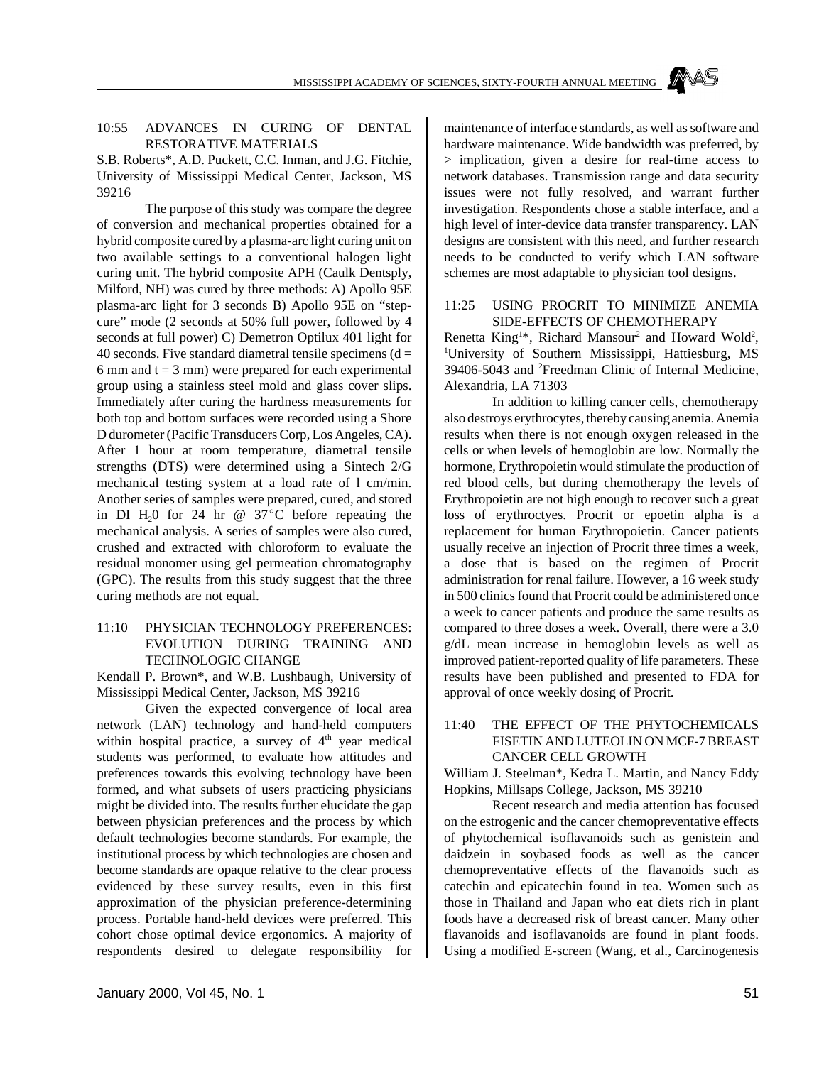### 10:55 ADVANCES IN CURING OF DENTAL RESTORATIVE MATERIALS

S.B. Roberts*, A.D. Puckett, C.C. Inman, and J.G. Fitchie, University of Mississippi Medical Center, Jackson, MS 39216

The purpose of this study was compare the degree of conversion and mechanical properties obtained for a hybrid composite cured by a plasma-arc light curing unit on two available settings to a conventional halogen light curing unit. The hybrid composite APH (Caulk Dentsply, Milford, NH) was cured by three methods: A) Apollo 95E plasma-arc light for 3 seconds B) Apollo 95E on "step-cure" mode (2 seconds at 50% full power, followed by 4 seconds at full power) C) Demetron Optilux 401 light for 40 seconds. Five standard diametral tensile specimens ($d = 6$ mm and $t = 3$ mm) were prepared for each experimental group using a stainless steel mold and glass cover slips. Immediately after curing the hardness measurements for both top and bottom surfaces were recorded using a Shore D durometer (Pacific Transducers Corp, Los Angeles, CA). After 1 hour at room temperature, diametral tensile strengths (DTS) were determined using a Sintech 2/G mechanical testing system at a load rate of l cm/min. Another series of samples were prepared, cured, and stored in DI $H_20$ for 24 hr @ 37°C before repeating the mechanical analysis. A series of samples were also cured, crushed and extracted with chloroform to evaluate the residual monomer using gel permeation chromatography (GPC). The results from this study suggest that the three curing methods are not equal.

### 11:10 PHYSICIAN TECHNOLOGY PREFERENCES: EVOLUTION DURING TRAINING AND TECHNOLOGIC CHANGE

Kendall P. Brown*, and W.B. Lushbaugh, University of Mississippi Medical Center, Jackson, MS 39216

Given the expected convergence of local area network (LAN) technology and hand-held computers within hospital practice, a survey of 4[th] year medical students was performed, to evaluate how attitudes and preferences towards this evolving technology have been formed, and what subsets of users practicing physicians might be divided into. The results further elucidate the gap between physician preferences and the process by which default technologies become standards. For example, the institutional process by which technologies are chosen and become standards are opaque relative to the clear process evidenced by these survey results, even in this first approximation of the physician preference-determining process. Portable hand-held devices were preferred. This cohort chose optimal device ergonomics. A majority of respondents desired to delegate responsibility for maintenance of interface standards, as well as software and hardware maintenance. Wide bandwidth was preferred, by > implication, given a desire for real-time access to network databases. Transmission range and data security issues were not fully resolved, and warrant further investigation. Respondents chose a stable interface, and a high level of inter-device data transfer transparency. LAN designs are consistent with this need, and further research needs to be conducted to verify which LAN software schemes are most adaptable to physician tool designs.

### 11:25 USING PROCRIT TO MINIMIZE ANEMIA SIDE-EFFECTS OF CHEMOTHERAPY

Renetta King[1]*, Richard Mansour[2] and Howard Wold[2], [1]University of Southern Mississippi, Hattiesburg, MS 39406-5043 and [2]Freedman Clinic of Internal Medicine, Alexandria, LA 71303

In addition to killing cancer cells, chemotherapy also destroys erythrocytes, thereby causing anemia. Anemia results when there is not enough oxygen released in the cells or when levels of hemoglobin are low. Normally the hormone, Erythropoietin would stimulate the production of red blood cells, but during chemotherapy the levels of Erythropoietin are not high enough to recover such a great loss of erythroctyes. Procrit or epoetin alpha is a replacement for human Erythropoietin. Cancer patients usually receive an injection of Procrit three times a week, a dose that is based on the regimen of Procrit administration for renal failure. However, a 16 week study in 500 clinics found that Procrit could be administered once a week to cancer patients and produce the same results as compared to three doses a week. Overall, there were a 3.0 g/dL mean increase in hemoglobin levels as well as improved patient-reported quality of life parameters. These results have been published and presented to FDA for approval of once weekly dosing of Procrit.

### 11:40 THE EFFECT OF THE PHYTOCHEMICALS FISETIN AND LUTEOLIN ON MCF-7 BREAST CANCER CELL GROWTH

William J. Steelman*, Kedra L. Martin, and Nancy Eddy Hopkins, Millsaps College, Jackson, MS 39210

Recent research and media attention has focused on the estrogenic and the cancer chemopreventative effects of phytochemical isoflavanoids such as genistein and daidzein in soybased foods as well as the cancer chemopreventative effects of the flavanoids such as catechin and epicatechin found in tea. Women such as those in Thailand and Japan who eat diets rich in plant foods have a decreased risk of breast cancer. Many other flavanoids and isoflavanoids are found in plant foods. Using a modified E-screen (Wang, et al., Carcinogenesis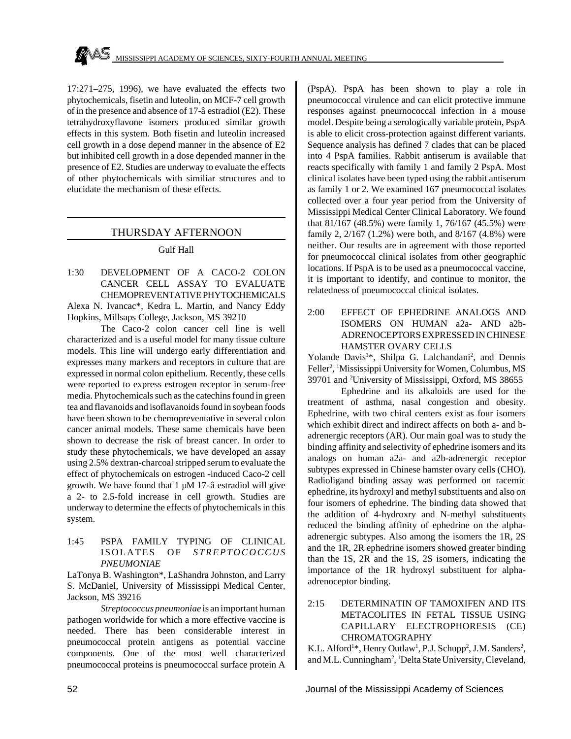17:271–275, 1996), we have evaluated the effects two phytochemicals, fisetin and luteolin, on MCF-7 cell growth of in the presence and absence of 17-â estradiol (E2). These tetrahydroxyflavone isomers produced similar growth effects in this system. Both fisetin and luteolin increased cell growth in a dose depend manner in the absence of E2 but inhibited cell growth in a dose depended manner in the presence of E2. Studies are underway to evaluate the effects of other phytochemicals with similiar structures and to elucidate the mechanism of these effects.

## THURSDAY AFTERNOON

Gulf Hall

**1:30 DEVELOPMENT OF A CACO-2 COLON CANCER CELL ASSAY TO EVALUATE CHEMOPREVENTATIVE PHYTOCHEMICALS**

Alexa N. Ivancac*, Kedra L. Martin, and Nancy Eddy Hopkins, Millsaps College, Jackson, MS 39210

The Caco-2 colon cancer cell line is well characterized and is a useful model for many tissue culture models. This line will undergo early differentiation and expresses many markers and receptors in culture that are expressed in normal colon epithelium. Recently, these cells were reported to express estrogen receptor in serum-free media. Phytochemicals such as the catechins found in green tea and flavanoids and isoflavanoids found in soybean foods have been shown to be chemopreventative in several colon cancer animal models. These same chemicals have been shown to decrease the risk of breast cancer. In order to study these phytochemicals, we have developed an assay using 2.5% dextran-charcoal stripped serum to evaluate the effect of phytochemicals on estrogen -induced Caco-2 cell growth. We have found that 1 µM 17-â estradiol will give a 2- to 2.5-fold increase in cell growth. Studies are underway to determine the effects of phytochemicals in this system.

**1:45 PSPA FAMILY TYPING OF CLINICAL ISOLATES OF *STREPTOCOCCUS PNEUMONIAE***

LaTonya B. Washington*, LaShandra Johnston, and Larry S. McDaniel, University of Mississippi Medical Center, Jackson, MS 39216

*Streptococcus pneumoniae* is an important human pathogen worldwide for which a more effective vaccine is needed. There has been considerable interest in pneumococcal protein antigens as potential vaccine components. One of the most well characterized pneumococcal proteins is pneumococcal surface protein A (PspA). PspA has been shown to play a role in pneumococcal virulence and can elicit protective immune responses against pneurnococcal infection in a mouse model. Despite being a serologically variable protein, PspA is able to elicit cross-protection against different variants. Sequence analysis has defined 7 clades that can be placed into 4 PspA families. Rabbit antiserum is available that reacts specifically with family 1 and family 2 PspA. Most clinical isolates have been typed using the rabbit antiserum as family 1 or 2. We examined 167 pneumococcal isolates collected over a four year period from the University of Mississippi Medical Center Clinical Laboratory. We found that 81/167 (48.5%) were family 1, 76/167 (45.5%) were family 2, 2/167 (1.2%) were both, and 8/167 (4.8%) were neither. Our results are in agreement with those reported for pneumococcal clinical isolates from other geographic locations. If PspA is to be used as a pneumococcal vaccine, it is important to identify, and continue to monitor, the relatedness of pneumococcal clinical isolates.

**2:00 EFFECT OF EPHEDRINE ANALOGS AND ISOMERS ON HUMAN a2a- AND a2b-ADRENOCEPTORS EXPRESSED IN CHINESE HAMSTER OVARY CELLS**

Yolande Davis[1]*, Shilpa G. Lalchandani[2], and Dennis Feller[2], [1]Mississippi University for Women, Columbus, MS 39701 and [2]University of Mississippi, Oxford, MS 38655

Ephedrine and its alkaloids are used for the treatment of asthma, nasal congestion and obesity. Ephedrine, with two chiral centers exist as four isomers which exhibit direct and indirect affects on both a- and b-adrenergic receptors (AR). Our main goal was to study the binding affinity and selectivity of ephedrine isomers and its analogs on human a2a- and a2b-adrenergic receptor subtypes expressed in Chinese hamster ovary cells (CHO). Radioligand binding assay was performed on racemic ephedrine, its hydroxyl and methyl substituents and also on four isomers of ephedrine. The binding data showed that the addition of 4-hydroxry and N-methyl substituents reduced the binding affinity of ephedrine on the alpha-adrenergic subtypes. Also among the isomers the 1R, 2S and the 1R, 2R ephedrine isomers showed greater binding than the 1S, 2R and the 1S, 2S isomers, indicating the importance of the 1R hydroxyl substituent for alpha-adrenoceptor binding.

**2:15 DETERMINATIN OF TAMOXIFEN AND ITS METACOLITES IN FETAL TISSUE USING CAPILLARY ELECTROPHORESIS (CE) CHROMATOGRAPHY**

K.L. Alford[1]*, Henry Outlaw[1], P.J. Schupp[2], J.M. Sanders[2], and M.L. Cunningham[2], [1]Delta State University, Cleveland,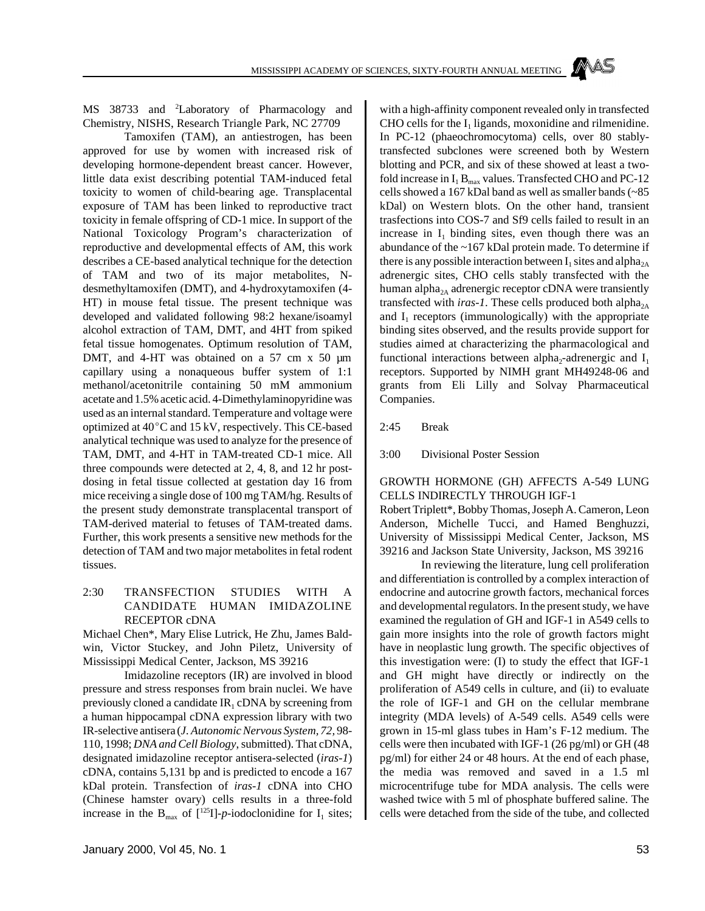MS 38733 and [2]Laboratory of Pharmacology and Chemistry, NISHS, Research Triangle Park, NC 27709

Tamoxifen (TAM), an antiestrogen, has been approved for use by women with increased risk of developing hormone-dependent breast cancer. However, little data exist describing potential TAM-induced fetal toxicity to women of child-bearing age. Transplacental exposure of TAM has been linked to reproductive tract toxicity in female offspring of CD-1 mice. In support of the National Toxicology Program's characterization of reproductive and developmental effects of AM, this work describes a CE-based analytical technique for the detection of TAM and two of its major metabolites, N-desmethyltamoxifen (DMT), and 4-hydroxytamoxifen (4-HT) in mouse fetal tissue. The present technique was developed and validated following 98:2 hexane/isoamyl alcohol extraction of TAM, DMT, and 4HT from spiked fetal tissue homogenates. Optimum resolution of TAM, DMT, and 4-HT was obtained on a 57 cm x 50 µm capillary using a nonaqueous buffer system of 1:1 methanol/acetonitrile containing 50 mM ammonium acetate and 1.5% acetic acid. 4-Dimethylaminopyridine was used as an internal standard. Temperature and voltage were optimized at 40°C and 15 kV, respectively. This CE-based analytical technique was used to analyze for the presence of TAM, DMT, and 4-HT in TAM-treated CD-1 mice. All three compounds were detected at 2, 4, 8, and 12 hr post-dosing in fetal tissue collected at gestation day 16 from mice receiving a single dose of 100 mg TAM/hg. Results of the present study demonstrate transplacental transport of TAM-derived material to fetuses of TAM-treated dams. Further, this work presents a sensitive new methods for the detection of TAM and two major metabolites in fetal rodent tissues.

2:30 TRANSFECTION STUDIES WITH A CANDIDATE HUMAN IMIDAZOLINE RECEPTOR cDNA

Michael Chen*, Mary Elise Lutrick, He Zhu, James Baldwin, Victor Stuckey, and John Piletz, University of Mississippi Medical Center, Jackson, MS 39216

Imidazoline receptors (IR) are involved in blood pressure and stress responses from brain nuclei. We have previously cloned a candidate $IR_1$ cDNA by screening from a human hippocampal cDNA expression library with two IR-selective antisera (*J. Autonomic Nervous System, 72,* 98-110, 1998; *DNA and Cell Biology*, submitted). That cDNA, designated imidazoline receptor antisera-selected (*iras-1*) cDNA, contains 5,131 bp and is predicted to encode a 167 kDal protein. Transfection of *iras-1* cDNA into CHO (Chinese hamster ovary) cells results in a three-fold increase in the $B_{max}$ of [$^{125}$I]-*p*-iodoclonidine for $I_1$ sites; with a high-affinity component revealed only in transfected CHO cells for the $I_1$ ligands, moxonidine and rilmenidine. In PC-12 (phaeochromocytoma) cells, over 80 stably-transfected subclones were screened both by Western blotting and PCR, and six of these showed at least a two-fold increase in $I_1$ $B_{max}$ values. Transfected CHO and PC-12 cells showed a 167 kDal band as well as smaller bands (~85 kDal) on Western blots. On the other hand, transient trasfections into COS-7 and Sf9 cells failed to result in an increase in $I_1$ binding sites, even though there was an abundance of the ~167 kDal protein made. To determine if there is any possible interaction between $I_1$ sites and alpha$_{2A}$ adrenergic sites, CHO cells stably transfected with the human alpha$_{2A}$ adrenergic receptor cDNA were transiently transfected with *iras-1*. These cells produced both alpha$_{2A}$ and $I_1$ receptors (immunologically) with the appropriate binding sites observed, and the results provide support for studies aimed at characterizing the pharmacological and functional interactions between alpha$_2$-adrenergic and $I_1$ receptors. Supported by NIMH grant MH49248-06 and grants from Eli Lilly and Solvay Pharmaceutical Companies.

2:45 Break

3:00 Divisional Poster Session

GROWTH HORMONE (GH) AFFECTS A-549 LUNG CELLS INDIRECTLY THROUGH IGF-1

Robert Triplett*, Bobby Thomas, Joseph A. Cameron, Leon Anderson, Michelle Tucci, and Hamed Benghuzzi, University of Mississippi Medical Center, Jackson, MS 39216 and Jackson State University, Jackson, MS 39216

In reviewing the literature, lung cell proliferation and differentiation is controlled by a complex interaction of endocrine and autocrine growth factors, mechanical forces and developmental regulators. In the present study, we have examined the regulation of GH and IGF-1 in A549 cells to gain more insights into the role of growth factors might have in neoplastic lung growth. The specific objectives of this investigation were: (I) to study the effect that IGF-1 and GH might have directly or indirectly on the proliferation of A549 cells in culture, and (ii) to evaluate the role of IGF-1 and GH on the cellular membrane integrity (MDA levels) of A-549 cells. A549 cells were grown in 15-ml glass tubes in Ham's F-12 medium. The cells were then incubated with IGF-1 (26 pg/ml) or GH (48 pg/ml) for either 24 or 48 hours. At the end of each phase, the media was removed and saved in a 1.5 ml microcentrifuge tube for MDA analysis. The cells were washed twice with 5 ml of phosphate buffered saline. The cells were detached from the side of the tube, and collected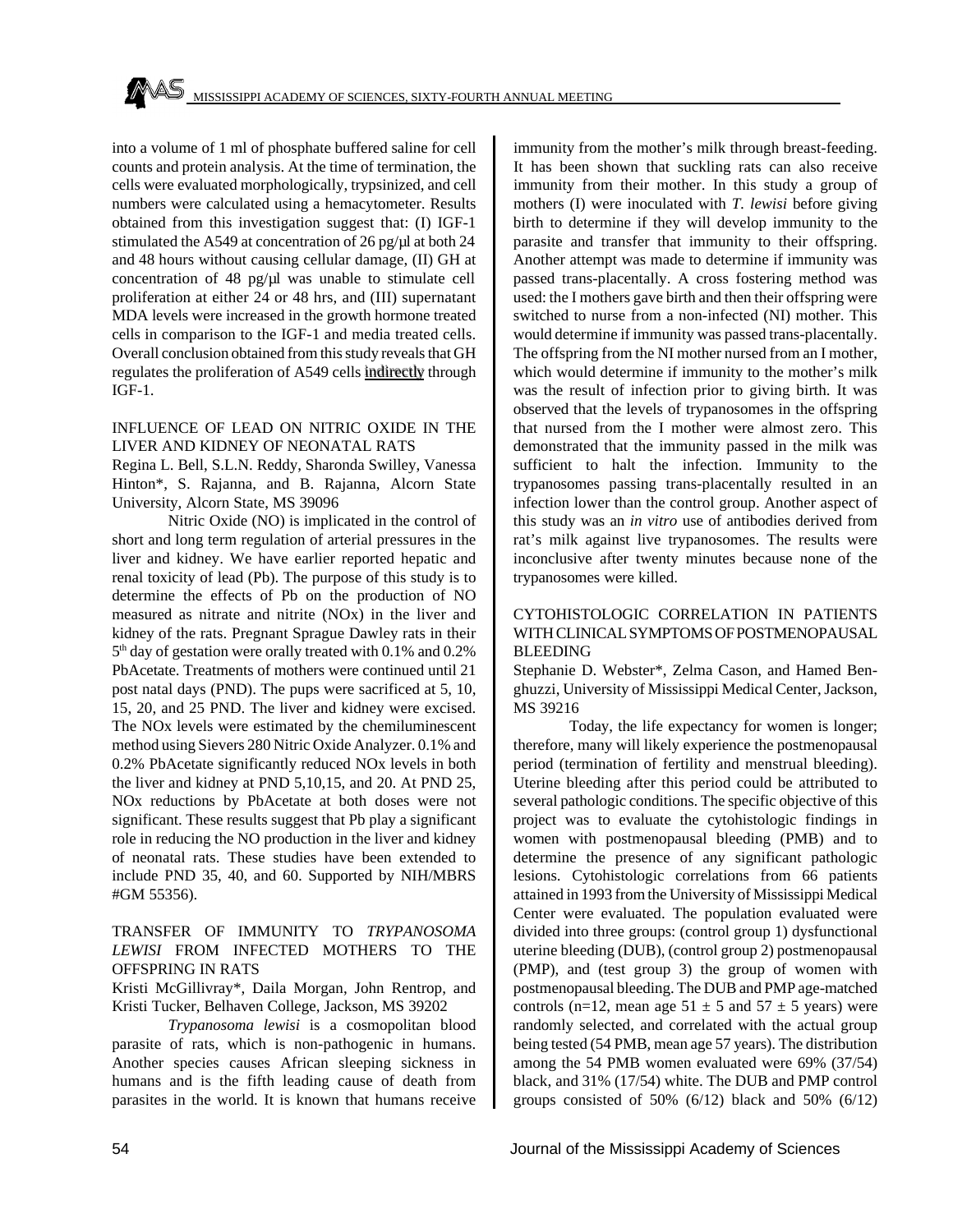into a volume of 1 ml of phosphate buffered saline for cell counts and protein analysis. At the time of termination, the cells were evaluated morphologically, trypsinized, and cell numbers were calculated using a hemacytometer. Results obtained from this investigation suggest that: (I) IGF-1 stimulated the A549 at concentration of 26 pg/µl at both 24 and 48 hours without causing cellular damage, (II) GH at concentration of 48 pg/µl was unable to stimulate cell proliferation at either 24 or 48 hrs, and (III) supernatant MDA levels were increased in the growth hormone treated cells in comparison to the IGF-1 and media treated cells. Overall conclusion obtained from this study reveals that GH regulates the proliferation of A549 cells indirectly through IGF-1.

INFLUENCE OF LEAD ON NITRIC OXIDE IN THE LIVER AND KIDNEY OF NEONATAL RATS

Regina L. Bell, S.L.N. Reddy, Sharonda Swilley, Vanessa Hinton*, S. Rajanna, and B. Rajanna, Alcorn State University, Alcorn State, MS 39096

Nitric Oxide (NO) is implicated in the control of short and long term regulation of arterial pressures in the liver and kidney. We have earlier reported hepatic and renal toxicity of lead (Pb). The purpose of this study is to determine the effects of Pb on the production of NO measured as nitrate and nitrite (NOx) in the liver and kidney of the rats. Pregnant Sprague Dawley rats in their $5^{th}$ day of gestation were orally treated with 0.1% and 0.2% PbAcetate. Treatments of mothers were continued until 21 post natal days (PND). The pups were sacrificed at 5, 10, 15, 20, and 25 PND. The liver and kidney were excised. The NOx levels were estimated by the chemiluminescent method using Sievers 280 Nitric Oxide Analyzer. 0.1% and 0.2% PbAcetate significantly reduced NOx levels in both the liver and kidney at PND 5,10,15, and 20. At PND 25, NOx reductions by PbAcetate at both doses were not significant. These results suggest that Pb play a significant role in reducing the NO production in the liver and kidney of neonatal rats. These studies have been extended to include PND 35, 40, and 60. Supported by NIH/MBRS #GM 55356).

TRANSFER OF IMMUNITY TO *TRYPANOSOMA LEWISI* FROM INFECTED MOTHERS TO THE OFFSPRING IN RATS

Kristi McGillivray*, Daila Morgan, John Rentrop, and Kristi Tucker, Belhaven College, Jackson, MS 39202

*Trypanosoma lewisi* is a cosmopolitan blood parasite of rats, which is non-pathogenic in humans. Another species causes African sleeping sickness in humans and is the fifth leading cause of death from parasites in the world. It is known that humans receive immunity from the mother's milk through breast-feeding. It has been shown that suckling rats can also receive immunity from their mother. In this study a group of mothers (I) were inoculated with *T. lewisi* before giving birth to determine if they will develop immunity to the parasite and transfer that immunity to their offspring. Another attempt was made to determine if immunity was passed trans-placentally. A cross fostering method was used: the I mothers gave birth and then their offspring were switched to nurse from a non-infected (NI) mother. This would determine if immunity was passed trans-placentally. The offspring from the NI mother nursed from an I mother, which would determine if immunity to the mother's milk was the result of infection prior to giving birth. It was observed that the levels of trypanosomes in the offspring that nursed from the I mother were almost zero. This demonstrated that the immunity passed in the milk was sufficient to halt the infection. Immunity to the trypanosomes passing trans-placentally resulted in an infection lower than the control group. Another aspect of this study was an *in vitro* use of antibodies derived from rat's milk against live trypanosomes. The results were inconclusive after twenty minutes because none of the trypanosomes were killed.

CYTOHISTOLOGIC CORRELATION IN PATIENTS WITH CLINICAL SYMPTOMS OF POSTMENOPAUSAL BLEEDING

Stephanie D. Webster*, Zelma Cason, and Hamed Benghuzzi, University of Mississippi Medical Center, Jackson, MS 39216

Today, the life expectancy for women is longer; therefore, many will likely experience the postmenopausal period (termination of fertility and menstrual bleeding). Uterine bleeding after this period could be attributed to several pathologic conditions. The specific objective of this project was to evaluate the cytohistologic findings in women with postmenopausal bleeding (PMB) and to determine the presence of any significant pathologic lesions. Cytohistologic correlations from 66 patients attained in 1993 from the University of Mississippi Medical Center were evaluated. The population evaluated were divided into three groups: (control group 1) dysfunctional uterine bleeding (DUB), (control group 2) postmenopausal (PMP), and (test group 3) the group of women with postmenopausal bleeding. The DUB and PMP age-matched controls (n=12, mean age $51 \pm 5$ and $57 \pm 5$ years) were randomly selected, and correlated with the actual group being tested (54 PMB, mean age 57 years). The distribution among the 54 PMB women evaluated were 69% (37/54) black, and 31% (17/54) white. The DUB and PMP control groups consisted of 50% (6/12) black and 50% (6/12)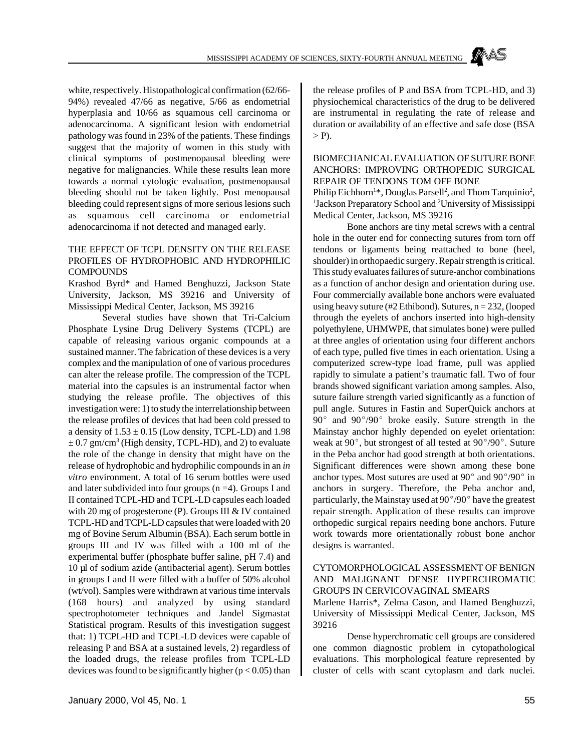white, respectively. Histopathological confirmation (62/66-94%) revealed 47/66 as negative, 5/66 as endometrial hyperplasia and 10/66 as squamous cell carcinoma or adenocarcinoma. A significant lesion with endometrial pathology was found in 23% of the patients. These findings suggest that the majority of women in this study with clinical symptoms of postmenopausal bleeding were negative for malignancies. While these results lean more towards a normal cytologic evaluation, postmenopausal bleeding should not be taken lightly. Post menopausal bleeding could represent signs of more serious lesions such as squamous cell carcinoma or endometrial adenocarcinoma if not detected and managed early.

### THE EFFECT OF TCPL DENSITY ON THE RELEASE PROFILES OF HYDROPHOBIC AND HYDROPHILIC COMPOUNDS

Krashod Byrd* and Hamed Benghuzzi, Jackson State University, Jackson, MS 39216 and University of Mississippi Medical Center, Jackson, MS 39216

Several studies have shown that Tri-Calcium Phosphate Lysine Drug Delivery Systems (TCPL) are capable of releasing various organic compounds at a sustained manner. The fabrication of these devices is a very complex and the manipulation of one of various procedures can alter the release profile. The compression of the TCPL material into the capsules is an instrumental factor when studying the release profile. The objectives of this investigation were: 1) to study the interrelationship between the release profiles of devices that had been cold pressed to a density of $1.53 \pm 0.15$ (Low density, TCPL-LD) and $1.98 \pm 0.7$ gm/cm$^3$ (High density, TCPL-HD), and 2) to evaluate the role of the change in density that might have on the release of hydrophobic and hydrophilic compounds in an *in vitro* environment. A total of 16 serum bottles were used and later subdivided into four groups (n =4). Groups I and II contained TCPL-HD and TCPL-LD capsules each loaded with 20 mg of progesterone (P). Groups III & IV contained TCPL-HD and TCPL-LD capsules that were loaded with 20 mg of Bovine Serum Albumin (BSA). Each serum bottle in groups III and IV was filled with a 100 ml of the experimental buffer (phosphate buffer saline, pH 7.4) and 10 µl of sodium azide (antibacterial agent). Serum bottles in groups I and II were filled with a buffer of 50% alcohol (wt/vol). Samples were withdrawn at various time intervals (168 hours) and analyzed by using standard spectrophotometer techniques and Jandel Sigmastat Statistical program. Results of this investigation suggest that: 1) TCPL-HD and TCPL-LD devices were capable of releasing P and BSA at a sustained levels, 2) regardless of the loaded drugs, the release profiles from TCPL-LD devices was found to be significantly higher ($p < 0.05$) than the release profiles of P and BSA from TCPL-HD, and 3) physiochemical characteristics of the drug to be delivered are instrumental in regulating the rate of release and duration or availability of an effective and safe dose (BSA > P).

### BIOMECHANICAL EVALUATION OF SUTURE BONE ANCHORS: IMPROVING ORTHOPEDIC SURGICAL REPAIR OF TENDONS TOM OFF BONE

Philip Eichhorn[1]*, Douglas Parsell[2], and Thom Tarquinio[2], [1]Jackson Preparatory School and [2]University of Mississippi Medical Center, Jackson, MS 39216

Bone anchors are tiny metal screws with a central hole in the outer end for connecting sutures from torn off tendons or ligaments being reattached to bone (heel, shoulder) in orthopaedic surgery. Repair strength is critical. This study evaluates failures of suture-anchor combinations as a function of anchor design and orientation during use. Four commercially available bone anchors were evaluated using heavy suture (#2 Ethibond). Sutures, n = 232, (looped through the eyelets of anchors inserted into high-density polyethylene, UHMWPE, that simulates bone) were pulled at three angles of orientation using four different anchors of each type, pulled five times in each orientation. Using a computerized screw-type load frame, pull was applied rapidly to simulate a patient's traumatic fall. Two of four brands showed significant variation among samples. Also, suture failure strength varied significantly as a function of pull angle. Sutures in Fastin and SuperQuick anchors at 90° and 90°/90° broke easily. Suture strength in the Mainstay anchor highly depended on eyelet orientation: weak at 90°, but strongest of all tested at 90°/90°. Suture in the Peba anchor had good strength at both orientations. Significant differences were shown among these bone anchor types. Most sutures are used at 90° and 90°/90° in anchors in surgery. Therefore, the Peba anchor and, particularly, the Mainstay used at 90°/90° have the greatest repair strength. Application of these results can improve orthopedic surgical repairs needing bone anchors. Future work towards more orientationally robust bone anchor designs is warranted.

### CYTOMORPHOLOGICAL ASSESSMENT OF BENIGN AND MALIGNANT DENSE HYPERCHROMATIC GROUPS IN CERVICOVAGINAL SMEARS

Marlene Harris*, Zelma Cason, and Hamed Benghuzzi, University of Mississippi Medical Center, Jackson, MS 39216

Dense hyperchromatic cell groups are considered one common diagnostic problem in cytopathological evaluations. This morphological feature represented by cluster of cells with scant cytoplasm and dark nuclei.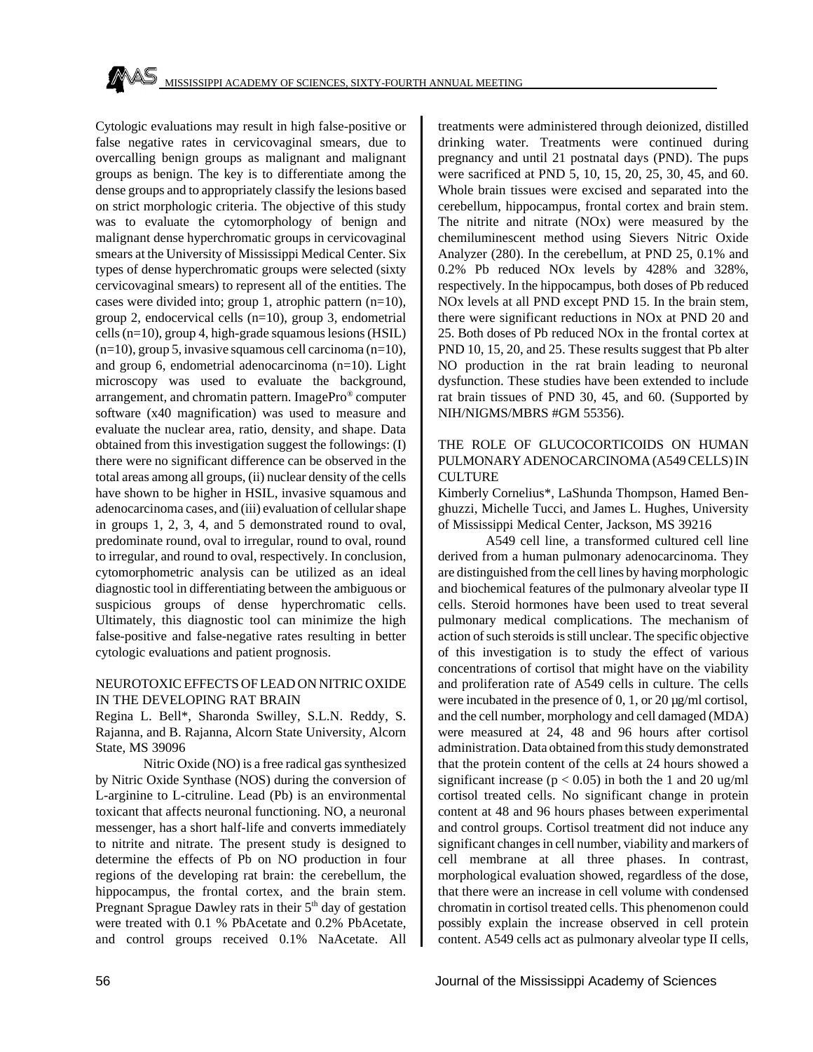Cytologic evaluations may result in high false-positive or false negative rates in cervicovaginal smears, due to overcalling benign groups as malignant and malignant groups as benign. The key is to differentiate among the dense groups and to appropriately classify the lesions based on strict morphologic criteria. The objective of this study was to evaluate the cytomorphology of benign and malignant dense hyperchromatic groups in cervicovaginal smears at the University of Mississippi Medical Center. Six types of dense hyperchromatic groups were selected (sixty cervicovaginal smears) to represent all of the entities. The cases were divided into; group 1, atrophic pattern (n=10), group 2, endocervical cells (n=10), group 3, endometrial cells (n=10), group 4, high-grade squamous lesions (HSIL) (n=10), group 5, invasive squamous cell carcinoma (n=10), and group 6, endometrial adenocarcinoma (n=10). Light microscopy was used to evaluate the background, arrangement, and chromatin pattern. ImagePro® computer software (x40 magnification) was used to measure and evaluate the nuclear area, ratio, density, and shape. Data obtained from this investigation suggest the followings: (I) there were no significant difference can be observed in the total areas among all groups, (ii) nuclear density of the cells have shown to be higher in HSIL, invasive squamous and adenocarcinoma cases, and (iii) evaluation of cellular shape in groups 1, 2, 3, 4, and 5 demonstrated round to oval, predominate round, oval to irregular, round to oval, round to irregular, and round to oval, respectively. In conclusion, cytomorphometric analysis can be utilized as an ideal diagnostic tool in differentiating between the ambiguous or suspicious groups of dense hyperchromatic cells. Ultimately, this diagnostic tool can minimize the high false-positive and false-negative rates resulting in better cytologic evaluations and patient prognosis.

NEUROTOXIC EFFECTS OF LEAD ON NITRIC OXIDE IN THE DEVELOPING RAT BRAIN

Regina L. Bell*, Sharonda Swilley, S.L.N. Reddy, S. Rajanna, and B. Rajanna, Alcorn State University, Alcorn State, MS 39096

Nitric Oxide (NO) is a free radical gas synthesized by Nitric Oxide Synthase (NOS) during the conversion of L-arginine to L-citruline. Lead (Pb) is an environmental toxicant that affects neuronal functioning. NO, a neuronal messenger, has a short half-life and converts immediately to nitrite and nitrate. The present study is designed to determine the effects of Pb on NO production in four regions of the developing rat brain: the cerebellum, the hippocampus, the frontal cortex, and the brain stem. Pregnant Sprague Dawley rats in their 5$^{th}$ day of gestation were treated with 0.1 % PbAcetate and 0.2% PbAcetate, and control groups received 0.1% NaAcetate. All treatments were administered through deionized, distilled drinking water. Treatments were continued during pregnancy and until 21 postnatal days (PND). The pups were sacrificed at PND 5, 10, 15, 20, 25, 30, 45, and 60. Whole brain tissues were excised and separated into the cerebellum, hippocampus, frontal cortex and brain stem. The nitrite and nitrate (NOx) were measured by the chemiluminescent method using Sievers Nitric Oxide Analyzer (280). In the cerebellum, at PND 25, 0.1% and 0.2% Pb reduced NOx levels by 428% and 328%, respectively. In the hippocampus, both doses of Pb reduced NOx levels at all PND except PND 15. In the brain stem, there were significant reductions in NOx at PND 20 and 25. Both doses of Pb reduced NOx in the frontal cortex at PND 10, 15, 20, and 25. These results suggest that Pb alter NO production in the rat brain leading to neuronal dysfunction. These studies have been extended to include rat brain tissues of PND 30, 45, and 60. (Supported by NIH/NIGMS/MBRS #GM 55356).

THE ROLE OF GLUCOCORTICOIDS ON HUMAN PULMONARY ADENOCARCINOMA (A549 CELLS) IN CULTURE

Kimberly Cornelius*, LaShunda Thompson, Hamed Benghuzzi, Michelle Tucci, and James L. Hughes, University of Mississippi Medical Center, Jackson, MS 39216

A549 cell line, a transformed cultured cell line derived from a human pulmonary adenocarcinoma. They are distinguished from the cell lines by having morphologic and biochemical features of the pulmonary alveolar type II cells. Steroid hormones have been used to treat several pulmonary medical complications. The mechanism of action of such steroids is still unclear. The specific objective of this investigation is to study the effect of various concentrations of cortisol that might have on the viability and proliferation rate of A549 cells in culture. The cells were incubated in the presence of 0, 1, or 20 μg/ml cortisol, and the cell number, morphology and cell damaged (MDA) were measured at 24, 48 and 96 hours after cortisol administration. Data obtained from this study demonstrated that the protein content of the cells at 24 hours showed a significant increase ($p < 0.05$) in both the 1 and 20 ug/ml cortisol treated cells. No significant change in protein content at 48 and 96 hours phases between experimental and control groups. Cortisol treatment did not induce any significant changes in cell number, viability and markers of cell membrane at all three phases. In contrast, morphological evaluation showed, regardless of the dose, that there were an increase in cell volume with condensed chromatin in cortisol treated cells. This phenomenon could possibly explain the increase observed in cell protein content. A549 cells act as pulmonary alveolar type II cells,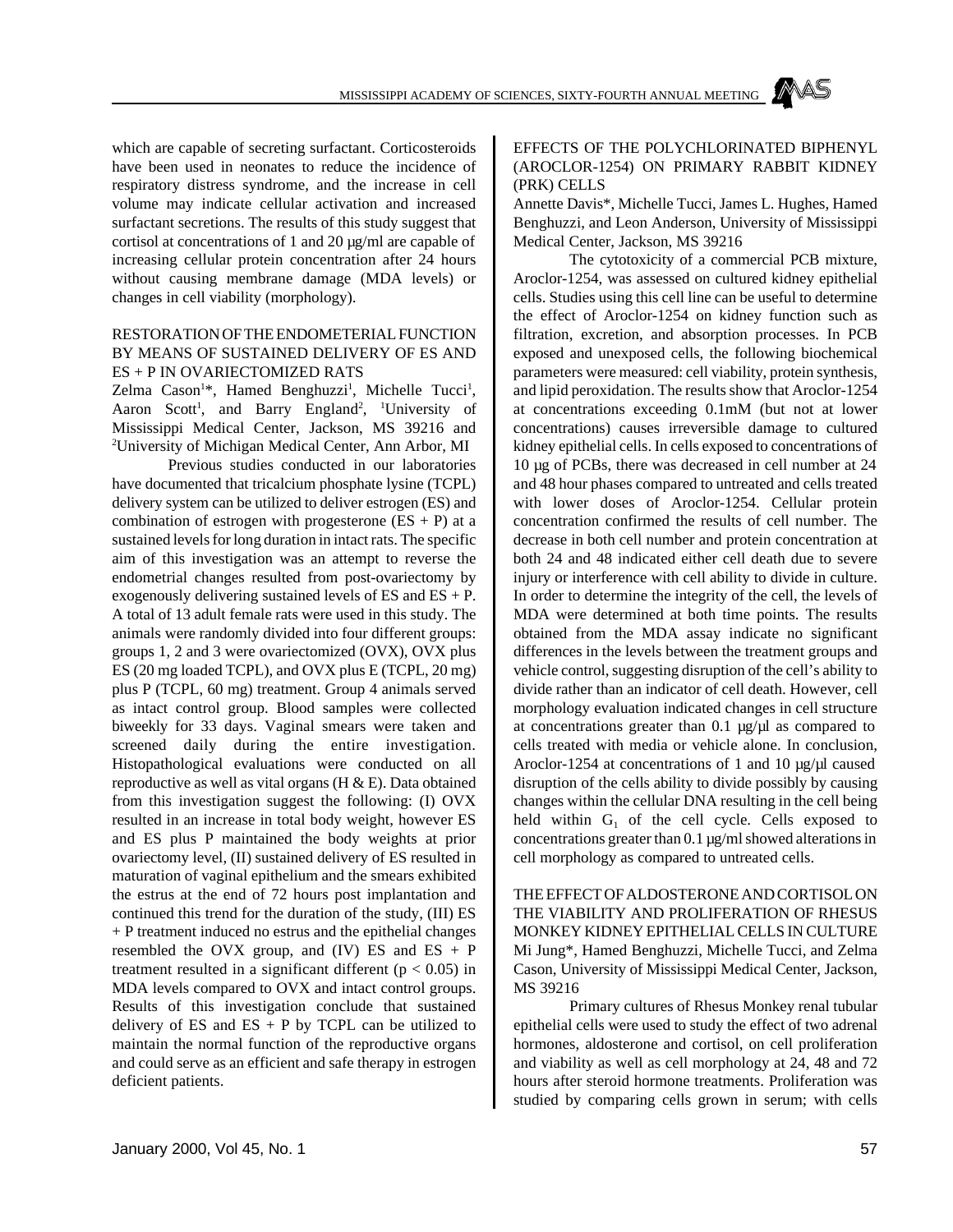which are capable of secreting surfactant. Corticosteroids have been used in neonates to reduce the incidence of respiratory distress syndrome, and the increase in cell volume may indicate cellular activation and increased surfactant secretions. The results of this study suggest that cortisol at concentrations of 1 and 20 µg/ml are capable of increasing cellular protein concentration after 24 hours without causing membrane damage (MDA levels) or changes in cell viability (morphology).

## RESTORATION OF THE ENDOMETERIAL FUNCTION BY MEANS OF SUSTAINED DELIVERY OF ES AND ES + P IN OVARIECTOMIZED RATS

Zelma Cason[1]*, Hamed Benghuzzi[1], Michelle Tucci[1], Aaron Scott[1], and Barry England[2], [1]University of Mississippi Medical Center, Jackson, MS 39216 and [2]University of Michigan Medical Center, Ann Arbor, MI

Previous studies conducted in our laboratories have documented that tricalcium phosphate lysine (TCPL) delivery system can be utilized to deliver estrogen (ES) and combination of estrogen with progesterone (ES + P) at a sustained levels for long duration in intact rats. The specific aim of this investigation was an attempt to reverse the endometrial changes resulted from post-ovariectomy by exogenously delivering sustained levels of ES and ES + P. A total of 13 adult female rats were used in this study. The animals were randomly divided into four different groups: groups 1, 2 and 3 were ovariectomized (OVX), OVX plus ES (20 mg loaded TCPL), and OVX plus E (TCPL, 20 mg) plus P (TCPL, 60 mg) treatment. Group 4 animals served as intact control group. Blood samples were collected biweekly for 33 days. Vaginal smears were taken and screened daily during the entire investigation. Histopathological evaluations were conducted on all reproductive as well as vital organs (H & E). Data obtained from this investigation suggest the following: (I) OVX resulted in an increase in total body weight, however ES and ES plus P maintained the body weights at prior ovariectomy level, (II) sustained delivery of ES resulted in maturation of vaginal epithelium and the smears exhibited the estrus at the end of 72 hours post implantation and continued this trend for the duration of the study, (III) ES + P treatment induced no estrus and the epithelial changes resembled the OVX group, and (IV) ES and ES + P treatment resulted in a significant different ($p < 0.05$) in MDA levels compared to OVX and intact control groups. Results of this investigation conclude that sustained delivery of ES and ES + P by TCPL can be utilized to maintain the normal function of the reproductive organs and could serve as an efficient and safe therapy in estrogen deficient patients.

## EFFECTS OF THE POLYCHLORINATED BIPHENYL (AROCLOR-1254) ON PRIMARY RABBIT KIDNEY (PRK) CELLS

Annette Davis*, Michelle Tucci, James L. Hughes, Hamed Benghuzzi, and Leon Anderson, University of Mississippi Medical Center, Jackson, MS 39216

The cytotoxicity of a commercial PCB mixture, Aroclor-1254, was assessed on cultured kidney epithelial cells. Studies using this cell line can be useful to determine the effect of Aroclor-1254 on kidney function such as filtration, excretion, and absorption processes. In PCB exposed and unexposed cells, the following biochemical parameters were measured: cell viability, protein synthesis, and lipid peroxidation. The results show that Aroclor-1254 at concentrations exceeding 0.1mM (but not at lower concentrations) causes irreversible damage to cultured kidney epithelial cells. In cells exposed to concentrations of 10 µg of PCBs, there was decreased in cell number at 24 and 48 hour phases compared to untreated and cells treated with lower doses of Aroclor-1254. Cellular protein concentration confirmed the results of cell number. The decrease in both cell number and protein concentration at both 24 and 48 indicated either cell death due to severe injury or interference with cell ability to divide in culture. In order to determine the integrity of the cell, the levels of MDA were determined at both time points. The results obtained from the MDA assay indicate no significant differences in the levels between the treatment groups and vehicle control, suggesting disruption of the cell's ability to divide rather than an indicator of cell death. However, cell morphology evaluation indicated changes in cell structure at concentrations greater than 0.1 µg/µl as compared to cells treated with media or vehicle alone. In conclusion, Aroclor-1254 at concentrations of 1 and 10 µg/µl caused disruption of the cells ability to divide possibly by causing changes within the cellular DNA resulting in the cell being held within $G_1$ of the cell cycle. Cells exposed to concentrations greater than 0.1 µg/ml showed alterations in cell morphology as compared to untreated cells.

## THE EFFECT OF ALDOSTERONE AND CORTISOL ON THE VIABILITY AND PROLIFERATION OF RHESUS MONKEY KIDNEY EPITHELIAL CELLS IN CULTURE

Mi Jung*, Hamed Benghuzzi, Michelle Tucci, and Zelma Cason, University of Mississippi Medical Center, Jackson, MS 39216

Primary cultures of Rhesus Monkey renal tubular epithelial cells were used to study the effect of two adrenal hormones, aldosterone and cortisol, on cell proliferation and viability as well as cell morphology at 24, 48 and 72 hours after steroid hormone treatments. Proliferation was studied by comparing cells grown in serum; with cells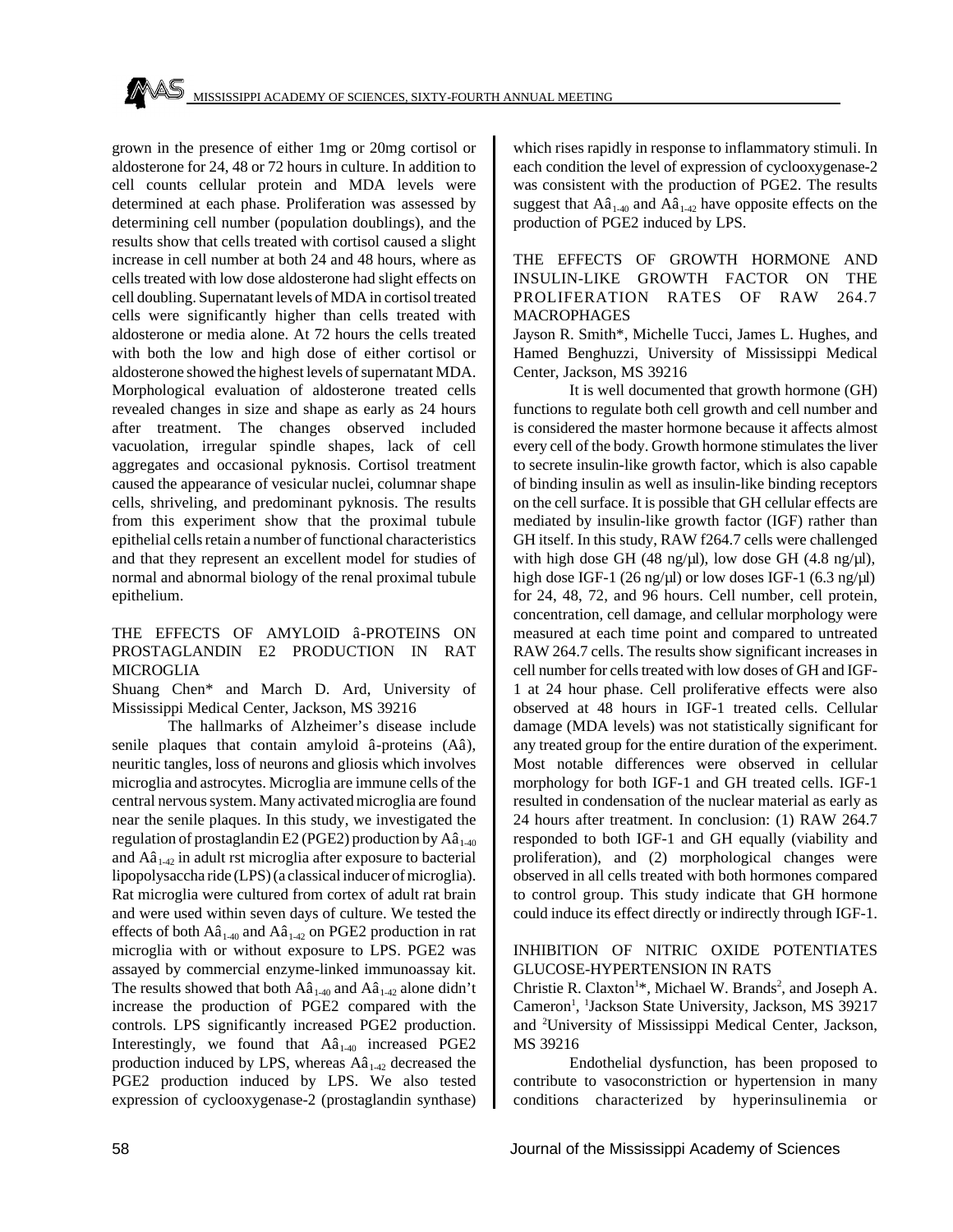grown in the presence of either 1mg or 20mg cortisol or aldosterone for 24, 48 or 72 hours in culture. In addition to cell counts cellular protein and MDA levels were determined at each phase. Proliferation was assessed by determining cell number (population doublings), and the results show that cells treated with cortisol caused a slight increase in cell number at both 24 and 48 hours, where as cells treated with low dose aldosterone had slight effects on cell doubling. Supernatant levels of MDA in cortisol treated cells were significantly higher than cells treated with aldosterone or media alone. At 72 hours the cells treated with both the low and high dose of either cortisol or aldosterone showed the highest levels of supernatant MDA. Morphological evaluation of aldosterone treated cells revealed changes in size and shape as early as 24 hours after treatment. The changes observed included vacuolation, irregular spindle shapes, lack of cell aggregates and occasional pyknosis. Cortisol treatment caused the appearance of vesicular nuclei, columnar shape cells, shriveling, and predominant pyknosis. The results from this experiment show that the proximal tubule epithelial cells retain a number of functional characteristics and that they represent an excellent model for studies of normal and abnormal biology of the renal proximal tubule epithelium.

THE EFFECTS OF AMYLOID â-PROTEINS ON PROSTAGLANDIN E2 PRODUCTION IN RAT MICROGLIA

Shuang Chen* and March D. Ard, University of Mississippi Medical Center, Jackson, MS 39216

The hallmarks of Alzheimer's disease include senile plaques that contain amyloid â-proteins (Aâ), neuritic tangles, loss of neurons and gliosis which involves microglia and astrocytes. Microglia are immune cells of the central nervous system. Many activated microglia are found near the senile plaques. In this study, we investigated the regulation of prostaglandin E2 (PGE2) production by $Aâ_{1-40}$ and $Aâ_{1-42}$ in adult rst microglia after exposure to bacterial lipopolysaccha ride (LPS) (a classical inducer of microglia). Rat microglia were cultured from cortex of adult rat brain and were used within seven days of culture. We tested the effects of both $Aâ_{1-40}$ and $Aâ_{1-42}$ on PGE2 production in rat microglia with or without exposure to LPS. PGE2 was assayed by commercial enzyme-linked immunoassay kit. The results showed that both $Aâ_{1-40}$ and $Aâ_{1-42}$ alone didn't increase the production of PGE2 compared with the controls. LPS significantly increased PGE2 production. Interestingly, we found that $Aâ_{1-40}$ increased PGE2 production induced by LPS, whereas $Aâ_{1-42}$ decreased the PGE2 production induced by LPS. We also tested expression of cyclooxygenase-2 (prostaglandin synthase) which rises rapidly in response to inflammatory stimuli. In each condition the level of expression of cyclooxygenase-2 was consistent with the production of PGE2. The results suggest that $Aâ_{1-40}$ and $Aâ_{1-42}$ have opposite effects on the production of PGE2 induced by LPS.

THE EFFECTS OF GROWTH HORMONE AND INSULIN-LIKE GROWTH FACTOR ON THE PROLIFERATION RATES OF RAW 264.7 MACROPHAGES

Jayson R. Smith*, Michelle Tucci, James L. Hughes, and Hamed Benghuzzi, University of Mississippi Medical Center, Jackson, MS 39216

It is well documented that growth hormone (GH) functions to regulate both cell growth and cell number and is considered the master hormone because it affects almost every cell of the body. Growth hormone stimulates the liver to secrete insulin-like growth factor, which is also capable of binding insulin as well as insulin-like binding receptors on the cell surface. It is possible that GH cellular effects are mediated by insulin-like growth factor (IGF) rather than GH itself. In this study, RAW f264.7 cells were challenged with high dose GH (48 ng/µl), low dose GH (4.8 ng/µl), high dose IGF-1 (26 ng/µl) or low doses IGF-1 (6.3 ng/µl) for 24, 48, 72, and 96 hours. Cell number, cell protein, concentration, cell damage, and cellular morphology were measured at each time point and compared to untreated RAW 264.7 cells. The results show significant increases in cell number for cells treated with low doses of GH and IGF-1 at 24 hour phase. Cell proliferative effects were also observed at 48 hours in IGF-1 treated cells. Cellular damage (MDA levels) was not statistically significant for any treated group for the entire duration of the experiment. Most notable differences were observed in cellular morphology for both IGF-1 and GH treated cells. IGF-1 resulted in condensation of the nuclear material as early as 24 hours after treatment. In conclusion: (1) RAW 264.7 responded to both IGF-1 and GH equally (viability and proliferation), and (2) morphological changes were observed in all cells treated with both hormones compared to control group. This study indicate that GH hormone could induce its effect directly or indirectly through IGF-1.

INHIBITION OF NITRIC OXIDE POTENTIATES GLUCOSE-HYPERTENSION IN RATS

Christie R. Claxton[1]*, Michael W. Brands[2], and Joseph A. Cameron[1], [1]Jackson State University, Jackson, MS 39217 and [2]University of Mississippi Medical Center, Jackson, MS 39216

Endothelial dysfunction, has been proposed to contribute to vasoconstriction or hypertension in many conditions characterized by hyperinsulinemia or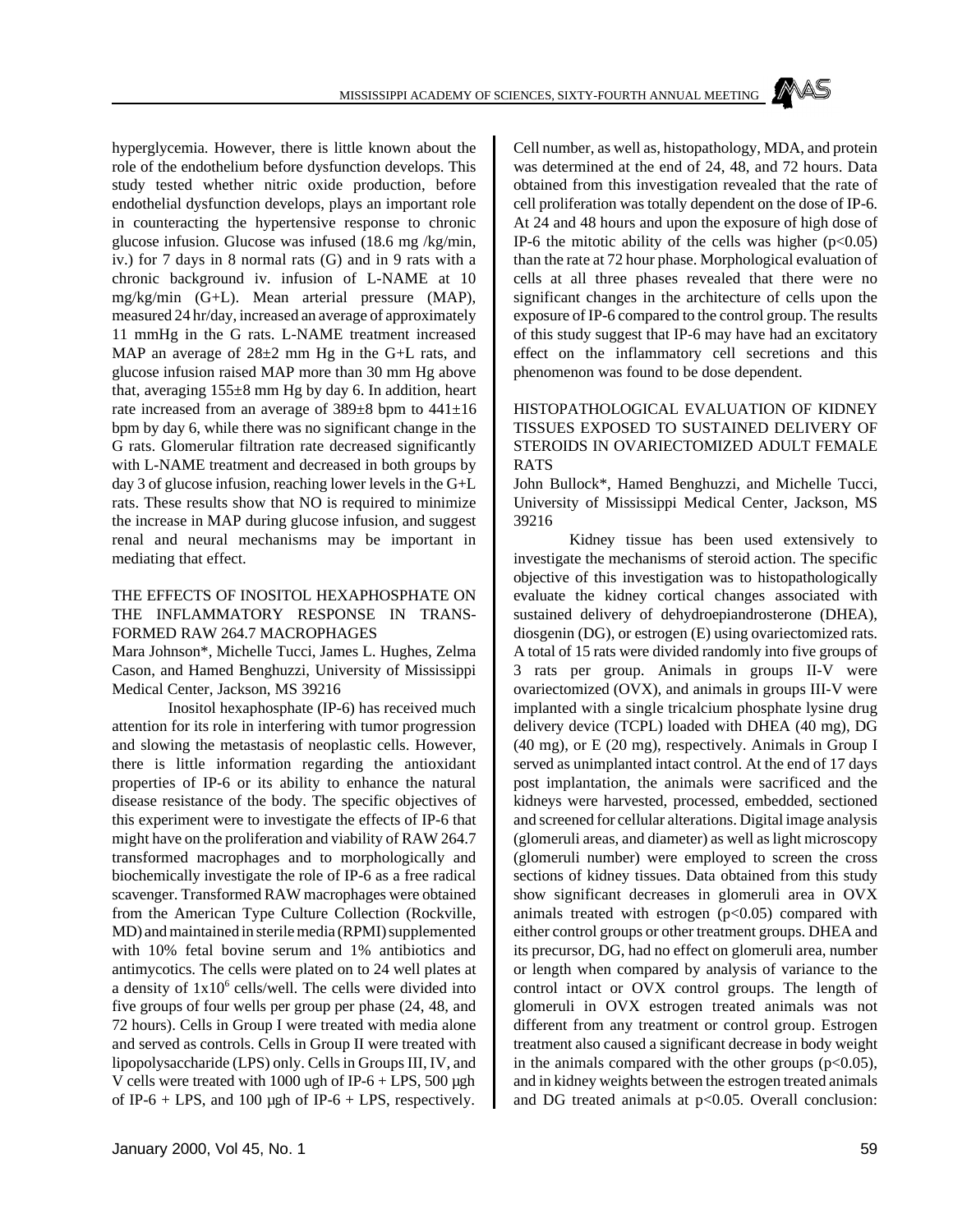hyperglycemia. However, there is little known about the role of the endothelium before dysfunction develops. This study tested whether nitric oxide production, before endothelial dysfunction develops, plays an important role in counteracting the hypertensive response to chronic glucose infusion. Glucose was infused (18.6 mg /kg/min, iv.) for 7 days in 8 normal rats (G) and in 9 rats with a chronic background iv. infusion of L-NAME at 10 mg/kg/min (G+L). Mean arterial pressure (MAP), measured 24 hr/day, increased an average of approximately 11 mmHg in the G rats. L-NAME treatment increased MAP an average of 28±2 mm Hg in the G+L rats, and glucose infusion raised MAP more than 30 mm Hg above that, averaging 155±8 mm Hg by day 6. In addition, heart rate increased from an average of 389±8 bpm to 441±16 bpm by day 6, while there was no significant change in the G rats. Glomerular filtration rate decreased significantly with L-NAME treatment and decreased in both groups by day 3 of glucose infusion, reaching lower levels in the G+L rats. These results show that NO is required to minimize the increase in MAP during glucose infusion, and suggest renal and neural mechanisms may be important in mediating that effect.

## THE EFFECTS OF INOSITOL HEXAPHOSPHATE ON THE INFLAMMATORY RESPONSE IN TRANS-FORMED RAW 264.7 MACROPHAGES

Mara Johnson*, Michelle Tucci, James L. Hughes, Zelma Cason, and Hamed Benghuzzi, University of Mississippi Medical Center, Jackson, MS 39216

Inositol hexaphosphate (IP-6) has received much attention for its role in interfering with tumor progression and slowing the metastasis of neoplastic cells. However, there is little information regarding the antioxidant properties of IP-6 or its ability to enhance the natural disease resistance of the body. The specific objectives of this experiment were to investigate the effects of IP-6 that might have on the proliferation and viability of RAW 264.7 transformed macrophages and to morphologically and biochemically investigate the role of IP-6 as a free radical scavenger. Transformed RAW macrophages were obtained from the American Type Culture Collection (Rockville, MD) and maintained in sterile media (RPMI) supplemented with 10% fetal bovine serum and 1% antibiotics and antimycotics. The cells were plated on to 24 well plates at a density of $1 \times 10^6$ cells/well. The cells were divided into five groups of four wells per group per phase (24, 48, and 72 hours). Cells in Group I were treated with media alone and served as controls. Cells in Group II were treated with lipopolysaccharide (LPS) only. Cells in Groups III, IV, and V cells were treated with 1000 ugh of IP-6 + LPS, 500 µgh of IP-6 + LPS, and 100 µgh of IP-6 + LPS, respectively. Cell number, as well as, histopathology, MDA, and protein was determined at the end of 24, 48, and 72 hours. Data obtained from this investigation revealed that the rate of cell proliferation was totally dependent on the dose of IP-6. At 24 and 48 hours and upon the exposure of high dose of IP-6 the mitotic ability of the cells was higher ($p<0.05$) than the rate at 72 hour phase. Morphological evaluation of cells at all three phases revealed that there were no significant changes in the architecture of cells upon the exposure of IP-6 compared to the control group. The results of this study suggest that IP-6 may have had an excitatory effect on the inflammatory cell secretions and this phenomenon was found to be dose dependent.

## HISTOPATHOLOGICAL EVALUATION OF KIDNEY TISSUES EXPOSED TO SUSTAINED DELIVERY OF STEROIDS IN OVARIECTOMIZED ADULT FEMALE RATS

John Bullock*, Hamed Benghuzzi, and Michelle Tucci, University of Mississippi Medical Center, Jackson, MS 39216

Kidney tissue has been used extensively to investigate the mechanisms of steroid action. The specific objective of this investigation was to histopathologically evaluate the kidney cortical changes associated with sustained delivery of dehydroepiandrosterone (DHEA), diosgenin (DG), or estrogen (E) using ovariectomized rats. A total of 15 rats were divided randomly into five groups of 3 rats per group. Animals in groups II-V were ovariectomized (OVX), and animals in groups III-V were implanted with a single tricalcium phosphate lysine drug delivery device (TCPL) loaded with DHEA (40 mg), DG (40 mg), or E (20 mg), respectively. Animals in Group I served as unimplanted intact control. At the end of 17 days post implantation, the animals were sacrificed and the kidneys were harvested, processed, embedded, sectioned and screened for cellular alterations. Digital image analysis (glomeruli areas, and diameter) as well as light microscopy (glomeruli number) were employed to screen the cross sections of kidney tissues. Data obtained from this study show significant decreases in glomeruli area in OVX animals treated with estrogen ($p<0.05$) compared with either control groups or other treatment groups. DHEA and its precursor, DG, had no effect on glomeruli area, number or length when compared by analysis of variance to the control intact or OVX control groups. The length of glomeruli in OVX estrogen treated animals was not different from any treatment or control group. Estrogen treatment also caused a significant decrease in body weight in the animals compared with the other groups ($p<0.05$), and in kidney weights between the estrogen treated animals and DG treated animals at $p<0.05$. Overall conclusion: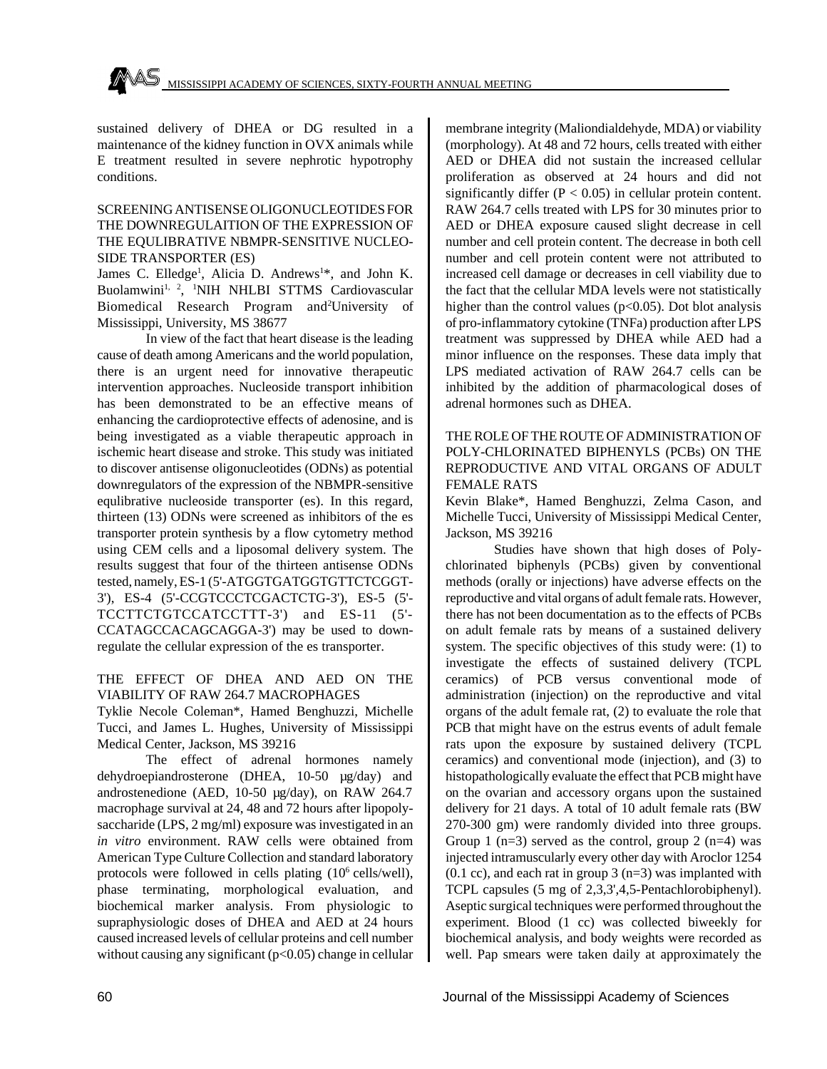sustained delivery of DHEA or DG resulted in a maintenance of the kidney function in OVX animals while E treatment resulted in severe nephrotic hypotrophy conditions.

SCREENING ANTISENSE OLIGONUCLEOTIDES FOR THE DOWNREGULAITION OF THE EXPRESSION OF THE EQULIBRATIVE NBMPR-SENSITIVE NUCLEOSIDE TRANSPORTER (ES)

James C. Elledge[1], Alicia D. Andrews[1]*, and John K. Buolamwini[1, 2], [1]NIH NHLBI STTMS Cardiovascular Biomedical Research Program and[2]University of Mississippi, University, MS 38677

In view of the fact that heart disease is the leading cause of death among Americans and the world population, there is an urgent need for innovative therapeutic intervention approaches. Nucleoside transport inhibition has been demonstrated to be an effective means of enhancing the cardioprotective effects of adenosine, and is being investigated as a viable therapeutic approach in ischemic heart disease and stroke. This study was initiated to discover antisense oligonucleotides (ODNs) as potential downregulators of the expression of the NBMPR-sensitive equlibrative nucleoside transporter (es). In this regard, thirteen (13) ODNs were screened as inhibitors of the es transporter protein synthesis by a flow cytometry method using CEM cells and a liposomal delivery system. The results suggest that four of the thirteen antisense ODNs tested, namely, ES-1 (5'-ATGGTGATGGTGTTCTCGGT-3'), ES-4 (5'-CCGTCCCTCGACTCTG-3'), ES-5 (5'-TCCTTCTGTCCATCCTTT-3') and ES-11 (5'-CCATAGCCACAGCAGGA-3') may be used to downregulate the cellular expression of the es transporter.

THE EFFECT OF DHEA AND AED ON THE VIABILITY OF RAW 264.7 MACROPHAGES

Tyklie Necole Coleman*, Hamed Benghuzzi, Michelle Tucci, and James L. Hughes, University of Mississippi Medical Center, Jackson, MS 39216

The effect of adrenal hormones namely dehydroepiandrosterone (DHEA, 10-50 μg/day) and androstenedione (AED, 10-50 μg/day), on RAW 264.7 macrophage survival at 24, 48 and 72 hours after lipopolysaccharide (LPS, 2 mg/ml) exposure was investigated in an *in vitro* environment. RAW cells were obtained from American Type Culture Collection and standard laboratory protocols were followed in cells plating ($10^6$ cells/well), phase terminating, morphological evaluation, and biochemical marker analysis. From physiologic to supraphysiologic doses of DHEA and AED at 24 hours caused increased levels of cellular proteins and cell number without causing any significant ($p<0.05$) change in cellular membrane integrity (Maliondialdehyde, MDA) or viability (morphology). At 48 and 72 hours, cells treated with either AED or DHEA did not sustain the increased cellular proliferation as observed at 24 hours and did not significantly differ ($P < 0.05$) in cellular protein content. RAW 264.7 cells treated with LPS for 30 minutes prior to AED or DHEA exposure caused slight decrease in cell number and cell protein content. The decrease in both cell number and cell protein content were not attributed to increased cell damage or decreases in cell viability due to the fact that the cellular MDA levels were not statistically higher than the control values ($p<0.05$). Dot blot analysis of pro-inflammatory cytokine (TNFa) production after LPS treatment was suppressed by DHEA while AED had a minor influence on the responses. These data imply that LPS mediated activation of RAW 264.7 cells can be inhibited by the addition of pharmacological doses of adrenal hormones such as DHEA.

THE ROLE OF THE ROUTE OF ADMINISTRATION OF POLY-CHLORINATED BIPHENYLS (PCBs) ON THE REPRODUCTIVE AND VITAL ORGANS OF ADULT FEMALE RATS

Kevin Blake*, Hamed Benghuzzi, Zelma Cason, and Michelle Tucci, University of Mississippi Medical Center, Jackson, MS 39216

Studies have shown that high doses of Polychlorinated biphenyls (PCBs) given by conventional methods (orally or injections) have adverse effects on the reproductive and vital organs of adult female rats. However, there has not been documentation as to the effects of PCBs on adult female rats by means of a sustained delivery system. The specific objectives of this study were: (1) to investigate the effects of sustained delivery (TCPL ceramics) of PCB versus conventional mode of administration (injection) on the reproductive and vital organs of the adult female rat, (2) to evaluate the role that PCB that might have on the estrus events of adult female rats upon the exposure by sustained delivery (TCPL ceramics) and conventional mode (injection), and (3) to histopathologically evaluate the effect that PCB might have on the ovarian and accessory organs upon the sustained delivery for 21 days. A total of 10 adult female rats (BW 270-300 gm) were randomly divided into three groups. Group 1 (n=3) served as the control, group 2 (n=4) was injected intramuscularly every other day with Aroclor 1254 (0.1 cc), and each rat in group 3 (n=3) was implanted with TCPL capsules (5 mg of 2,3,3',4,5-Pentachlorobiphenyl). Aseptic surgical techniques were performed throughout the experiment. Blood (1 cc) was collected biweekly for biochemical analysis, and body weights were recorded as well. Pap smears were taken daily at approximately the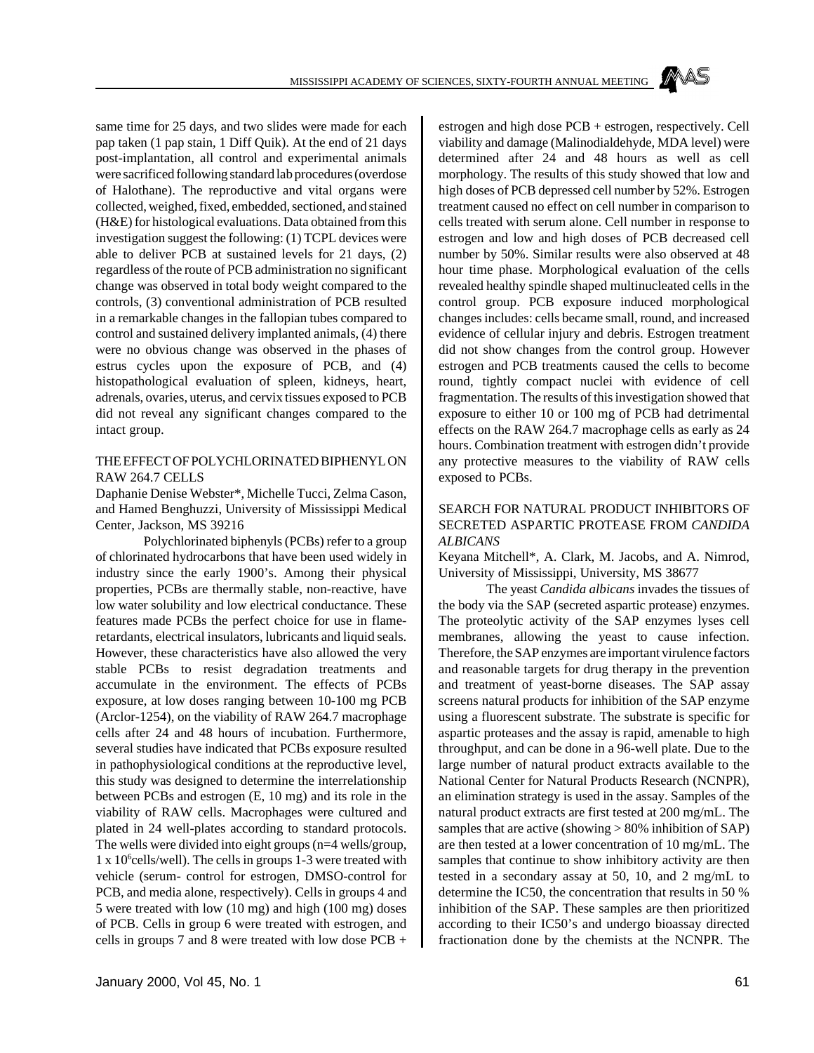same time for 25 days, and two slides were made for each pap taken (1 pap stain, 1 Diff Quik). At the end of 21 days post-implantation, all control and experimental animals were sacrificed following standard lab procedures (overdose of Halothane). The reproductive and vital organs were collected, weighed, fixed, embedded, sectioned, and stained (H&E) for histological evaluations. Data obtained from this investigation suggest the following: (1) TCPL devices were able to deliver PCB at sustained levels for 21 days, (2) regardless of the route of PCB administration no significant change was observed in total body weight compared to the controls, (3) conventional administration of PCB resulted in a remarkable changes in the fallopian tubes compared to control and sustained delivery implanted animals, (4) there were no obvious change was observed in the phases of estrus cycles upon the exposure of PCB, and (4) histopathological evaluation of spleen, kidneys, heart, adrenals, ovaries, uterus, and cervix tissues exposed to PCB did not reveal any significant changes compared to the intact group.

## THE EFFECT OF POLYCHLORINATED BIPHENYL ON RAW 264.7 CELLS

Daphanie Denise Webster*, Michelle Tucci, Zelma Cason, and Hamed Benghuzzi, University of Mississippi Medical Center, Jackson, MS 39216

Polychlorinated biphenyls (PCBs) refer to a group of chlorinated hydrocarbons that have been used widely in industry since the early 1900's. Among their physical properties, PCBs are thermally stable, non-reactive, have low water solubility and low electrical conductance. These features made PCBs the perfect choice for use in flame-retardants, electrical insulators, lubricants and liquid seals. However, these characteristics have also allowed the very stable PCBs to resist degradation treatments and accumulate in the environment. The effects of PCBs exposure, at low doses ranging between 10-100 mg PCB (Arclor-1254), on the viability of RAW 264.7 macrophage cells after 24 and 48 hours of incubation. Furthermore, several studies have indicated that PCBs exposure resulted in pathophysiological conditions at the reproductive level, this study was designed to determine the interrelationship between PCBs and estrogen (E, 10 mg) and its role in the viability of RAW cells. Macrophages were cultured and plated in 24 well-plates according to standard protocols. The wells were divided into eight groups (n=4 wells/group, $1 \times 10^6$cells/well). The cells in groups 1-3 were treated with vehicle (serum- control for estrogen, DMSO-control for PCB, and media alone, respectively). Cells in groups 4 and 5 were treated with low (10 mg) and high (100 mg) doses of PCB. Cells in group 6 were treated with estrogen, and cells in groups 7 and 8 were treated with low dose PCB + estrogen and high dose PCB + estrogen, respectively. Cell viability and damage (Malinodialdehyde, MDA level) were determined after 24 and 48 hours as well as cell morphology. The results of this study showed that low and high doses of PCB depressed cell number by 52%. Estrogen treatment caused no effect on cell number in comparison to cells treated with serum alone. Cell number in response to estrogen and low and high doses of PCB decreased cell number by 50%. Similar results were also observed at 48 hour time phase. Morphological evaluation of the cells revealed healthy spindle shaped multinucleated cells in the control group. PCB exposure induced morphological changes includes: cells became small, round, and increased evidence of cellular injury and debris. Estrogen treatment did not show changes from the control group. However estrogen and PCB treatments caused the cells to become round, tightly compact nuclei with evidence of cell fragmentation. The results of this investigation showed that exposure to either 10 or 100 mg of PCB had detrimental effects on the RAW 264.7 macrophage cells as early as 24 hours. Combination treatment with estrogen didn't provide any protective measures to the viability of RAW cells exposed to PCBs.

## SEARCH FOR NATURAL PRODUCT INHIBITORS OF SECRETED ASPARTIC PROTEASE FROM *CANDIDA ALBICANS*

Keyana Mitchell*, A. Clark, M. Jacobs, and A. Nimrod, University of Mississippi, University, MS 38677

The yeast *Candida albicans* invades the tissues of the body via the SAP (secreted aspartic protease) enzymes. The proteolytic activity of the SAP enzymes lyses cell membranes, allowing the yeast to cause infection. Therefore, the SAP enzymes are important virulence factors and reasonable targets for drug therapy in the prevention and treatment of yeast-borne diseases. The SAP assay screens natural products for inhibition of the SAP enzyme using a fluorescent substrate. The substrate is specific for aspartic proteases and the assay is rapid, amenable to high throughput, and can be done in a 96-well plate. Due to the large number of natural product extracts available to the National Center for Natural Products Research (NCNPR), an elimination strategy is used in the assay. Samples of the natural product extracts are first tested at 200 mg/mL. The samples that are active (showing > 80% inhibition of SAP) are then tested at a lower concentration of 10 mg/mL. The samples that continue to show inhibitory activity are then tested in a secondary assay at 50, 10, and 2 mg/mL to determine the IC50, the concentration that results in 50 % inhibition of the SAP. These samples are then prioritized according to their IC50's and undergo bioassay directed fractionation done by the chemists at the NCNPR. The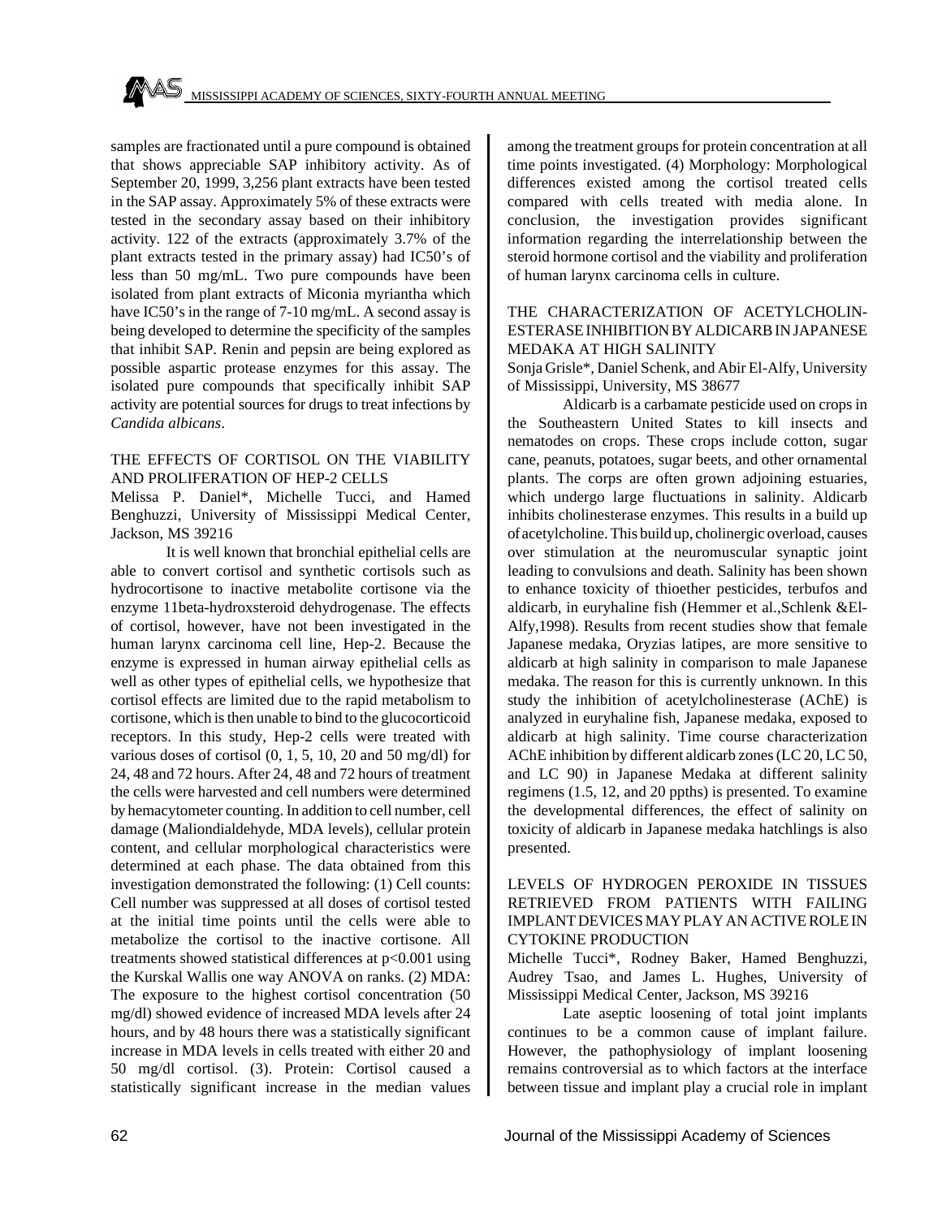samples are fractionated until a pure compound is obtained that shows appreciable SAP inhibitory activity. As of September 20, 1999, 3,256 plant extracts have been tested in the SAP assay. Approximately 5% of these extracts were tested in the secondary assay based on their inhibitory activity. 122 of the extracts (approximately 3.7% of the plant extracts tested in the primary assay) had IC50's of less than 50 mg/mL. Two pure compounds have been isolated from plant extracts of Miconia myriantha which have IC50's in the range of 7-10 mg/mL. A second assay is being developed to determine the specificity of the samples that inhibit SAP. Renin and pepsin are being explored as possible aspartic protease enzymes for this assay. The isolated pure compounds that specifically inhibit SAP activity are potential sources for drugs to treat infections by *Candida albicans*.

### THE EFFECTS OF CORTISOL ON THE VIABILITY AND PROLIFERATION OF HEP-2 CELLS

Melissa P. Daniel*, Michelle Tucci, and Hamed Benghuzzi, University of Mississippi Medical Center, Jackson, MS 39216

It is well known that bronchial epithelial cells are able to convert cortisol and synthetic cortisols such as hydrocortisone to inactive metabolite cortisone via the enzyme 11beta-hydroxsteroid dehydrogenase. The effects of cortisol, however, have not been investigated in the human larynx carcinoma cell line, Hep-2. Because the enzyme is expressed in human airway epithelial cells as well as other types of epithelial cells, we hypothesize that cortisol effects are limited due to the rapid metabolism to cortisone, which is then unable to bind to the glucocorticoid receptors. In this study, Hep-2 cells were treated with various doses of cortisol (0, 1, 5, 10, 20 and 50 mg/dl) for 24, 48 and 72 hours. After 24, 48 and 72 hours of treatment the cells were harvested and cell numbers were determined by hemacytometer counting. In addition to cell number, cell damage (Maliondialdehyde, MDA levels), cellular protein content, and cellular morphological characteristics were determined at each phase. The data obtained from this investigation demonstrated the following: (1) Cell counts: Cell number was suppressed at all doses of cortisol tested at the initial time points until the cells were able to metabolize the cortisol to the inactive cortisone. All treatments showed statistical differences at $p<0.001$ using the Kurskal Wallis one way ANOVA on ranks. (2) MDA: The exposure to the highest cortisol concentration (50 mg/dl) showed evidence of increased MDA levels after 24 hours, and by 48 hours there was a statistically significant increase in MDA levels in cells treated with either 20 and 50 mg/dl cortisol. (3). Protein: Cortisol caused a statistically significant increase in the median values among the treatment groups for protein concentration at all time points investigated. (4) Morphology: Morphological differences existed among the cortisol treated cells compared with cells treated with media alone. In conclusion, the investigation provides significant information regarding the interrelationship between the steroid hormone cortisol and the viability and proliferation of human larynx carcinoma cells in culture.

### THE CHARACTERIZATION OF ACETYLCHOLINESTERASE INHIBITION BY ALDICARB IN JAPANESE MEDAKA AT HIGH SALINITY

Sonja Grisle*, Daniel Schenk, and Abir El-Alfy, University of Mississippi, University, MS 38677

Aldicarb is a carbamate pesticide used on crops in the Southeastern United States to kill insects and nematodes on crops. These crops include cotton, sugar cane, peanuts, potatoes, sugar beets, and other ornamental plants. The corps are often grown adjoining estuaries, which undergo large fluctuations in salinity. Aldicarb inhibits cholinesterase enzymes. This results in a build up of acetylcholine. This build up, cholinergic overload, causes over stimulation at the neuromuscular synaptic joint leading to convulsions and death. Salinity has been shown to enhance toxicity of thioether pesticides, terbufos and aldicarb, in euryhaline fish (Hemmer et al.,Schlenk &El-Alfy,1998). Results from recent studies show that female Japanese medaka, Oryzias latipes, are more sensitive to aldicarb at high salinity in comparison to male Japanese medaka. The reason for this is currently unknown. In this study the inhibition of acetylcholinesterase (AChE) is analyzed in euryhaline fish, Japanese medaka, exposed to aldicarb at high salinity. Time course characterization AChE inhibition by different aldicarb zones (LC 20, LC 50, and LC 90) in Japanese Medaka at different salinity regimens (1.5, 12, and 20 ppths) is presented. To examine the developmental differences, the effect of salinity on toxicity of aldicarb in Japanese medaka hatchlings is also presented.

### LEVELS OF HYDROGEN PEROXIDE IN TISSUES RETRIEVED FROM PATIENTS WITH FAILING IMPLANT DEVICES MAY PLAY AN ACTIVE ROLE IN CYTOKINE PRODUCTION

Michelle Tucci*, Rodney Baker, Hamed Benghuzzi, Audrey Tsao, and James L. Hughes, University of Mississippi Medical Center, Jackson, MS 39216

Late aseptic loosening of total joint implants continues to be a common cause of implant failure. However, the pathophysiology of implant loosening remains controversial as to which factors at the interface between tissue and implant play a crucial role in implant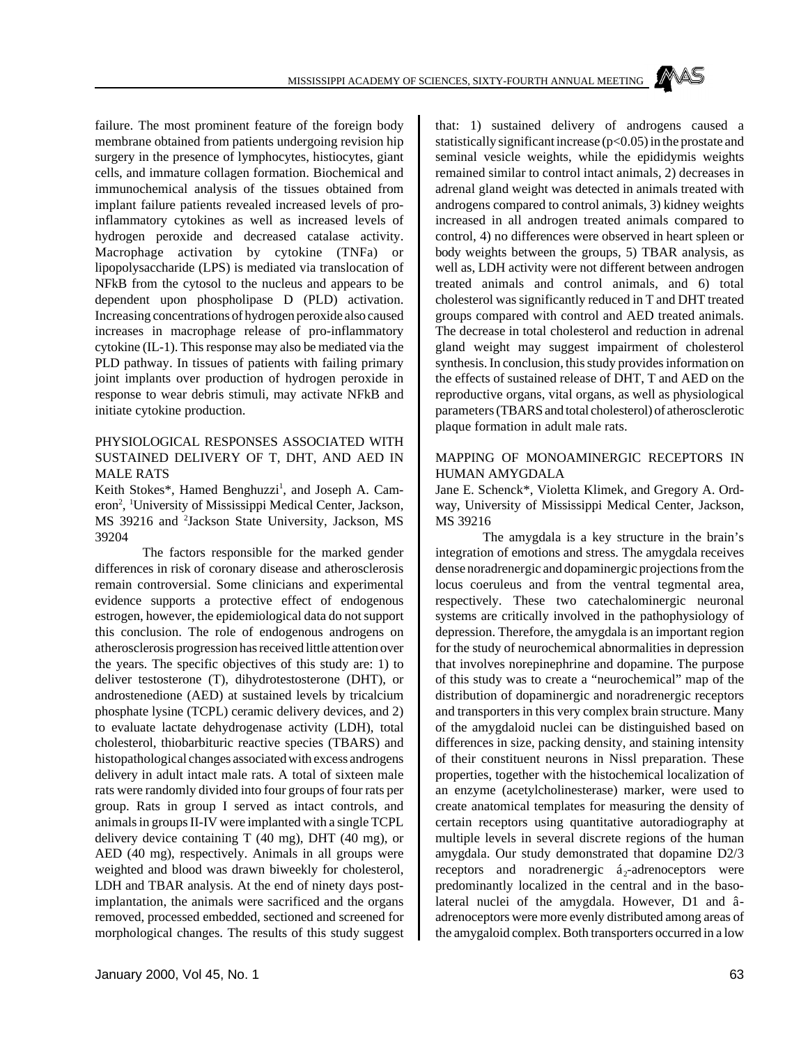failure. The most prominent feature of the foreign body membrane obtained from patients undergoing revision hip surgery in the presence of lymphocytes, histiocytes, giant cells, and immature collagen formation. Biochemical and immunochemical analysis of the tissues obtained from implant failure patients revealed increased levels of pro-inflammatory cytokines as well as increased levels of hydrogen peroxide and decreased catalase activity. Macrophage activation by cytokine (TNFa) or lipopolysaccharide (LPS) is mediated via translocation of NFkB from the cytosol to the nucleus and appears to be dependent upon phospholipase D (PLD) activation. Increasing concentrations of hydrogen peroxide also caused increases in macrophage release of pro-inflammatory cytokine (IL-1). This response may also be mediated via the PLD pathway. In tissues of patients with failing primary joint implants over production of hydrogen peroxide in response to wear debris stimuli, may activate NFkB and initiate cytokine production.

## PHYSIOLOGICAL RESPONSES ASSOCIATED WITH SUSTAINED DELIVERY OF T, DHT, AND AED IN MALE RATS

Keith Stokes*, Hamed Benghuzzi[1], and Joseph A. Cameron[2], [1]University of Mississippi Medical Center, Jackson, MS 39216 and [2]Jackson State University, Jackson, MS 39204

The factors responsible for the marked gender differences in risk of coronary disease and atherosclerosis remain controversial. Some clinicians and experimental evidence supports a protective effect of endogenous estrogen, however, the epidemiological data do not support this conclusion. The role of endogenous androgens on atherosclerosis progression has received little attention over the years. The specific objectives of this study are: 1) to deliver testosterone (T), dihydrotestosterone (DHT), or androstenedione (AED) at sustained levels by tricalcium phosphate lysine (TCPL) ceramic delivery devices, and 2) to evaluate lactate dehydrogenase activity (LDH), total cholesterol, thiobarbituric reactive species (TBARS) and histopathological changes associated with excess androgens delivery in adult intact male rats. A total of sixteen male rats were randomly divided into four groups of four rats per group. Rats in group I served as intact controls, and animals in groups II-IV were implanted with a single TCPL delivery device containing T (40 mg), DHT (40 mg), or AED (40 mg), respectively. Animals in all groups were weighted and blood was drawn biweekly for cholesterol, LDH and TBAR analysis. At the end of ninety days post-implantation, the animals were sacrificed and the organs removed, processed embedded, sectioned and screened for morphological changes. The results of this study suggest that: 1) sustained delivery of androgens caused a statistically significant increase ($p<0.05$) in the prostate and seminal vesicle weights, while the epididymis weights remained similar to control intact animals, 2) decreases in adrenal gland weight was detected in animals treated with androgens compared to control animals, 3) kidney weights increased in all androgen treated animals compared to control, 4) no differences were observed in heart spleen or body weights between the groups, 5) TBAR analysis, as well as, LDH activity were not different between androgen treated animals and control animals, and 6) total cholesterol was significantly reduced in T and DHT treated groups compared with control and AED treated animals. The decrease in total cholesterol and reduction in adrenal gland weight may suggest impairment of cholesterol synthesis. In conclusion, this study provides information on the effects of sustained release of DHT, T and AED on the reproductive organs, vital organs, as well as physiological parameters (TBARS and total cholesterol) of atherosclerotic plaque formation in adult male rats.

## MAPPING OF MONOAMINERGIC RECEPTORS IN HUMAN AMYGDALA

Jane E. Schenck*, Violetta Klimek, and Gregory A. Ordway, University of Mississippi Medical Center, Jackson, MS 39216

The amygdala is a key structure in the brain's integration of emotions and stress. The amygdala receives dense noradrenergic and dopaminergic projections from the locus coeruleus and from the ventral tegmental area, respectively. These two catechalominergic neuronal systems are critically involved in the pathophysiology of depression. Therefore, the amygdala is an important region for the study of neurochemical abnormalities in depression that involves norepinephrine and dopamine. The purpose of this study was to create a "neurochemical" map of the distribution of dopaminergic and noradrenergic receptors and transporters in this very complex brain structure. Many of the amygdaloid nuclei can be distinguished based on differences in size, packing density, and staining intensity of their constituent neurons in Nissl preparation. These properties, together with the histochemical localization of an enzyme (acetylcholinesterase) marker, were used to create anatomical templates for measuring the density of certain receptors using quantitative autoradiography at multiple levels in several discrete regions of the human amygdala. Our study demonstrated that dopamine D2/3 receptors and noradrenergic $á_2$-adrenoceptors were predominantly localized in the central and in the baso-lateral nuclei of the amygdala. However, D1 and â-adrenoceptors were more evenly distributed among areas of the amygaloid complex. Both transporters occurred in a low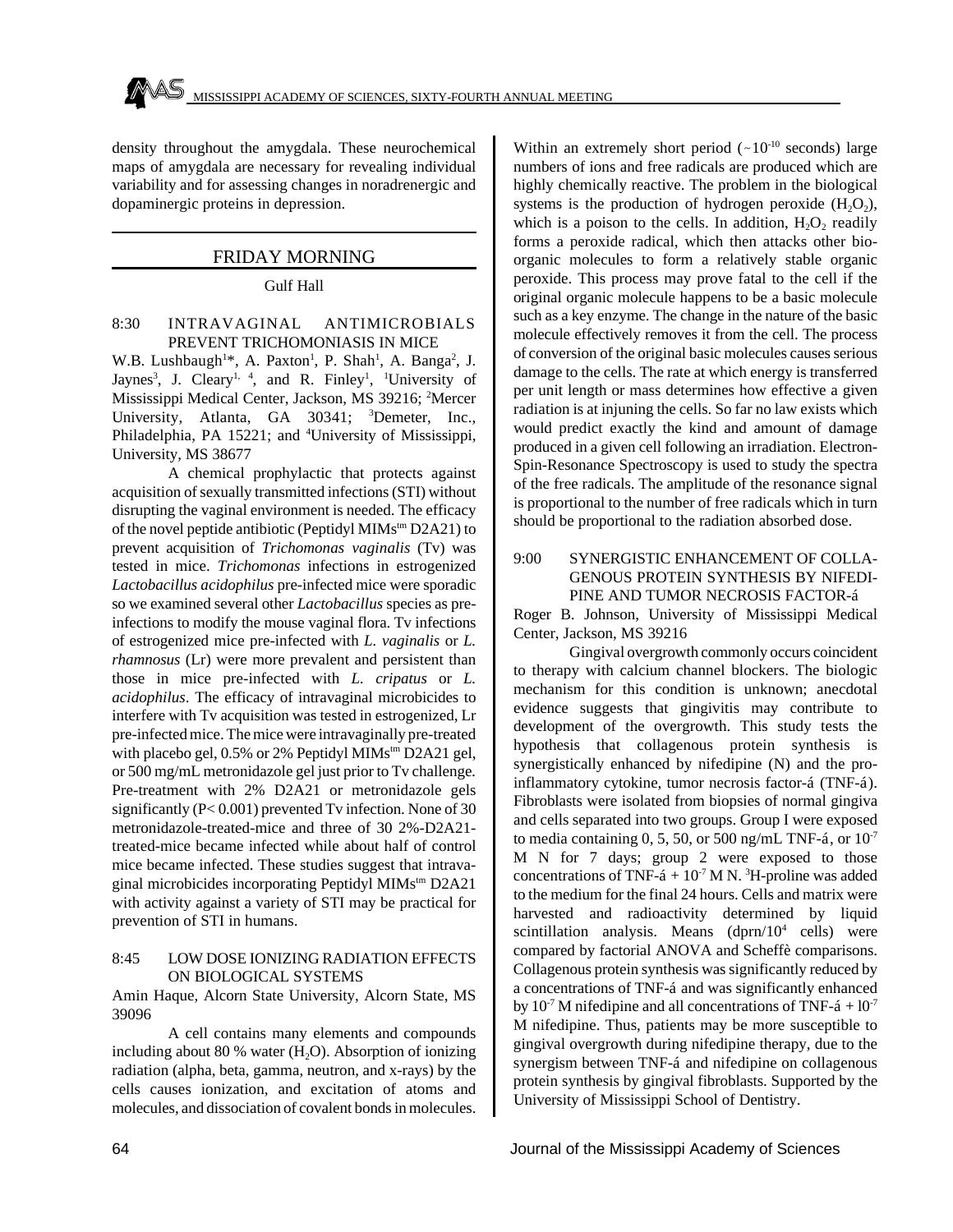density throughout the amygdala. These neurochemical maps of amygdala are necessary for revealing individual variability and for assessing changes in noradrenergic and dopaminergic proteins in depression.

## FRIDAY MORNING

Gulf Hall

### 8:30 INTRAVAGINAL ANTIMICROBIALS PREVENT TRICHOMONIASIS IN MICE

W.B. Lushbaugh[1]*, A. Paxton[1], P. Shah[1], A. Banga[2], J. Jaynes[3], J. Cleary[1,4], and R. Finley[1], [1]University of Mississippi Medical Center, Jackson, MS 39216; [2]Mercer University, Atlanta, GA 30341; [3]Demeter, Inc., Philadelphia, PA 15221; and [4]University of Mississippi, University, MS 38677

A chemical prophylactic that protects against acquisition of sexually transmitted infections (STI) without disrupting the vaginal environment is needed. The efficacy of the novel peptide antibiotic (Peptidyl MIMs[tm] D2A21) to prevent acquisition of *Trichomonas vaginalis* (Tv) was tested in mice. *Trichomonas* infections in estrogenized *Lactobacillus acidophilus* pre-infected mice were sporadic so we examined several other *Lactobacillus* species as pre-infections to modify the mouse vaginal flora. Tv infections of estrogenized mice pre-infected with *L. vaginalis* or *L. rhamnosus* (Lr) were more prevalent and persistent than those in mice pre-infected with *L. cripatus* or *L. acidophilus*. The efficacy of intravaginal microbicides to interfere with Tv acquisition was tested in estrogenized, Lr pre-infected mice. The mice were intravaginally pre-treated with placebo gel, 0.5% or 2% Peptidyl MIMs[tm] D2A21 gel, or 500 mg/mL metronidazole gel just prior to Tv challenge. Pre-treatment with 2% D2A21 or metronidazole gels significantly ($P < 0.001$) prevented Tv infection. None of 30 metronidazole-treated-mice and three of 30 2%-D2A21-treated-mice became infected while about half of control mice became infected. These studies suggest that intravaginal microbicides incorporating Peptidyl MIMs[tm] D2A21 with activity against a variety of STI may be practical for prevention of STI in humans.

### 8:45 LOW DOSE IONIZING RADIATION EFFECTS ON BIOLOGICAL SYSTEMS

Amin Haque, Alcorn State University, Alcorn State, MS 39096

A cell contains many elements and compounds including about 80 % water ($H_2O$). Absorption of ionizing radiation (alpha, beta, gamma, neutron, and x-rays) by the cells causes ionization, and excitation of atoms and molecules, and dissociation of covalent bonds in molecules. Within an extremely short period ($\sim 10^{-10}$ seconds) large numbers of ions and free radicals are produced which are highly chemically reactive. The problem in the biological systems is the production of hydrogen peroxide ($H_2O_2$), which is a poison to the cells. In addition, $H_2O_2$ readily forms a peroxide radical, which then attacks other bio-organic molecules to form a relatively stable organic peroxide. This process may prove fatal to the cell if the original organic molecule happens to be a basic molecule such as a key enzyme. The change in the nature of the basic molecule effectively removes it from the cell. The process of conversion of the original basic molecules causes serious damage to the cells. The rate at which energy is transferred per unit length or mass determines how effective a given radiation is at injuning the cells. So far no law exists which would predict exactly the kind and amount of damage produced in a given cell following an irradiation. Electron-Spin-Resonance Spectroscopy is used to study the spectra of the free radicals. The amplitude of the resonance signal is proportional to the number of free radicals which in turn should be proportional to the radiation absorbed dose.

### 9:00 SYNERGISTIC ENHANCEMENT OF COLLAGENOUS PROTEIN SYNTHESIS BY NIFEDIPINE AND TUMOR NECROSIS FACTOR-á

Roger B. Johnson, University of Mississippi Medical Center, Jackson, MS 39216

Gingival overgrowth commonly occurs coincident to therapy with calcium channel blockers. The biologic mechanism for this condition is unknown; anecdotal evidence suggests that gingivitis may contribute to development of the overgrowth. This study tests the hypothesis that collagenous protein synthesis is synergistically enhanced by nifedipine (N) and the pro-inflammatory cytokine, tumor necrosis factor-á (TNF-á). Fibroblasts were isolated from biopsies of normal gingiva and cells separated into two groups. Group I were exposed to media containing 0, 5, 50, or 500 ng/mL TNF-á, or $10^{-7}$ M N for 7 days; group 2 were exposed to those concentrations of TNF-á + $10^{-7}$ M N. $^3$H-proline was added to the medium for the final 24 hours. Cells and matrix were harvested and radioactivity determined by liquid scintillation analysis. Means (dprn/$10^4$ cells) were compared by factorial ANOVA and Scheffè comparisons. Collagenous protein synthesis was significantly reduced by a concentrations of TNF-á and was significantly enhanced by $10^{-7}$ M nifedipine and all concentrations of TNF-á + $10^{-7}$ M nifedipine. Thus, patients may be more susceptible to gingival overgrowth during nifedipine therapy, due to the synergism between TNF-á and nifedipine on collagenous protein synthesis by gingival fibroblasts. Supported by the University of Mississippi School of Dentistry.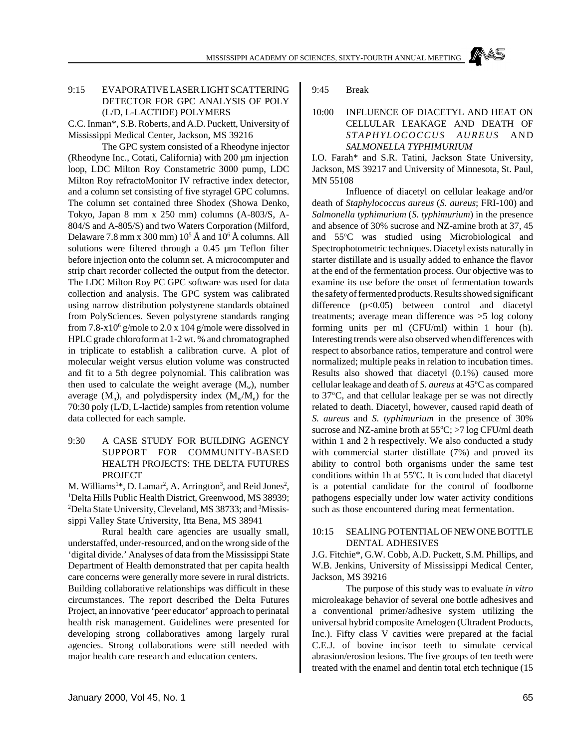### 9:15 EVAPORATIVE LASER LIGHT SCATTERING DETECTOR FOR GPC ANALYSIS OF POLY (L/D, L-LACTIDE) POLYMERS

C.C. Inman*, S.B. Roberts, and A.D. Puckett, University of Mississippi Medical Center, Jackson, MS 39216

The GPC system consisted of a Rheodyne injector (Rheodyne Inc., Cotati, California) with 200 µm injection loop, LDC Milton Roy Constametric 3000 pump, LDC Milton Roy refractoMonitor IV refractive index detector, and a column set consisting of five styragel GPC columns. The column set contained three Shodex (Showa Denko, Tokyo, Japan 8 mm x 250 mm) columns (A-803/S, A-804/S and A-805/S) and two Waters Corporation (Milford, Delaware 7.8 mm x 300 mm) $10^5$ Å and $10^6$ Å columns. All solutions were filtered through a 0.45 µm Teflon filter before injection onto the column set. A microcomputer and strip chart recorder collected the output from the detector. The LDC Milton Roy PC GPC software was used for data collection and analysis. The GPC system was calibrated using narrow distribution polystyrene standards obtained from PolySciences. Seven polystyrene standards ranging from 7.8-x$10^6$ g/mole to 2.0 x 104 g/mole were dissolved in HPLC grade chloroform at 1-2 wt. % and chromatographed in triplicate to establish a calibration curve. A plot of molecular weight versus elution volume was constructed and fit to a 5th degree polynomial. This calibration was then used to calculate the weight average ($M_w$), number average ($M_n$), and polydispersity index ($M_w/M_n$) for the 70:30 poly (L/D, L-lactide) samples from retention volume data collected for each sample.

### 9:30 A CASE STUDY FOR BUILDING AGENCY SUPPORT FOR COMMUNITY-BASED HEALTH PROJECTS: THE DELTA FUTURES PROJECT

M. Williams[1]*, D. Lamar[2], A. Arrington[3], and Reid Jones[2], [1]Delta Hills Public Health District, Greenwood, MS 38939; [2]Delta State University, Cleveland, MS 38733; and [3]Mississippi Valley State University, Itta Bena, MS 38941

Rural health care agencies are usually small, understaffed, under-resourced, and on the wrong side of the 'digital divide.' Analyses of data from the Mississippi State Department of Health demonstrated that per capita health care concerns were generally more severe in rural districts. Building collaborative relationships was difficult in these circumstances. The report described the Delta Futures Project, an innovative 'peer educator' approach to perinatal health risk management. Guidelines were presented for developing strong collaboratives among largely rural agencies. Strong collaborations were still needed with major health care research and education centers.

### 9:45 Break

### 10:00 INFLUENCE OF DIACETYL AND HEAT ON CELLULAR LEAKAGE AND DEATH OF *STAPHYLOCOCCUS AUREUS* AND *SALMONELLA TYPHIMURIUM*

I.O. Farah* and S.R. Tatini, Jackson State University, Jackson, MS 39217 and University of Minnesota, St. Paul, MN 55108

Influence of diacetyl on cellular leakage and/or death of *Staphylococcus aureus* (*S. aureus*; FRI-100) and *Salmonella typhimurium* (*S. typhimurium*) in the presence and absence of 30% sucrose and NZ-amine broth at 37, 45 and 55°C was studied using Microbiological and Spectrophotometric techniques. Diacetyl exists naturally in starter distillate and is usually added to enhance the flavor at the end of the fermentation process. Our objective was to examine its use before the onset of fermentation towards the safety of fermented products. Results showed significant difference ($p<0.05$) between control and diacetyl treatments; average mean difference was >5 log colony forming units per ml (CFU/ml) within 1 hour (h). Interesting trends were also observed when differences with respect to absorbance ratios, temperature and control were normalized; multiple peaks in relation to incubation times. Results also showed that diacetyl (0.1%) caused more cellular leakage and death of *S. aureus* at 45°C as compared to 37°C, and that cellular leakage per se was not directly related to death. Diacetyl, however, caused rapid death of *S. aureus* and *S. typhimurium* in the presence of 30% sucrose and NZ-amine broth at 55°C; >7 log CFU/ml death within 1 and 2 h respectively. We also conducted a study with commercial starter distillate (7%) and proved its ability to control both organisms under the same test conditions within 1h at 55°C. It is concluded that diacetyl is a potential candidate for the control of foodborne pathogens especially under low water activity conditions such as those encountered during meat fermentation.

### 10:15 SEALING POTENTIAL OF NEW ONE BOTTLE DENTAL ADHESIVES

J.G. Fitchie*, G.W. Cobb, A.D. Puckett, S.M. Phillips, and W.B. Jenkins, University of Mississippi Medical Center, Jackson, MS 39216

The purpose of this study was to evaluate *in vitro* microleakage behavior of several one bottle adhesives and a conventional primer/adhesive system utilizing the universal hybrid composite Amelogen (Ultradent Products, Inc.). Fifty class V cavities were prepared at the facial C.E.J. of bovine incisor teeth to simulate cervical abrasion/erosion lesions. The five groups of ten teeth were treated with the enamel and dentin total etch technique (15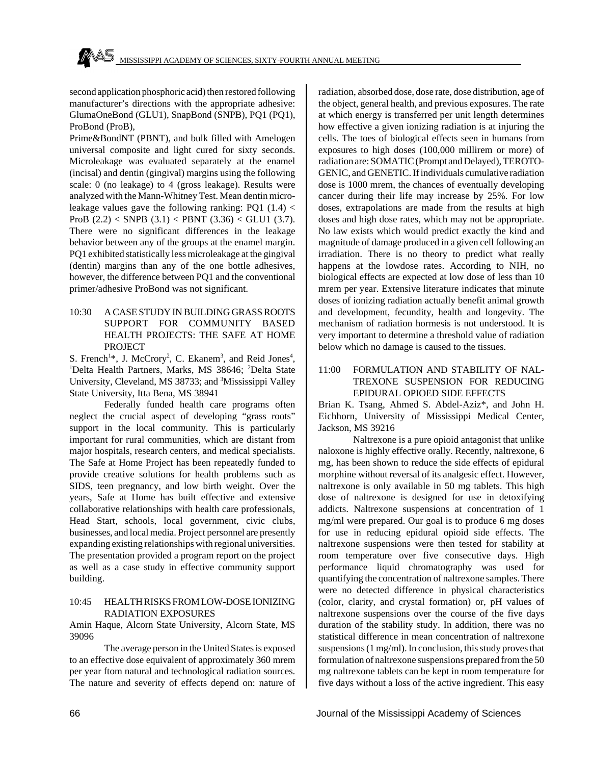second application phosphoric acid) then restored following manufacturer's directions with the appropriate adhesive: GlumaOneBond (GLU1), SnapBond (SNPB), PQ1 (PQ1), ProBond (ProB),

Prime&BondNT (PBNT), and bulk filled with Amelogen universal composite and light cured for sixty seconds. Microleakage was evaluated separately at the enamel (incisal) and dentin (gingival) margins using the following scale: 0 (no leakage) to 4 (gross leakage). Results were analyzed with the Mann-Whitney Test. Mean dentin microleakage values gave the following ranking: PQ1 (1.4) < ProB (2.2) < SNPB (3.1) < PBNT (3.36) < GLU1 (3.7). There were no significant differences in the leakage behavior between any of the groups at the enamel margin. PQ1 exhibited statistically less microleakage at the gingival (dentin) margins than any of the one bottle adhesives, however, the difference between PQ1 and the conventional primer/adhesive ProBond was not significant.

10:30 A CASE STUDY IN BUILDING GRASS ROOTS SUPPORT FOR COMMUNITY BASED HEALTH PROJECTS: THE SAFE AT HOME PROJECT

S. French[1]*, J. McCrory[2], C. Ekanem[3], and Reid Jones[4], [1]Delta Health Partners, Marks, MS 38646; [2]Delta State University, Cleveland, MS 38733; and [3]Mississippi Valley State University, Itta Bena, MS 38941

Federally funded health care programs often neglect the crucial aspect of developing "grass roots" support in the local community. This is particularly important for rural communities, which are distant from major hospitals, research centers, and medical specialists. The Safe at Home Project has been repeatedly funded to provide creative solutions for health problems such as SIDS, teen pregnancy, and low birth weight. Over the years, Safe at Home has built effective and extensive collaborative relationships with health care professionals, Head Start, schools, local government, civic clubs, businesses, and local media. Project personnel are presently expanding existing relationships with regional universities. The presentation provided a program report on the project as well as a case study in effective community support building.

10:45 HEALTH RISKS FROM LOW-DOSE IONIZING RADIATION EXPOSURES

Amin Haque, Alcorn State University, Alcorn State, MS 39096

The average person in the United States is exposed to an effective dose equivalent of approximately 360 mrem per year ftom natural and technological radiation sources. The nature and severity of effects depend on: nature of radiation, absorbed dose, dose rate, dose distribution, age of the object, general health, and previous exposures. The rate at which energy is transferred per unit length determines how effective a given ionizing radiation is at injuring the cells. The toes of biological effects seen in humans from exposures to high doses (100,000 millirem or more) of radiation are: SOMATIC (Prompt and Delayed), TEROTOGENIC, and GENETIC. If individuals cumulative radiation dose is 1000 mrem, the chances of eventually developing cancer during their life may increase by 25%. For low doses, extrapolations are made from the results at high doses and high dose rates, which may not be appropriate. No law exists which would predict exactly the kind and magnitude of damage produced in a given cell following an irradiation. There is no theory to predict what really happens at the lowdose rates. According to NIH, no biological effects are expected at low dose of less than 10 mrem per year. Extensive literature indicates that minute doses of ionizing radiation actually benefit animal growth and development, fecundity, health and longevity. The mechanism of radiation hormesis is not understood. It is very important to determine a threshold value of radiation below which no damage is caused to the tissues.

11:00 FORMULATION AND STABILITY OF NALTREXONE SUSPENSION FOR REDUCING EPIDURAL OPIOED SIDE EFFECTS

Brian K. Tsang, Ahmed S. Abdel-Aziz*, and John H. Eichhorn, University of Mississippi Medical Center, Jackson, MS 39216

Naltrexone is a pure opioid antagonist that unlike naloxone is highly effective orally. Recently, naltrexone, 6 mg, has been shown to reduce the side effects of epidural morphine without reversal of its analgesic effect. However, naltrexone is only available in 50 mg tablets. This high dose of naltrexone is designed for use in detoxifying addicts. Naltrexone suspensions at concentration of 1 mg/ml were prepared. Our goal is to produce 6 mg doses for use in reducing epidural opioid side effects. The naltrexone suspensions were then tested for stability at room temperature over five consecutive days. High performance liquid chromatography was used for quantifying the concentration of naltrexone samples. There were no detected difference in physical characteristics (color, clarity, and crystal formation) or, pH values of naltrexone suspensions over the course of the five days duration of the stability study. In addition, there was no statistical difference in mean concentration of naltrexone suspensions (1 mg/ml). In conclusion, this study proves that formulation of naltrexone suspensions prepared from the 50 mg naltrexone tablets can be kept in room temperature for five days without a loss of the active ingredient. This easy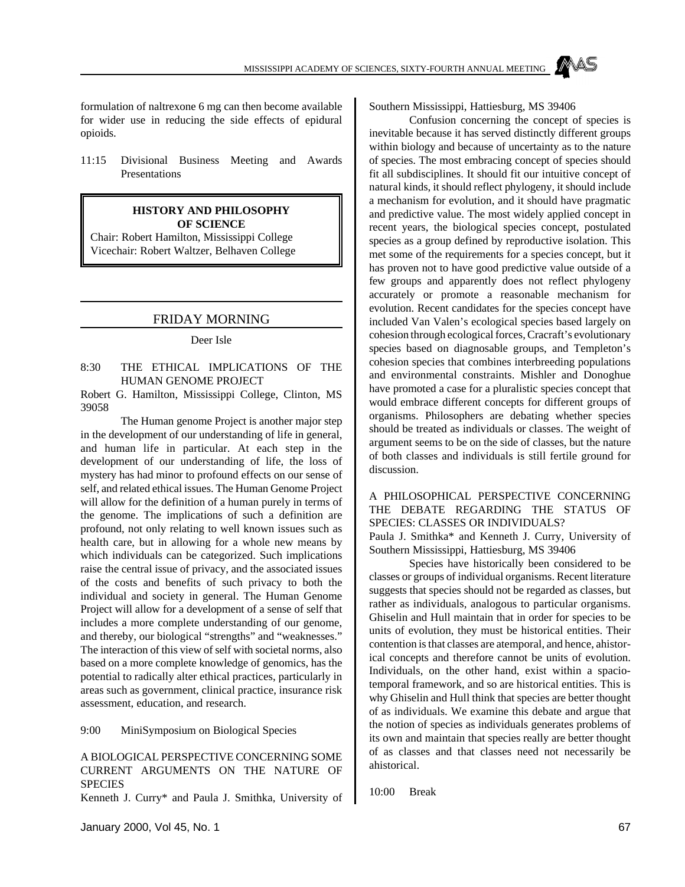formulation of naltrexone 6 mg can then become available for wider use in reducing the side effects of epidural opioids.

11:15 Divisional Business Meeting and Awards Presentations

## HISTORY AND PHILOSOPHY OF SCIENCE

Chair: Robert Hamilton, Mississippi College
Vicechair: Robert Waltzer, Belhaven College

### FRIDAY MORNING

Deer Isle

8:30 THE ETHICAL IMPLICATIONS OF THE HUMAN GENOME PROJECT

Robert G. Hamilton, Mississippi College, Clinton, MS 39058

The Human genome Project is another major step in the development of our understanding of life in general, and human life in particular. At each step in the development of our understanding of life, the loss of mystery has had minor to profound effects on our sense of self, and related ethical issues. The Human Genome Project will allow for the definition of a human purely in terms of the genome. The implications of such a definition are profound, not only relating to well known issues such as health care, but in allowing for a whole new means by which individuals can be categorized. Such implications raise the central issue of privacy, and the associated issues of the costs and benefits of such privacy to both the individual and society in general. The Human Genome Project will allow for a development of a sense of self that includes a more complete understanding of our genome, and thereby, our biological "strengths" and "weaknesses." The interaction of this view of self with societal norms, also based on a more complete knowledge of genomics, has the potential to radically alter ethical practices, particularly in areas such as government, clinical practice, insurance risk assessment, education, and research.

9:00 MiniSymposium on Biological Species

A BIOLOGICAL PERSPECTIVE CONCERNING SOME CURRENT ARGUMENTS ON THE NATURE OF SPECIES

Kenneth J. Curry* and Paula J. Smithka, University of Southern Mississippi, Hattiesburg, MS 39406

Confusion concerning the concept of species is inevitable because it has served distinctly different groups within biology and because of uncertainty as to the nature of species. The most embracing concept of species should fit all subdisciplines. It should fit our intuitive concept of natural kinds, it should reflect phylogeny, it should include a mechanism for evolution, and it should have pragmatic and predictive value. The most widely applied concept in recent years, the biological species concept, postulated species as a group defined by reproductive isolation. This met some of the requirements for a species concept, but it has proven not to have good predictive value outside of a few groups and apparently does not reflect phylogeny accurately or promote a reasonable mechanism for evolution. Recent candidates for the species concept have included Van Valen's ecological species based largely on cohesion through ecological forces, Cracraft's evolutionary species based on diagnosable groups, and Templeton's cohesion species that combines interbreeding populations and environmental constraints. Mishler and Donoghue have promoted a case for a pluralistic species concept that would embrace different concepts for different groups of organisms. Philosophers are debating whether species should be treated as individuals or classes. The weight of argument seems to be on the side of classes, but the nature of both classes and individuals is still fertile ground for discussion.

A PHILOSOPHICAL PERSPECTIVE CONCERNING THE DEBATE REGARDING THE STATUS OF SPECIES: CLASSES OR INDIVIDUALS?

Paula J. Smithka* and Kenneth J. Curry, University of Southern Mississippi, Hattiesburg, MS 39406

Species have historically been considered to be classes or groups of individual organisms. Recent literature suggests that species should not be regarded as classes, but rather as individuals, analogous to particular organisms. Ghiselin and Hull maintain that in order for species to be units of evolution, they must be historical entities. Their contention is that classes are atemporal, and hence, ahistorical concepts and therefore cannot be units of evolution. Individuals, on the other hand, exist within a spacio-temporal framework, and so are historical entities. This is why Ghiselin and Hull think that species are better thought of as individuals. We examine this debate and argue that the notion of species as individuals generates problems of its own and maintain that species really are better thought of as classes and that classes need not necessarily be ahistorical.

10:00 Break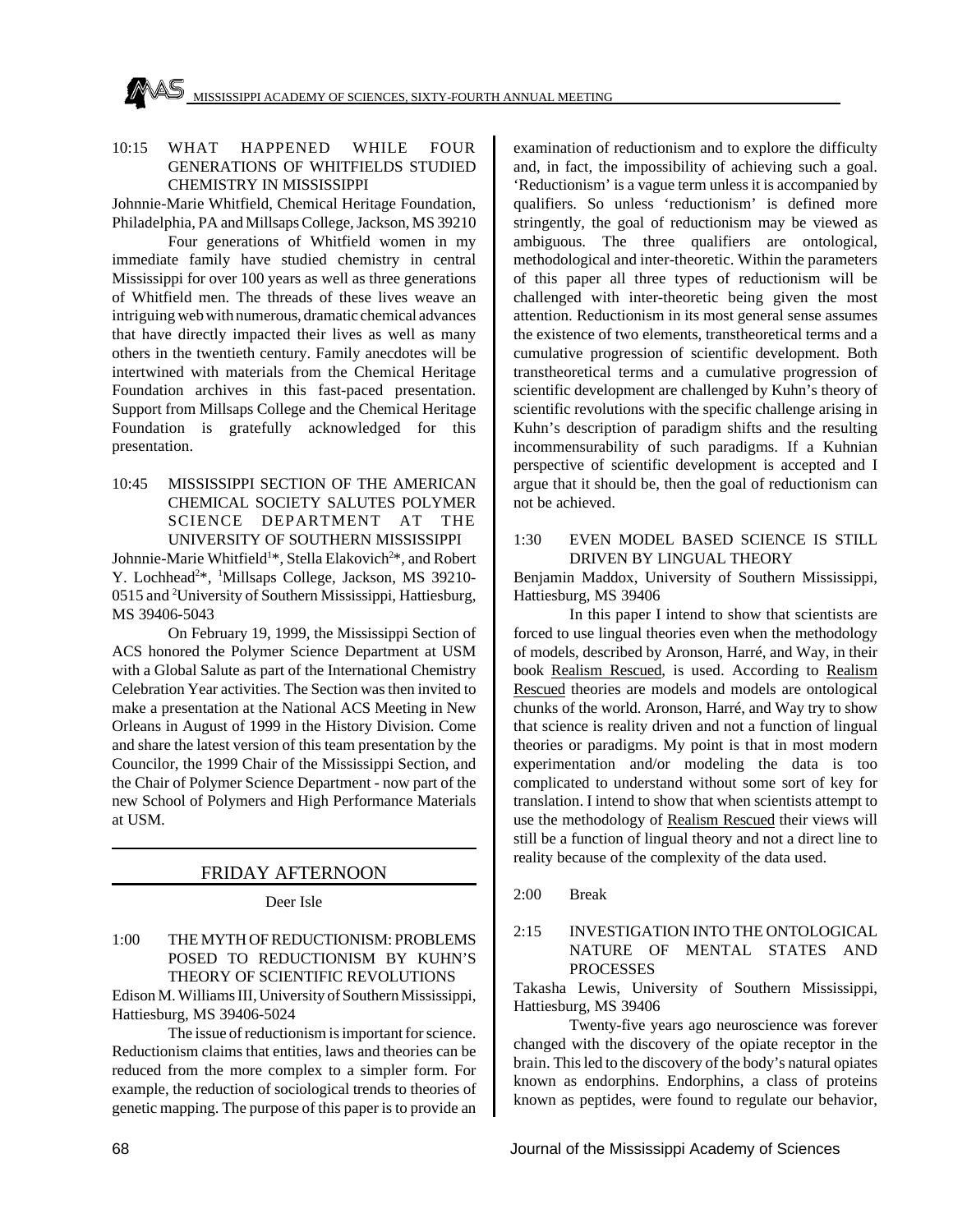10:15 WHAT HAPPENED WHILE FOUR GENERATIONS OF WHITFIELDS STUDIED CHEMISTRY IN MISSISSIPPI

Johnnie-Marie Whitfield, Chemical Heritage Foundation, Philadelphia, PA and Millsaps College, Jackson, MS 39210

Four generations of Whitfield women in my immediate family have studied chemistry in central Mississippi for over 100 years as well as three generations of Whitfield men. The threads of these lives weave an intriguing web with numerous, dramatic chemical advances that have directly impacted their lives as well as many others in the twentieth century. Family anecdotes will be intertwined with materials from the Chemical Heritage Foundation archives in this fast-paced presentation. Support from Millsaps College and the Chemical Heritage Foundation is gratefully acknowledged for this presentation.

10:45 MISSISSIPPI SECTION OF THE AMERICAN CHEMICAL SOCIETY SALUTES POLYMER SCIENCE DEPARTMENT AT THE UNIVERSITY OF SOUTHERN MISSISSIPPI

Johnnie-Marie Whitfield[1]*, Stella Elakovich[2]*, and Robert Y. Lochhead[2]*, [1]Millsaps College, Jackson, MS 39210-0515 and [2]University of Southern Mississippi, Hattiesburg, MS 39406-5043

On February 19, 1999, the Mississippi Section of ACS honored the Polymer Science Department at USM with a Global Salute as part of the International Chemistry Celebration Year activities. The Section was then invited to make a presentation at the National ACS Meeting in New Orleans in August of 1999 in the History Division. Come and share the latest version of this team presentation by the Councilor, the 1999 Chair of the Mississippi Section, and the Chair of Polymer Science Department - now part of the new School of Polymers and High Performance Materials at USM.

## FRIDAY AFTERNOON

Deer Isle

1:00 THE MYTH OF REDUCTIONISM: PROBLEMS POSED TO REDUCTIONISM BY KUHN'S THEORY OF SCIENTIFIC REVOLUTIONS

Edison M. Williams III, University of Southern Mississippi, Hattiesburg, MS 39406-5024

The issue of reductionism is important for science. Reductionism claims that entities, laws and theories can be reduced from the more complex to a simpler form. For example, the reduction of sociological trends to theories of genetic mapping. The purpose of this paper is to provide an examination of reductionism and to explore the difficulty and, in fact, the impossibility of achieving such a goal. 'Reductionism' is a vague term unless it is accompanied by qualifiers. So unless 'reductionism' is defined more stringently, the goal of reductionism may be viewed as ambiguous. The three qualifiers are ontological, methodological and inter-theoretic. Within the parameters of this paper all three types of reductionism will be challenged with inter-theoretic being given the most attention. Reductionism in its most general sense assumes the existence of two elements, transtheoretical terms and a cumulative progression of scientific development. Both transtheoretical terms and a cumulative progression of scientific development are challenged by Kuhn's theory of scientific revolutions with the specific challenge arising in Kuhn's description of paradigm shifts and the resulting incommensurability of such paradigms. If a Kuhnian perspective of scientific development is accepted and I argue that it should be, then the goal of reductionism can not be achieved.

1:30 EVEN MODEL BASED SCIENCE IS STILL DRIVEN BY LINGUAL THEORY

Benjamin Maddox, University of Southern Mississippi, Hattiesburg, MS 39406

In this paper I intend to show that scientists are forced to use lingual theories even when the methodology of models, described by Aronson, Harré, and Way, in their book Realism Rescued, is used. According to Realism Rescued theories are models and models are ontological chunks of the world. Aronson, Harré, and Way try to show that science is reality driven and not a function of lingual theories or paradigms. My point is that in most modern experimentation and/or modeling the data is too complicated to understand without some sort of key for translation. I intend to show that when scientists attempt to use the methodology of Realism Rescued their views will still be a function of lingual theory and not a direct line to reality because of the complexity of the data used.

2:00 Break

2:15 INVESTIGATION INTO THE ONTOLOGICAL NATURE OF MENTAL STATES AND PROCESSES

Takasha Lewis, University of Southern Mississippi, Hattiesburg, MS 39406

Twenty-five years ago neuroscience was forever changed with the discovery of the opiate receptor in the brain. This led to the discovery of the body's natural opiates known as endorphins. Endorphins, a class of proteins known as peptides, were found to regulate our behavior,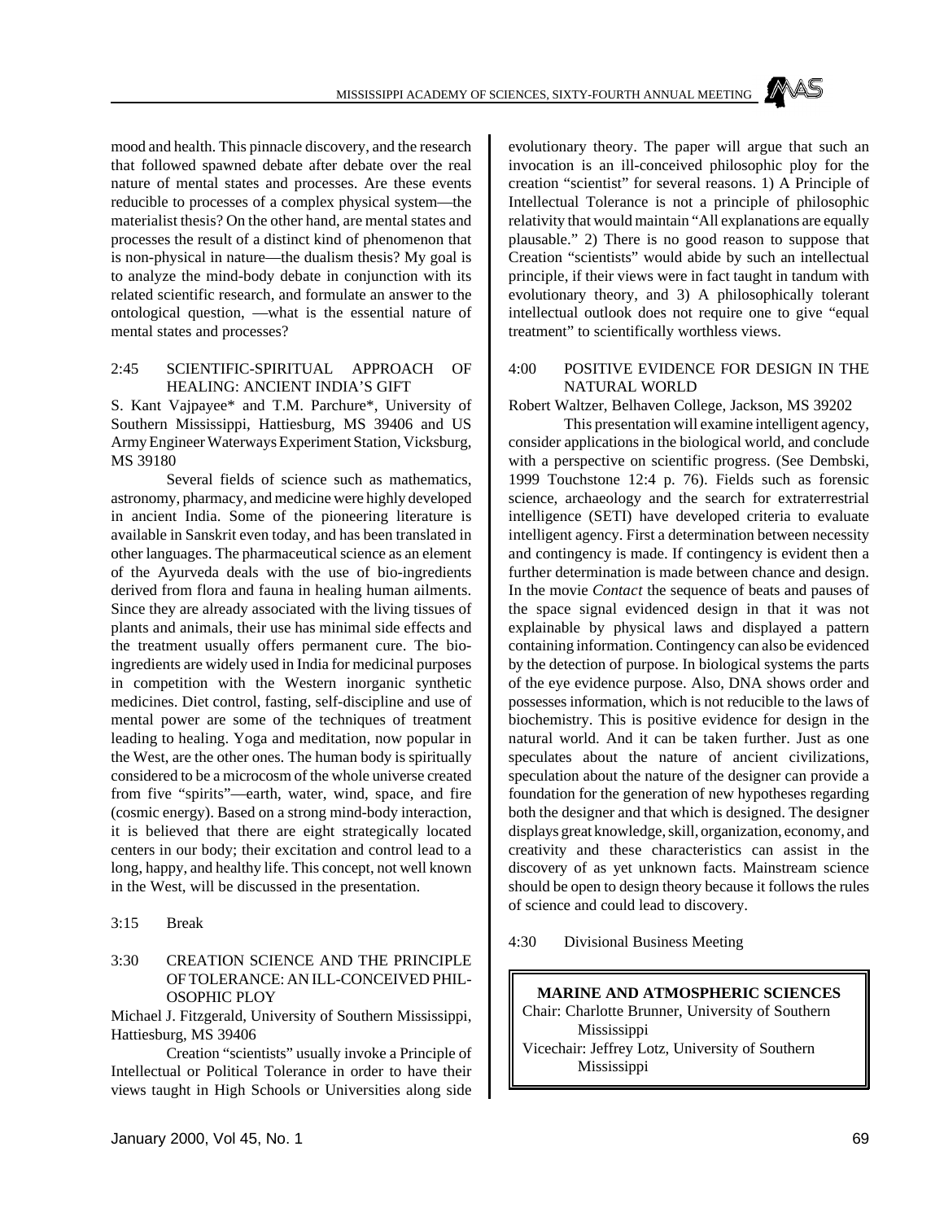mood and health. This pinnacle discovery, and the research that followed spawned debate after debate over the real nature of mental states and processes. Are these events reducible to processes of a complex physical system—the materialist thesis? On the other hand, are mental states and processes the result of a distinct kind of phenomenon that is non-physical in nature—the dualism thesis? My goal is to analyze the mind-body debate in conjunction with its related scientific research, and formulate an answer to the ontological question, —what is the essential nature of mental states and processes?

2:45 SCIENTIFIC-SPIRITUAL APPROACH OF HEALING: ANCIENT INDIA'S GIFT

S. Kant Vajpayee* and T.M. Parchure*, University of Southern Mississippi, Hattiesburg, MS 39406 and US Army Engineer Waterways Experiment Station, Vicksburg, MS 39180

Several fields of science such as mathematics, astronomy, pharmacy, and medicine were highly developed in ancient India. Some of the pioneering literature is available in Sanskrit even today, and has been translated in other languages. The pharmaceutical science as an element of the Ayurveda deals with the use of bio-ingredients derived from flora and fauna in healing human ailments. Since they are already associated with the living tissues of plants and animals, their use has minimal side effects and the treatment usually offers permanent cure. The bio-ingredients are widely used in India for medicinal purposes in competition with the Western inorganic synthetic medicines. Diet control, fasting, self-discipline and use of mental power are some of the techniques of treatment leading to healing. Yoga and meditation, now popular in the West, are the other ones. The human body is spiritually considered to be a microcosm of the whole universe created from five "spirits"—earth, water, wind, space, and fire (cosmic energy). Based on a strong mind-body interaction, it is believed that there are eight strategically located centers in our body; their excitation and control lead to a long, happy, and healthy life. This concept, not well known in the West, will be discussed in the presentation.

3:15 Break

3:30 CREATION SCIENCE AND THE PRINCIPLE OF TOLERANCE: AN ILL-CONCEIVED PHILOSOPHIC PLOY

Michael J. Fitzgerald, University of Southern Mississippi, Hattiesburg, MS 39406

Creation "scientists" usually invoke a Principle of Intellectual or Political Tolerance in order to have their views taught in High Schools or Universities along side evolutionary theory. The paper will argue that such an invocation is an ill-conceived philosophic ploy for the creation "scientist" for several reasons. 1) A Principle of Intellectual Tolerance is not a principle of philosophic relativity that would maintain "All explanations are equally plausable." 2) There is no good reason to suppose that Creation "scientists" would abide by such an intellectual principle, if their views were in fact taught in tandum with evolutionary theory, and 3) A philosophically tolerant intellectual outlook does not require one to give "equal treatment" to scientifically worthless views.

4:00 POSITIVE EVIDENCE FOR DESIGN IN THE NATURAL WORLD

Robert Waltzer, Belhaven College, Jackson, MS 39202

This presentation will examine intelligent agency, consider applications in the biological world, and conclude with a perspective on scientific progress. (See Dembski, 1999 Touchstone 12:4 p. 76). Fields such as forensic science, archaeology and the search for extraterrestrial intelligence (SETI) have developed criteria to evaluate intelligent agency. First a determination between necessity and contingency is made. If contingency is evident then a further determination is made between chance and design. In the movie *Contact* the sequence of beats and pauses of the space signal evidenced design in that it was not explainable by physical laws and displayed a pattern containing information. Contingency can also be evidenced by the detection of purpose. In biological systems the parts of the eye evidence purpose. Also, DNA shows order and possesses information, which is not reducible to the laws of biochemistry. This is positive evidence for design in the natural world. And it can be taken further. Just as one speculates about the nature of ancient civilizations, speculation about the nature of the designer can provide a foundation for the generation of new hypotheses regarding both the designer and that which is designed. The designer displays great knowledge, skill, organization, economy, and creativity and these characteristics can assist in the discovery of as yet unknown facts. Mainstream science should be open to design theory because it follows the rules of science and could lead to discovery.

4:30 Divisional Business Meeting

## MARINE AND ATMOSPHERIC SCIENCES

Chair: Charlotte Brunner, University of Southern Mississippi

Vicechair: Jeffrey Lotz, University of Southern Mississippi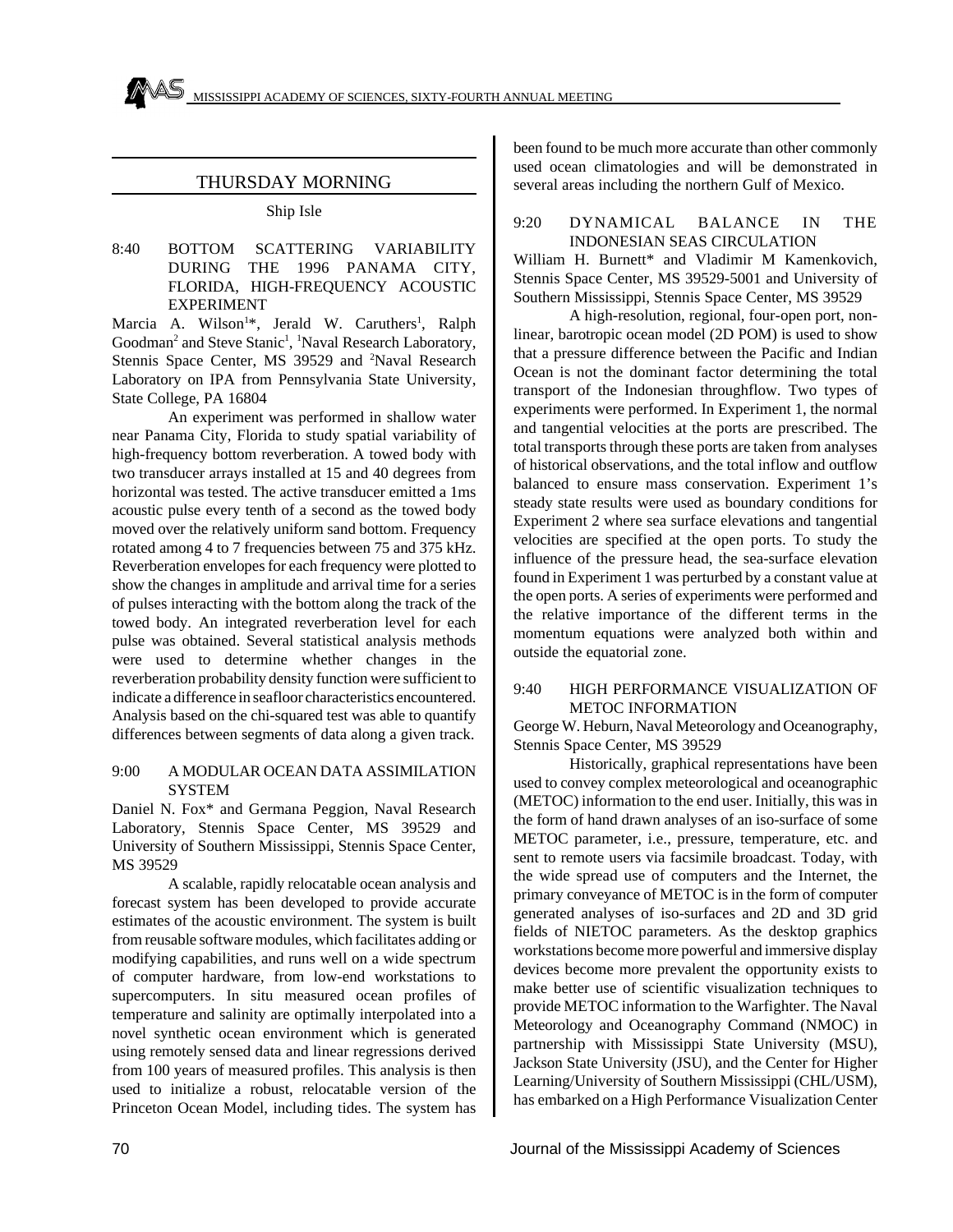## THURSDAY MORNING

Ship Isle

### 8:40 BOTTOM SCATTERING VARIABILITY DURING THE 1996 PANAMA CITY, FLORIDA, HIGH-FREQUENCY ACOUSTIC EXPERIMENT

Marcia A. Wilson[1]*, Jerald W. Caruthers[1], Ralph Goodman[2] and Steve Stanic[1], [1]Naval Research Laboratory, Stennis Space Center, MS 39529 and [2]Naval Research Laboratory on IPA from Pennsylvania State University, State College, PA 16804

An experiment was performed in shallow water near Panama City, Florida to study spatial variability of high-frequency bottom reverberation. A towed body with two transducer arrays installed at 15 and 40 degrees from horizontal was tested. The active transducer emitted a 1ms acoustic pulse every tenth of a second as the towed body moved over the relatively uniform sand bottom. Frequency rotated among 4 to 7 frequencies between 75 and 375 kHz. Reverberation envelopes for each frequency were plotted to show the changes in amplitude and arrival time for a series of pulses interacting with the bottom along the track of the towed body. An integrated reverberation level for each pulse was obtained. Several statistical analysis methods were used to determine whether changes in the reverberation probability density function were sufficient to indicate a difference in seafloor characteristics encountered. Analysis based on the chi-squared test was able to quantify differences between segments of data along a given track.

### 9:00 A MODULAR OCEAN DATA ASSIMILATION SYSTEM

Daniel N. Fox* and Germana Peggion, Naval Research Laboratory, Stennis Space Center, MS 39529 and University of Southern Mississippi, Stennis Space Center, MS 39529

A scalable, rapidly relocatable ocean analysis and forecast system has been developed to provide accurate estimates of the acoustic environment. The system is built from reusable software modules, which facilitates adding or modifying capabilities, and runs well on a wide spectrum of computer hardware, from low-end workstations to supercomputers. In situ measured ocean profiles of temperature and salinity are optimally interpolated into a novel synthetic ocean environment which is generated using remotely sensed data and linear regressions derived from 100 years of measured profiles. This analysis is then used to initialize a robust, relocatable version of the Princeton Ocean Model, including tides. The system has been found to be much more accurate than other commonly used ocean climatologies and will be demonstrated in several areas including the northern Gulf of Mexico.

### 9:20 DYNAMICAL BALANCE IN THE INDONESIAN SEAS CIRCULATION

William H. Burnett* and Vladimir M Kamenkovich, Stennis Space Center, MS 39529-5001 and University of Southern Mississippi, Stennis Space Center, MS 39529

A high-resolution, regional, four-open port, non-linear, barotropic ocean model (2D POM) is used to show that a pressure difference between the Pacific and Indian Ocean is not the dominant factor determining the total transport of the Indonesian throughflow. Two types of experiments were performed. In Experiment 1, the normal and tangential velocities at the ports are prescribed. The total transports through these ports are taken from analyses of historical observations, and the total inflow and outflow balanced to ensure mass conservation. Experiment 1's steady state results were used as boundary conditions for Experiment 2 where sea surface elevations and tangential velocities are specified at the open ports. To study the influence of the pressure head, the sea-surface elevation found in Experiment 1 was perturbed by a constant value at the open ports. A series of experiments were performed and the relative importance of the different terms in the momentum equations were analyzed both within and outside the equatorial zone.

### 9:40 HIGH PERFORMANCE VISUALIZATION OF METOC INFORMATION

George W. Heburn, Naval Meteorology and Oceanography, Stennis Space Center, MS 39529

Historically, graphical representations have been used to convey complex meteorological and oceanographic (METOC) information to the end user. Initially, this was in the form of hand drawn analyses of an iso-surface of some METOC parameter, i.e., pressure, temperature, etc. and sent to remote users via facsimile broadcast. Today, with the wide spread use of computers and the Internet, the primary conveyance of METOC is in the form of computer generated analyses of iso-surfaces and 2D and 3D grid fields of NIETOC parameters. As the desktop graphics workstations become more powerful and immersive display devices become more prevalent the opportunity exists to make better use of scientific visualization techniques to provide METOC information to the Warfighter. The Naval Meteorology and Oceanography Command (NMOC) in partnership with Mississippi State University (MSU), Jackson State University (JSU), and the Center for Higher Learning/University of Southern Mississippi (CHL/USM), has embarked on a High Performance Visualization Center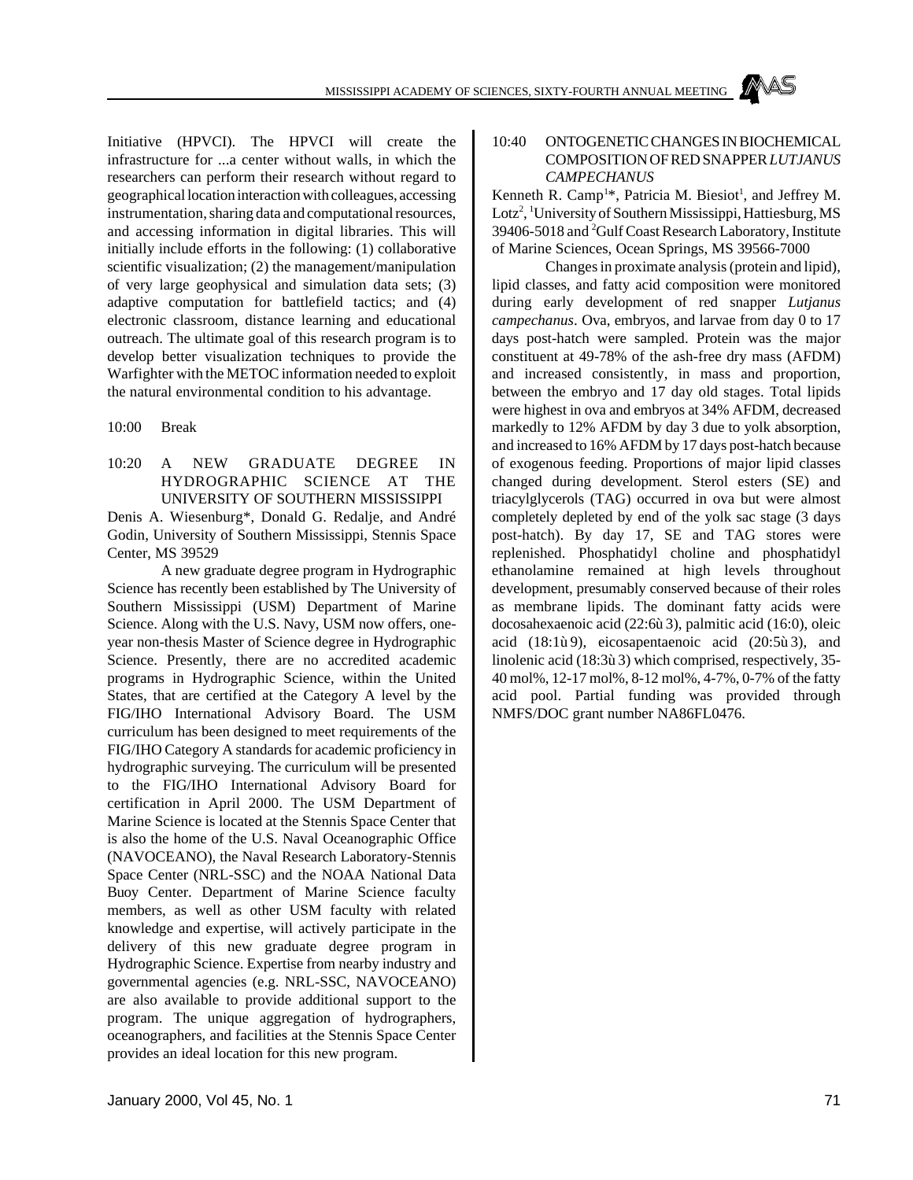Initiative (HPVCI). The HPVCI will create the infrastructure for ...a center without walls, in which the researchers can perform their research without regard to geographical location interaction with colleagues, accessing instrumentation, sharing data and computational resources, and accessing information in digital libraries. This will initially include efforts in the following: (1) collaborative scientific visualization; (2) the management/manipulation of very large geophysical and simulation data sets; (3) adaptive computation for battlefield tactics; and (4) electronic classroom, distance learning and educational outreach. The ultimate goal of this research program is to develop better visualization techniques to provide the Warfighter with the METOC information needed to exploit the natural environmental condition to his advantage.

10:00 Break

### 10:20 A NEW GRADUATE DEGREE IN HYDROGRAPHIC SCIENCE AT THE UNIVERSITY OF SOUTHERN MISSISSIPPI

Denis A. Wiesenburg*, Donald G. Redalje, and André Godin, University of Southern Mississippi, Stennis Space Center, MS 39529

A new graduate degree program in Hydrographic Science has recently been established by The University of Southern Mississippi (USM) Department of Marine Science. Along with the U.S. Navy, USM now offers, one-year non-thesis Master of Science degree in Hydrographic Science. Presently, there are no accredited academic programs in Hydrographic Science, within the United States, that are certified at the Category A level by the FIG/IHO International Advisory Board. The USM curriculum has been designed to meet requirements of the FIG/IHO Category A standards for academic proficiency in hydrographic surveying. The curriculum will be presented to the FIG/IHO International Advisory Board for certification in April 2000. The USM Department of Marine Science is located at the Stennis Space Center that is also the home of the U.S. Naval Oceanographic Office (NAVOCEANO), the Naval Research Laboratory-Stennis Space Center (NRL-SSC) and the NOAA National Data Buoy Center. Department of Marine Science faculty members, as well as other USM faculty with related knowledge and expertise, will actively participate in the delivery of this new graduate degree program in Hydrographic Science. Expertise from nearby industry and governmental agencies (e.g. NRL-SSC, NAVOCEANO) are also available to provide additional support to the program. The unique aggregation of hydrographers, oceanographers, and facilities at the Stennis Space Center provides an ideal location for this new program.

### 10:40 ONTOGENETIC CHANGES IN BIOCHEMICAL COMPOSITION OF RED SNAPPER *LUTJANUS CAMPECHANUS*

Kenneth R. Camp[1]*, Patricia M. Biesiot[1], and Jeffrey M. Lotz[2], [1]University of Southern Mississippi, Hattiesburg, MS 39406-5018 and [2]Gulf Coast Research Laboratory, Institute of Marine Sciences, Ocean Springs, MS 39566-7000

Changes in proximate analysis (protein and lipid), lipid classes, and fatty acid composition were monitored during early development of red snapper *Lutjanus campechanus*. Ova, embryos, and larvae from day 0 to 17 days post-hatch were sampled. Protein was the major constituent at 49-78% of the ash-free dry mass (AFDM) and increased consistently, in mass and proportion, between the embryo and 17 day old stages. Total lipids were highest in ova and embryos at 34% AFDM, decreased markedly to 12% AFDM by day 3 due to yolk absorption, and increased to 16% AFDM by 17 days post-hatch because of exogenous feeding. Proportions of major lipid classes changed during development. Sterol esters (SE) and triacylglycerols (TAG) occurred in ova but were almost completely depleted by end of the yolk sac stage (3 days post-hatch). By day 17, SE and TAG stores were replenished. Phosphatidyl choline and phosphatidyl ethanolamine remained at high levels throughout development, presumably conserved because of their roles as membrane lipids. The dominant fatty acids were docosahexaenoic acid (22:6ù 3), palmitic acid (16:0), oleic acid (18:1ù 9), eicosapentaenoic acid (20:5ù 3), and linolenic acid (18:3ù 3) which comprised, respectively, 35-40 mol%, 12-17 mol%, 8-12 mol%, 4-7%, 0-7% of the fatty acid pool. Partial funding was provided through NMFS/DOC grant number NA86FL0476.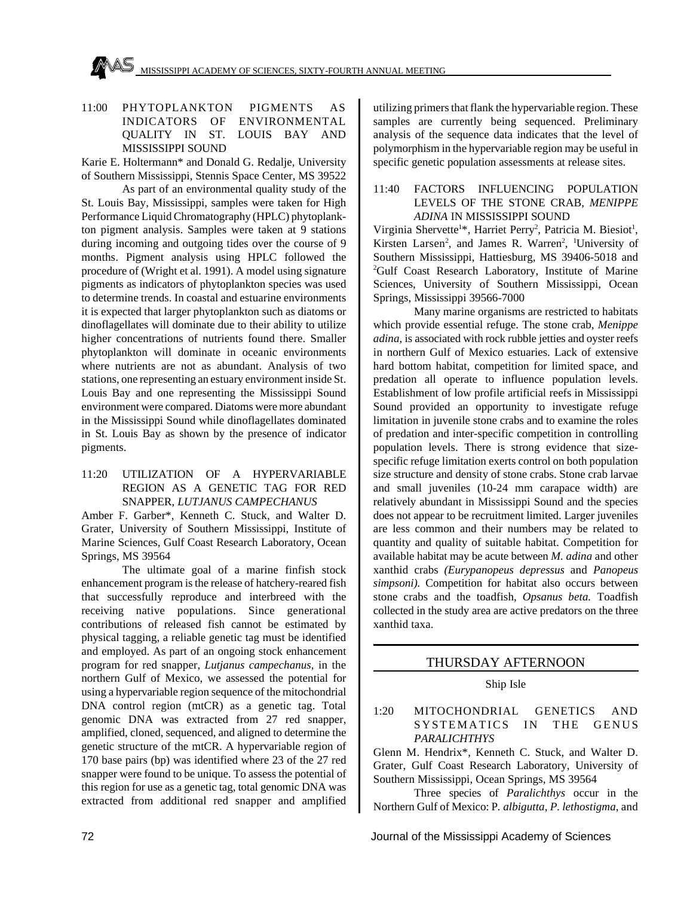11:00 PHYTOPLANKTON PIGMENTS AS INDICATORS OF ENVIRONMENTAL QUALITY IN ST. LOUIS BAY AND MISSISSIPPI SOUND

Karie E. Holtermann* and Donald G. Redalje, University of Southern Mississippi, Stennis Space Center, MS 39522

As part of an environmental quality study of the St. Louis Bay, Mississippi, samples were taken for High Performance Liquid Chromatography (HPLC) phytoplankton pigment analysis. Samples were taken at 9 stations during incoming and outgoing tides over the course of 9 months. Pigment analysis using HPLC followed the procedure of (Wright et al. 1991). A model using signature pigments as indicators of phytoplankton species was used to determine trends. In coastal and estuarine environments it is expected that larger phytoplankton such as diatoms or dinoflagellates will dominate due to their ability to utilize higher concentrations of nutrients found there. Smaller phytoplankton will dominate in oceanic environments where nutrients are not as abundant. Analysis of two stations, one representing an estuary environment inside St. Louis Bay and one representing the Mississippi Sound environment were compared. Diatoms were more abundant in the Mississippi Sound while dinoflagellates dominated in St. Louis Bay as shown by the presence of indicator pigments.

11:20 UTILIZATION OF A HYPERVARIABLE REGION AS A GENETIC TAG FOR RED SNAPPER, *LUTJANUS CAMPECHANUS*

Amber F. Garber*, Kenneth C. Stuck, and Walter D. Grater, University of Southern Mississippi, Institute of Marine Sciences, Gulf Coast Research Laboratory, Ocean Springs, MS 39564

The ultimate goal of a marine finfish stock enhancement program is the release of hatchery-reared fish that successfully reproduce and interbreed with the receiving native populations. Since generational contributions of released fish cannot be estimated by physical tagging, a reliable genetic tag must be identified and employed. As part of an ongoing stock enhancement program for red snapper, *Lutjanus campechanus*, in the northern Gulf of Mexico, we assessed the potential for using a hypervariable region sequence of the mitochondrial DNA control region (mtCR) as a genetic tag. Total genomic DNA was extracted from 27 red snapper, amplified, cloned, sequenced, and aligned to determine the genetic structure of the mtCR. A hypervariable region of 170 base pairs (bp) was identified where 23 of the 27 red snapper were found to be unique. To assess the potential of this region for use as a genetic tag, total genomic DNA was extracted from additional red snapper and amplified utilizing primers that flank the hypervariable region. These samples are currently being sequenced. Preliminary analysis of the sequence data indicates that the level of polymorphism in the hypervariable region may be useful in specific genetic population assessments at release sites.

11:40 FACTORS INFLUENCING POPULATION LEVELS OF THE STONE CRAB, *MENIPPE ADINA* IN MISSISSIPPI SOUND

Virginia Shervette[1]*, Harriet Perry[2], Patricia M. Biesiot[1], Kirsten Larsen[2], and James R. Warren[2], [1]University of Southern Mississippi, Hattiesburg, MS 39406-5018 and [2]Gulf Coast Research Laboratory, Institute of Marine Sciences, University of Southern Mississippi, Ocean Springs, Mississippi 39566-7000

Many marine organisms are restricted to habitats which provide essential refuge. The stone crab, *Menippe adina*, is associated with rock rubble jetties and oyster reefs in northern Gulf of Mexico estuaries. Lack of extensive hard bottom habitat, competition for limited space, and predation all operate to influence population levels. Establishment of low profile artificial reefs in Mississippi Sound provided an opportunity to investigate refuge limitation in juvenile stone crabs and to examine the roles of predation and inter-specific competition in controlling population levels. There is strong evidence that size-specific refuge limitation exerts control on both population size structure and density of stone crabs. Stone crab larvae and small juveniles (10-24 mm carapace width) are relatively abundant in Mississippi Sound and the species does not appear to be recruitment limited. Larger juveniles are less common and their numbers may be related to quantity and quality of suitable habitat. Competition for available habitat may be acute between *M. adina* and other xanthid crabs *(Eurypanopeus depressus* and *Panopeus simpsoni).* Competition for habitat also occurs between stone crabs and the toadfish, *Opsanus beta.* Toadfish collected in the study area are active predators on the three xanthid taxa.

## THURSDAY AFTERNOON

### Ship Isle

1:20 MITOCHONDRIAL GENETICS AND SYSTEMATICS IN THE GENUS *PARALICHTHYS*

Glenn M. Hendrix*, Kenneth C. Stuck, and Walter D. Grater, Gulf Coast Research Laboratory, University of Southern Mississippi, Ocean Springs, MS 39564

Three species of *Paralichthys* occur in the Northern Gulf of Mexico: P. *albigutta*, *P. lethostigma*, and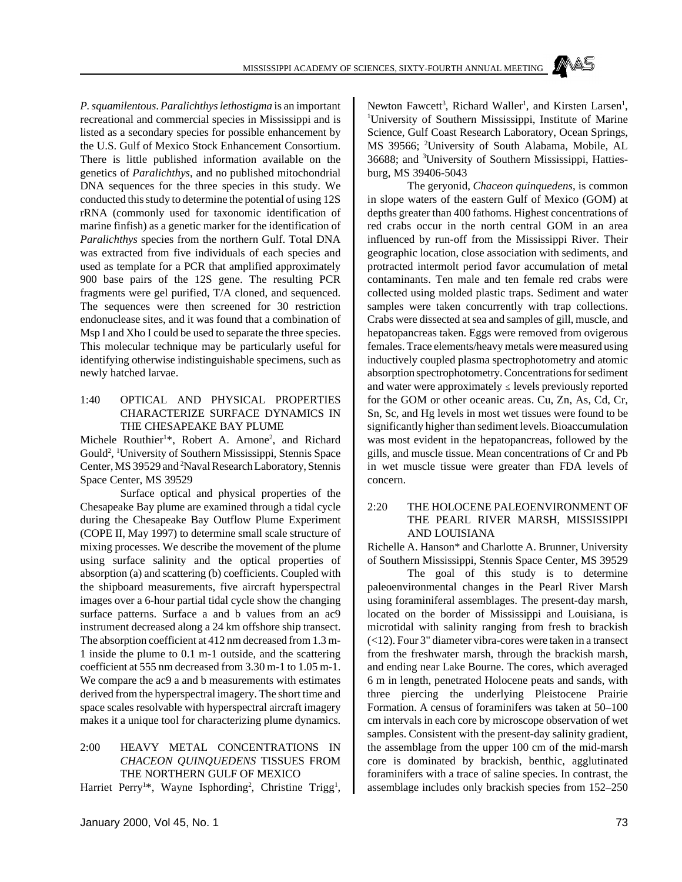*P. squamilentous*. *Paralichthys lethostigma* is an important recreational and commercial species in Mississippi and is listed as a secondary species for possible enhancement by the U.S. Gulf of Mexico Stock Enhancement Consortium. There is little published information available on the genetics of *Paralichthys*, and no published mitochondrial DNA sequences for the three species in this study. We conducted this study to determine the potential of using 12S rRNA (commonly used for taxonomic identification of marine finfish) as a genetic marker for the identification of *Paralichthys* species from the northern Gulf. Total DNA was extracted from five individuals of each species and used as template for a PCR that amplified approximately 900 base pairs of the 12S gene. The resulting PCR fragments were gel purified, T/A cloned, and sequenced. The sequences were then screened for 30 restriction endonuclease sites, and it was found that a combination of Msp I and Xho I could be used to separate the three species. This molecular technique may be particularly useful for identifying otherwise indistinguishable specimens, such as newly hatched larvae.

1:40 OPTICAL AND PHYSICAL PROPERTIES CHARACTERIZE SURFACE DYNAMICS IN THE CHESAPEAKE BAY PLUME

Michele Routhier[1]*, Robert A. Arnone[2], and Richard Gould[2], [1]University of Southern Mississippi, Stennis Space Center, MS 39529 and [2]Naval Research Laboratory, Stennis Space Center, MS 39529

Surface optical and physical properties of the Chesapeake Bay plume are examined through a tidal cycle during the Chesapeake Bay Outflow Plume Experiment (COPE II, May 1997) to determine small scale structure of mixing processes. We describe the movement of the plume using surface salinity and the optical properties of absorption (a) and scattering (b) coefficients. Coupled with the shipboard measurements, five aircraft hyperspectral images over a 6-hour partial tidal cycle show the changing surface patterns. Surface a and b values from an ac9 instrument decreased along a 24 km offshore ship transect. The absorption coefficient at 412 nm decreased from 1.3 m-1 inside the plume to 0.1 m-1 outside, and the scattering coefficient at 555 nm decreased from 3.30 m-1 to 1.05 m-1. We compare the ac9 a and b measurements with estimates derived from the hyperspectral imagery. The short time and space scales resolvable with hyperspectral aircraft imagery makes it a unique tool for characterizing plume dynamics.

2:00 HEAVY METAL CONCENTRATIONS IN *CHACEON QUINQUEDENS* TISSUES FROM THE NORTHERN GULF OF MEXICO

Harriet Perry[1]*, Wayne Isphording[2], Christine Trigg[1], Newton Fawcett[3], Richard Waller[1], and Kirsten Larsen[1], [1]University of Southern Mississippi, Institute of Marine Science, Gulf Coast Research Laboratory, Ocean Springs, MS 39566; [2]University of South Alabama, Mobile, AL 36688; and [3]University of Southern Mississippi, Hattiesburg, MS 39406-5043

The geryonid, *Chaceon quinquedens*, is common in slope waters of the eastern Gulf of Mexico (GOM) at depths greater than 400 fathoms. Highest concentrations of red crabs occur in the north central GOM in an area influenced by run-off from the Mississippi River. Their geographic location, close association with sediments, and protracted intermolt period favor accumulation of metal contaminants. Ten male and ten female red crabs were collected using molded plastic traps. Sediment and water samples were taken concurrently with trap collections. Crabs were dissected at sea and samples of gill, muscle, and hepatopancreas taken. Eggs were removed from ovigerous females. Trace elements/heavy metals were measured using inductively coupled plasma spectrophotometry and atomic absorption spectrophotometry. Concentrations for sediment and water were approximately $\leq$ levels previously reported for the GOM or other oceanic areas. Cu, Zn, As, Cd, Cr, Sn, Sc, and Hg levels in most wet tissues were found to be significantly higher than sediment levels. Bioaccumulation was most evident in the hepatopancreas, followed by the gills, and muscle tissue. Mean concentrations of Cr and Pb in wet muscle tissue were greater than FDA levels of concern.

2:20 THE HOLOCENE PALEOENVIRONMENT OF THE PEARL RIVER MARSH, MISSISSIPPI AND LOUISIANA

Richelle A. Hanson* and Charlotte A. Brunner, University of Southern Mississippi, Stennis Space Center, MS 39529

The goal of this study is to determine paleoenvironmental changes in the Pearl River Marsh using foraminiferal assemblages. The present-day marsh, located on the border of Mississippi and Louisiana, is microtidal with salinity ranging from fresh to brackish (<12). Four 3" diameter vibra-cores were taken in a transect from the freshwater marsh, through the brackish marsh, and ending near Lake Bourne. The cores, which averaged 6 m in length, penetrated Holocene peats and sands, with three piercing the underlying Pleistocene Prairie Formation. A census of foraminifers was taken at 50–100 cm intervals in each core by microscope observation of wet samples. Consistent with the present-day salinity gradient, the assemblage from the upper 100 cm of the mid-marsh core is dominated by brackish, benthic, agglutinated foraminifers with a trace of saline species. In contrast, the assemblage includes only brackish species from 152–250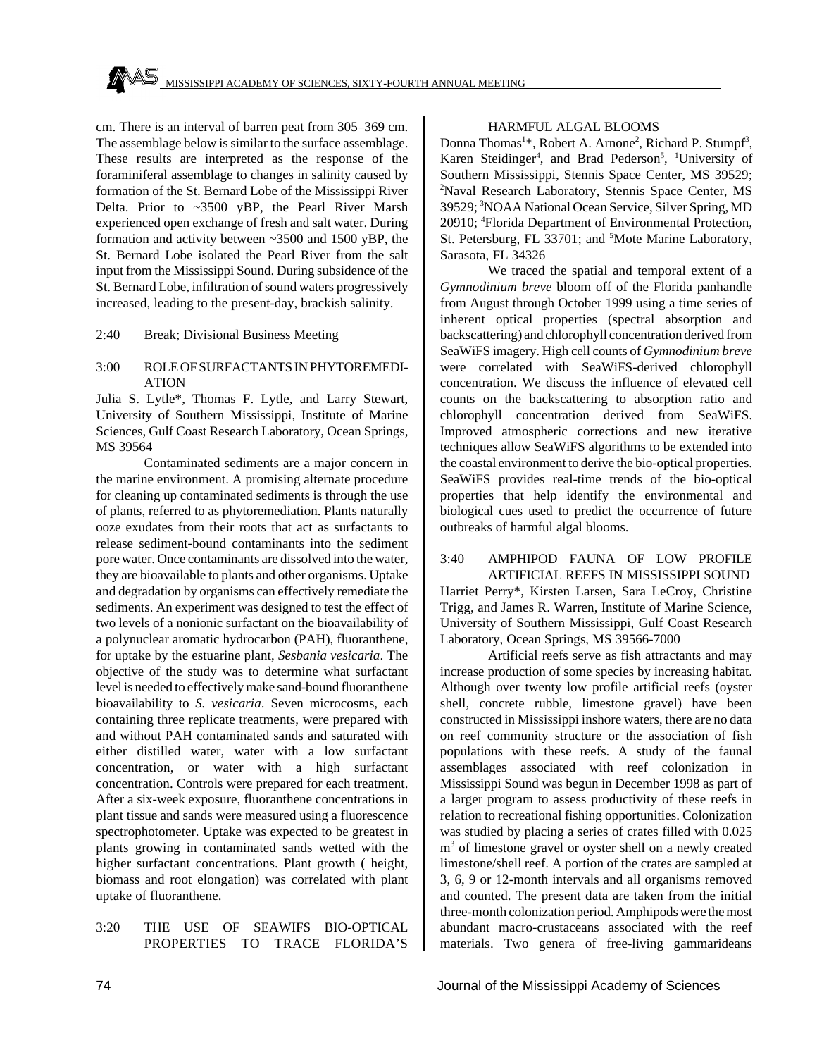cm. There is an interval of barren peat from 305–369 cm. The assemblage below is similar to the surface assemblage. These results are interpreted as the response of the foraminiferal assemblage to changes in salinity caused by formation of the St. Bernard Lobe of the Mississippi River Delta. Prior to ~3500 yBP, the Pearl River Marsh experienced open exchange of fresh and salt water. During formation and activity between ~3500 and 1500 yBP, the St. Bernard Lobe isolated the Pearl River from the salt input from the Mississippi Sound. During subsidence of the St. Bernard Lobe, infiltration of sound waters progressively increased, leading to the present-day, brackish salinity.

2:40 Break; Divisional Business Meeting

3:00 ROLE OF SURFACTANTS IN PHYTOREMEDIATION

Julia S. Lytle*, Thomas F. Lytle, and Larry Stewart, University of Southern Mississippi, Institute of Marine Sciences, Gulf Coast Research Laboratory, Ocean Springs, MS 39564

Contaminated sediments are a major concern in the marine environment. A promising alternate procedure for cleaning up contaminated sediments is through the use of plants, referred to as phytoremediation. Plants naturally ooze exudates from their roots that act as surfactants to release sediment-bound contaminants into the sediment pore water. Once contaminants are dissolved into the water, they are bioavailable to plants and other organisms. Uptake and degradation by organisms can effectively remediate the sediments. An experiment was designed to test the effect of two levels of a nonionic surfactant on the bioavailability of a polynuclear aromatic hydrocarbon (PAH), fluoranthene, for uptake by the estuarine plant, *Sesbania vesicaria*. The objective of the study was to determine what surfactant level is needed to effectively make sand-bound fluoranthene bioavailability to *S. vesicaria*. Seven microcosms, each containing three replicate treatments, were prepared with and without PAH contaminated sands and saturated with either distilled water, water with a low surfactant concentration, or water with a high surfactant concentration. Controls were prepared for each treatment. After a six-week exposure, fluoranthene concentrations in plant tissue and sands were measured using a fluorescence spectrophotometer. Uptake was expected to be greatest in plants growing in contaminated sands wetted with the higher surfactant concentrations. Plant growth ( height, biomass and root elongation) was correlated with plant uptake of fluoranthene.

3:20 THE USE OF SEAWIFS BIO-OPTICAL PROPERTIES TO TRACE FLORIDA'S HARMFUL ALGAL BLOOMS

Donna Thomas[1]*, Robert A. Arnone[2], Richard P. Stumpf[3], Karen Steidinger[4], and Brad Pederson[5], [1]University of Southern Mississippi, Stennis Space Center, MS 39529; [2]Naval Research Laboratory, Stennis Space Center, MS 39529; [3]NOAA National Ocean Service, Silver Spring, MD 20910; [4]Florida Department of Environmental Protection, St. Petersburg, FL 33701; and [5]Mote Marine Laboratory, Sarasota, FL 34326

We traced the spatial and temporal extent of a *Gymnodinium breve* bloom off of the Florida panhandle from August through October 1999 using a time series of inherent optical properties (spectral absorption and backscattering) and chlorophyll concentration derived from SeaWiFS imagery. High cell counts of *Gymnodinium breve* were correlated with SeaWiFS-derived chlorophyll concentration. We discuss the influence of elevated cell counts on the backscattering to absorption ratio and chlorophyll concentration derived from SeaWiFS. Improved atmospheric corrections and new iterative techniques allow SeaWiFS algorithms to be extended into the coastal environment to derive the bio-optical properties. SeaWiFS provides real-time trends of the bio-optical properties that help identify the environmental and biological cues used to predict the occurrence of future outbreaks of harmful algal blooms.

3:40 AMPHIPOD FAUNA OF LOW PROFILE ARTIFICIAL REEFS IN MISSISSIPPI SOUND

Harriet Perry*, Kirsten Larsen, Sara LeCroy, Christine Trigg, and James R. Warren, Institute of Marine Science, University of Southern Mississippi, Gulf Coast Research Laboratory, Ocean Springs, MS 39566-7000

Artificial reefs serve as fish attractants and may increase production of some species by increasing habitat. Although over twenty low profile artificial reefs (oyster shell, concrete rubble, limestone gravel) have been constructed in Mississippi inshore waters, there are no data on reef community structure or the association of fish populations with these reefs. A study of the faunal assemblages associated with reef colonization in Mississippi Sound was begun in December 1998 as part of a larger program to assess productivity of these reefs in relation to recreational fishing opportunities. Colonization was studied by placing a series of crates filled with 0.025 $m^3$ of limestone gravel or oyster shell on a newly created limestone/shell reef. A portion of the crates are sampled at 3, 6, 9 or 12-month intervals and all organisms removed and counted. The present data are taken from the initial three-month colonization period. Amphipods were the most abundant macro-crustaceans associated with the reef materials. Two genera of free-living gammarideans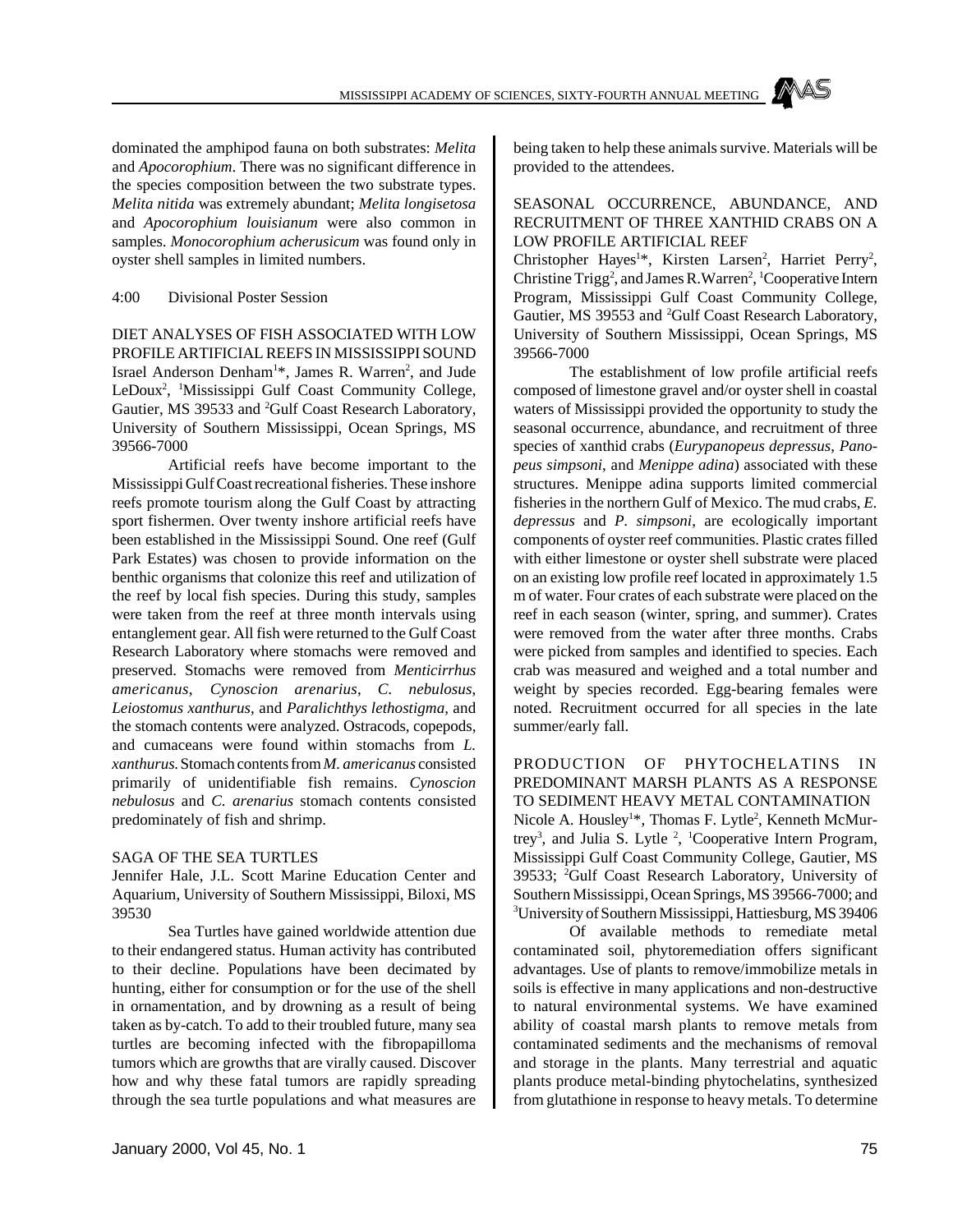dominated the amphipod fauna on both substrates: *Melita* and *Apocorophium*. There was no significant difference in the species composition between the two substrate types. *Melita nitida* was extremely abundant; *Melita longisetosa* and *Apocorophium louisianum* were also common in samples. *Monocorophium acherusicum* was found only in oyster shell samples in limited numbers.

4:00 Divisional Poster Session

DIET ANALYSES OF FISH ASSOCIATED WITH LOW PROFILE ARTIFICIAL REEFS IN MISSISSIPPI SOUND

Israel Anderson Denham[1]*, James R. Warren[2], and Jude LeDoux[2], [1]Mississippi Gulf Coast Community College, Gautier, MS 39533 and [2]Gulf Coast Research Laboratory, University of Southern Mississippi, Ocean Springs, MS 39566-7000

Artificial reefs have become important to the Mississippi Gulf Coast recreational fisheries. These inshore reefs promote tourism along the Gulf Coast by attracting sport fishermen. Over twenty inshore artificial reefs have been established in the Mississippi Sound. One reef (Gulf Park Estates) was chosen to provide information on the benthic organisms that colonize this reef and utilization of the reef by local fish species. During this study, samples were taken from the reef at three month intervals using entanglement gear. All fish were returned to the Gulf Coast Research Laboratory where stomachs were removed and preserved. Stomachs were removed from *Menticirrhus americanus*, *Cynoscion arenarius*, *C. nebulosus*, *Leiostomus xanthurus*, and *Paralichthys lethostigma*, and the stomach contents were analyzed. Ostracods, copepods, and cumaceans were found within stomachs from *L. xanthurus*. Stomach contents from *M. americanus* consisted primarily of unidentifiable fish remains. *Cynoscion nebulosus* and *C. arenarius* stomach contents consisted predominately of fish and shrimp.

SAGA OF THE SEA TURTLES

Jennifer Hale, J.L. Scott Marine Education Center and Aquarium, University of Southern Mississippi, Biloxi, MS 39530

Sea Turtles have gained worldwide attention due to their endangered status. Human activity has contributed to their decline. Populations have been decimated by hunting, either for consumption or for the use of the shell in ornamentation, and by drowning as a result of being taken as by-catch. To add to their troubled future, many sea turtles are becoming infected with the fibropapilloma tumors which are growths that are virally caused. Discover how and why these fatal tumors are rapidly spreading through the sea turtle populations and what measures are being taken to help these animals survive. Materials will be provided to the attendees.

SEASONAL OCCURRENCE, ABUNDANCE, AND RECRUITMENT OF THREE XANTHID CRABS ON A LOW PROFILE ARTIFICIAL REEF

Christopher Hayes[1]*, Kirsten Larsen[2], Harriet Perry[2], Christine Trigg[2], and James R.Warren[2], [1]Cooperative Intern Program, Mississippi Gulf Coast Community College, Gautier, MS 39553 and [2]Gulf Coast Research Laboratory, University of Southern Mississippi, Ocean Springs, MS 39566-7000

The establishment of low profile artificial reefs composed of limestone gravel and/or oyster shell in coastal waters of Mississippi provided the opportunity to study the seasonal occurrence, abundance, and recruitment of three species of xanthid crabs (*Eurypanopeus depressus*, *Panopeus simpsoni*, and *Menippe adina*) associated with these structures. Menippe adina supports limited commercial fisheries in the northern Gulf of Mexico. The mud crabs, *E. depressus* and *P. simpsoni*, are ecologically important components of oyster reef communities. Plastic crates filled with either limestone or oyster shell substrate were placed on an existing low profile reef located in approximately 1.5 m of water. Four crates of each substrate were placed on the reef in each season (winter, spring, and summer). Crates were removed from the water after three months. Crabs were picked from samples and identified to species. Each crab was measured and weighed and a total number and weight by species recorded. Egg-bearing females were noted. Recruitment occurred for all species in the late summer/early fall.

PRODUCTION OF PHYTOCHELATINS IN PREDOMINANT MARSH PLANTS AS A RESPONSE TO SEDIMENT HEAVY METAL CONTAMINATION

Nicole A. Housley[1]*, Thomas F. Lytle[2], Kenneth McMurtrey[3], and Julia S. Lytle [2], [1]Cooperative Intern Program, Mississippi Gulf Coast Community College, Gautier, MS 39533; [2]Gulf Coast Research Laboratory, University of Southern Mississippi, Ocean Springs, MS 39566-7000; and [3]University of Southern Mississippi, Hattiesburg, MS 39406

Of available methods to remediate metal contaminated soil, phytoremediation offers significant advantages. Use of plants to remove/immobilize metals in soils is effective in many applications and non-destructive to natural environmental systems. We have examined ability of coastal marsh plants to remove metals from contaminated sediments and the mechanisms of removal and storage in the plants. Many terrestrial and aquatic plants produce metal-binding phytochelatins, synthesized from glutathione in response to heavy metals. To determine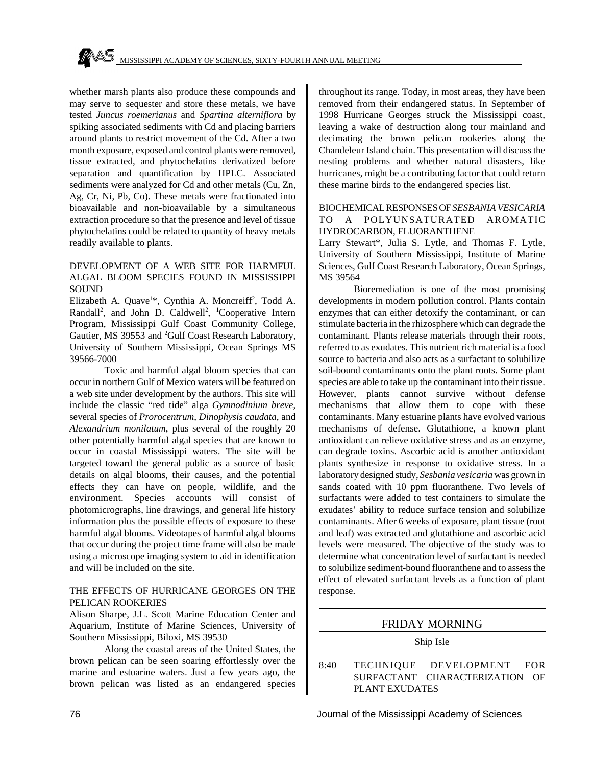whether marsh plants also produce these compounds and may serve to sequester and store these metals, we have tested *Juncus roemerianus* and *Spartina alterniflora* by spiking associated sediments with Cd and placing barriers around plants to restrict movement of the Cd. After a two month exposure, exposed and control plants were removed, tissue extracted, and phytochelatins derivatized before separation and quantification by HPLC. Associated sediments were analyzed for Cd and other metals (Cu, Zn, Ag, Cr, Ni, Pb, Co). These metals were fractionated into bioavailable and non-bioavailable by a simultaneous extraction procedure so that the presence and level of tissue phytochelatins could be related to quantity of heavy metals readily available to plants.

### DEVELOPMENT OF A WEB SITE FOR HARMFUL ALGAL BLOOM SPECIES FOUND IN MISSISSIPPI SOUND

Elizabeth A. Quave[1]*, Cynthia A. Moncreiff[2], Todd A. Randall[2], and John D. Caldwell[2], [1]Cooperative Intern Program, Mississippi Gulf Coast Community College, Gautier, MS 39553 and [2]Gulf Coast Research Laboratory, University of Southern Mississippi, Ocean Springs MS 39566-7000

Toxic and harmful algal bloom species that can occur in northern Gulf of Mexico waters will be featured on a web site under development by the authors. This site will include the classic "red tide" alga *Gymnodinium breve*, several species of *Prorocentrum*, *Dinophysis caudata*, and *Alexandrium monilatum*, plus several of the roughly 20 other potentially harmful algal species that are known to occur in coastal Mississippi waters. The site will be targeted toward the general public as a source of basic details on algal blooms, their causes, and the potential effects they can have on people, wildlife, and the environment. Species accounts will consist of photomicrographs, line drawings, and general life history information plus the possible effects of exposure to these harmful algal blooms. Videotapes of harmful algal blooms that occur during the project time frame will also be made using a microscope imaging system to aid in identification and will be included on the site.

### THE EFFECTS OF HURRICANE GEORGES ON THE PELICAN ROOKERIES

Alison Sharpe, J.L. Scott Marine Education Center and Aquarium, Institute of Marine Sciences, University of Southern Mississippi, Biloxi, MS 39530

Along the coastal areas of the United States, the brown pelican can be seen soaring effortlessly over the marine and estuarine waters. Just a few years ago, the brown pelican was listed as an endangered species throughout its range. Today, in most areas, they have been removed from their endangered status. In September of 1998 Hurricane Georges struck the Mississippi coast, leaving a wake of destruction along tour mainland and decimating the brown pelican rookeries along the Chandeleur Island chain. This presentation will discuss the nesting problems and whether natural disasters, like hurricanes, might be a contributing factor that could return these marine birds to the endangered species list.

### BIOCHEMICAL RESPONSES OF *SESBANIA VESICARIA* TO A POLYUNSATURATED AROMATIC HYDROCARBON, FLUORANTHENE

Larry Stewart*, Julia S. Lytle, and Thomas F. Lytle, University of Southern Mississippi, Institute of Marine Sciences, Gulf Coast Research Laboratory, Ocean Springs, MS 39564

Bioremediation is one of the most promising developments in modern pollution control. Plants contain enzymes that can either detoxify the contaminant, or can stimulate bacteria in the rhizosphere which can degrade the contaminant. Plants release materials through their roots, referred to as exudates. This nutrient rich material is a food source to bacteria and also acts as a surfactant to solubilize soil-bound contaminants onto the plant roots. Some plant species are able to take up the contaminant into their tissue. However, plants cannot survive without defense mechanisms that allow them to cope with these contaminants. Many estuarine plants have evolved various mechanisms of defense. Glutathione, a known plant antioxidant can relieve oxidative stress and as an enzyme, can degrade toxins. Ascorbic acid is another antioxidant plants synthesize in response to oxidative stress. In a laboratory designed study, *Sesbania vesicaria* was grown in sands coated with 10 ppm fluoranthene. Two levels of surfactants were added to test containers to simulate the exudates' ability to reduce surface tension and solubilize contaminants. After 6 weeks of exposure, plant tissue (root and leaf) was extracted and glutathione and ascorbic acid levels were measured. The objective of the study was to determine what concentration level of surfactant is needed to solubilize sediment-bound fluoranthene and to assess the effect of elevated surfactant levels as a function of plant response.

## FRIDAY MORNING

Ship Isle

8:40 TECHNIQUE DEVELOPMENT FOR SURFACTANT CHARACTERIZATION OF PLANT EXUDATES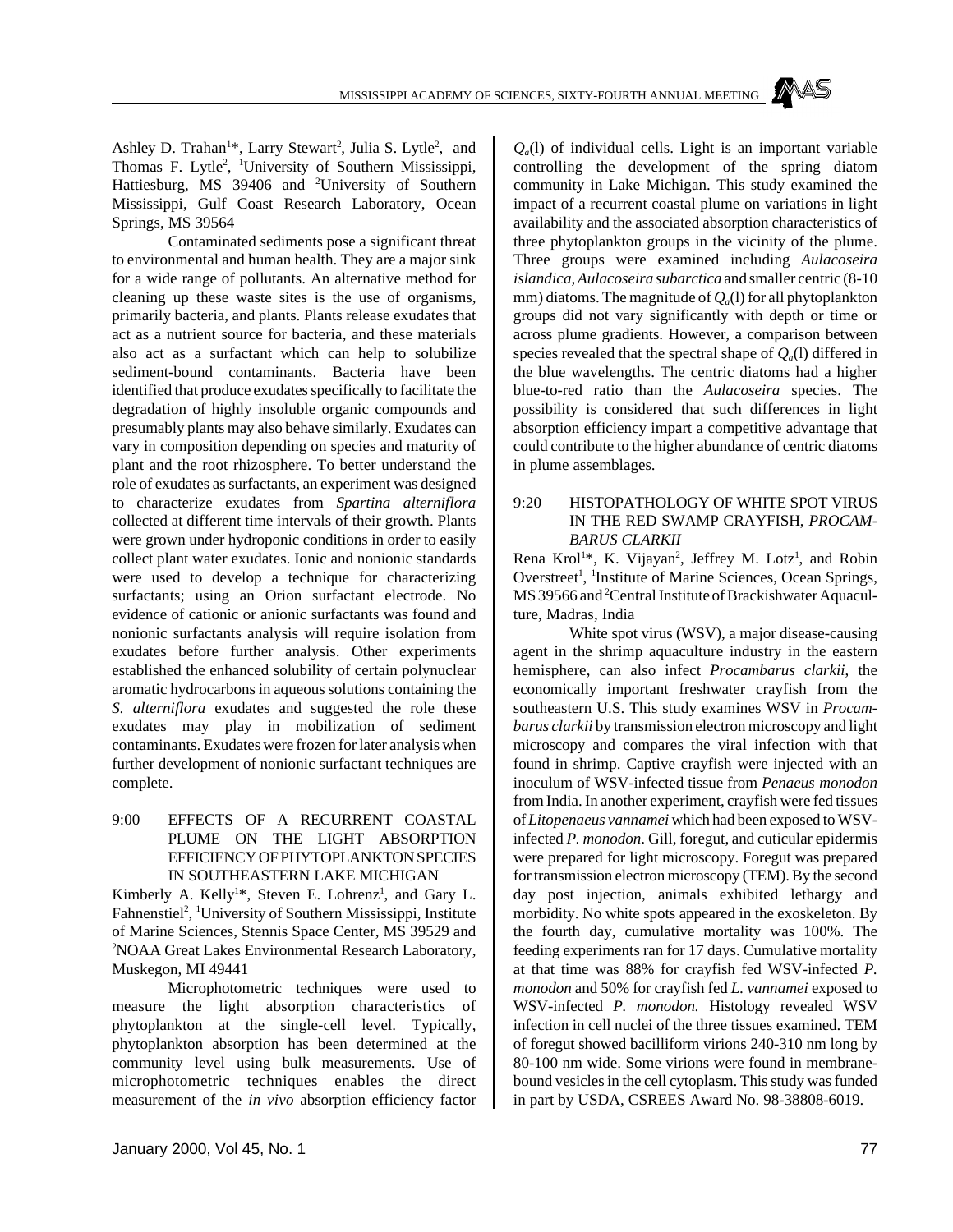Ashley D. Trahan[1]*, Larry Stewart[2], Julia S. Lytle[2], and Thomas F. Lytle[2], [1]University of Southern Mississippi, Hattiesburg, MS 39406 and [2]University of Southern Mississippi, Gulf Coast Research Laboratory, Ocean Springs, MS 39564

Contaminated sediments pose a significant threat to environmental and human health. They are a major sink for a wide range of pollutants. An alternative method for cleaning up these waste sites is the use of organisms, primarily bacteria, and plants. Plants release exudates that act as a nutrient source for bacteria, and these materials also act as a surfactant which can help to solubilize sediment-bound contaminants. Bacteria have been identified that produce exudates specifically to facilitate the degradation of highly insoluble organic compounds and presumably plants may also behave similarly. Exudates can vary in composition depending on species and maturity of plant and the root rhizosphere. To better understand the role of exudates as surfactants, an experiment was designed to characterize exudates from *Spartina alterniflora* collected at different time intervals of their growth. Plants were grown under hydroponic conditions in order to easily collect plant water exudates. Ionic and nonionic standards were used to develop a technique for characterizing surfactants; using an Orion surfactant electrode. No evidence of cationic or anionic surfactants was found and nonionic surfactants analysis will require isolation from exudates before further analysis. Other experiments established the enhanced solubility of certain polynuclear aromatic hydrocarbons in aqueous solutions containing the *S. alterniflora* exudates and suggested the role these exudates may play in mobilization of sediment contaminants. Exudates were frozen for later analysis when further development of nonionic surfactant techniques are complete.

9:00 EFFECTS OF A RECURRENT COASTAL PLUME ON THE LIGHT ABSORPTION EFFICIENCY OF PHYTOPLANKTON SPECIES IN SOUTHEASTERN LAKE MICHIGAN

Kimberly A. Kelly[1]*, Steven E. Lohrenz[1], and Gary L. Fahnenstiel[2], [1]University of Southern Mississippi, Institute of Marine Sciences, Stennis Space Center, MS 39529 and [2]NOAA Great Lakes Environmental Research Laboratory, Muskegon, MI 49441

Microphotometric techniques were used to measure the light absorption characteristics of phytoplankton at the single-cell level. Typically, phytoplankton absorption has been determined at the community level using bulk measurements. Use of microphotometric techniques enables the direct measurement of the *in vivo* absorption efficiency factor $Q_a$(l) of individual cells. Light is an important variable controlling the development of the spring diatom community in Lake Michigan. This study examined the impact of a recurrent coastal plume on variations in light availability and the associated absorption characteristics of three phytoplankton groups in the vicinity of the plume. Three groups were examined including *Aulacoseira islandica*, *Aulacoseira subarctica* and smaller centric (8-10 mm) diatoms. The magnitude of $Q_a$(l) for all phytoplankton groups did not vary significantly with depth or time or across plume gradients. However, a comparison between species revealed that the spectral shape of $Q_a$(l) differed in the blue wavelengths. The centric diatoms had a higher blue-to-red ratio than the *Aulacoseira* species. The possibility is considered that such differences in light absorption efficiency impart a competitive advantage that could contribute to the higher abundance of centric diatoms in plume assemblages.

9:20 HISTOPATHOLOGY OF WHITE SPOT VIRUS IN THE RED SWAMP CRAYFISH, *PROCAMBARUS CLARKII*

Rena Krol[1]*, K. Vijayan[2], Jeffrey M. Lotz[1], and Robin Overstreet[1], [1]Institute of Marine Sciences, Ocean Springs, MS 39566 and [2]Central Institute of Brackishwater Aquaculture, Madras, India

White spot virus (WSV), a major disease-causing agent in the shrimp aquaculture industry in the eastern hemisphere, can also infect *Procambarus clarkii*, the economically important freshwater crayfish from the southeastern U.S. This study examines WSV in *Procambarus clarkii* by transmission electron microscopy and light microscopy and compares the viral infection with that found in shrimp. Captive crayfish were injected with an inoculum of WSV-infected tissue from *Penaeus monodon* from India. In another experiment, crayfish were fed tissues of *Litopenaeus vannamei* which had been exposed to WSV-infected *P. monodon*. Gill, foregut, and cuticular epidermis were prepared for light microscopy. Foregut was prepared for transmission electron microscopy (TEM). By the second day post injection, animals exhibited lethargy and morbidity. No white spots appeared in the exoskeleton. By the fourth day, cumulative mortality was 100%. The feeding experiments ran for 17 days. Cumulative mortality at that time was 88% for crayfish fed WSV-infected *P. monodon* and 50% for crayfish fed *L. vannamei* exposed to WSV-infected *P. monodon.* Histology revealed WSV infection in cell nuclei of the three tissues examined. TEM of foregut showed bacilliform virions 240-310 nm long by 80-100 nm wide. Some virions were found in membrane-bound vesicles in the cell cytoplasm. This study was funded in part by USDA, CSREES Award No. 98-38808-6019.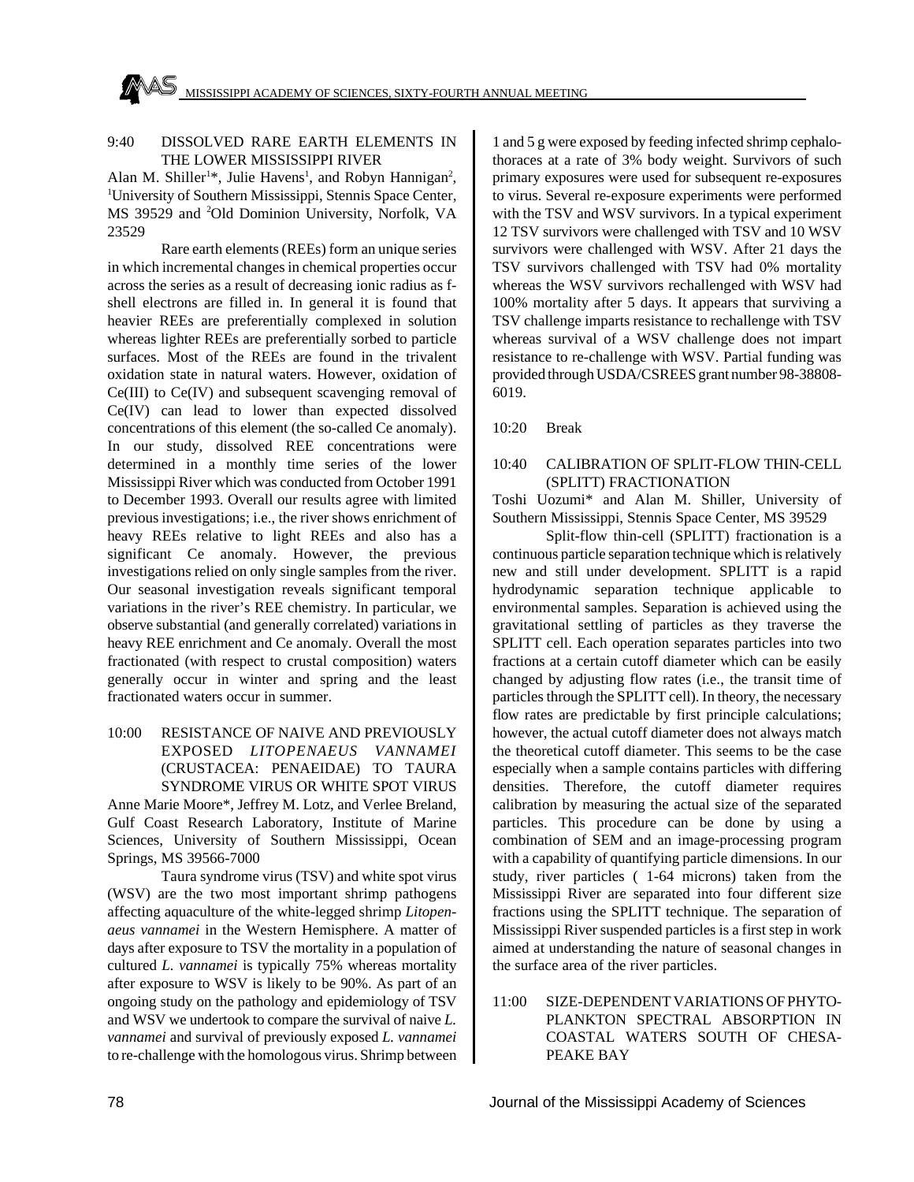9:40 DISSOLVED RARE EARTH ELEMENTS IN THE LOWER MISSISSIPPI RIVER

Alan M. Shiller[1]*, Julie Havens[1], and Robyn Hannigan[2], [1]University of Southern Mississippi, Stennis Space Center, MS 39529 and [2]Old Dominion University, Norfolk, VA 23529

Rare earth elements (REEs) form an unique series in which incremental changes in chemical properties occur across the series as a result of decreasing ionic radius as f-shell electrons are filled in. In general it is found that heavier REEs are preferentially complexed in solution whereas lighter REEs are preferentially sorbed to particle surfaces. Most of the REEs are found in the trivalent oxidation state in natural waters. However, oxidation of Ce(III) to Ce(IV) and subsequent scavenging removal of Ce(IV) can lead to lower than expected dissolved concentrations of this element (the so-called Ce anomaly). In our study, dissolved REE concentrations were determined in a monthly time series of the lower Mississippi River which was conducted from October 1991 to December 1993. Overall our results agree with limited previous investigations; i.e., the river shows enrichment of heavy REEs relative to light REEs and also has a significant Ce anomaly. However, the previous investigations relied on only single samples from the river. Our seasonal investigation reveals significant temporal variations in the river's REE chemistry. In particular, we observe substantial (and generally correlated) variations in heavy REE enrichment and Ce anomaly. Overall the most fractionated (with respect to crustal composition) waters generally occur in winter and spring and the least fractionated waters occur in summer.

10:00 RESISTANCE OF NAIVE AND PREVIOUSLY EXPOSED *LITOPENAEUS VANNAMEI* (CRUSTACEA: PENAEIDAE) TO TAURA SYNDROME VIRUS OR WHITE SPOT VIRUS

Anne Marie Moore*, Jeffrey M. Lotz, and Verlee Breland, Gulf Coast Research Laboratory, Institute of Marine Sciences, University of Southern Mississippi, Ocean Springs, MS 39566-7000

Taura syndrome virus (TSV) and white spot virus (WSV) are the two most important shrimp pathogens affecting aquaculture of the white-legged shrimp *Litopenaeus vannamei* in the Western Hemisphere. A matter of days after exposure to TSV the mortality in a population of cultured *L. vannamei* is typically 75% whereas mortality after exposure to WSV is likely to be 90%. As part of an ongoing study on the pathology and epidemiology of TSV and WSV we undertook to compare the survival of naive *L. vannamei* and survival of previously exposed *L. vannamei* to re-challenge with the homologous virus. Shrimp between 1 and 5 g were exposed by feeding infected shrimp cephalothoraces at a rate of 3% body weight. Survivors of such primary exposures were used for subsequent re-exposures to virus. Several re-exposure experiments were performed with the TSV and WSV survivors. In a typical experiment 12 TSV survivors were challenged with TSV and 10 WSV survivors were challenged with WSV. After 21 days the TSV survivors challenged with TSV had 0% mortality whereas the WSV survivors rechallenged with WSV had 100% mortality after 5 days. It appears that surviving a TSV challenge imparts resistance to rechallenge with TSV whereas survival of a WSV challenge does not impart resistance to re-challenge with WSV. Partial funding was provided through USDA/CSREES grant number 98-38808-6019.

10:20 Break

10:40 CALIBRATION OF SPLIT-FLOW THIN-CELL (SPLITT) FRACTIONATION

Toshi Uozumi* and Alan M. Shiller, University of Southern Mississippi, Stennis Space Center, MS 39529

Split-flow thin-cell (SPLITT) fractionation is a continuous particle separation technique which is relatively new and still under development. SPLITT is a rapid hydrodynamic separation technique applicable to environmental samples. Separation is achieved using the gravitational settling of particles as they traverse the SPLITT cell. Each operation separates particles into two fractions at a certain cutoff diameter which can be easily changed by adjusting flow rates (i.e., the transit time of particles through the SPLITT cell). In theory, the necessary flow rates are predictable by first principle calculations; however, the actual cutoff diameter does not always match the theoretical cutoff diameter. This seems to be the case especially when a sample contains particles with differing densities. Therefore, the cutoff diameter requires calibration by measuring the actual size of the separated particles. This procedure can be done by using a combination of SEM and an image-processing program with a capability of quantifying particle dimensions. In our study, river particles ( 1-64 microns) taken from the Mississippi River are separated into four different size fractions using the SPLITT technique. The separation of Mississippi River suspended particles is a first step in work aimed at understanding the nature of seasonal changes in the surface area of the river particles.

11:00 SIZE-DEPENDENT VARIATIONS OF PHYTOPLANKTON SPECTRAL ABSORPTION IN COASTAL WATERS SOUTH OF CHESAPEAKE BAY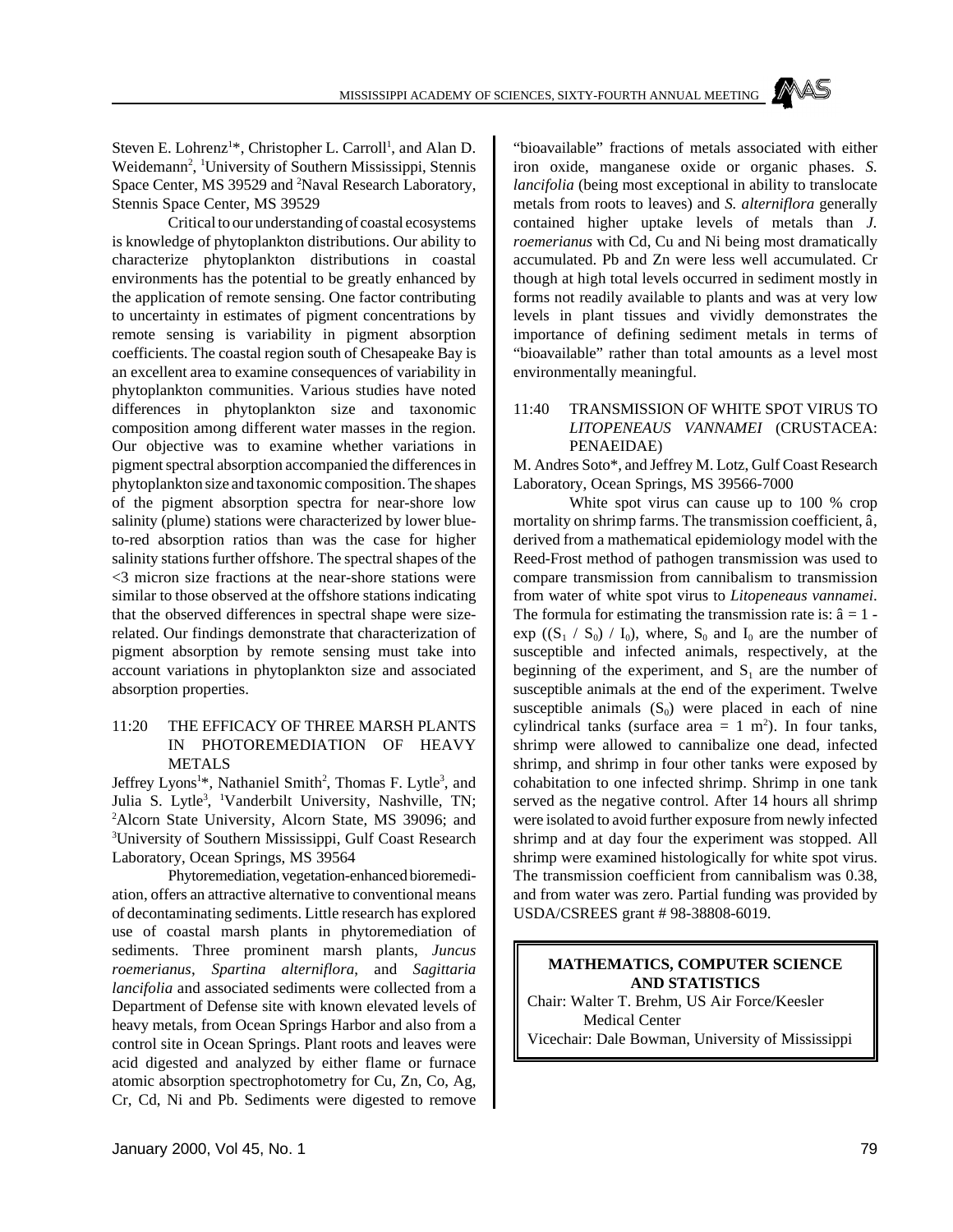Steven E. Lohrenz[1]*, Christopher L. Carroll[1], and Alan D. Weidemann[2], [1]University of Southern Mississippi, Stennis Space Center, MS 39529 and [2]Naval Research Laboratory, Stennis Space Center, MS 39529

Critical to our understanding of coastal ecosystems is knowledge of phytoplankton distributions. Our ability to characterize phytoplankton distributions in coastal environments has the potential to be greatly enhanced by the application of remote sensing. One factor contributing to uncertainty in estimates of pigment concentrations by remote sensing is variability in pigment absorption coefficients. The coastal region south of Chesapeake Bay is an excellent area to examine consequences of variability in phytoplankton communities. Various studies have noted differences in phytoplankton size and taxonomic composition among different water masses in the region. Our objective was to examine whether variations in pigment spectral absorption accompanied the differences in phytoplankton size and taxonomic composition. The shapes of the pigment absorption spectra for near-shore low salinity (plume) stations were characterized by lower blue-to-red absorption ratios than was the case for higher salinity stations further offshore. The spectral shapes of the <3 micron size fractions at the near-shore stations were similar to those observed at the offshore stations indicating that the observed differences in spectral shape were size-related. Our findings demonstrate that characterization of pigment absorption by remote sensing must take into account variations in phytoplankton size and associated absorption properties.

## 11:20 THE EFFICACY OF THREE MARSH PLANTS IN PHOTOREMEDIATION OF HEAVY METALS

Jeffrey Lyons[1]*, Nathaniel Smith[2], Thomas F. Lytle[3], and Julia S. Lytle[3], [1]Vanderbilt University, Nashville, TN; [2]Alcorn State University, Alcorn State, MS 39096; and [3]University of Southern Mississippi, Gulf Coast Research Laboratory, Ocean Springs, MS 39564

Phytoremediation, vegetation-enhanced bioremediation, offers an attractive alternative to conventional means of decontaminating sediments. Little research has explored use of coastal marsh plants in phytoremediation of sediments. Three prominent marsh plants, *Juncus roemerianus*, *Spartina alterniflora*, and *Sagittaria lancifolia* and associated sediments were collected from a Department of Defense site with known elevated levels of heavy metals, from Ocean Springs Harbor and also from a control site in Ocean Springs. Plant roots and leaves were acid digested and analyzed by either flame or furnace atomic absorption spectrophotometry for Cu, Zn, Co, Ag, Cr, Cd, Ni and Pb. Sediments were digested to remove "bioavailable" fractions of metals associated with either iron oxide, manganese oxide or organic phases. *S. lancifolia* (being most exceptional in ability to translocate metals from roots to leaves) and *S. alterniflora* generally contained higher uptake levels of metals than *J. roemerianus* with Cd, Cu and Ni being most dramatically accumulated. Pb and Zn were less well accumulated. Cr though at high total levels occurred in sediment mostly in forms not readily available to plants and was at very low levels in plant tissues and vividly demonstrates the importance of defining sediment metals in terms of "bioavailable" rather than total amounts as a level most environmentally meaningful.

## 11:40 TRANSMISSION OF WHITE SPOT VIRUS TO *LITOPENEAUS VANNAMEI* (CRUSTACEA: PENAEIDAE)

M. Andres Soto*, and Jeffrey M. Lotz, Gulf Coast Research Laboratory, Ocean Springs, MS 39566-7000

White spot virus can cause up to 100 % crop mortality on shrimp farms. The transmission coefficient, â, derived from a mathematical epidemiology model with the Reed-Frost method of pathogen transmission was used to compare transmission from cannibalism to transmission from water of white spot virus to *Litopeneaus vannamei*. The formula for estimating the transmission rate is: $\hat{a} = 1 - \exp((S_1 / S_0) / I_0)$, where, $S_0$ and $I_0$ are the number of susceptible and infected animals, respectively, at the beginning of the experiment, and $S_1$ are the number of susceptible animals at the end of the experiment. Twelve susceptible animals ($S_0$) were placed in each of nine cylindrical tanks (surface area = 1 $m^2$). In four tanks, shrimp were allowed to cannibalize one dead, infected shrimp, and shrimp in four other tanks were exposed by cohabitation to one infected shrimp. Shrimp in one tank served as the negative control. After 14 hours all shrimp were isolated to avoid further exposure from newly infected shrimp and at day four the experiment was stopped. All shrimp were examined histologically for white spot virus. The transmission coefficient from cannibalism was 0.38, and from water was zero. Partial funding was provided by USDA/CSREES grant # 98-38808-6019.

## MATHEMATICS, COMPUTER SCIENCE AND STATISTICS

Chair: Walter T. Brehm, US Air Force/Keesler Medical Center
Vicechair: Dale Bowman, University of Mississippi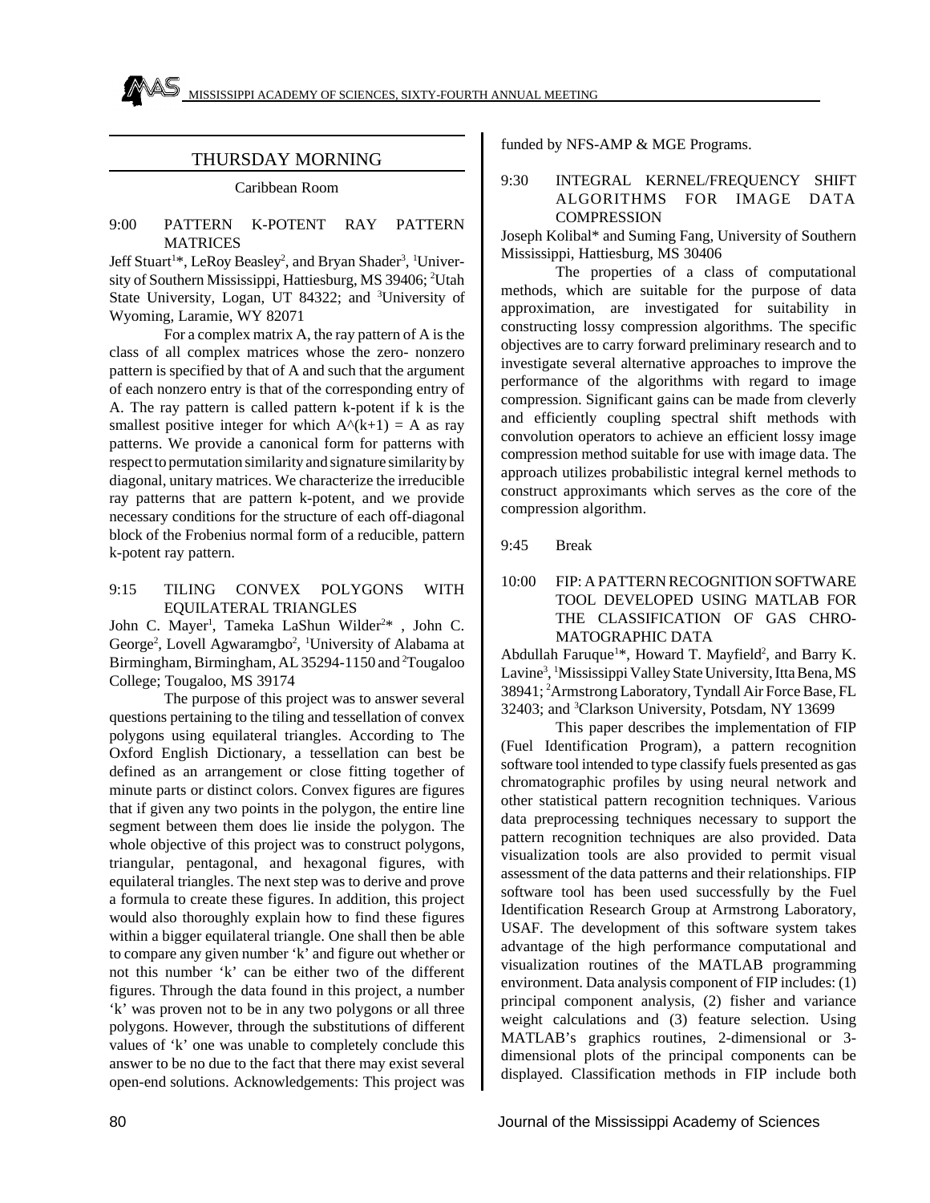## THURSDAY MORNING

Caribbean Room

9:00 PATTERN K-POTENT RAY PATTERN MATRICES

Jeff Stuart[1]*, LeRoy Beasley[2], and Bryan Shader[3], [1]University of Southern Mississippi, Hattiesburg, MS 39406; [2]Utah State University, Logan, UT 84322; and [3]University of Wyoming, Laramie, WY 82071

For a complex matrix A, the ray pattern of A is the class of all complex matrices whose the zero- nonzero pattern is specified by that of A and such that the argument of each nonzero entry is that of the corresponding entry of A. The ray pattern is called pattern k-potent if k is the smallest positive integer for which A^(k+1) = A as ray patterns. We provide a canonical form for patterns with respect to permutation similarity and signature similarity by diagonal, unitary matrices. We characterize the irreducible ray patterns that are pattern k-potent, and we provide necessary conditions for the structure of each off-diagonal block of the Frobenius normal form of a reducible, pattern k-potent ray pattern.

9:15 TILING CONVEX POLYGONS WITH EQUILATERAL TRIANGLES

John C. Mayer[1], Tameka LaShun Wilder[2]* , John C. George[2], Lovell Agwaramgbo[2], [1]University of Alabama at Birmingham, Birmingham, AL 35294-1150 and [2]Tougaloo College; Tougaloo, MS 39174

The purpose of this project was to answer several questions pertaining to the tiling and tessellation of convex polygons using equilateral triangles. According to The Oxford English Dictionary, a tessellation can best be defined as an arrangement or close fitting together of minute parts or distinct colors. Convex figures are figures that if given any two points in the polygon, the entire line segment between them does lie inside the polygon. The whole objective of this project was to construct polygons, triangular, pentagonal, and hexagonal figures, with equilateral triangles. The next step was to derive and prove a formula to create these figures. In addition, this project would also thoroughly explain how to find these figures within a bigger equilateral triangle. One shall then be able to compare any given number 'k' and figure out whether or not this number 'k' can be either two of the different figures. Through the data found in this project, a number 'k' was proven not to be in any two polygons or all three polygons. However, through the substitutions of different values of 'k' one was unable to completely conclude this answer to be no due to the fact that there may exist several open-end solutions. Acknowledgements: This project was funded by NFS-AMP & MGE Programs.

9:30 INTEGRAL KERNEL/FREQUENCY SHIFT ALGORITHMS FOR IMAGE DATA COMPRESSION

Joseph Kolibal* and Suming Fang, University of Southern Mississippi, Hattiesburg, MS 30406

The properties of a class of computational methods, which are suitable for the purpose of data approximation, are investigated for suitability in constructing lossy compression algorithms. The specific objectives are to carry forward preliminary research and to investigate several alternative approaches to improve the performance of the algorithms with regard to image compression. Significant gains can be made from cleverly and efficiently coupling spectral shift methods with convolution operators to achieve an efficient lossy image compression method suitable for use with image data. The approach utilizes probabilistic integral kernel methods to construct approximants which serves as the core of the compression algorithm.

9:45 Break

10:00 FIP: A PATTERN RECOGNITION SOFTWARE TOOL DEVELOPED USING MATLAB FOR THE CLASSIFICATION OF GAS CHROMATOGRAPHIC DATA

Abdullah Faruque[1]*, Howard T. Mayfield[2], and Barry K. Lavine[3], [1]Mississippi Valley State University, Itta Bena, MS 38941; [2]Armstrong Laboratory, Tyndall Air Force Base, FL 32403; and [3]Clarkson University, Potsdam, NY 13699

This paper describes the implementation of FIP (Fuel Identification Program), a pattern recognition software tool intended to type classify fuels presented as gas chromatographic profiles by using neural network and other statistical pattern recognition techniques. Various data preprocessing techniques necessary to support the pattern recognition techniques are also provided. Data visualization tools are also provided to permit visual assessment of the data patterns and their relationships. FIP software tool has been used successfully by the Fuel Identification Research Group at Armstrong Laboratory, USAF. The development of this software system takes advantage of the high performance computational and visualization routines of the MATLAB programming environment. Data analysis component of FIP includes: (1) principal component analysis, (2) fisher and variance weight calculations and (3) feature selection. Using MATLAB's graphics routines, 2-dimensional or 3-dimensional plots of the principal components can be displayed. Classification methods in FIP include both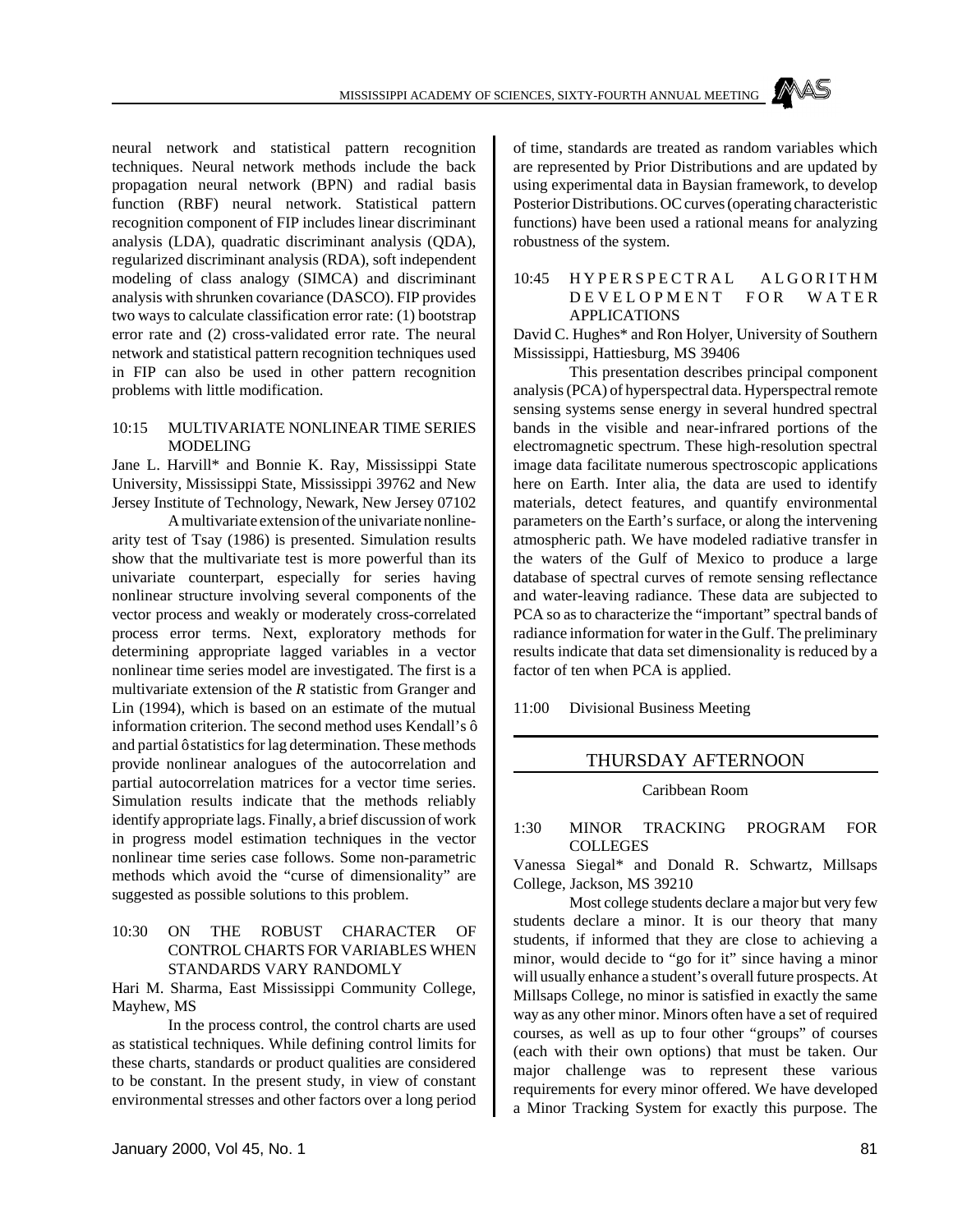neural network and statistical pattern recognition techniques. Neural network methods include the back propagation neural network (BPN) and radial basis function (RBF) neural network. Statistical pattern recognition component of FIP includes linear discriminant analysis (LDA), quadratic discriminant analysis (QDA), regularized discriminant analysis (RDA), soft independent modeling of class analogy (SIMCA) and discriminant analysis with shrunken covariance (DASCO). FIP provides two ways to calculate classification error rate: (1) bootstrap error rate and (2) cross-validated error rate. The neural network and statistical pattern recognition techniques used in FIP can also be used in other pattern recognition problems with little modification.

10:15 MULTIVARIATE NONLINEAR TIME SERIES MODELING

Jane L. Harvill* and Bonnie K. Ray, Mississippi State University, Mississippi State, Mississippi 39762 and New Jersey Institute of Technology, Newark, New Jersey 07102

A multivariate extension of the univariate nonlinearity test of Tsay (1986) is presented. Simulation results show that the multivariate test is more powerful than its univariate counterpart, especially for series having nonlinear structure involving several components of the vector process and weakly or moderately cross-correlated process error terms. Next, exploratory methods for determining appropriate lagged variables in a vector nonlinear time series model are investigated. The first is a multivariate extension of the *R* statistic from Granger and Lin (1994), which is based on an estimate of the mutual information criterion. The second method uses Kendall's ô and partial ô statistics for lag determination. These methods provide nonlinear analogues of the autocorrelation and partial autocorrelation matrices for a vector time series. Simulation results indicate that the methods reliably identify appropriate lags. Finally, a brief discussion of work in progress model estimation techniques in the vector nonlinear time series case follows. Some non-parametric methods which avoid the "curse of dimensionality" are suggested as possible solutions to this problem.

10:30 ON THE ROBUST CHARACTER OF CONTROL CHARTS FOR VARIABLES WHEN STANDARDS VARY RANDOMLY

Hari M. Sharma, East Mississippi Community College, Mayhew, MS

In the process control, the control charts are used as statistical techniques. While defining control limits for these charts, standards or product qualities are considered to be constant. In the present study, in view of constant environmental stresses and other factors over a long period of time, standards are treated as random variables which are represented by Prior Distributions and are updated by using experimental data in Baysian framework, to develop Posterior Distributions. OC curves (operating characteristic functions) have been used a rational means for analyzing robustness of the system.

10:45 HYPERSPECTRAL ALGORITHM DEVELOPMENT FOR WATER APPLICATIONS

David C. Hughes* and Ron Holyer, University of Southern Mississippi, Hattiesburg, MS 39406

This presentation describes principal component analysis (PCA) of hyperspectral data. Hyperspectral remote sensing systems sense energy in several hundred spectral bands in the visible and near-infrared portions of the electromagnetic spectrum. These high-resolution spectral image data facilitate numerous spectroscopic applications here on Earth. Inter alia, the data are used to identify materials, detect features, and quantify environmental parameters on the Earth's surface, or along the intervening atmospheric path. We have modeled radiative transfer in the waters of the Gulf of Mexico to produce a large database of spectral curves of remote sensing reflectance and water-leaving radiance. These data are subjected to PCA so as to characterize the "important" spectral bands of radiance information for water in the Gulf. The preliminary results indicate that data set dimensionality is reduced by a factor of ten when PCA is applied.

11:00 Divisional Business Meeting

## THURSDAY AFTERNOON

Caribbean Room

1:30 MINOR TRACKING PROGRAM FOR COLLEGES

Vanessa Siegal* and Donald R. Schwartz, Millsaps College, Jackson, MS 39210

Most college students declare a major but very few students declare a minor. It is our theory that many students, if informed that they are close to achieving a minor, would decide to "go for it" since having a minor will usually enhance a student's overall future prospects. At Millsaps College, no minor is satisfied in exactly the same way as any other minor. Minors often have a set of required courses, as well as up to four other "groups" of courses (each with their own options) that must be taken. Our major challenge was to represent these various requirements for every minor offered. We have developed a Minor Tracking System for exactly this purpose. The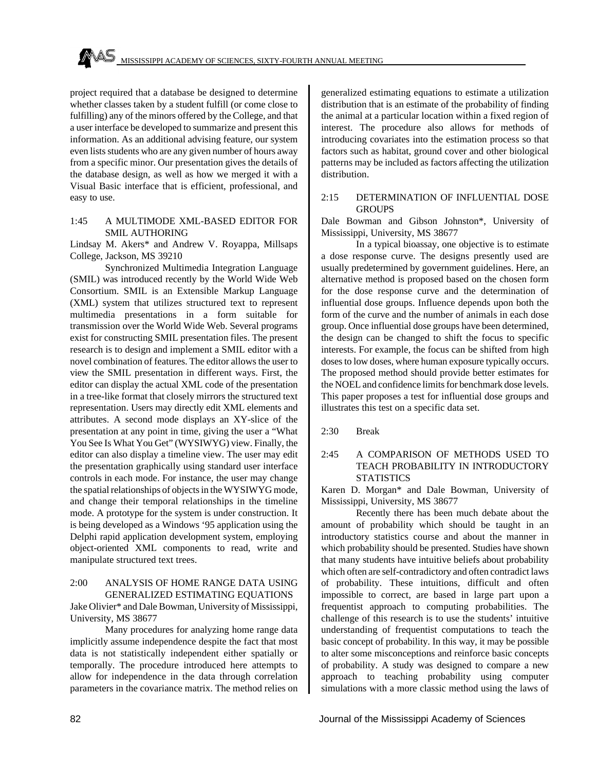project required that a database be designed to determine whether classes taken by a student fulfill (or come close to fulfilling) any of the minors offered by the College, and that a user interface be developed to summarize and present this information. As an additional advising feature, our system even lists students who are any given number of hours away from a specific minor. Our presentation gives the details of the database design, as well as how we merged it with a Visual Basic interface that is efficient, professional, and easy to use.

### 1:45 A MULTIMODE XML-BASED EDITOR FOR SMIL AUTHORING

Lindsay M. Akers* and Andrew V. Royappa, Millsaps College, Jackson, MS 39210

Synchronized Multimedia Integration Language (SMIL) was introduced recently by the World Wide Web Consortium. SMIL is an Extensible Markup Language (XML) system that utilizes structured text to represent multimedia presentations in a form suitable for transmission over the World Wide Web. Several programs exist for constructing SMIL presentation files. The present research is to design and implement a SMIL editor with a novel combination of features. The editor allows the user to view the SMIL presentation in different ways. First, the editor can display the actual XML code of the presentation in a tree-like format that closely mirrors the structured text representation. Users may directly edit XML elements and attributes. A second mode displays an XY-slice of the presentation at any point in time, giving the user a "What You See Is What You Get" (WYSIWYG) view. Finally, the editor can also display a timeline view. The user may edit the presentation graphically using standard user interface controls in each mode. For instance, the user may change the spatial relationships of objects in the WYSIWYG mode, and change their temporal relationships in the timeline mode. A prototype for the system is under construction. It is being developed as a Windows '95 application using the Delphi rapid application development system, employing object-oriented XML components to read, write and manipulate structured text trees.

### 2:00 ANALYSIS OF HOME RANGE DATA USING GENERALIZED ESTIMATING EQUATIONS

Jake Olivier* and Dale Bowman, University of Mississippi, University, MS 38677

Many procedures for analyzing home range data implicitly assume independence despite the fact that most data is not statistically independent either spatially or temporally. The procedure introduced here attempts to allow for independence in the data through correlation parameters in the covariance matrix. The method relies on generalized estimating equations to estimate a utilization distribution that is an estimate of the probability of finding the animal at a particular location within a fixed region of interest. The procedure also allows for methods of introducing covariates into the estimation process so that factors such as habitat, ground cover and other biological patterns may be included as factors affecting the utilization distribution.

### 2:15 DETERMINATION OF INFLUENTIAL DOSE GROUPS

Dale Bowman and Gibson Johnston*, University of Mississippi, University, MS 38677

In a typical bioassay, one objective is to estimate a dose response curve. The designs presently used are usually predetermined by government guidelines. Here, an alternative method is proposed based on the chosen form for the dose response curve and the determination of influential dose groups. Influence depends upon both the form of the curve and the number of animals in each dose group. Once influential dose groups have been determined, the design can be changed to shift the focus to specific interests. For example, the focus can be shifted from high doses to low doses, where human exposure typically occurs. The proposed method should provide better estimates for the NOEL and confidence limits for benchmark dose levels. This paper proposes a test for influential dose groups and illustrates this test on a specific data set.

### 2:30 Break

### 2:45 A COMPARISON OF METHODS USED TO TEACH PROBABILITY IN INTRODUCTORY STATISTICS

Karen D. Morgan* and Dale Bowman, University of Mississippi, University, MS 38677

Recently there has been much debate about the amount of probability which should be taught in an introductory statistics course and about the manner in which probability should be presented. Studies have shown that many students have intuitive beliefs about probability which often are self-contradictory and often contradict laws of probability. These intuitions, difficult and often impossible to correct, are based in large part upon a frequentist approach to computing probabilities. The challenge of this research is to use the students' intuitive understanding of frequentist computations to teach the basic concept of probability. In this way, it may be possible to alter some misconceptions and reinforce basic concepts of probability. A study was designed to compare a new approach to teaching probability using computer simulations with a more classic method using the laws of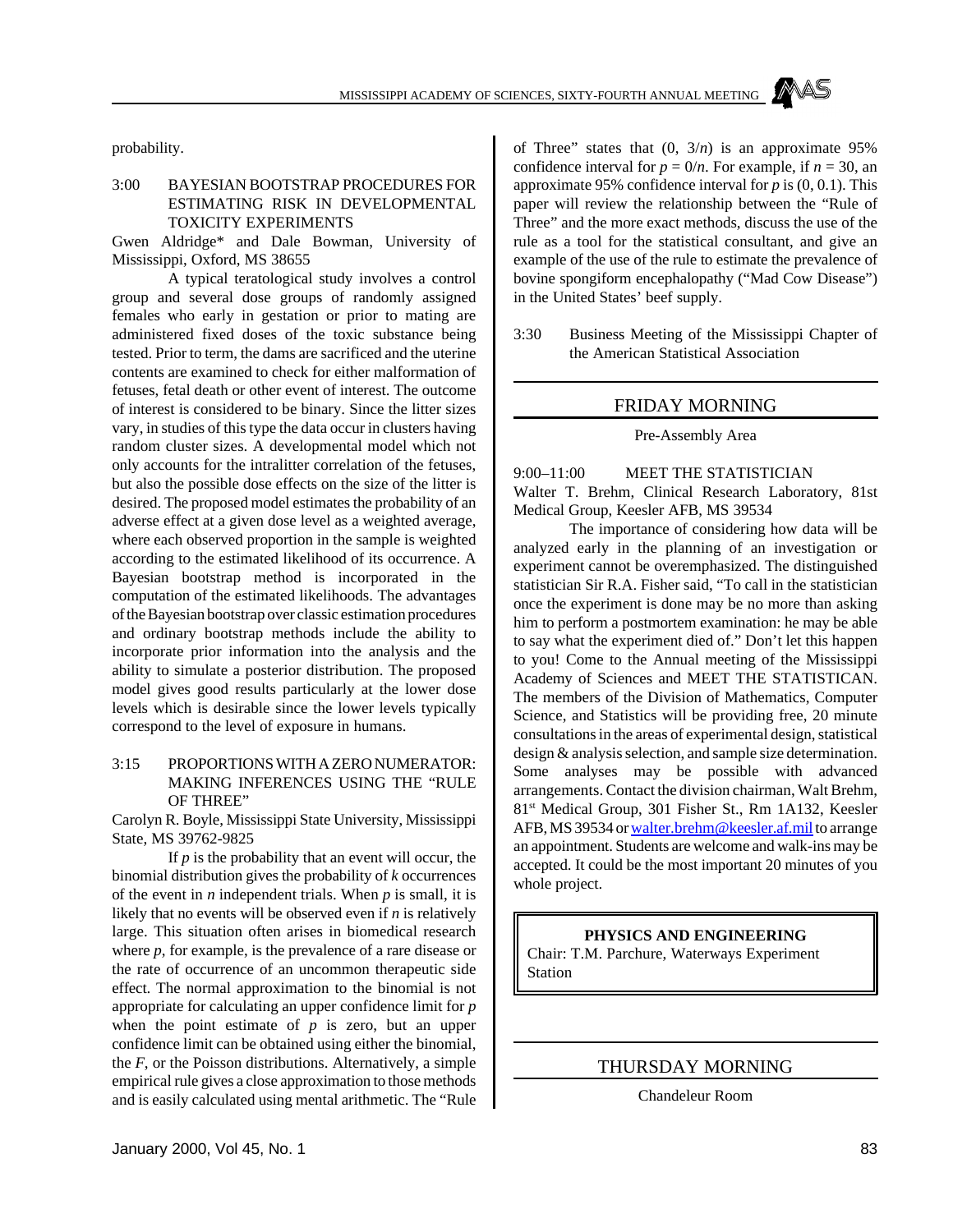probability.

3:00 BAYESIAN BOOTSTRAP PROCEDURES FOR ESTIMATING RISK IN DEVELOPMENTAL TOXICITY EXPERIMENTS

Gwen Aldridge* and Dale Bowman, University of Mississippi, Oxford, MS 38655

A typical teratological study involves a control group and several dose groups of randomly assigned females who early in gestation or prior to mating are administered fixed doses of the toxic substance being tested. Prior to term, the dams are sacrificed and the uterine contents are examined to check for either malformation of fetuses, fetal death or other event of interest. The outcome of interest is considered to be binary. Since the litter sizes vary, in studies of this type the data occur in clusters having random cluster sizes. A developmental model which not only accounts for the intralitter correlation of the fetuses, but also the possible dose effects on the size of the litter is desired. The proposed model estimates the probability of an adverse effect at a given dose level as a weighted average, where each observed proportion in the sample is weighted according to the estimated likelihood of its occurrence. A Bayesian bootstrap method is incorporated in the computation of the estimated likelihoods. The advantages of the Bayesian bootstrap over classic estimation procedures and ordinary bootstrap methods include the ability to incorporate prior information into the analysis and the ability to simulate a posterior distribution. The proposed model gives good results particularly at the lower dose levels which is desirable since the lower levels typically correspond to the level of exposure in humans.

3:15 PROPORTIONS WITH A ZERO NUMERATOR: MAKING INFERENCES USING THE "RULE OF THREE"

Carolyn R. Boyle, Mississippi State University, Mississippi State, MS 39762-9825

If $p$ is the probability that an event will occur, the binomial distribution gives the probability of $k$ occurrences of the event in $n$ independent trials. When $p$ is small, it is likely that no events will be observed even if $n$ is relatively large. This situation often arises in biomedical research where $p$, for example, is the prevalence of a rare disease or the rate of occurrence of an uncommon therapeutic side effect. The normal approximation to the binomial is not appropriate for calculating an upper confidence limit for $p$ when the point estimate of $p$ is zero, but an upper confidence limit can be obtained using either the binomial, the $F$, or the Poisson distributions. Alternatively, a simple empirical rule gives a close approximation to those methods and is easily calculated using mental arithmetic. The "Rule of Three" states that $(0,\ 3/n)$ is an approximate 95% confidence interval for $p = 0/n$. For example, if $n = 30$, an approximate 95% confidence interval for $p$ is $(0,\ 0.1)$. This paper will review the relationship between the "Rule of Three" and the more exact methods, discuss the use of the rule as a tool for the statistical consultant, and give an example of the use of the rule to estimate the prevalence of bovine spongiform encephalopathy ("Mad Cow Disease") in the United States' beef supply.

3:30 Business Meeting of the Mississippi Chapter of the American Statistical Association

## FRIDAY MORNING

Pre-Assembly Area

9:00–11:00 MEET THE STATISTICIAN

Walter T. Brehm, Clinical Research Laboratory, 81st Medical Group, Keesler AFB, MS 39534

The importance of considering how data will be analyzed early in the planning of an investigation or experiment cannot be overemphasized. The distinguished statistician Sir R.A. Fisher said, "To call in the statistician once the experiment is done may be no more than asking him to perform a postmortem examination: he may be able to say what the experiment died of." Don't let this happen to you! Come to the Annual meeting of the Mississippi Academy of Sciences and MEET THE STATISTICAN. The members of the Division of Mathematics, Computer Science, and Statistics will be providing free, 20 minute consultations in the areas of experimental design, statistical design & analysis selection, and sample size determination. Some analyses may be possible with advanced arrangements. Contact the division chairman, Walt Brehm, 81st Medical Group, 301 Fisher St., Rm 1A132, Keesler AFB, MS 39534 or walter.brehm@keesler.af.mil to arrange an appointment. Students are welcome and walk-ins may be accepted. It could be the most important 20 minutes of you whole project.

## PHYSICS AND ENGINEERING

Chair: T.M. Parchure, Waterways Experiment Station

## THURSDAY MORNING

Chandeleur Room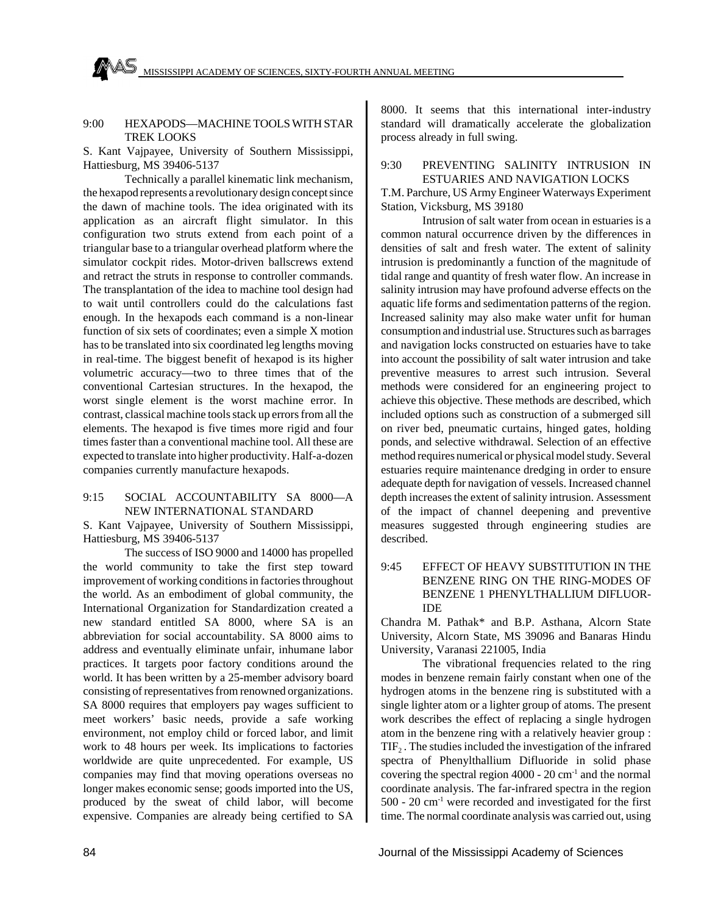## 9:00 HEXAPODS—MACHINE TOOLS WITH STAR TREK LOOKS

S. Kant Vajpayee, University of Southern Mississippi, Hattiesburg, MS 39406-5137

Technically a parallel kinematic link mechanism, the hexapod represents a revolutionary design concept since the dawn of machine tools. The idea originated with its application as an aircraft flight simulator. In this configuration two struts extend from each point of a triangular base to a triangular overhead platform where the simulator cockpit rides. Motor-driven ballscrews extend and retract the struts in response to controller commands. The transplantation of the idea to machine tool design had to wait until controllers could do the calculations fast enough. In the hexapods each command is a non-linear function of six sets of coordinates; even a simple X motion has to be translated into six coordinated leg lengths moving in real-time. The biggest benefit of hexapod is its higher volumetric accuracy—two to three times that of the conventional Cartesian structures. In the hexapod, the worst single element is the worst machine error. In contrast, classical machine tools stack up errors from all the elements. The hexapod is five times more rigid and four times faster than a conventional machine tool. All these are expected to translate into higher productivity. Half-a-dozen companies currently manufacture hexapods.

## 9:15 SOCIAL ACCOUNTABILITY SA 8000—A NEW INTERNATIONAL STANDARD

S. Kant Vajpayee, University of Southern Mississippi, Hattiesburg, MS 39406-5137

The success of ISO 9000 and 14000 has propelled the world community to take the first step toward improvement of working conditions in factories throughout the world. As an embodiment of global community, the International Organization for Standardization created a new standard entitled SA 8000, where SA is an abbreviation for social accountability. SA 8000 aims to address and eventually eliminate unfair, inhumane labor practices. It targets poor factory conditions around the world. It has been written by a 25-member advisory board consisting of representatives from renowned organizations. SA 8000 requires that employers pay wages sufficient to meet workers' basic needs, provide a safe working environment, not employ child or forced labor, and limit work to 48 hours per week. Its implications to factories worldwide are quite unprecedented. For example, US companies may find that moving operations overseas no longer makes economic sense; goods imported into the US, produced by the sweat of child labor, will become expensive. Companies are already being certified to SA 8000. It seems that this international inter-industry standard will dramatically accelerate the globalization process already in full swing.

## 9:30 PREVENTING SALINITY INTRUSION IN ESTUARIES AND NAVIGATION LOCKS

T.M. Parchure, US Army Engineer Waterways Experiment Station, Vicksburg, MS 39180

Intrusion of salt water from ocean in estuaries is a common natural occurrence driven by the differences in densities of salt and fresh water. The extent of salinity intrusion is predominantly a function of the magnitude of tidal range and quantity of fresh water flow. An increase in salinity intrusion may have profound adverse effects on the aquatic life forms and sedimentation patterns of the region. Increased salinity may also make water unfit for human consumption and industrial use. Structures such as barrages and navigation locks constructed on estuaries have to take into account the possibility of salt water intrusion and take preventive measures to arrest such intrusion. Several methods were considered for an engineering project to achieve this objective. These methods are described, which included options such as construction of a submerged sill on river bed, pneumatic curtains, hinged gates, holding ponds, and selective withdrawal. Selection of an effective method requires numerical or physical model study. Several estuaries require maintenance dredging in order to ensure adequate depth for navigation of vessels. Increased channel depth increases the extent of salinity intrusion. Assessment of the impact of channel deepening and preventive measures suggested through engineering studies are described.

## 9:45 EFFECT OF HEAVY SUBSTITUTION IN THE BENZENE RING ON THE RING-MODES OF BENZENE 1 PHENYLTHALLIUM DIFLUORIDE

Chandra M. Pathak* and B.P. Asthana, Alcorn State University, Alcorn State, MS 39096 and Banaras Hindu University, Varanasi 221005, India

The vibrational frequencies related to the ring modes in benzene remain fairly constant when one of the hydrogen atoms in the benzene ring is substituted with a single lighter atom or a lighter group of atoms. The present work describes the effect of replacing a single hydrogen atom in the benzene ring with a relatively heavier group : $TlF_2$ . The studies included the investigation of the infrared spectra of Phenylthallium Difluoride in solid phase covering the spectral region 4000 - 20 $cm^{-1}$ and the normal coordinate analysis. The far-infrared spectra in the region 500 - 20 $cm^{-1}$ were recorded and investigated for the first time. The normal coordinate analysis was carried out, using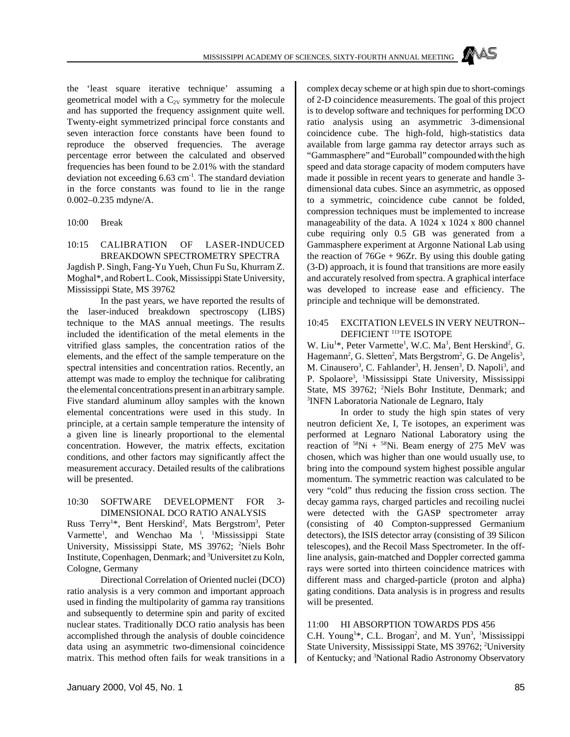the 'least square iterative technique' assuming a geometrical model with a $C_{2V}$ symmetry for the molecule and has supported the frequency assignment quite well. Twenty-eight symmetrized principal force constants and seven interaction force constants have been found to reproduce the observed frequencies. The average percentage error between the calculated and observed frequencies has been found to be 2.01% with the standard deviation not exceeding 6.63 $cm^{-1}$. The standard deviation in the force constants was found to lie in the range 0.002–0.235 mdyne/A.

10:00 Break

10:15 CALIBRATION OF LASER-INDUCED BREAKDOWN SPECTROMETRY SPECTRA

Jagdish P. Singh, Fang-Yu Yueh, Chun Fu Su, Khurram Z. Moghal*, and Robert L. Cook, Mississippi State University, Mississippi State, MS 39762

In the past years, we have reported the results of the laser-induced breakdown spectroscopy (LIBS) technique to the MAS annual meetings. The results included the identification of the metal elements in the vitrified glass samples, the concentration ratios of the elements, and the effect of the sample temperature on the spectral intensities and concentration ratios. Recently, an attempt was made to employ the technique for calibrating the elemental concentrations present in an arbitrary sample. Five standard aluminum alloy samples with the known elemental concentrations were used in this study. In principle, at a certain sample temperature the intensity of a given line is linearly proportional to the elemental concentration. However, the matrix effects, excitation conditions, and other factors may significantly affect the measurement accuracy. Detailed results of the calibrations will be presented.

10:30 SOFTWARE DEVELOPMENT FOR 3-DIMENSIONAL DCO RATIO ANALYSIS

Russ Terry[1]*, Bent Herskind[2], Mats Bergstrom[3], Peter Varmette[1], and Wenchao Ma [1], [1]Mississippi State University, Mississippi State, MS 39762; [2]Niels Bohr Institute, Copenhagen, Denmark; and [3]Universitet zu Koln, Cologne, Germany

Directional Correlation of Oriented nuclei (DCO) ratio analysis is a very common and important approach used in finding the multipolarity of gamma ray transitions and subsequently to determine spin and parity of excited nuclear states. Traditionally DCO ratio analysis has been accomplished through the analysis of double coincidence data using an asymmetric two-dimensional coincidence matrix. This method often fails for weak transitions in a complex decay scheme or at high spin due to short-comings of 2-D coincidence measurements. The goal of this project is to develop software and techniques for performing DCO ratio analysis using an asymmetric 3-dimensional coincidence cube. The high-fold, high-statistics data available from large gamma ray detector arrays such as "Gammasphere" and "Euroball" compounded with the high speed and data storage capacity of modem computers have made it possible in recent years to generate and handle 3-dimensional data cubes. Since an asymmetric, as opposed to a symmetric, coincidence cube cannot be folded, compression techniques must be implemented to increase manageability of the data. A 1024 x 1024 x 800 channel cube requiring only 0.5 GB was generated from a Gammasphere experiment at Argonne National Lab using the reaction of 76Ge + 96Zr. By using this double gating (3-D) approach, it is found that transitions are more easily and accurately resolved from spectra. A graphical interface was developed to increase ease and efficiency. The principle and technique will be demonstrated.

10:45 EXCITATION LEVELS IN VERY NEUTRON--DEFICIENT $^{111}$TE ISOTOPE

W. Liu[1]*, Peter Varmette[1], W.C. Ma[1], Bent Herskind[2], G. Hagemann[2], G. Sletten[2], Mats Bergstrom[2], G. De Angelis[3], M. Cinausero[3], C. Fahlander[3], H. Jensen[3], D. Napoli[3], and P. Spolaore[3], [1]Mississippi State University, Mississippi State, MS 39762; [2]Niels Bohr Institute, Denmark; and [3]INFN Laboratoria Nationale de Legnaro, Italy

In order to study the high spin states of very neutron deficient Xe, I, Te isotopes, an experiment was performed at Legnaro National Laboratory using the reaction of $^{58}$Ni + $^{58}$Ni. Beam energy of 275 MeV was chosen, which was higher than one would usually use, to bring into the compound system highest possible angular momentum. The symmetric reaction was calculated to be very "cold" thus reducing the fission cross section. The decay gamma rays, charged particles and recoiling nuclei were detected with the GASP spectrometer array (consisting of 40 Compton-suppressed Germanium detectors), the ISIS detector array (consisting of 39 Silicon telescopes), and the Recoil Mass Spectrometer. In the off-line analysis, gain-matched and Doppler corrected gamma rays were sorted into thirteen coincidence matrices with different mass and charged-particle (proton and alpha) gating conditions. Data analysis is in progress and results will be presented.

11:00 HI ABSORPTION TOWARDS PDS 456

C.H. Young[1]*, C.L. Brogan[2], and M. Yun[3], [1]Mississippi State University, Mississippi State, MS 39762; [2]University of Kentucky; and [3]National Radio Astronomy Observatory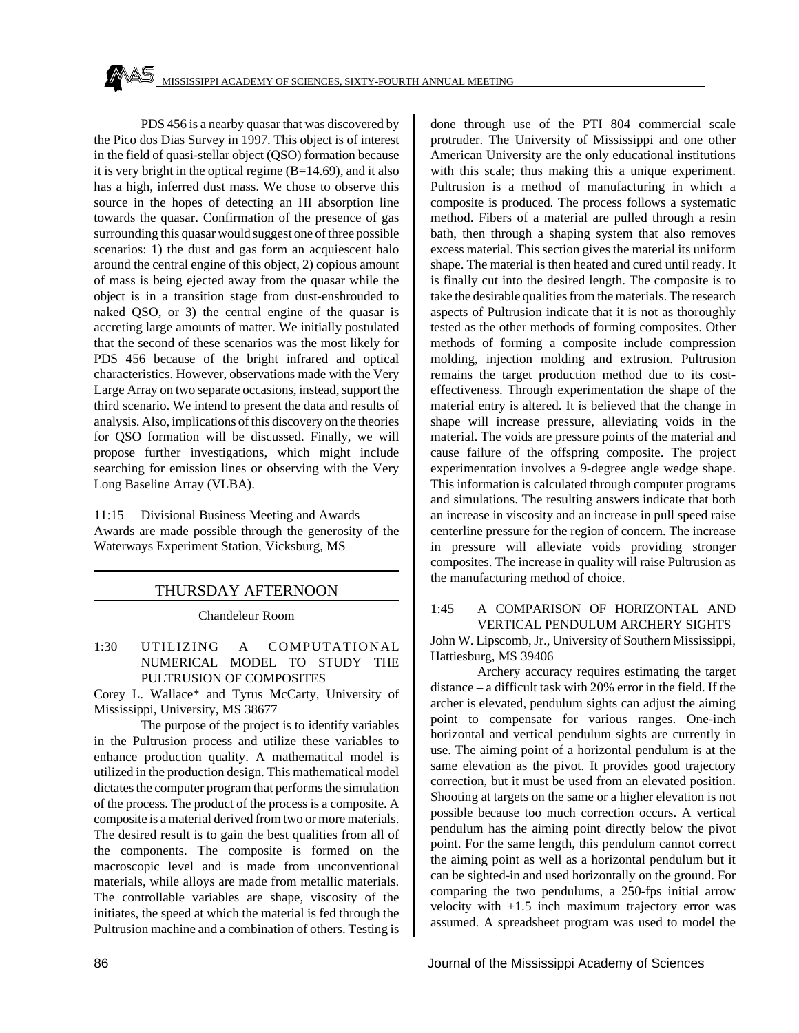PDS 456 is a nearby quasar that was discovered by the Pico dos Dias Survey in 1997. This object is of interest in the field of quasi-stellar object (QSO) formation because it is very bright in the optical regime (B=14.69), and it also has a high, inferred dust mass. We chose to observe this source in the hopes of detecting an HI absorption line towards the quasar. Confirmation of the presence of gas surrounding this quasar would suggest one of three possible scenarios: 1) the dust and gas form an acquiescent halo around the central engine of this object, 2) copious amount of mass is being ejected away from the quasar while the object is in a transition stage from dust-enshrouded to naked QSO, or 3) the central engine of the quasar is accreting large amounts of matter. We initially postulated that the second of these scenarios was the most likely for PDS 456 because of the bright infrared and optical characteristics. However, observations made with the Very Large Array on two separate occasions, instead, support the third scenario. We intend to present the data and results of analysis. Also, implications of this discovery on the theories for QSO formation will be discussed. Finally, we will propose further investigations, which might include searching for emission lines or observing with the Very Long Baseline Array (VLBA).

11:15 Divisional Business Meeting and Awards
Awards are made possible through the generosity of the Waterways Experiment Station, Vicksburg, MS

## THURSDAY AFTERNOON

Chandeleur Room

### 1:30 UTILIZING A COMPUTATIONAL NUMERICAL MODEL TO STUDY THE PULTRUSION OF COMPOSITES

Corey L. Wallace* and Tyrus McCarty, University of Mississippi, University, MS 38677

The purpose of the project is to identify variables in the Pultrusion process and utilize these variables to enhance production quality. A mathematical model is utilized in the production design. This mathematical model dictates the computer program that performs the simulation of the process. The product of the process is a composite. A composite is a material derived from two or more materials. The desired result is to gain the best qualities from all of the components. The composite is formed on the macroscopic level and is made from unconventional materials, while alloys are made from metallic materials. The controllable variables are shape, viscosity of the initiates, the speed at which the material is fed through the Pultrusion machine and a combination of others. Testing is done through use of the PTI 804 commercial scale protruder. The University of Mississippi and one other American University are the only educational institutions with this scale; thus making this a unique experiment. Pultrusion is a method of manufacturing in which a composite is produced. The process follows a systematic method. Fibers of a material are pulled through a resin bath, then through a shaping system that also removes excess material. This section gives the material its uniform shape. The material is then heated and cured until ready. It is finally cut into the desired length. The composite is to take the desirable qualities from the materials. The research aspects of Pultrusion indicate that it is not as thoroughly tested as the other methods of forming composites. Other methods of forming a composite include compression molding, injection molding and extrusion. Pultrusion remains the target production method due to its cost-effectiveness. Through experimentation the shape of the material entry is altered. It is believed that the change in shape will increase pressure, alleviating voids in the material. The voids are pressure points of the material and cause failure of the offspring composite. The project experimentation involves a 9-degree angle wedge shape. This information is calculated through computer programs and simulations. The resulting answers indicate that both an increase in viscosity and an increase in pull speed raise centerline pressure for the region of concern. The increase in pressure will alleviate voids providing stronger composites. The increase in quality will raise Pultrusion as the manufacturing method of choice.

### 1:45 A COMPARISON OF HORIZONTAL AND VERTICAL PENDULUM ARCHERY SIGHTS

John W. Lipscomb, Jr., University of Southern Mississippi, Hattiesburg, MS 39406

Archery accuracy requires estimating the target distance – a difficult task with 20% error in the field. If the archer is elevated, pendulum sights can adjust the aiming point to compensate for various ranges. One-inch horizontal and vertical pendulum sights are currently in use. The aiming point of a horizontal pendulum is at the same elevation as the pivot. It provides good trajectory correction, but it must be used from an elevated position. Shooting at targets on the same or a higher elevation is not possible because too much correction occurs. A vertical pendulum has the aiming point directly below the pivot point. For the same length, this pendulum cannot correct the aiming point as well as a horizontal pendulum but it can be sighted-in and used horizontally on the ground. For comparing the two pendulums, a 250-fps initial arrow velocity with ±1.5 inch maximum trajectory error was assumed. A spreadsheet program was used to model the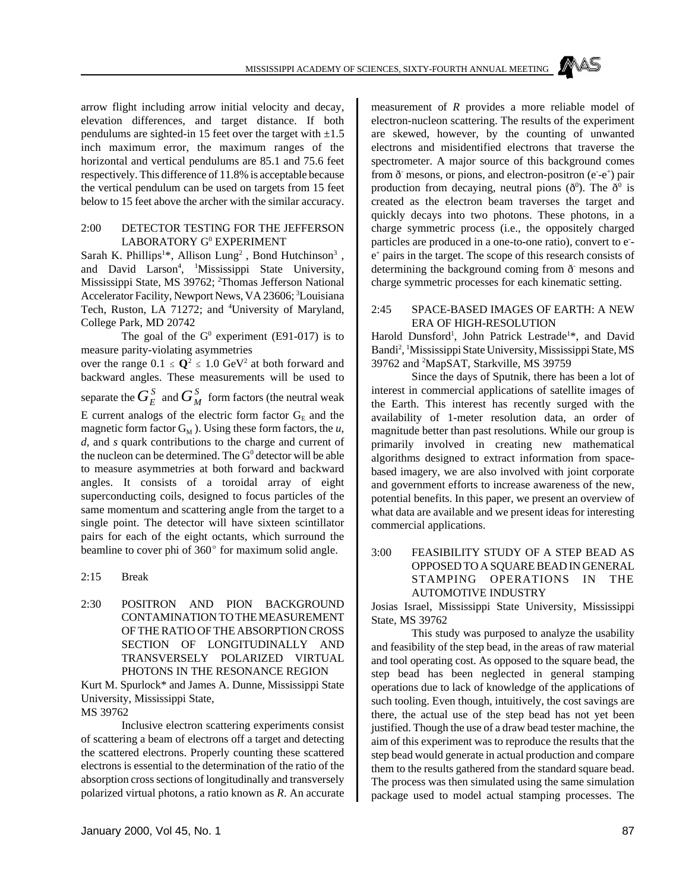arrow flight including arrow initial velocity and decay, elevation differences, and target distance. If both pendulums are sighted-in 15 feet over the target with ±1.5 inch maximum error, the maximum ranges of the horizontal and vertical pendulums are 85.1 and 75.6 feet respectively. This difference of 11.8% is acceptable because the vertical pendulum can be used on targets from 15 feet below to 15 feet above the archer with the similar accuracy.

### 2:00 DETECTOR TESTING FOR THE JEFFERSON LABORATORY $G^0$ EXPERIMENT

Sarah K. Phillips[1]*, Allison Lung[2], Bond Hutchinson[3], and David Larson[4], [1]Mississippi State University, Mississippi State, MS 39762; [2]Thomas Jefferson National Accelerator Facility, Newport News, VA 23606; [3]Louisiana Tech, Ruston, LA 71272; and [4]University of Maryland, College Park, MD 20742

The goal of the $G^0$ experiment (E91-017) is to measure parity-violating asymmetries over the range $0.1 \leq \mathbf{Q}^2 \leq 1.0$ GeV$^2$ at both forward and backward angles. These measurements will be used to separate the $G_E^S$ and $G_M^S$ form factors (the neutral weak E current analogs of the electric form factor $G_E$ and the magnetic form factor $G_M$). Using these form factors, the *u*, *d*, and *s* quark contributions to the charge and current of the nucleon can be determined. The $G^0$ detector will be able to measure asymmetries at both forward and backward angles. It consists of a toroidal array of eight superconducting coils, designed to focus particles of the same momentum and scattering angle from the target to a single point. The detector will have sixteen scintillator pairs for each of the eight octants, which surround the beamline to cover phi of 360° for maximum solid angle.

### 2:15 Break

### 2:30 POSITRON AND PION BACKGROUND CONTAMINATION TO THE MEASUREMENT OF THE RATIO OF THE ABSORPTION CROSS SECTION OF LONGITUDINALLY AND TRANSVERSELY POLARIZED VIRTUAL PHOTONS IN THE RESONANCE REGION

Kurt M. Spurlock* and James A. Dunne, Mississippi State University, Mississippi State, MS 39762

Inclusive electron scattering experiments consist of scattering a beam of electrons off a target and detecting the scattered electrons. Properly counting these scattered electrons is essential to the determination of the ratio of the absorption cross sections of longitudinally and transversely polarized virtual photons, a ratio known as *R*. An accurate measurement of *R* provides a more reliable model of electron-nucleon scattering. The results of the experiment are skewed, however, by the counting of unwanted electrons and misidentified electrons that traverse the spectrometer. A major source of this background comes from ð$^-$ mesons, or pions, and electron-positron ($e^-$-$e^+$) pair production from decaying, neutral pions (ð$^0$). The ð$^0$ is created as the electron beam traverses the target and quickly decays into two photons. These photons, in a charge symmetric process (i.e., the oppositely charged particles are produced in a one-to-one ratio), convert to $e^-$-$e^+$ pairs in the target. The scope of this research consists of determining the background coming from ð$^-$ mesons and charge symmetric processes for each kinematic setting.

### 2:45 SPACE-BASED IMAGES OF EARTH: A NEW ERA OF HIGH-RESOLUTION

Harold Dunsford[1], John Patrick Lestrade[1]*, and David Bandi[2], [1]Mississippi State University, Mississippi State, MS 39762 and [2]MapSAT, Starkville, MS 39759

Since the days of Sputnik, there has been a lot of interest in commercial applications of satellite images of the Earth. This interest has recently surged with the availability of 1-meter resolution data, an order of magnitude better than past resolutions. While our group is primarily involved in creating new mathematical algorithms designed to extract information from space-based imagery, we are also involved with joint corporate and government efforts to increase awareness of the new, potential benefits. In this paper, we present an overview of what data are available and we present ideas for interesting commercial applications.

### 3:00 FEASIBILITY STUDY OF A STEP BEAD AS OPPOSED TO A SQUARE BEAD IN GENERAL STAMPING OPERATIONS IN THE AUTOMOTIVE INDUSTRY

Josias Israel, Mississippi State University, Mississippi State, MS 39762

This study was purposed to analyze the usability and feasibility of the step bead, in the areas of raw material and tool operating cost. As opposed to the square bead, the step bead has been neglected in general stamping operations due to lack of knowledge of the applications of such tooling. Even though, intuitively, the cost savings are there, the actual use of the step bead has not yet been justified. Though the use of a draw bead tester machine, the aim of this experiment was to reproduce the results that the step bead would generate in actual production and compare them to the results gathered from the standard square bead. The process was then simulated using the same simulation package used to model actual stamping processes. The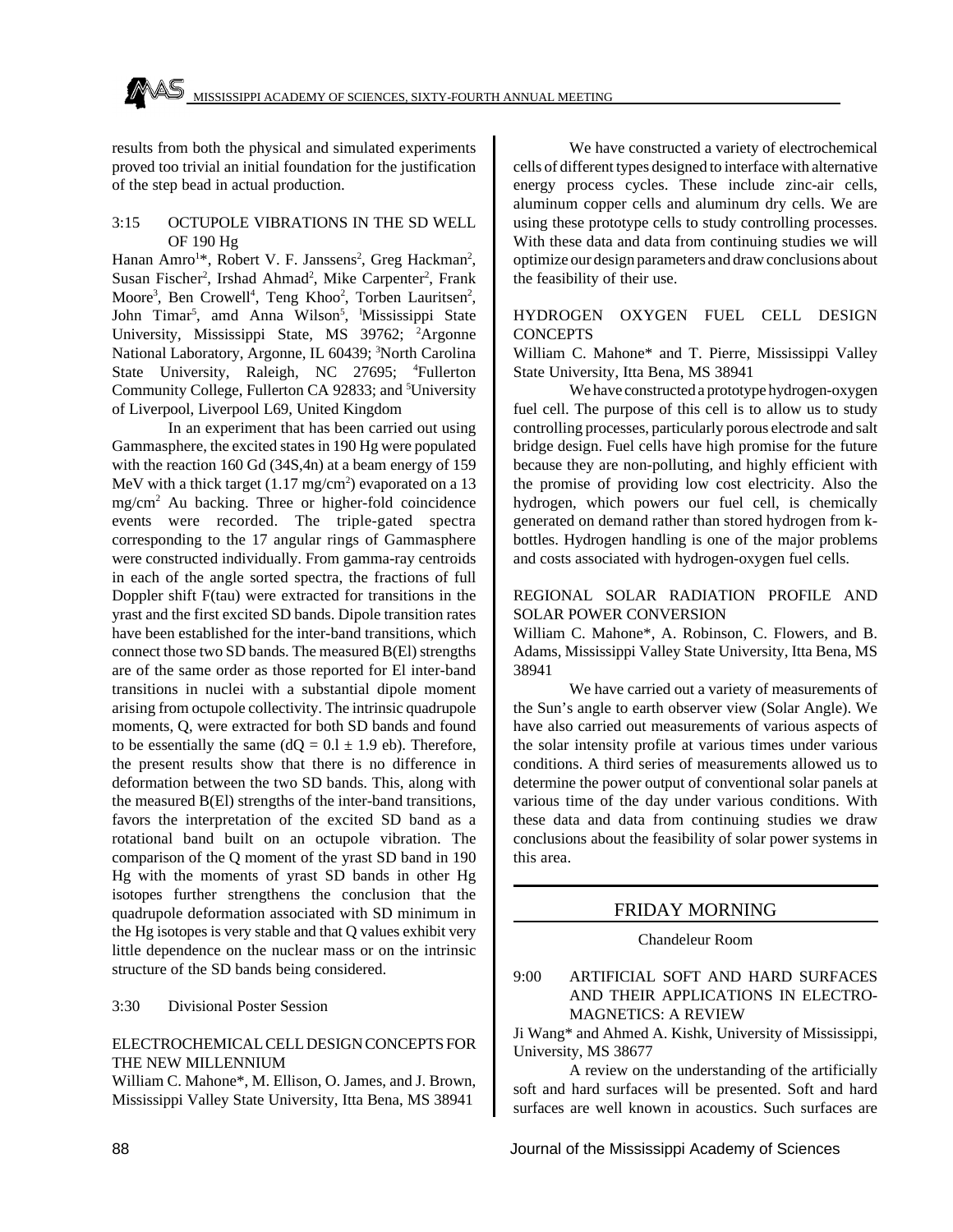results from both the physical and simulated experiments proved too trivial an initial foundation for the justification of the step bead in actual production.

3:15 OCTUPOLE VIBRATIONS IN THE SD WELL OF 190 Hg

Hanan Amro[1]*, Robert V. F. Janssens[2], Greg Hackman[2], Susan Fischer[2], Irshad Ahmad[2], Mike Carpenter[2], Frank Moore[3], Ben Crowell[4], Teng Khoo[2], Torben Lauritsen[2], John Timar[5], amd Anna Wilson[5], [1]Mississippi State University, Mississippi State, MS 39762; [2]Argonne National Laboratory, Argonne, IL 60439; [3]North Carolina State University, Raleigh, NC 27695; [4]Fullerton Community College, Fullerton CA 92833; and [5]University of Liverpool, Liverpool L69, United Kingdom

In an experiment that has been carried out using Gammasphere, the excited states in 190 Hg were populated with the reaction 160 Gd (34S,4n) at a beam energy of 159 MeV with a thick target (1.17 mg/cm$^2$) evaporated on a 13 mg/cm$^2$ Au backing. Three or higher-fold coincidence events were recorded. The triple-gated spectra corresponding to the 17 angular rings of Gammasphere were constructed individually. From gamma-ray centroids in each of the angle sorted spectra, the fractions of full Doppler shift F(tau) were extracted for transitions in the yrast and the first excited SD bands. Dipole transition rates have been established for the inter-band transitions, which connect those two SD bands. The measured B(El) strengths are of the same order as those reported for El inter-band transitions in nuclei with a substantial dipole moment arising from octupole collectivity. The intrinsic quadrupole moments, Q, were extracted for both SD bands and found to be essentially the same (dQ = 0.l ± 1.9 eb). Therefore, the present results show that there is no difference in deformation between the two SD bands. This, along with the measured B(El) strengths of the inter-band transitions, favors the interpretation of the excited SD band as a rotational band built on an octupole vibration. The comparison of the Q moment of the yrast SD band in 190 Hg with the moments of yrast SD bands in other Hg isotopes further strengthens the conclusion that the quadrupole deformation associated with SD minimum in the Hg isotopes is very stable and that Q values exhibit very little dependence on the nuclear mass or on the intrinsic structure of the SD bands being considered.

3:30 Divisional Poster Session

ELECTROCHEMICAL CELL DESIGN CONCEPTS FOR THE NEW MILLENNIUM

William C. Mahone*, M. Ellison, O. James, and J. Brown, Mississippi Valley State University, Itta Bena, MS 38941

We have constructed a variety of electrochemical cells of different types designed to interface with alternative energy process cycles. These include zinc-air cells, aluminum copper cells and aluminum dry cells. We are using these prototype cells to study controlling processes. With these data and data from continuing studies we will optimize our design parameters and draw conclusions about the feasibility of their use.

HYDROGEN OXYGEN FUEL CELL DESIGN CONCEPTS

William C. Mahone* and T. Pierre, Mississippi Valley State University, Itta Bena, MS 38941

We have constructed a prototype hydrogen-oxygen fuel cell. The purpose of this cell is to allow us to study controlling processes, particularly porous electrode and salt bridge design. Fuel cells have high promise for the future because they are non-polluting, and highly efficient with the promise of providing low cost electricity. Also the hydrogen, which powers our fuel cell, is chemically generated on demand rather than stored hydrogen from k-bottles. Hydrogen handling is one of the major problems and costs associated with hydrogen-oxygen fuel cells.

REGIONAL SOLAR RADIATION PROFILE AND SOLAR POWER CONVERSION

William C. Mahone*, A. Robinson, C. Flowers, and B. Adams, Mississippi Valley State University, Itta Bena, MS 38941

We have carried out a variety of measurements of the Sun's angle to earth observer view (Solar Angle). We have also carried out measurements of various aspects of the solar intensity profile at various times under various conditions. A third series of measurements allowed us to determine the power output of conventional solar panels at various time of the day under various conditions. With these data and data from continuing studies we draw conclusions about the feasibility of solar power systems in this area.

## FRIDAY MORNING

Chandeleur Room

9:00 ARTIFICIAL SOFT AND HARD SURFACES AND THEIR APPLICATIONS IN ELECTROMAGNETICS: A REVIEW

Ji Wang* and Ahmed A. Kishk, University of Mississippi, University, MS 38677

A review on the understanding of the artificially soft and hard surfaces will be presented. Soft and hard surfaces are well known in acoustics. Such surfaces are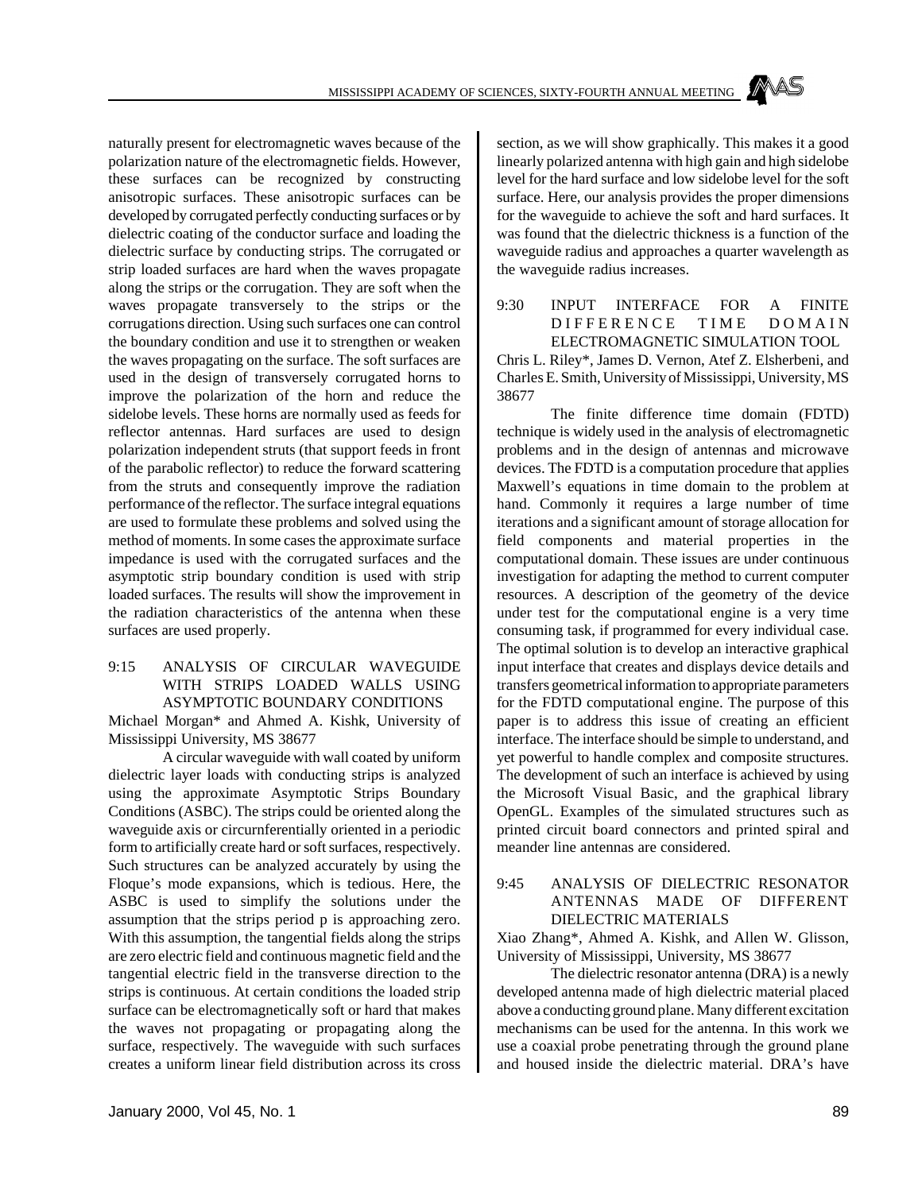naturally present for electromagnetic waves because of the polarization nature of the electromagnetic fields. However, these surfaces can be recognized by constructing anisotropic surfaces. These anisotropic surfaces can be developed by corrugated perfectly conducting surfaces or by dielectric coating of the conductor surface and loading the dielectric surface by conducting strips. The corrugated or strip loaded surfaces are hard when the waves propagate along the strips or the corrugation. They are soft when the waves propagate transversely to the strips or the corrugations direction. Using such surfaces one can control the boundary condition and use it to strengthen or weaken the waves propagating on the surface. The soft surfaces are used in the design of transversely corrugated horns to improve the polarization of the horn and reduce the sidelobe levels. These horns are normally used as feeds for reflector antennas. Hard surfaces are used to design polarization independent struts (that support feeds in front of the parabolic reflector) to reduce the forward scattering from the struts and consequently improve the radiation performance of the reflector. The surface integral equations are used to formulate these problems and solved using the method of moments. In some cases the approximate surface impedance is used with the corrugated surfaces and the asymptotic strip boundary condition is used with strip loaded surfaces. The results will show the improvement in the radiation characteristics of the antenna when these surfaces are used properly.

9:15 ANALYSIS OF CIRCULAR WAVEGUIDE WITH STRIPS LOADED WALLS USING ASYMPTOTIC BOUNDARY CONDITIONS

Michael Morgan* and Ahmed A. Kishk, University of Mississippi University, MS 38677

A circular waveguide with wall coated by uniform dielectric layer loads with conducting strips is analyzed using the approximate Asymptotic Strips Boundary Conditions (ASBC). The strips could be oriented along the waveguide axis or circurnferentially oriented in a periodic form to artificially create hard or soft surfaces, respectively. Such structures can be analyzed accurately by using the Floque's mode expansions, which is tedious. Here, the ASBC is used to simplify the solutions under the assumption that the strips period p is approaching zero. With this assumption, the tangential fields along the strips are zero electric field and continuous magnetic field and the tangential electric field in the transverse direction to the strips is continuous. At certain conditions the loaded strip surface can be electromagnetically soft or hard that makes the waves not propagating or propagating along the surface, respectively. The waveguide with such surfaces creates a uniform linear field distribution across its cross section, as we will show graphically. This makes it a good linearly polarized antenna with high gain and high sidelobe level for the hard surface and low sidelobe level for the soft surface. Here, our analysis provides the proper dimensions for the waveguide to achieve the soft and hard surfaces. It was found that the dielectric thickness is a function of the waveguide radius and approaches a quarter wavelength as the waveguide radius increases.

9:30 INPUT INTERFACE FOR A FINITE DIFFERENCE TIME DOMAIN ELECTROMAGNETIC SIMULATION TOOL

Chris L. Riley*, James D. Vernon, Atef Z. Elsherbeni, and Charles E. Smith, University of Mississippi, University, MS 38677

The finite difference time domain (FDTD) technique is widely used in the analysis of electromagnetic problems and in the design of antennas and microwave devices. The FDTD is a computation procedure that applies Maxwell's equations in time domain to the problem at hand. Commonly it requires a large number of time iterations and a significant amount of storage allocation for field components and material properties in the computational domain. These issues are under continuous investigation for adapting the method to current computer resources. A description of the geometry of the device under test for the computational engine is a very time consuming task, if programmed for every individual case. The optimal solution is to develop an interactive graphical input interface that creates and displays device details and transfers geometrical information to appropriate parameters for the FDTD computational engine. The purpose of this paper is to address this issue of creating an efficient interface. The interface should be simple to understand, and yet powerful to handle complex and composite structures. The development of such an interface is achieved by using the Microsoft Visual Basic, and the graphical library OpenGL. Examples of the simulated structures such as printed circuit board connectors and printed spiral and meander line antennas are considered.

9:45 ANALYSIS OF DIELECTRIC RESONATOR ANTENNAS MADE OF DIFFERENT DIELECTRIC MATERIALS

Xiao Zhang*, Ahmed A. Kishk, and Allen W. Glisson, University of Mississippi, University, MS 38677

The dielectric resonator antenna (DRA) is a newly developed antenna made of high dielectric material placed above a conducting ground plane. Many different excitation mechanisms can be used for the antenna. In this work we use a coaxial probe penetrating through the ground plane and housed inside the dielectric material. DRA's have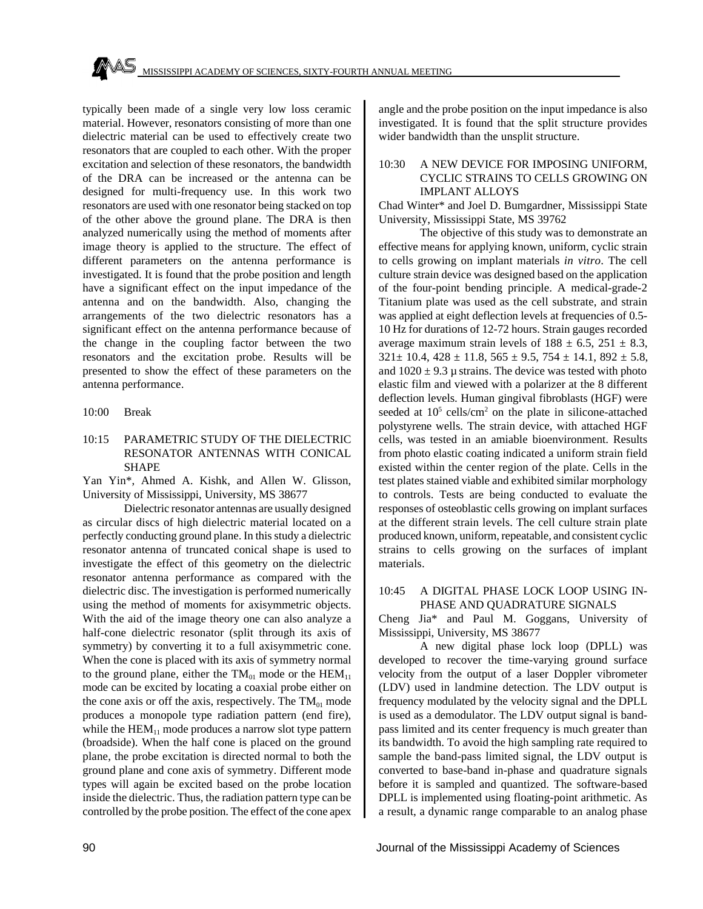typically been made of a single very low loss ceramic material. However, resonators consisting of more than one dielectric material can be used to effectively create two resonators that are coupled to each other. With the proper excitation and selection of these resonators, the bandwidth of the DRA can be increased or the antenna can be designed for multi-frequency use. In this work two resonators are used with one resonator being stacked on top of the other above the ground plane. The DRA is then analyzed numerically using the method of moments after image theory is applied to the structure. The effect of different parameters on the antenna performance is investigated. It is found that the probe position and length have a significant effect on the input impedance of the antenna and on the bandwidth. Also, changing the arrangements of the two dielectric resonators has a significant effect on the antenna performance because of the change in the coupling factor between the two resonators and the excitation probe. Results will be presented to show the effect of these parameters on the antenna performance.

10:00 Break

### 10:15 PARAMETRIC STUDY OF THE DIELECTRIC RESONATOR ANTENNAS WITH CONICAL SHAPE

Yan Yin*, Ahmed A. Kishk, and Allen W. Glisson, University of Mississippi, University, MS 38677

Dielectric resonator antennas are usually designed as circular discs of high dielectric material located on a perfectly conducting ground plane. In this study a dielectric resonator antenna of truncated conical shape is used to investigate the effect of this geometry on the dielectric resonator antenna performance as compared with the dielectric disc. The investigation is performed numerically using the method of moments for axisymmetric objects. With the aid of the image theory one can also analyze a half-cone dielectric resonator (split through its axis of symmetry) by converting it to a full axisymmetric cone. When the cone is placed with its axis of symmetry normal to the ground plane, either the $TM_{01}$ mode or the $HEM_{11}$ mode can be excited by locating a coaxial probe either on the cone axis or off the axis, respectively. The $TM_{01}$ mode produces a monopole type radiation pattern (end fire), while the $HEM_{11}$ mode produces a narrow slot type pattern (broadside). When the half cone is placed on the ground plane, the probe excitation is directed normal to both the ground plane and cone axis of symmetry. Different mode types will again be excited based on the probe location inside the dielectric. Thus, the radiation pattern type can be controlled by the probe position. The effect of the cone apex angle and the probe position on the input impedance is also investigated. It is found that the split structure provides wider bandwidth than the unsplit structure.

### 10:30 A NEW DEVICE FOR IMPOSING UNIFORM, CYCLIC STRAINS TO CELLS GROWING ON IMPLANT ALLOYS

Chad Winter* and Joel D. Bumgardner, Mississippi State University, Mississippi State, MS 39762

The objective of this study was to demonstrate an effective means for applying known, uniform, cyclic strain to cells growing on implant materials *in vitro*. The cell culture strain device was designed based on the application of the four-point bending principle. A medical-grade-2 Titanium plate was used as the cell substrate, and strain was applied at eight deflection levels at frequencies of 0.5-10 Hz for durations of 12-72 hours. Strain gauges recorded average maximum strain levels of $188 \pm 6.5$, $251 \pm 8.3$, $321 \pm 10.4$, $428 \pm 11.8$, $565 \pm 9.5$, $754 \pm 14.1$, $892 \pm 5.8$, and $1020 \pm 9.3$ µ strains. The device was tested with photo elastic film and viewed with a polarizer at the 8 different deflection levels. Human gingival fibroblasts (HGF) were seeded at $10^5$ cells/cm$^2$ on the plate in silicone-attached polystyrene wells. The strain device, with attached HGF cells, was tested in an amiable bioenvironment. Results from photo elastic coating indicated a uniform strain field existed within the center region of the plate. Cells in the test plates stained viable and exhibited similar morphology to controls. Tests are being conducted to evaluate the responses of osteoblastic cells growing on implant surfaces at the different strain levels. The cell culture strain plate produced known, uniform, repeatable, and consistent cyclic strains to cells growing on the surfaces of implant materials.

### 10:45 A DIGITAL PHASE LOCK LOOP USING IN-PHASE AND QUADRATURE SIGNALS

Cheng Jia* and Paul M. Goggans, University of Mississippi, University, MS 38677

A new digital phase lock loop (DPLL) was developed to recover the time-varying ground surface velocity from the output of a laser Doppler vibrometer (LDV) used in landmine detection. The LDV output is frequency modulated by the velocity signal and the DPLL is used as a demodulator. The LDV output signal is band-pass limited and its center frequency is much greater than its bandwidth. To avoid the high sampling rate required to sample the band-pass limited signal, the LDV output is converted to base-band in-phase and quadrature signals before it is sampled and quantized. The software-based DPLL is implemented using floating-point arithmetic. As a result, a dynamic range comparable to an analog phase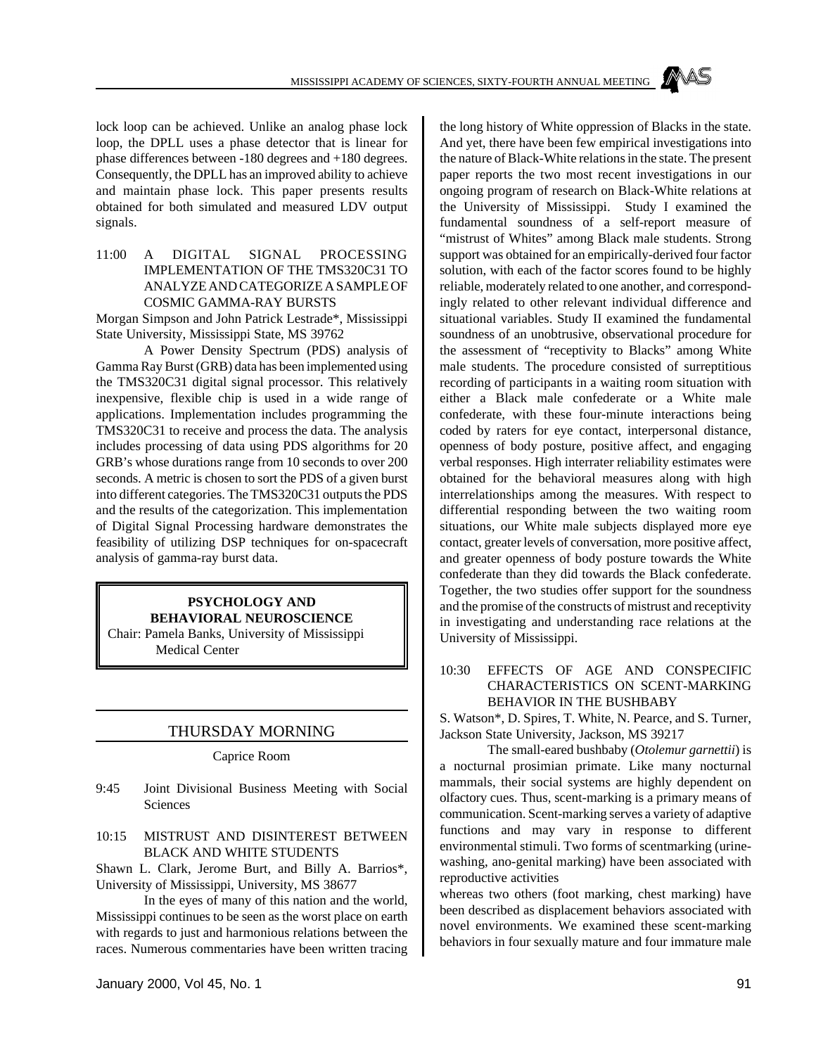lock loop can be achieved. Unlike an analog phase lock loop, the DPLL uses a phase detector that is linear for phase differences between -180 degrees and +180 degrees. Consequently, the DPLL has an improved ability to achieve and maintain phase lock. This paper presents results obtained for both simulated and measured LDV output signals.

11:00 A DIGITAL SIGNAL PROCESSING IMPLEMENTATION OF THE TMS320C31 TO ANALYZE AND CATEGORIZE A SAMPLE OF COSMIC GAMMA-RAY BURSTS

Morgan Simpson and John Patrick Lestrade*, Mississippi State University, Mississippi State, MS 39762

A Power Density Spectrum (PDS) analysis of Gamma Ray Burst (GRB) data has been implemented using the TMS320C31 digital signal processor. This relatively inexpensive, flexible chip is used in a wide range of applications. Implementation includes programming the TMS320C31 to receive and process the data. The analysis includes processing of data using PDS algorithms for 20 GRB's whose durations range from 10 seconds to over 200 seconds. A metric is chosen to sort the PDS of a given burst into different categories. The TMS320C31 outputs the PDS and the results of the categorization. This implementation of Digital Signal Processing hardware demonstrates the feasibility of utilizing DSP techniques for on-spacecraft analysis of gamma-ray burst data.

## PSYCHOLOGY AND BEHAVIORAL NEUROSCIENCE

Chair: Pamela Banks, University of Mississippi Medical Center

## THURSDAY MORNING

Caprice Room

9:45 Joint Divisional Business Meeting with Social Sciences

10:15 MISTRUST AND DISINTEREST BETWEEN BLACK AND WHITE STUDENTS

Shawn L. Clark, Jerome Burt, and Billy A. Barrios*, University of Mississippi, University, MS 38677

In the eyes of many of this nation and the world, Mississippi continues to be seen as the worst place on earth with regards to just and harmonious relations between the races. Numerous commentaries have been written tracing the long history of White oppression of Blacks in the state. And yet, there have been few empirical investigations into the nature of Black-White relations in the state. The present paper reports the two most recent investigations in our ongoing program of research on Black-White relations at the University of Mississippi. Study I examined the fundamental soundness of a self-report measure of "mistrust of Whites" among Black male students. Strong support was obtained for an empirically-derived four factor solution, with each of the factor scores found to be highly reliable, moderately related to one another, and correspondingly related to other relevant individual difference and situational variables. Study II examined the fundamental soundness of an unobtrusive, observational procedure for the assessment of "receptivity to Blacks" among White male students. The procedure consisted of surreptitious recording of participants in a waiting room situation with either a Black male confederate or a White male confederate, with these four-minute interactions being coded by raters for eye contact, interpersonal distance, openness of body posture, positive affect, and engaging verbal responses. High interrater reliability estimates were obtained for the behavioral measures along with high interrelationships among the measures. With respect to differential responding between the two waiting room situations, our White male subjects displayed more eye contact, greater levels of conversation, more positive affect, and greater openness of body posture towards the White confederate than they did towards the Black confederate. Together, the two studies offer support for the soundness and the promise of the constructs of mistrust and receptivity in investigating and understanding race relations at the University of Mississippi.

10:30 EFFECTS OF AGE AND CONSPECIFIC CHARACTERISTICS ON SCENT-MARKING BEHAVIOR IN THE BUSHBABY

S. Watson*, D. Spires, T. White, N. Pearce, and S. Turner, Jackson State University, Jackson, MS 39217

The small-eared bushbaby (*Otolemur garnettii*) is a nocturnal prosimian primate. Like many nocturnal mammals, their social systems are highly dependent on olfactory cues. Thus, scent-marking is a primary means of communication. Scent-marking serves a variety of adaptive functions and may vary in response to different environmental stimuli. Two forms of scentmarking (urine-washing, ano-genital marking) have been associated with reproductive activities whereas two others (foot marking, chest marking) have been described as displacement behaviors associated with novel environments. We examined these scent-marking behaviors in four sexually mature and four immature male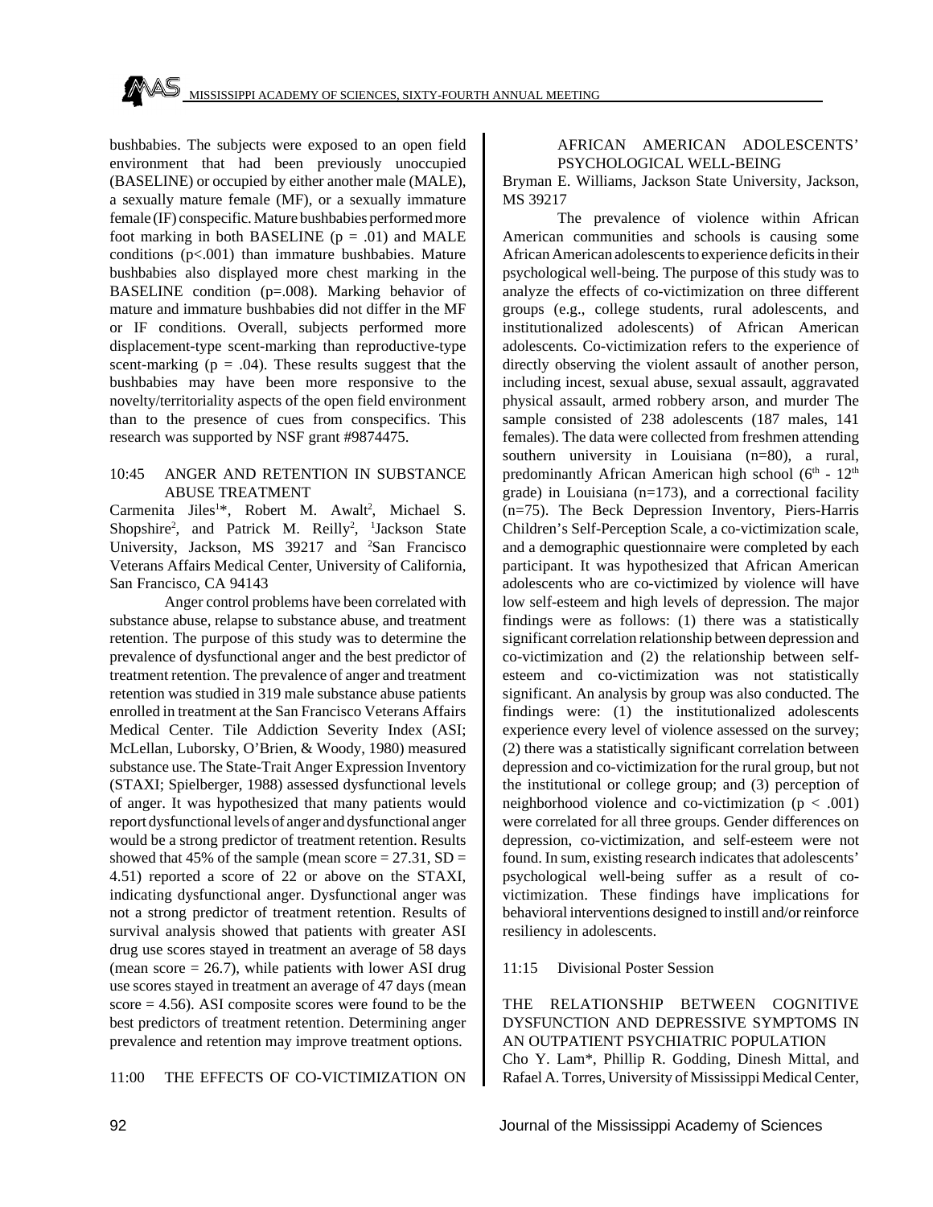bushbabies. The subjects were exposed to an open field environment that had been previously unoccupied (BASELINE) or occupied by either another male (MALE), a sexually mature female (MF), or a sexually immature female (IF) conspecific. Mature bushbabies performed more foot marking in both BASELINE ($p = .01$) and MALE conditions ($p<.001$) than immature bushbabies. Mature bushbabies also displayed more chest marking in the BASELINE condition ($p=.008$). Marking behavior of mature and immature bushbabies did not differ in the MF or IF conditions. Overall, subjects performed more displacement-type scent-marking than reproductive-type scent-marking ($p = .04$). These results suggest that the bushbabies may have been more responsive to the novelty/territoriality aspects of the open field environment than to the presence of cues from conspecifics. This research was supported by NSF grant #9874475.

### 10:45 ANGER AND RETENTION IN SUBSTANCE ABUSE TREATMENT

Carmenita Jiles[1]*, Robert M. Awalt[2], Michael S. Shopshire[2], and Patrick M. Reilly[2], [1]Jackson State University, Jackson, MS 39217 and [2]San Francisco Veterans Affairs Medical Center, University of California, San Francisco, CA 94143

Anger control problems have been correlated with substance abuse, relapse to substance abuse, and treatment retention. The purpose of this study was to determine the prevalence of dysfunctional anger and the best predictor of treatment retention. The prevalence of anger and treatment retention was studied in 319 male substance abuse patients enrolled in treatment at the San Francisco Veterans Affairs Medical Center. Tile Addiction Severity Index (ASI; McLellan, Luborsky, O'Brien, & Woody, 1980) measured substance use. The State-Trait Anger Expression Inventory (STAXI; Spielberger, 1988) assessed dysfunctional levels of anger. It was hypothesized that many patients would report dysfunctional levels of anger and dysfunctional anger would be a strong predictor of treatment retention. Results showed that 45% of the sample (mean score = 27.31, SD = 4.51) reported a score of 22 or above on the STAXI, indicating dysfunctional anger. Dysfunctional anger was not a strong predictor of treatment retention. Results of survival analysis showed that patients with greater ASI drug use scores stayed in treatment an average of 58 days (mean score = 26.7), while patients with lower ASI drug use scores stayed in treatment an average of 47 days (mean score = 4.56). ASI composite scores were found to be the best predictors of treatment retention. Determining anger prevalence and retention may improve treatment options.

### 11:00 THE EFFECTS OF CO-VICTIMIZATION ON AFRICAN AMERICAN ADOLESCENTS' PSYCHOLOGICAL WELL-BEING

Bryman E. Williams, Jackson State University, Jackson, MS 39217

The prevalence of violence within African American communities and schools is causing some African American adolescents to experience deficits in their psychological well-being. The purpose of this study was to analyze the effects of co-victimization on three different groups (e.g., college students, rural adolescents, and institutionalized adolescents) of African American adolescents. Co-victimization refers to the experience of directly observing the violent assault of another person, including incest, sexual abuse, sexual assault, aggravated physical assault, armed robbery arson, and murder The sample consisted of 238 adolescents (187 males, 141 females). The data were collected from freshmen attending southern university in Louisiana (n=80), a rural, predominantly African American high school ($6^{th}$ - $12^{th}$ grade) in Louisiana (n=173), and a correctional facility (n=75). The Beck Depression Inventory, Piers-Harris Children's Self-Perception Scale, a co-victimization scale, and a demographic questionnaire were completed by each participant. It was hypothesized that African American adolescents who are co-victimized by violence will have low self-esteem and high levels of depression. The major findings were as follows: (1) there was a statistically significant correlation relationship between depression and co-victimization and (2) the relationship between self-esteem and co-victimization was not statistically significant. An analysis by group was also conducted. The findings were: (1) the institutionalized adolescents experience every level of violence assessed on the survey; (2) there was a statistically significant correlation between depression and co-victimization for the rural group, but not the institutional or college group; and (3) perception of neighborhood violence and co-victimization ($p < .001$) were correlated for all three groups. Gender differences on depression, co-victimization, and self-esteem were not found. In sum, existing research indicates that adolescents' psychological well-being suffer as a result of co-victimization. These findings have implications for behavioral interventions designed to instill and/or reinforce resiliency in adolescents.

### 11:15 Divisional Poster Session

### THE RELATIONSHIP BETWEEN COGNITIVE DYSFUNCTION AND DEPRESSIVE SYMPTOMS IN AN OUTPATIENT PSYCHIATRIC POPULATION

Cho Y. Lam*, Phillip R. Godding, Dinesh Mittal, and Rafael A. Torres, University of Mississippi Medical Center,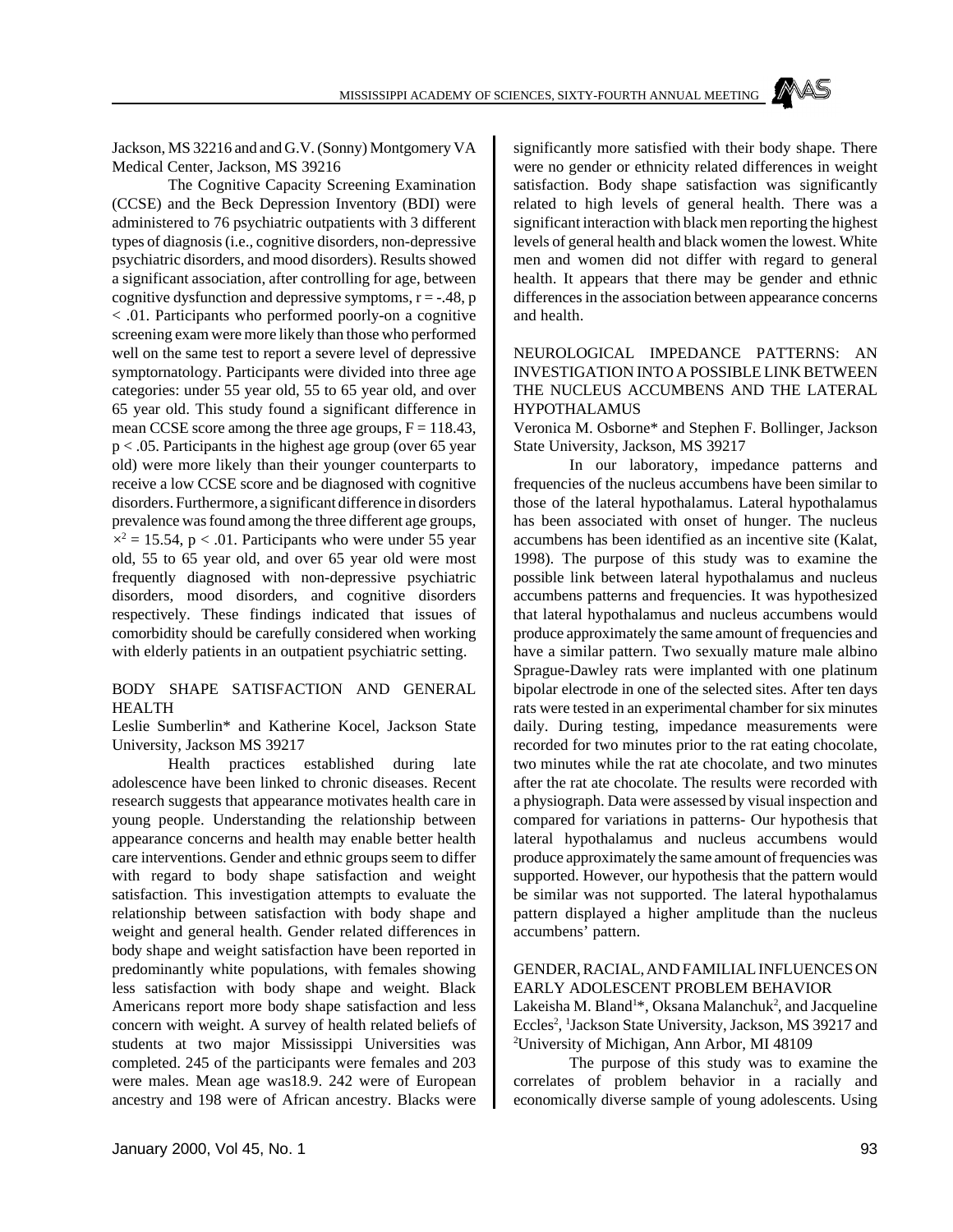Jackson, MS 32216 and and G.V. (Sonny) Montgomery VA Medical Center, Jackson, MS 39216

The Cognitive Capacity Screening Examination (CCSE) and the Beck Depression Inventory (BDI) were administered to 76 psychiatric outpatients with 3 different types of diagnosis (i.e., cognitive disorders, non-depressive psychiatric disorders, and mood disorders). Results showed a significant association, after controlling for age, between cognitive dysfunction and depressive symptoms, $r = -.48$, $p < .01$. Participants who performed poorly-on a cognitive screening exam were more likely than those who performed well on the same test to report a severe level of depressive symptornatology. Participants were divided into three age categories: under 55 year old, 55 to 65 year old, and over 65 year old. This study found a significant difference in mean CCSE score among the three age groups, $F = 118.43$, $p < .05$. Participants in the highest age group (over 65 year old) were more likely than their younger counterparts to receive a low CCSE score and be diagnosed with cognitive disorders. Furthermore, a significant difference in disorders prevalence was found among the three different age groups, $\times^2 = 15.54$, $p < .01$. Participants who were under 55 year old, 55 to 65 year old, and over 65 year old were most frequently diagnosed with non-depressive psychiatric disorders, mood disorders, and cognitive disorders respectively. These findings indicated that issues of comorbidity should be carefully considered when working with elderly patients in an outpatient psychiatric setting.

## BODY SHAPE SATISFACTION AND GENERAL HEALTH

Leslie Sumberlin* and Katherine Kocel, Jackson State University, Jackson MS 39217

Health practices established during late adolescence have been linked to chronic diseases. Recent research suggests that appearance motivates health care in young people. Understanding the relationship between appearance concerns and health may enable better health care interventions. Gender and ethnic groups seem to differ with regard to body shape satisfaction and weight satisfaction. This investigation attempts to evaluate the relationship between satisfaction with body shape and weight and general health. Gender related differences in body shape and weight satisfaction have been reported in predominantly white populations, with females showing less satisfaction with body shape and weight. Black Americans report more body shape satisfaction and less concern with weight. A survey of health related beliefs of students at two major Mississippi Universities was completed. 245 of the participants were females and 203 were males. Mean age was18.9. 242 were of European ancestry and 198 were of African ancestry. Blacks were significantly more satisfied with their body shape. There were no gender or ethnicity related differences in weight satisfaction. Body shape satisfaction was significantly related to high levels of general health. There was a significant interaction with black men reporting the highest levels of general health and black women the lowest. White men and women did not differ with regard to general health. It appears that there may be gender and ethnic differences in the association between appearance concerns and health.

## NEUROLOGICAL IMPEDANCE PATTERNS: AN INVESTIGATION INTO A POSSIBLE LINK BETWEEN THE NUCLEUS ACCUMBENS AND THE LATERAL HYPOTHALAMUS

Veronica M. Osborne* and Stephen F. Bollinger, Jackson State University, Jackson, MS 39217

In our laboratory, impedance patterns and frequencies of the nucleus accumbens have been similar to those of the lateral hypothalamus. Lateral hypothalamus has been associated with onset of hunger. The nucleus accumbens has been identified as an incentive site (Kalat, 1998). The purpose of this study was to examine the possible link between lateral hypothalamus and nucleus accumbens patterns and frequencies. It was hypothesized that lateral hypothalamus and nucleus accumbens would produce approximately the same amount of frequencies and have a similar pattern. Two sexually mature male albino Sprague-Dawley rats were implanted with one platinum bipolar electrode in one of the selected sites. After ten days rats were tested in an experimental chamber for six minutes daily. During testing, impedance measurements were recorded for two minutes prior to the rat eating chocolate, two minutes while the rat ate chocolate, and two minutes after the rat ate chocolate. The results were recorded with a physiograph. Data were assessed by visual inspection and compared for variations in patterns- Our hypothesis that lateral hypothalamus and nucleus accumbens would produce approximately the same amount of frequencies was supported. However, our hypothesis that the pattern would be similar was not supported. The lateral hypothalamus pattern displayed a higher amplitude than the nucleus accumbens' pattern.

## GENDER, RACIAL, AND FAMILIAL INFLUENCES ON EARLY ADOLESCENT PROBLEM BEHAVIOR

Lakeisha M. Bland[1]*, Oksana Malanchuk[2], and Jacqueline Eccles[2], [1]Jackson State University, Jackson, MS 39217 and [2]University of Michigan, Ann Arbor, MI 48109

The purpose of this study was to examine the correlates of problem behavior in a racially and economically diverse sample of young adolescents. Using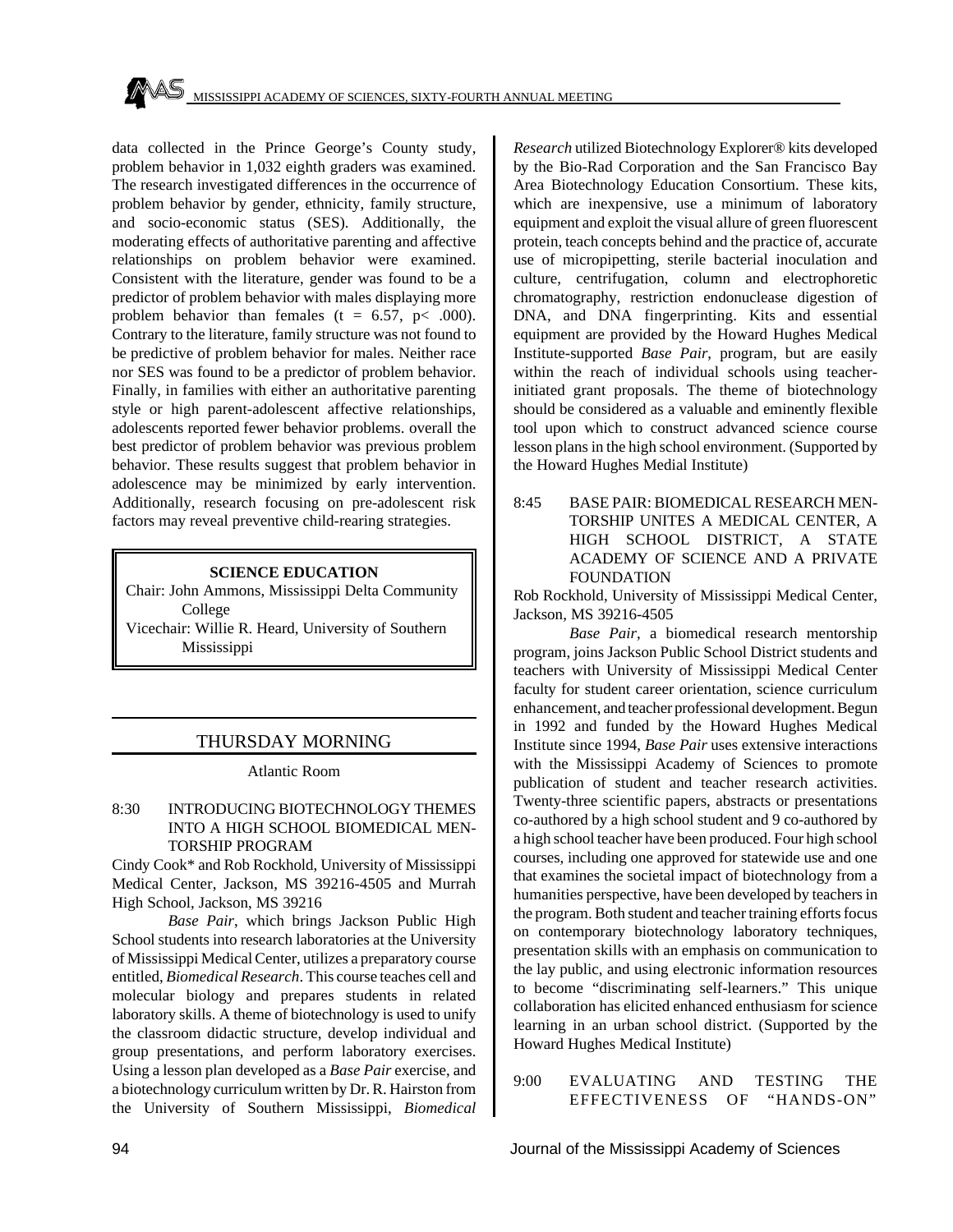data collected in the Prince George's County study, problem behavior in 1,032 eighth graders was examined. The research investigated differences in the occurrence of problem behavior by gender, ethnicity, family structure, and socio-economic status (SES). Additionally, the moderating effects of authoritative parenting and affective relationships on problem behavior were examined. Consistent with the literature, gender was found to be a predictor of problem behavior with males displaying more problem behavior than females ($t = 6.57$, $p < .000$). Contrary to the literature, family structure was not found to be predictive of problem behavior for males. Neither race nor SES was found to be a predictor of problem behavior. Finally, in families with either an authoritative parenting style or high parent-adolescent affective relationships, adolescents reported fewer behavior problems. overall the best predictor of problem behavior was previous problem behavior. These results suggest that problem behavior in adolescence may be minimized by early intervention. Additionally, research focusing on pre-adolescent risk factors may reveal preventive child-rearing strategies.

## SCIENCE EDUCATION

Chair: John Ammons, Mississippi Delta Community College

Vicechair: Willie R. Heard, University of Southern Mississippi

## THURSDAY MORNING

Atlantic Room

### 8:30 INTRODUCING BIOTECHNOLOGY THEMES INTO A HIGH SCHOOL BIOMEDICAL MENTORSHIP PROGRAM

Cindy Cook* and Rob Rockhold, University of Mississippi Medical Center, Jackson, MS 39216-4505 and Murrah High School, Jackson, MS 39216

*Base Pair*, which brings Jackson Public High School students into research laboratories at the University of Mississippi Medical Center, utilizes a preparatory course entitled, *Biomedical Research*. This course teaches cell and molecular biology and prepares students in related laboratory skills. A theme of biotechnology is used to unify the classroom didactic structure, develop individual and group presentations, and perform laboratory exercises. Using a lesson plan developed as a *Base Pair* exercise, and a biotechnology curriculum written by Dr. R. Hairston from the University of Southern Mississippi, *Biomedical Research* utilized Biotechnology Explorer® kits developed by the Bio-Rad Corporation and the San Francisco Bay Area Biotechnology Education Consortium. These kits, which are inexpensive, use a minimum of laboratory equipment and exploit the visual allure of green fluorescent protein, teach concepts behind and the practice of, accurate use of micropipetting, sterile bacterial inoculation and culture, centrifugation, column and electrophoretic chromatography, restriction endonuclease digestion of DNA, and DNA fingerprinting. Kits and essential equipment are provided by the Howard Hughes Medical Institute-supported *Base Pair*, program, but are easily within the reach of individual schools using teacher-initiated grant proposals. The theme of biotechnology should be considered as a valuable and eminently flexible tool upon which to construct advanced science course lesson plans in the high school environment. (Supported by the Howard Hughes Medial Institute)

### 8:45 BASE PAIR: BIOMEDICAL RESEARCH MENTORSHIP UNITES A MEDICAL CENTER, A HIGH SCHOOL DISTRICT, A STATE ACADEMY OF SCIENCE AND A PRIVATE FOUNDATION

Rob Rockhold, University of Mississippi Medical Center, Jackson, MS 39216-4505

*Base Pair*, a biomedical research mentorship program, joins Jackson Public School District students and teachers with University of Mississippi Medical Center faculty for student career orientation, science curriculum enhancement, and teacher professional development. Begun in 1992 and funded by the Howard Hughes Medical Institute since 1994, *Base Pair* uses extensive interactions with the Mississippi Academy of Sciences to promote publication of student and teacher research activities. Twenty-three scientific papers, abstracts or presentations co-authored by a high school student and 9 co-authored by a high school teacher have been produced. Four high school courses, including one approved for statewide use and one that examines the societal impact of biotechnology from a humanities perspective, have been developed by teachers in the program. Both student and teacher training efforts focus on contemporary biotechnology laboratory techniques, presentation skills with an emphasis on communication to the lay public, and using electronic information resources to become "discriminating self-learners." This unique collaboration has elicited enhanced enthusiasm for science learning in an urban school district. (Supported by the Howard Hughes Medical Institute)

### 9:00 EVALUATING AND TESTING THE EFFECTIVENESS OF "HANDS-ON"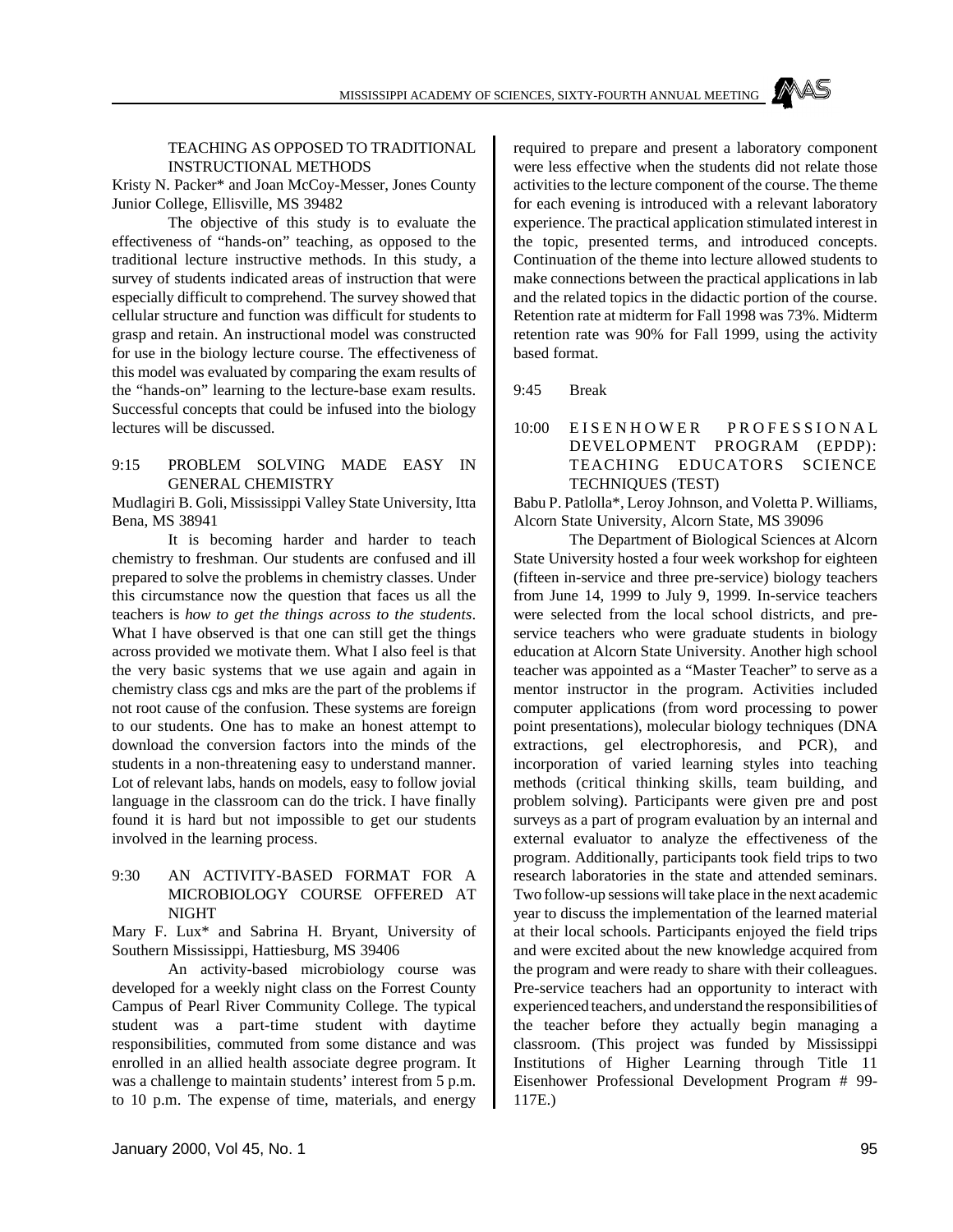TEACHING AS OPPOSED TO TRADITIONAL INSTRUCTIONAL METHODS

Kristy N. Packer* and Joan McCoy-Messer, Jones County Junior College, Ellisville, MS 39482

The objective of this study is to evaluate the effectiveness of "hands-on" teaching, as opposed to the traditional lecture instructive methods. In this study, a survey of students indicated areas of instruction that were especially difficult to comprehend. The survey showed that cellular structure and function was difficult for students to grasp and retain. An instructional model was constructed for use in the biology lecture course. The effectiveness of this model was evaluated by comparing the exam results of the "hands-on" learning to the lecture-base exam results. Successful concepts that could be infused into the biology lectures will be discussed.

9:15 PROBLEM SOLVING MADE EASY IN GENERAL CHEMISTRY

Mudlagiri B. Goli, Mississippi Valley State University, Itta Bena, MS 38941

It is becoming harder and harder to teach chemistry to freshman. Our students are confused and ill prepared to solve the problems in chemistry classes. Under this circumstance now the question that faces us all the teachers is *how to get the things across to the students*. What I have observed is that one can still get the things across provided we motivate them. What I also feel is that the very basic systems that we use again and again in chemistry class cgs and mks are the part of the problems if not root cause of the confusion. These systems are foreign to our students. One has to make an honest attempt to download the conversion factors into the minds of the students in a non-threatening easy to understand manner. Lot of relevant labs, hands on models, easy to follow jovial language in the classroom can do the trick. I have finally found it is hard but not impossible to get our students involved in the learning process.

9:30 AN ACTIVITY-BASED FORMAT FOR A MICROBIOLOGY COURSE OFFERED AT NIGHT

Mary F. Lux* and Sabrina H. Bryant, University of Southern Mississippi, Hattiesburg, MS 39406

An activity-based microbiology course was developed for a weekly night class on the Forrest County Campus of Pearl River Community College. The typical student was a part-time student with daytime responsibilities, commuted from some distance and was enrolled in an allied health associate degree program. It was a challenge to maintain students' interest from 5 p.m. to 10 p.m. The expense of time, materials, and energy required to prepare and present a laboratory component were less effective when the students did not relate those activities to the lecture component of the course. The theme for each evening is introduced with a relevant laboratory experience. The practical application stimulated interest in the topic, presented terms, and introduced concepts. Continuation of the theme into lecture allowed students to make connections between the practical applications in lab and the related topics in the didactic portion of the course. Retention rate at midterm for Fall 1998 was 73%. Midterm retention rate was 90% for Fall 1999, using the activity based format.

9:45 Break

10:00 EISENHOWER PROFESSIONAL DEVELOPMENT PROGRAM (EPDP): TEACHING EDUCATORS SCIENCE TECHNIQUES (TEST)

Babu P. Patlolla*, Leroy Johnson, and Voletta P. Williams, Alcorn State University, Alcorn State, MS 39096

The Department of Biological Sciences at Alcorn State University hosted a four week workshop for eighteen (fifteen in-service and three pre-service) biology teachers from June 14, 1999 to July 9, 1999. In-service teachers were selected from the local school districts, and pre-service teachers who were graduate students in biology education at Alcorn State University. Another high school teacher was appointed as a "Master Teacher" to serve as a mentor instructor in the program. Activities included computer applications (from word processing to power point presentations), molecular biology techniques (DNA extractions, gel electrophoresis, and PCR), and incorporation of varied learning styles into teaching methods (critical thinking skills, team building, and problem solving). Participants were given pre and post surveys as a part of program evaluation by an internal and external evaluator to analyze the effectiveness of the program. Additionally, participants took field trips to two research laboratories in the state and attended seminars. Two follow-up sessions will take place in the next academic year to discuss the implementation of the learned material at their local schools. Participants enjoyed the field trips and were excited about the new knowledge acquired from the program and were ready to share with their colleagues. Pre-service teachers had an opportunity to interact with experienced teachers, and understand the responsibilities of the teacher before they actually begin managing a classroom. (This project was funded by Mississippi Institutions of Higher Learning through Title 11 Eisenhower Professional Development Program # 99-117E.)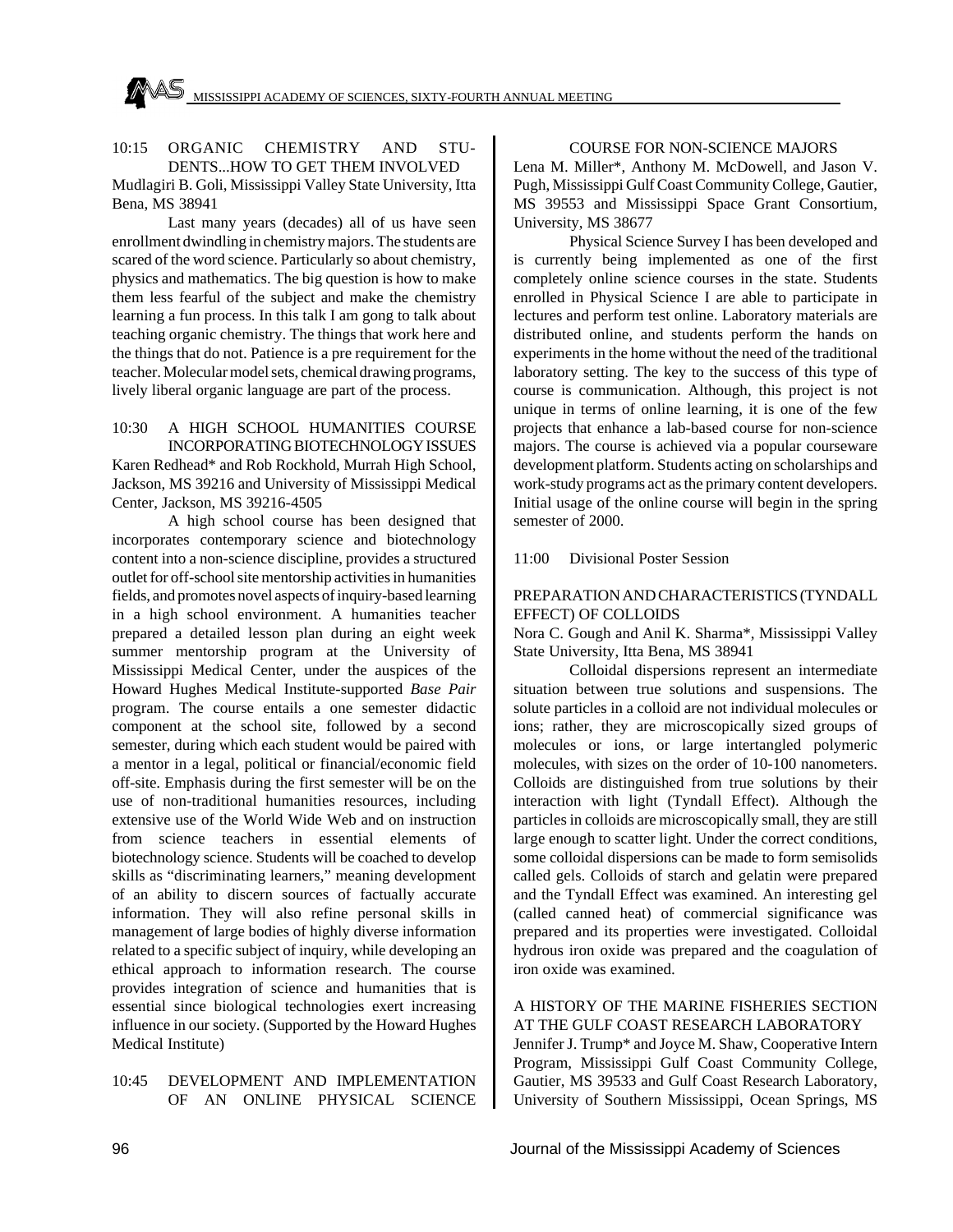10:15 ORGANIC CHEMISTRY AND STUDENTS...HOW TO GET THEM INVOLVED

Mudlagiri B. Goli, Mississippi Valley State University, Itta Bena, MS 38941

Last many years (decades) all of us have seen enrollment dwindling in chemistry majors. The students are scared of the word science. Particularly so about chemistry, physics and mathematics. The big question is how to make them less fearful of the subject and make the chemistry learning a fun process. In this talk I am gong to talk about teaching organic chemistry. The things that work here and the things that do not. Patience is a pre requirement for the teacher. Molecular model sets, chemical drawing programs, lively liberal organic language are part of the process.

10:30 A HIGH SCHOOL HUMANITIES COURSE INCORPORATING BIOTECHNOLOGY ISSUES

Karen Redhead* and Rob Rockhold, Murrah High School, Jackson, MS 39216 and University of Mississippi Medical Center, Jackson, MS 39216-4505

A high school course has been designed that incorporates contemporary science and biotechnology content into a non-science discipline, provides a structured outlet for off-school site mentorship activities in humanities fields, and promotes novel aspects of inquiry-based learning in a high school environment. A humanities teacher prepared a detailed lesson plan during an eight week summer mentorship program at the University of Mississippi Medical Center, under the auspices of the Howard Hughes Medical Institute-supported *Base Pair* program. The course entails a one semester didactic component at the school site, followed by a second semester, during which each student would be paired with a mentor in a legal, political or financial/economic field off-site. Emphasis during the first semester will be on the use of non-traditional humanities resources, including extensive use of the World Wide Web and on instruction from science teachers in essential elements of biotechnology science. Students will be coached to develop skills as "discriminating learners," meaning development of an ability to discern sources of factually accurate information. They will also refine personal skills in management of large bodies of highly diverse information related to a specific subject of inquiry, while developing an ethical approach to information research. The course provides integration of science and humanities that is essential since biological technologies exert increasing influence in our society. (Supported by the Howard Hughes Medical Institute)

10:45 DEVELOPMENT AND IMPLEMENTATION OF AN ONLINE PHYSICAL SCIENCE COURSE FOR NON-SCIENCE MAJORS

Lena M. Miller*, Anthony M. McDowell, and Jason V. Pugh, Mississippi Gulf Coast Community College, Gautier, MS 39553 and Mississippi Space Grant Consortium, University, MS 38677

Physical Science Survey I has been developed and is currently being implemented as one of the first completely online science courses in the state. Students enrolled in Physical Science I are able to participate in lectures and perform test online. Laboratory materials are distributed online, and students perform the hands on experiments in the home without the need of the traditional laboratory setting. The key to the success of this type of course is communication. Although, this project is not unique in terms of online learning, it is one of the few projects that enhance a lab-based course for non-science majors. The course is achieved via a popular courseware development platform. Students acting on scholarships and work-study programs act as the primary content developers. Initial usage of the online course will begin in the spring semester of 2000.

11:00 Divisional Poster Session

PREPARATION AND CHARACTERISTICS (TYNDALL EFFECT) OF COLLOIDS

Nora C. Gough and Anil K. Sharma*, Mississippi Valley State University, Itta Bena, MS 38941

Colloidal dispersions represent an intermediate situation between true solutions and suspensions. The solute particles in a colloid are not individual molecules or ions; rather, they are microscopically sized groups of molecules or ions, or large intertangled polymeric molecules, with sizes on the order of 10-100 nanometers. Colloids are distinguished from true solutions by their interaction with light (Tyndall Effect). Although the particles in colloids are microscopically small, they are still large enough to scatter light. Under the correct conditions, some colloidal dispersions can be made to form semisolids called gels. Colloids of starch and gelatin were prepared and the Tyndall Effect was examined. An interesting gel (called canned heat) of commercial significance was prepared and its properties were investigated. Colloidal hydrous iron oxide was prepared and the coagulation of iron oxide was examined.

A HISTORY OF THE MARINE FISHERIES SECTION AT THE GULF COAST RESEARCH LABORATORY

Jennifer J. Trump* and Joyce M. Shaw, Cooperative Intern Program, Mississippi Gulf Coast Community College, Gautier, MS 39533 and Gulf Coast Research Laboratory, University of Southern Mississippi, Ocean Springs, MS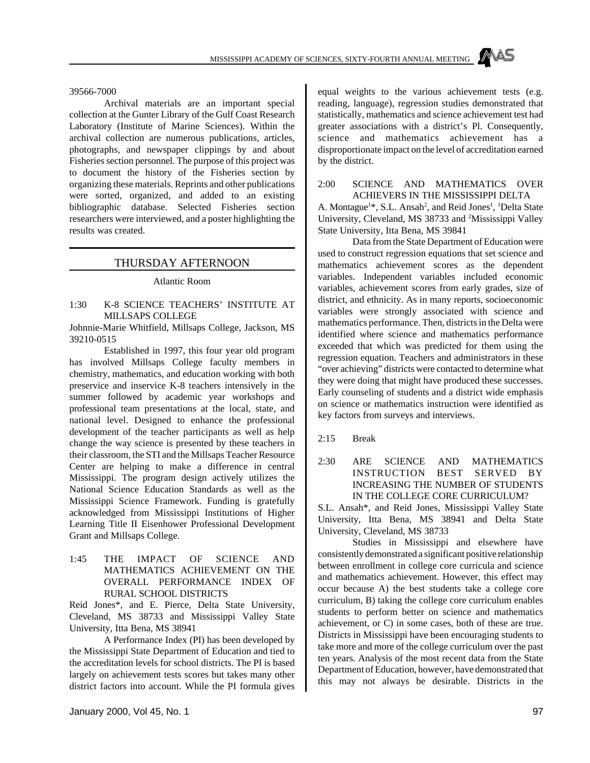39566-7000

Archival materials are an important special collection at the Gunter Library of the Gulf Coast Research Laboratory (Institute of Marine Sciences). Within the archival collection are numerous publications, articles, photographs, and newspaper clippings by and about Fisheries section personnel. The purpose of this project was to document the history of the Fisheries section by organizing these materials. Reprints and other publications were sorted, organized, and added to an existing bibliographic database. Selected Fisheries section researchers were interviewed, and a poster highlighting the results was created.

## THURSDAY AFTERNOON

Atlantic Room

1:30 K-8 SCIENCE TEACHERS' INSTITUTE AT MILLSAPS COLLEGE

Johnnie-Marie Whitfield, Millsaps College, Jackson, MS 39210-0515

Established in 1997, this four year old program has involved Millsaps College faculty members in chemistry, mathematics, and education working with both preservice and inservice K-8 teachers intensively in the summer followed by academic year workshops and professional team presentations at the local, state, and national level. Designed to enhance the professional development of the teacher participants as well as help change the way science is presented by these teachers in their classroom, the STI and the Millsaps Teacher Resource Center are helping to make a difference in central Mississippi. The program design actively utilizes the National Science Education Standards as well as the Mississippi Science Framework. Funding is gratefully acknowledged from Mississippi Institutions of Higher Learning Title II Eisenhower Professional Development Grant and Millsaps College.

1:45 THE IMPACT OF SCIENCE AND MATHEMATICS ACHIEVEMENT ON THE OVERALL PERFORMANCE INDEX OF RURAL SCHOOL DISTRICTS

Reid Jones*, and E. Pierce, Delta State University, Cleveland, MS 38733 and Mississippi Valley State University, Itta Bena, MS 38941

A Performance Index (PI) has been developed by the Mississippi State Department of Education and tied to the accreditation levels for school districts. The PI is based largely on achievement tests scores but takes many other district factors into account. While the PI formula gives equal weights to the various achievement tests (e.g. reading, language), regression studies demonstrated that statistically, mathematics and science achievement test had greater associations with a district's Pl. Consequently, science and mathematics achievement has a disproportionate impact on the level of accreditation earned by the district.

2:00 SCIENCE AND MATHEMATICS OVER ACHIEVERS IN THE MISSISSIPPI DELTA

A. Montague[1]*, S.L. Ansah[2], and Reid Jones[1], [1]Delta State University, Cleveland, MS 38733 and [2]Mississippi Valley State University, Itta Bena, MS 39841

Data from the State Department of Education were used to construct regression equations that set science and mathematics achievement scores as the dependent variables. Independent variables included economic variables, achievement scores from early grades, size of district, and ethnicity. As in many reports, socioeconomic variables were strongly associated with science and mathematics performance. Then, districts in the Delta were identified where science and mathematics performance exceeded that which was predicted for them using the regression equation. Teachers and administrators in these "over achieving" districts were contacted to determine what they were doing that might have produced these successes. Early counseling of students and a district wide emphasis on science or mathematics instruction were identified as key factors from surveys and interviews.

2:15 Break

2:30 ARE SCIENCE AND MATHEMATICS INSTRUCTION BEST SERVED BY INCREASING THE NUMBER OF STUDENTS IN THE COLLEGE CORE CURRICULUM?

S.L. Ansah*, and Reid Jones, Mississippi Valley State University, Itta Bena, MS 38941 and Delta State University, Cleveland, MS 38733

Studies in Mississippi and elsewhere have consistently demonstrated a significant positive relationship between enrollment in college core curricula and science and mathematics achievement. However, this effect may occur because A) the best students take a college core curriculum, B) taking the college core curriculum enables students to perform better on science and mathematics achievement, or C) in some cases, both of these are true. Districts in Mississippi have been encouraging students to take more and more of the college curriculum over the past ten years. Analysis of the most recent data from the State Department of Education, however, have demonstrated that this may not always be desirable. Districts in the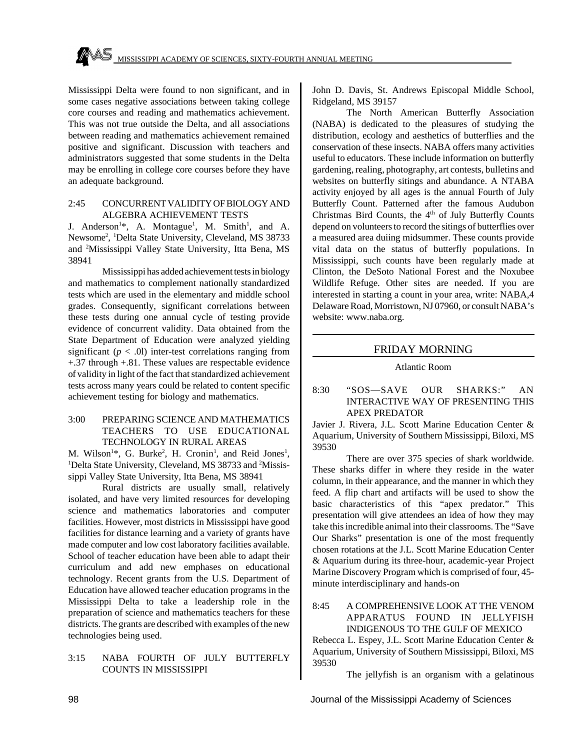Mississippi Delta were found to non significant, and in some cases negative associations between taking college core courses and reading and mathematics achievement. This was not true outside the Delta, and all associations between reading and mathematics achievement remained positive and significant. Discussion with teachers and administrators suggested that some students in the Delta may be enrolling in college core courses before they have an adequate background.

2:45 CONCURRENT VALIDITY OF BIOLOGY AND ALGEBRA ACHIEVEMENT TESTS

J. Anderson[1]*, A. Montague[1], M. Smith[1], and A. Newsome[2], [1]Delta State University, Cleveland, MS 38733 and [2]Mississippi Valley State University, Itta Bena, MS 38941

Mississippi has added achievement tests in biology and mathematics to complement nationally standardized tests which are used in the elementary and middle school grades. Consequently, significant correlations between these tests during one annual cycle of testing provide evidence of concurrent validity. Data obtained from the State Department of Education were analyzed yielding significant ($p$ < .0l) inter-test correlations ranging from +.37 through +.81. These values are respectable evidence of validity in light of the fact that standardized achievement tests across many years could be related to content specific achievement testing for biology and mathematics.

3:00 PREPARING SCIENCE AND MATHEMATICS TEACHERS TO USE EDUCATIONAL TECHNOLOGY IN RURAL AREAS

M. Wilson[1]*, G. Burke[2], H. Cronin[1], and Reid Jones[1], [1]Delta State University, Cleveland, MS 38733 and [2]Mississippi Valley State University, Itta Bena, MS 38941

Rural districts are usually small, relatively isolated, and have very limited resources for developing science and mathematics laboratories and computer facilities. However, most districts in Mississippi have good facilities for distance learning and a variety of grants have made computer and low cost laboratory facilities available. School of teacher education have been able to adapt their curriculum and add new emphases on educational technology. Recent grants from the U.S. Department of Education have allowed teacher education programs in the Mississippi Delta to take a leadership role in the preparation of science and mathematics teachers for these districts. The grants are described with examples of the new technologies being used.

3:15 NABA FOURTH OF JULY BUTTERFLY COUNTS IN MISSISSIPPI

John D. Davis, St. Andrews Episcopal Middle School, Ridgeland, MS 39157

The North American Butterfly Association (NABA) is dedicated to the pleasures of studying the distribution, ecology and aesthetics of butterflies and the conservation of these insects. NABA offers many activities useful to educators. These include information on butterfly gardening, realing, photography, art contests, bulletins and websites on butterfly sitings and abundance. A NTABA activity enjoyed by all ages is the annual Fourth of July Butterfly Count. Patterned after the famous Audubon Christmas Bird Counts, the 4th of July Butterfly Counts depend on volunteers to record the sitings of butterflies over a measured area duiing midsummer. These counts provide vital data on the status of butterfly populations. In Mississippi, such counts have been regularly made at Clinton, the DeSoto National Forest and the Noxubee Wildlife Refuge. Other sites are needed. If you are interested in starting a count in your area, write: NABA,4 Delaware Road, Morristown, NJ 07960, or consult NABA's website: www.naba.org.

## FRIDAY MORNING

Atlantic Room

8:30 "SOS—SAVE OUR SHARKS:" AN INTERACTIVE WAY OF PRESENTING THIS APEX PREDATOR

Javier J. Rivera, J.L. Scott Marine Education Center & Aquarium, University of Southern Mississippi, Biloxi, MS 39530

There are over 375 species of shark worldwide. These sharks differ in where they reside in the water column, in their appearance, and the manner in which they feed. A flip chart and artifacts will be used to show the basic characteristics of this "apex predator." This presentation will give attendees an idea of how they may take this incredible animal into their classrooms. The "Save Our Sharks" presentation is one of the most frequently chosen rotations at the J.L. Scott Marine Education Center & Aquarium during its three-hour, academic-year Project Marine Discovery Program which is comprised of four, 45-minute interdisciplinary and hands-on

8:45 A COMPREHENSIVE LOOK AT THE VENOM APPARATUS FOUND IN JELLYFISH INDIGENOUS TO THE GULF OF MEXICO

Rebecca L. Espey, J.L. Scott Marine Education Center & Aquarium, University of Southern Mississippi, Biloxi, MS 39530

The jellyfish is an organism with a gelatinous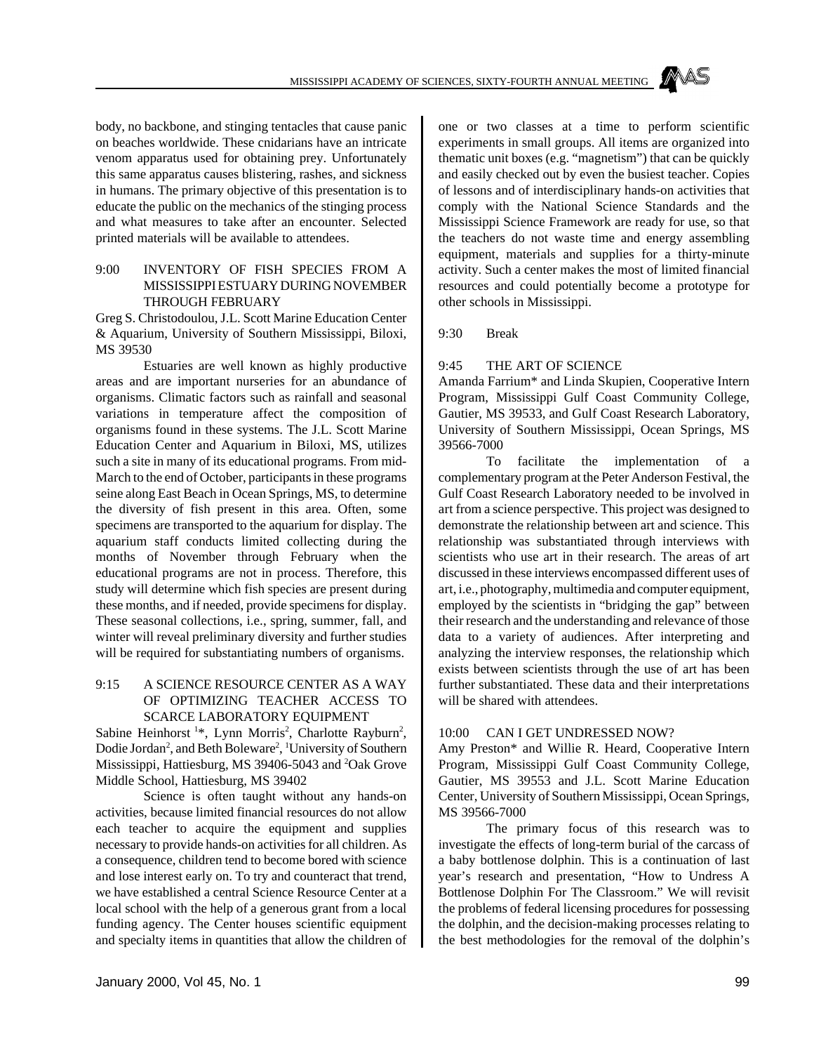body, no backbone, and stinging tentacles that cause panic on beaches worldwide. These cnidarians have an intricate venom apparatus used for obtaining prey. Unfortunately this same apparatus causes blistering, rashes, and sickness in humans. The primary objective of this presentation is to educate the public on the mechanics of the stinging process and what measures to take after an encounter. Selected printed materials will be available to attendees.

9:00 INVENTORY OF FISH SPECIES FROM A MISSISSIPPI ESTUARY DURING NOVEMBER THROUGH FEBRUARY

Greg S. Christodoulou, J.L. Scott Marine Education Center & Aquarium, University of Southern Mississippi, Biloxi, MS 39530

Estuaries are well known as highly productive areas and are important nurseries for an abundance of organisms. Climatic factors such as rainfall and seasonal variations in temperature affect the composition of organisms found in these systems. The J.L. Scott Marine Education Center and Aquarium in Biloxi, MS, utilizes such a site in many of its educational programs. From mid-March to the end of October, participants in these programs seine along East Beach in Ocean Springs, MS, to determine the diversity of fish present in this area. Often, some specimens are transported to the aquarium for display. The aquarium staff conducts limited collecting during the months of November through February when the educational programs are not in process. Therefore, this study will determine which fish species are present during these months, and if needed, provide specimens for display. These seasonal collections, i.e., spring, summer, fall, and winter will reveal preliminary diversity and further studies will be required for substantiating numbers of organisms.

9:15 A SCIENCE RESOURCE CENTER AS A WAY OF OPTIMIZING TEACHER ACCESS TO SCARCE LABORATORY EQUIPMENT

Sabine Heinhorst [1]*, Lynn Morris[2], Charlotte Rayburn[2], Dodie Jordan[2], and Beth Boleware[2], [1]University of Southern Mississippi, Hattiesburg, MS 39406-5043 and [2]Oak Grove Middle School, Hattiesburg, MS 39402

Science is often taught without any hands-on activities, because limited financial resources do not allow each teacher to acquire the equipment and supplies necessary to provide hands-on activities for all children. As a consequence, children tend to become bored with science and lose interest early on. To try and counteract that trend, we have established a central Science Resource Center at a local school with the help of a generous grant from a local funding agency. The Center houses scientific equipment and specialty items in quantities that allow the children of one or two classes at a time to perform scientific experiments in small groups. All items are organized into thematic unit boxes (e.g. "magnetism") that can be quickly and easily checked out by even the busiest teacher. Copies of lessons and of interdisciplinary hands-on activities that comply with the National Science Standards and the Mississippi Science Framework are ready for use, so that the teachers do not waste time and energy assembling equipment, materials and supplies for a thirty-minute activity. Such a center makes the most of limited financial resources and could potentially become a prototype for other schools in Mississippi.

9:30 Break

9:45 THE ART OF SCIENCE

Amanda Farrium* and Linda Skupien, Cooperative Intern Program, Mississippi Gulf Coast Community College, Gautier, MS 39533, and Gulf Coast Research Laboratory, University of Southern Mississippi, Ocean Springs, MS 39566-7000

To facilitate the implementation of a complementary program at the Peter Anderson Festival, the Gulf Coast Research Laboratory needed to be involved in art from a science perspective. This project was designed to demonstrate the relationship between art and science. This relationship was substantiated through interviews with scientists who use art in their research. The areas of art discussed in these interviews encompassed different uses of art, i.e., photography, multimedia and computer equipment, employed by the scientists in "bridging the gap" between their research and the understanding and relevance of those data to a variety of audiences. After interpreting and analyzing the interview responses, the relationship which exists between scientists through the use of art has been further substantiated. These data and their interpretations will be shared with attendees.

10:00 CAN I GET UNDRESSED NOW?

Amy Preston* and Willie R. Heard, Cooperative Intern Program, Mississippi Gulf Coast Community College, Gautier, MS 39553 and J.L. Scott Marine Education Center, University of Southern Mississippi, Ocean Springs, MS 39566-7000

The primary focus of this research was to investigate the effects of long-term burial of the carcass of a baby bottlenose dolphin. This is a continuation of last year's research and presentation, "How to Undress A Bottlenose Dolphin For The Classroom." We will revisit the problems of federal licensing procedures for possessing the dolphin, and the decision-making processes relating to the best methodologies for the removal of the dolphin's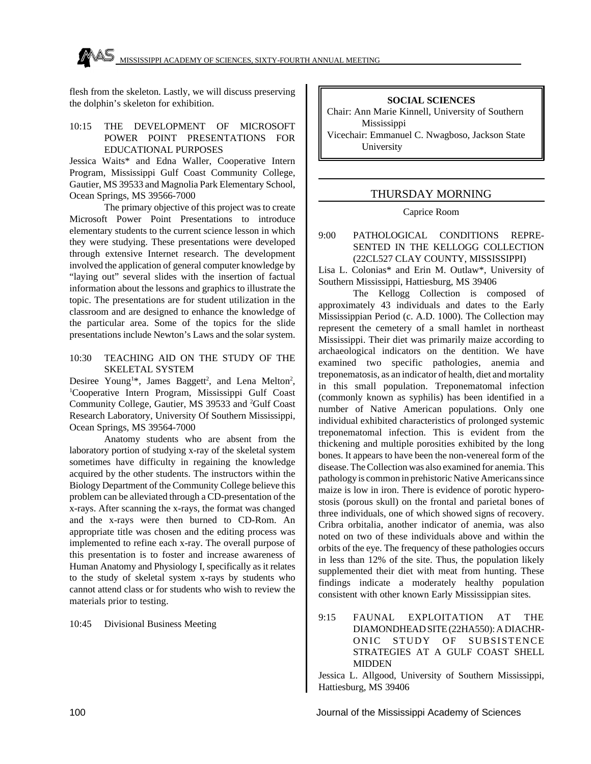flesh from the skeleton. Lastly, we will discuss preserving the dolphin's skeleton for exhibition.

10:15 THE DEVELOPMENT OF MICROSOFT POWER POINT PRESENTATIONS FOR EDUCATIONAL PURPOSES

Jessica Waits* and Edna Waller, Cooperative Intern Program, Mississippi Gulf Coast Community College, Gautier, MS 39533 and Magnolia Park Elementary School, Ocean Springs, MS 39566-7000

The primary objective of this project was to create Microsoft Power Point Presentations to introduce elementary students to the current science lesson in which they were studying. These presentations were developed through extensive Internet research. The development involved the application of general computer knowledge by "laying out" several slides with the insertion of factual information about the lessons and graphics to illustrate the topic. The presentations are for student utilization in the classroom and are designed to enhance the knowledge of the particular area. Some of the topics for the slide presentations include Newton's Laws and the solar system.

10:30 TEACHING AID ON THE STUDY OF THE SKELETAL SYSTEM

Desiree Young[1]*, James Baggett[2], and Lena Melton[2], [1]Cooperative Intern Program, Mississippi Gulf Coast Community College, Gautier, MS 39533 and [2]Gulf Coast Research Laboratory, University Of Southern Mississippi, Ocean Springs, MS 39564-7000

Anatomy students who are absent from the laboratory portion of studying x-ray of the skeletal system sometimes have difficulty in regaining the knowledge acquired by the other students. The instructors within the Biology Department of the Community College believe this problem can be alleviated through a CD-presentation of the x-rays. After scanning the x-rays, the format was changed and the x-rays were then burned to CD-Rom. An appropriate title was chosen and the editing process was implemented to refine each x-ray. The overall purpose of this presentation is to foster and increase awareness of Human Anatomy and Physiology I, specifically as it relates to the study of skeletal system x-rays by students who cannot attend class or for students who wish to review the materials prior to testing.

10:45 Divisional Business Meeting

## SOCIAL SCIENCES

Chair: Ann Marie Kinnell, University of Southern Mississippi

Vicechair: Emmanuel C. Nwagboso, Jackson State University

## THURSDAY MORNING

Caprice Room

9:00 PATHOLOGICAL CONDITIONS REPRESENTED IN THE KELLOGG COLLECTION (22CL527 CLAY COUNTY, MISSISSIPPI)

Lisa L. Colonias* and Erin M. Outlaw*, University of Southern Mississippi, Hattiesburg, MS 39406

The Kellogg Collection is composed of approximately 43 individuals and dates to the Early Mississippian Period (c. A.D. 1000). The Collection may represent the cemetery of a small hamlet in northeast Mississippi. Their diet was primarily maize according to archaeological indicators on the dentition. We have examined two specific pathologies, anemia and treponematosis, as an indicator of health, diet and mortality in this small population. Treponematomal infection (commonly known as syphilis) has been identified in a number of Native American populations. Only one individual exhibited characteristics of prolonged systemic treponematomal infection. This is evident from the thickening and multiple porosities exhibited by the long bones. It appears to have been the non-venereal form of the disease. The Collection was also examined for anemia. This pathology is common in prehistoric Native Americans since maize is low in iron. There is evidence of porotic hyperostosis (porous skull) on the frontal and parietal bones of three individuals, one of which showed signs of recovery. Cribra orbitalia, another indicator of anemia, was also noted on two of these individuals above and within the orbits of the eye. The frequency of these pathologies occurs in less than 12% of the site. Thus, the population likely supplemented their diet with meat from hunting. These findings indicate a moderately healthy population consistent with other known Early Mississippian sites.

9:15 FAUNAL EXPLOITATION AT THE DIAMONDHEAD SITE (22HA550): A DIACHRONIC STUDY OF SUBSISTENCE STRATEGIES AT A GULF COAST SHELL MIDDEN

Jessica L. Allgood, University of Southern Mississippi, Hattiesburg, MS 39406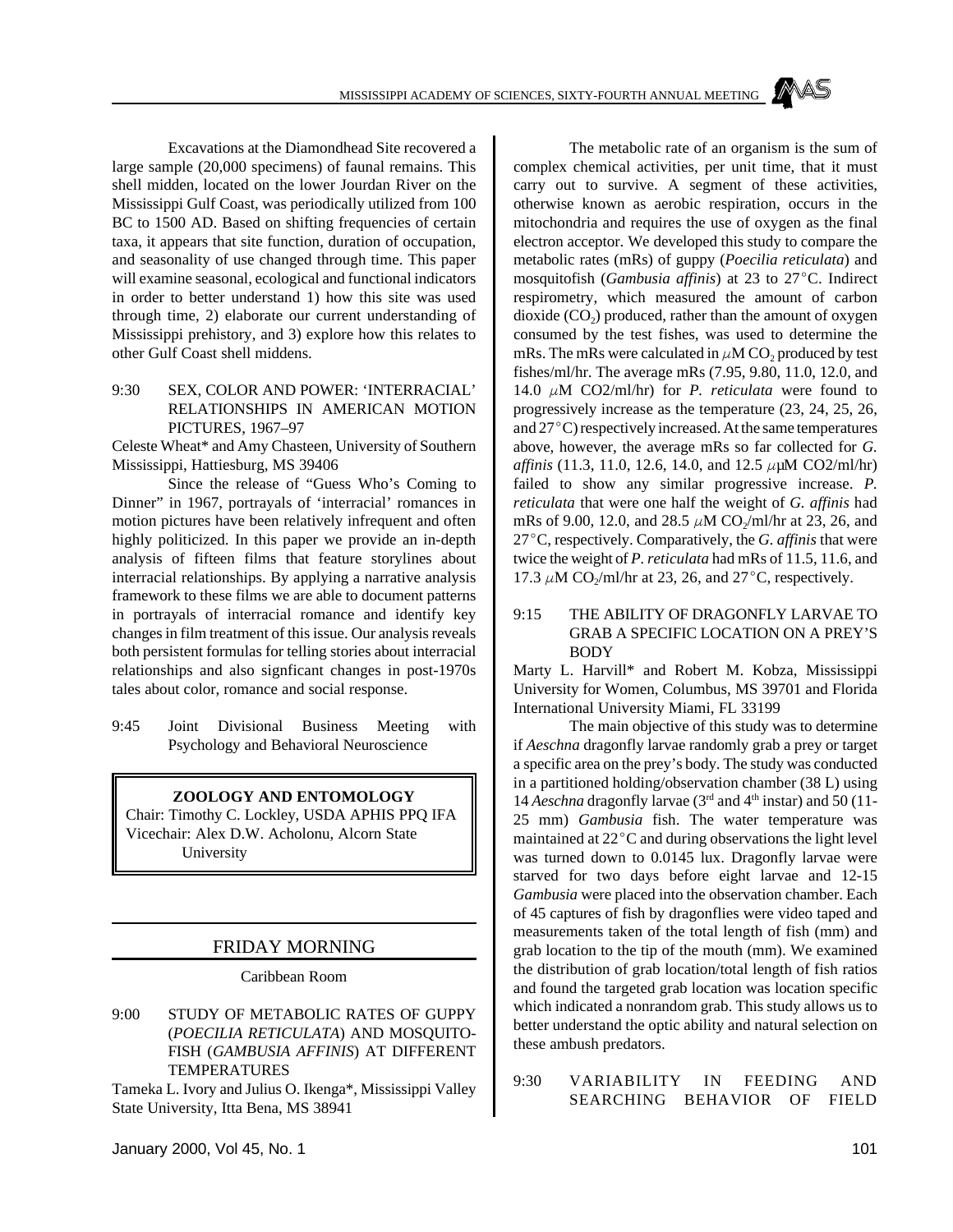Excavations at the Diamondhead Site recovered a large sample (20,000 specimens) of faunal remains. This shell midden, located on the lower Jourdan River on the Mississippi Gulf Coast, was periodically utilized from 100 BC to 1500 AD. Based on shifting frequencies of certain taxa, it appears that site function, duration of occupation, and seasonality of use changed through time. This paper will examine seasonal, ecological and functional indicators in order to better understand 1) how this site was used through time, 2) elaborate our current understanding of Mississippi prehistory, and 3) explore how this relates to other Gulf Coast shell middens.

9:30 SEX, COLOR AND POWER: 'INTERRACIAL' RELATIONSHIPS IN AMERICAN MOTION PICTURES, 1967–97

Celeste Wheat* and Amy Chasteen, University of Southern Mississippi, Hattiesburg, MS 39406

Since the release of "Guess Who's Coming to Dinner" in 1967, portrayals of 'interracial' romances in motion pictures have been relatively infrequent and often highly politicized. In this paper we provide an in-depth analysis of fifteen films that feature storylines about interracial relationships. By applying a narrative analysis framework to these films we are able to document patterns in portrayals of interracial romance and identify key changes in film treatment of this issue. Our analysis reveals both persistent formulas for telling stories about interracial relationships and also signficant changes in post-1970s tales about color, romance and social response.

9:45 Joint Divisional Business Meeting with Psychology and Behavioral Neuroscience

## ZOOLOGY AND ENTOMOLOGY

Chair: Timothy C. Lockley, USDA APHIS PPQ IFA
Vicechair: Alex D.W. Acholonu, Alcorn State University

## FRIDAY MORNING

Caribbean Room

9:00 STUDY OF METABOLIC RATES OF GUPPY (*POECILIA RETICULATA*) AND MOSQUITO-FISH (*GAMBUSIA AFFINIS*) AT DIFFERENT TEMPERATURES

Tameka L. Ivory and Julius O. Ikenga*, Mississippi Valley State University, Itta Bena, MS 38941

The metabolic rate of an organism is the sum of complex chemical activities, per unit time, that it must carry out to survive. A segment of these activities, otherwise known as aerobic respiration, occurs in the mitochondria and requires the use of oxygen as the final electron acceptor. We developed this study to compare the metabolic rates (mRs) of guppy (*Poecilia reticulata*) and mosquitofish (*Gambusia affinis*) at 23 to 27°C. Indirect respirometry, which measured the amount of carbon dioxide ($CO_2$) produced, rather than the amount of oxygen consumed by the test fishes, was used to determine the mRs. The mRs were calculated in $\mu$M $CO_2$ produced by test fishes/ml/hr. The average mRs (7.95, 9.80, 11.0, 12.0, and 14.0 $\mu$M CO2/ml/hr) for *P. reticulata* were found to progressively increase as the temperature (23, 24, 25, 26, and 27°C) respectively increased. At the same temperatures above, however, the average mRs so far collected for *G. affinis* (11.3, 11.0, 12.6, 14.0, and 12.5 $\mu$μM CO2/ml/hr) failed to show any similar progressive increase. *P. reticulata* that were one half the weight of *G. affinis* had mRs of 9.00, 12.0, and 28.5 $\mu$M $CO_2$/ml/hr at 23, 26, and 27°C, respectively. Comparatively, the *G. affinis* that were twice the weight of *P. reticulata* had mRs of 11.5, 11.6, and 17.3 $\mu$M $CO_2$/ml/hr at 23, 26, and 27°C, respectively.

9:15 THE ABILITY OF DRAGONFLY LARVAE TO GRAB A SPECIFIC LOCATION ON A PREY'S BODY

Marty L. Harvill* and Robert M. Kobza, Mississippi University for Women, Columbus, MS 39701 and Florida International University Miami, FL 33199

The main objective of this study was to determine if *Aeschna* dragonfly larvae randomly grab a prey or target a specific area on the prey's body. The study was conducted in a partitioned holding/observation chamber (38 L) using 14 *Aeschna* dragonfly larvae (3rd and 4th instar) and 50 (11-25 mm) *Gambusia* fish. The water temperature was maintained at 22°C and during observations the light level was turned down to 0.0145 lux. Dragonfly larvae were starved for two days before eight larvae and 12-15 *Gambusia* were placed into the observation chamber. Each of 45 captures of fish by dragonflies were video taped and measurements taken of the total length of fish (mm) and grab location to the tip of the mouth (mm). We examined the distribution of grab location/total length of fish ratios and found the targeted grab location was location specific which indicated a nonrandom grab. This study allows us to better understand the optic ability and natural selection on these ambush predators.

9:30 VARIABILITY IN FEEDING AND SEARCHING BEHAVIOR OF FIELD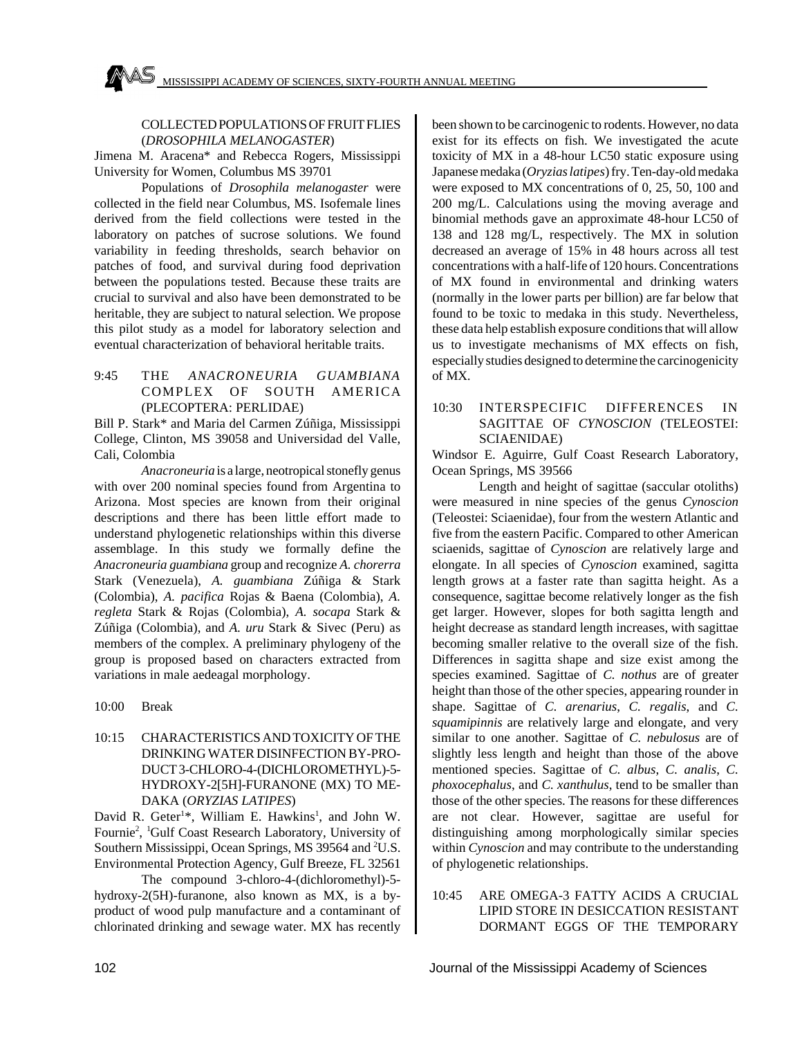COLLECTED POPULATIONS OF FRUIT FLIES (*DROSOPHILA MELANOGASTER*)

Jimena M. Aracena* and Rebecca Rogers, Mississippi University for Women, Columbus MS 39701

Populations of *Drosophila melanogaster* were collected in the field near Columbus, MS. Isofemale lines derived from the field collections were tested in the laboratory on patches of sucrose solutions. We found variability in feeding thresholds, search behavior on patches of food, and survival during food deprivation between the populations tested. Because these traits are crucial to survival and also have been demonstrated to be heritable, they are subject to natural selection. We propose this pilot study as a model for laboratory selection and eventual characterization of behavioral heritable traits.

9:45 THE *ANACRONEURIA GUAMBIANA* COMPLEX OF SOUTH AMERICA (PLECOPTERA: PERLIDAE)

Bill P. Stark* and Maria del Carmen Zúñiga, Mississippi College, Clinton, MS 39058 and Universidad del Valle, Cali, Colombia

*Anacroneuria* is a large, neotropical stonefly genus with over 200 nominal species found from Argentina to Arizona. Most species are known from their original descriptions and there has been little effort made to understand phylogenetic relationships within this diverse assemblage. In this study we formally define the *Anacroneuria guambiana* group and recognize *A. chorerra* Stark (Venezuela), *A. guambiana* Zúñiga & Stark (Colombia), *A. pacifica* Rojas & Baena (Colombia), *A. regleta* Stark & Rojas (Colombia), *A. socapa* Stark & Zúñiga (Colombia), and *A. uru* Stark & Sivec (Peru) as members of the complex. A preliminary phylogeny of the group is proposed based on characters extracted from variations in male aedeagal morphology.

10:00 Break

10:15 CHARACTERISTICS AND TOXICITY OF THE DRINKING WATER DISINFECTION BY-PRODUCT 3-CHLORO-4-(DICHLOROMETHYL)-5-HYDROXY-2[5H]-FURANONE (MX) TO MEDAKA (*ORYZIAS LATIPES*)

David R. Geter[1]*, William E. Hawkins[1], and John W. Fournie[2], [1]Gulf Coast Research Laboratory, University of Southern Mississippi, Ocean Springs, MS 39564 and [2]U.S. Environmental Protection Agency, Gulf Breeze, FL 32561

The compound 3-chloro-4-(dichloromethyl)-5-hydroxy-2(5H)-furanone, also known as MX, is a by-product of wood pulp manufacture and a contaminant of chlorinated drinking and sewage water. MX has recently been shown to be carcinogenic to rodents. However, no data exist for its effects on fish. We investigated the acute toxicity of MX in a 48-hour LC50 static exposure using Japanese medaka (*Oryzias latipes*) fry. Ten-day-old medaka were exposed to MX concentrations of 0, 25, 50, 100 and 200 mg/L. Calculations using the moving average and binomial methods gave an approximate 48-hour LC50 of 138 and 128 mg/L, respectively. The MX in solution decreased an average of 15% in 48 hours across all test concentrations with a half-life of 120 hours. Concentrations of MX found in environmental and drinking waters (normally in the lower parts per billion) are far below that found to be toxic to medaka in this study. Nevertheless, these data help establish exposure conditions that will allow us to investigate mechanisms of MX effects on fish, especially studies designed to determine the carcinogenicity of MX.

10:30 INTERSPECIFIC DIFFERENCES IN SAGITTAE OF *CYNOSCION* (TELEOSTEI: SCIAENIDAE)

Windsor E. Aguirre, Gulf Coast Research Laboratory, Ocean Springs, MS 39566

Length and height of sagittae (saccular otoliths) were measured in nine species of the genus *Cynoscion* (Teleostei: Sciaenidae), four from the western Atlantic and five from the eastern Pacific. Compared to other American sciaenids, sagittae of *Cynoscion* are relatively large and elongate. In all species of *Cynoscion* examined, sagitta length grows at a faster rate than sagitta height. As a consequence, sagittae become relatively longer as the fish get larger. However, slopes for both sagitta length and height decrease as standard length increases, with sagittae becoming smaller relative to the overall size of the fish. Differences in sagitta shape and size exist among the species examined. Sagittae of *C. nothus* are of greater height than those of the other species, appearing rounder in shape. Sagittae of *C. arenarius*, *C. regalis*, and *C. squamipinnis* are relatively large and elongate, and very similar to one another. Sagittae of *C. nebulosus* are of slightly less length and height than those of the above mentioned species. Sagittae of *C. albus*, *C. analis*, *C. phoxocephalus*, and *C. xanthulus*, tend to be smaller than those of the other species. The reasons for these differences are not clear. However, sagittae are useful for distinguishing among morphologically similar species within *Cynoscion* and may contribute to the understanding of phylogenetic relationships.

10:45 ARE OMEGA-3 FATTY ACIDS A CRUCIAL LIPID STORE IN DESICCATION RESISTANT DORMANT EGGS OF THE TEMPORARY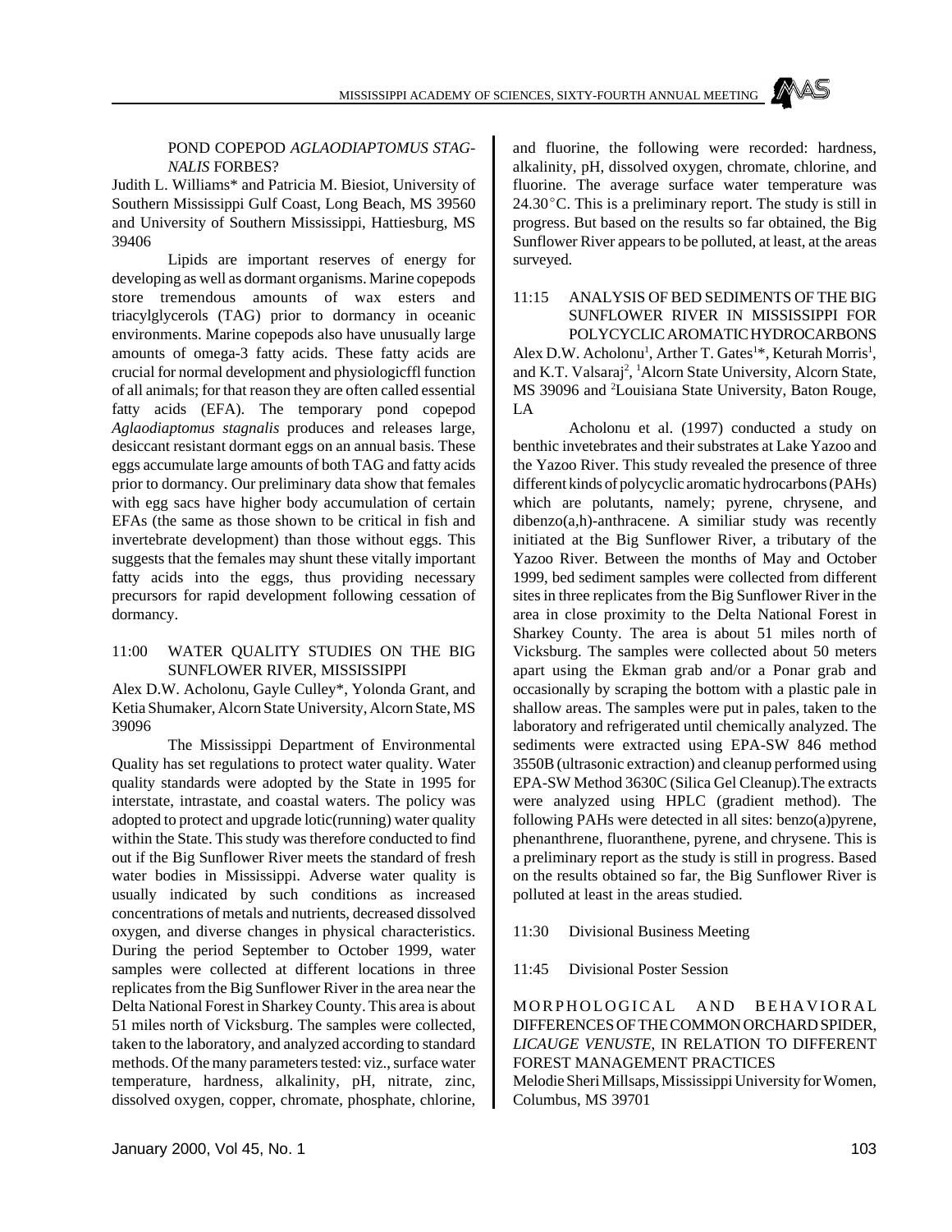POND COPEPOD *AGLAODIAPTOMUS STAGNALIS* FORBES?

Judith L. Williams* and Patricia M. Biesiot, University of Southern Mississippi Gulf Coast, Long Beach, MS 39560 and University of Southern Mississippi, Hattiesburg, MS 39406

Lipids are important reserves of energy for developing as well as dormant organisms. Marine copepods store tremendous amounts of wax esters and triacylglycerols (TAG) prior to dormancy in oceanic environments. Marine copepods also have unusually large amounts of omega-3 fatty acids. These fatty acids are crucial for normal development and physiologicffl function of all animals; for that reason they are often called essential fatty acids (EFA). The temporary pond copepod *Aglaodiaptomus stagnalis* produces and releases large, desiccant resistant dormant eggs on an annual basis. These eggs accumulate large amounts of both TAG and fatty acids prior to dormancy. Our preliminary data show that females with egg sacs have higher body accumulation of certain EFAs (the same as those shown to be critical in fish and invertebrate development) than those without eggs. This suggests that the females may shunt these vitally important fatty acids into the eggs, thus providing necessary precursors for rapid development following cessation of dormancy.

11:00 WATER QUALITY STUDIES ON THE BIG SUNFLOWER RIVER, MISSISSIPPI

Alex D.W. Acholonu, Gayle Culley*, Yolonda Grant, and Ketia Shumaker, Alcorn State University, Alcorn State, MS 39096

The Mississippi Department of Environmental Quality has set regulations to protect water quality. Water quality standards were adopted by the State in 1995 for interstate, intrastate, and coastal waters. The policy was adopted to protect and upgrade lotic(running) water quality within the State. This study was therefore conducted to find out if the Big Sunflower River meets the standard of fresh water bodies in Mississippi. Adverse water quality is usually indicated by such conditions as increased concentrations of metals and nutrients, decreased dissolved oxygen, and diverse changes in physical characteristics. During the period September to October 1999, water samples were collected at different locations in three replicates from the Big Sunflower River in the area near the Delta National Forest in Sharkey County. This area is about 51 miles north of Vicksburg. The samples were collected, taken to the laboratory, and analyzed according to standard methods. Of the many parameters tested: viz., surface water temperature, hardness, alkalinity, pH, nitrate, zinc, dissolved oxygen, copper, chromate, phosphate, chlorine, and fluorine, the following were recorded: hardness, alkalinity, pH, dissolved oxygen, chromate, chlorine, and fluorine. The average surface water temperature was 24.30°C. This is a preliminary report. The study is still in progress. But based on the results so far obtained, the Big Sunflower River appears to be polluted, at least, at the areas surveyed.

11:15 ANALYSIS OF BED SEDIMENTS OF THE BIG SUNFLOWER RIVER IN MISSISSIPPI FOR POLYCYCLIC AROMATIC HYDROCARBONS

Alex D.W. Acholonu[1], Arther T. Gates[1]*, Keturah Morris[1], and K.T. Valsaraj[2], [1]Alcorn State University, Alcorn State, MS 39096 and [2]Louisiana State University, Baton Rouge, LA

Acholonu et al. (1997) conducted a study on benthic invetebrates and their substrates at Lake Yazoo and the Yazoo River. This study revealed the presence of three different kinds of polycyclic aromatic hydrocarbons (PAHs) which are polutants, namely; pyrene, chrysene, and dibenzo(a,h)-anthracene. A similiar study was recently initiated at the Big Sunflower River, a tributary of the Yazoo River. Between the months of May and October 1999, bed sediment samples were collected from different sites in three replicates from the Big Sunflower River in the area in close proximity to the Delta National Forest in Sharkey County. The area is about 51 miles north of Vicksburg. The samples were collected about 50 meters apart using the Ekman grab and/or a Ponar grab and occasionally by scraping the bottom with a plastic pale in shallow areas. The samples were put in pales, taken to the laboratory and refrigerated until chemically analyzed. The sediments were extracted using EPA-SW 846 method 3550B (ultrasonic extraction) and cleanup performed using EPA-SW Method 3630C (Silica Gel Cleanup).The extracts were analyzed using HPLC (gradient method). The following PAHs were detected in all sites: benzo(a)pyrene, phenanthrene, fluoranthene, pyrene, and chrysene. This is a preliminary report as the study is still in progress. Based on the results obtained so far, the Big Sunflower River is polluted at least in the areas studied.

11:30 Divisional Business Meeting

11:45 Divisional Poster Session

MORPHOLOGICAL AND BEHAVIORAL DIFFERENCES OF THE COMMON ORCHARD SPIDER, *LICAUGE VENUSTE*, IN RELATION TO DIFFERENT FOREST MANAGEMENT PRACTICES

Melodie Sheri Millsaps, Mississippi University for Women, Columbus, MS 39701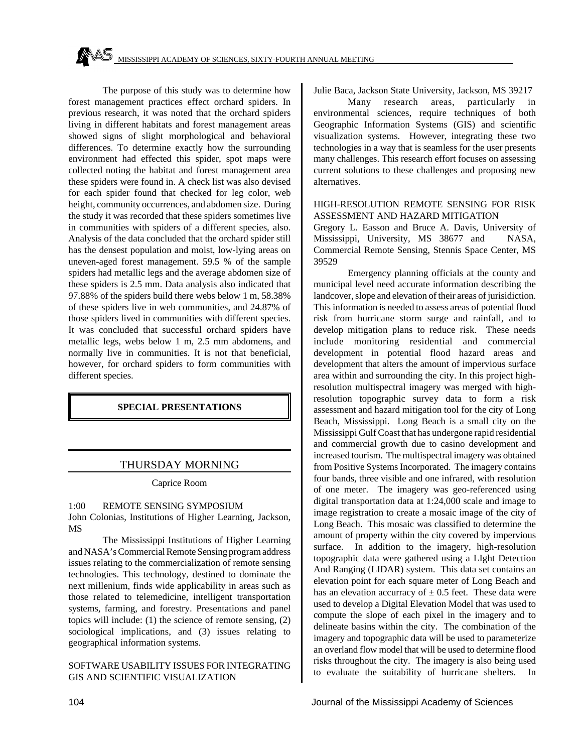The purpose of this study was to determine how forest management practices effect orchard spiders. In previous research, it was noted that the orchard spiders living in different habitats and forest management areas showed signs of slight morphological and behavioral differences. To determine exactly how the surrounding environment had effected this spider, spot maps were collected noting the habitat and forest management area these spiders were found in. A check list was also devised for each spider found that checked for leg color, web height, community occurrences, and abdomen size. During the study it was recorded that these spiders sometimes live in communities with spiders of a different species, also. Analysis of the data concluded that the orchard spider still has the densest population and moist, low-lying areas on uneven-aged forest management. 59.5 % of the sample spiders had metallic legs and the average abdomen size of these spiders is 2.5 mm. Data analysis also indicated that 97.88% of the spiders build there webs below 1 m, 58.38% of these spiders live in web communities, and 24.87% of those spiders lived in communities with different species. It was concluded that successful orchard spiders have metallic legs, webs below 1 m, 2.5 mm abdomens, and normally live in communities. It is not that beneficial, however, for orchard spiders to form communities with different species.

## SPECIAL PRESENTATIONS

## THURSDAY MORNING

Caprice Room

1:00 REMOTE SENSING SYMPOSIUM
John Colonias, Institutions of Higher Learning, Jackson, MS

The Mississippi Institutions of Higher Learning and NASA's Commercial Remote Sensing program address issues relating to the commercialization of remote sensing technologies. This technology, destined to dominate the next millenium, finds wide applicability in areas such as those related to telemedicine, intelligent transportation systems, farming, and forestry. Presentations and panel topics will include: (1) the science of remote sensing, (2) sociological implications, and (3) issues relating to geographical information systems.

SOFTWARE USABILITY ISSUES FOR INTEGRATING GIS AND SCIENTIFIC VISUALIZATION
Julie Baca, Jackson State University, Jackson, MS 39217

Many research areas, particularly in environmental sciences, require techniques of both Geographic Information Systems (GIS) and scientific visualization systems. However, integrating these two technologies in a way that is seamless for the user presents many challenges. This research effort focuses on assessing current solutions to these challenges and proposing new alternatives.

HIGH-RESOLUTION REMOTE SENSING FOR RISK ASSESSMENT AND HAZARD MITIGATION
Gregory L. Easson and Bruce A. Davis, University of Mississippi, University, MS 38677 and NASA, Commercial Remote Sensing, Stennis Space Center, MS 39529

Emergency planning officials at the county and municipal level need accurate information describing the landcover, slope and elevation of their areas of jurisidiction. This information is needed to assess areas of potential flood risk from hurricane storm surge and rainfall, and to develop mitigation plans to reduce risk. These needs include monitoring residential and commercial development in potential flood hazard areas and development that alters the amount of impervious surface area within and surrounding the city. In this project high-resolution multispectral imagery was merged with high-resolution topographic survey data to form a risk assessment and hazard mitigation tool for the city of Long Beach, Mississippi. Long Beach is a small city on the Mississippi Gulf Coast that has undergone rapid residential and commercial growth due to casino development and increased tourism. The multispectral imagery was obtained from Positive Systems Incorporated. The imagery contains four bands, three visible and one infrared, with resolution of one meter. The imagery was geo-referenced using digital transportation data at 1:24,000 scale and image to image registration to create a mosaic image of the city of Long Beach. This mosaic was classified to determine the amount of property within the city covered by impervious surface. In addition to the imagery, high-resolution topographic data were gathered using a LIght Detection And Ranging (LIDAR) system. This data set contains an elevation point for each square meter of Long Beach and has an elevation accurracy of ± 0.5 feet. These data were used to develop a Digital Elevation Model that was used to compute the slope of each pixel in the imagery and to delineate basins within the city. The combination of the imagery and topographic data will be used to parameterize an overland flow model that will be used to determine flood risks throughout the city. The imagery is also being used to evaluate the suitability of hurricane shelters. In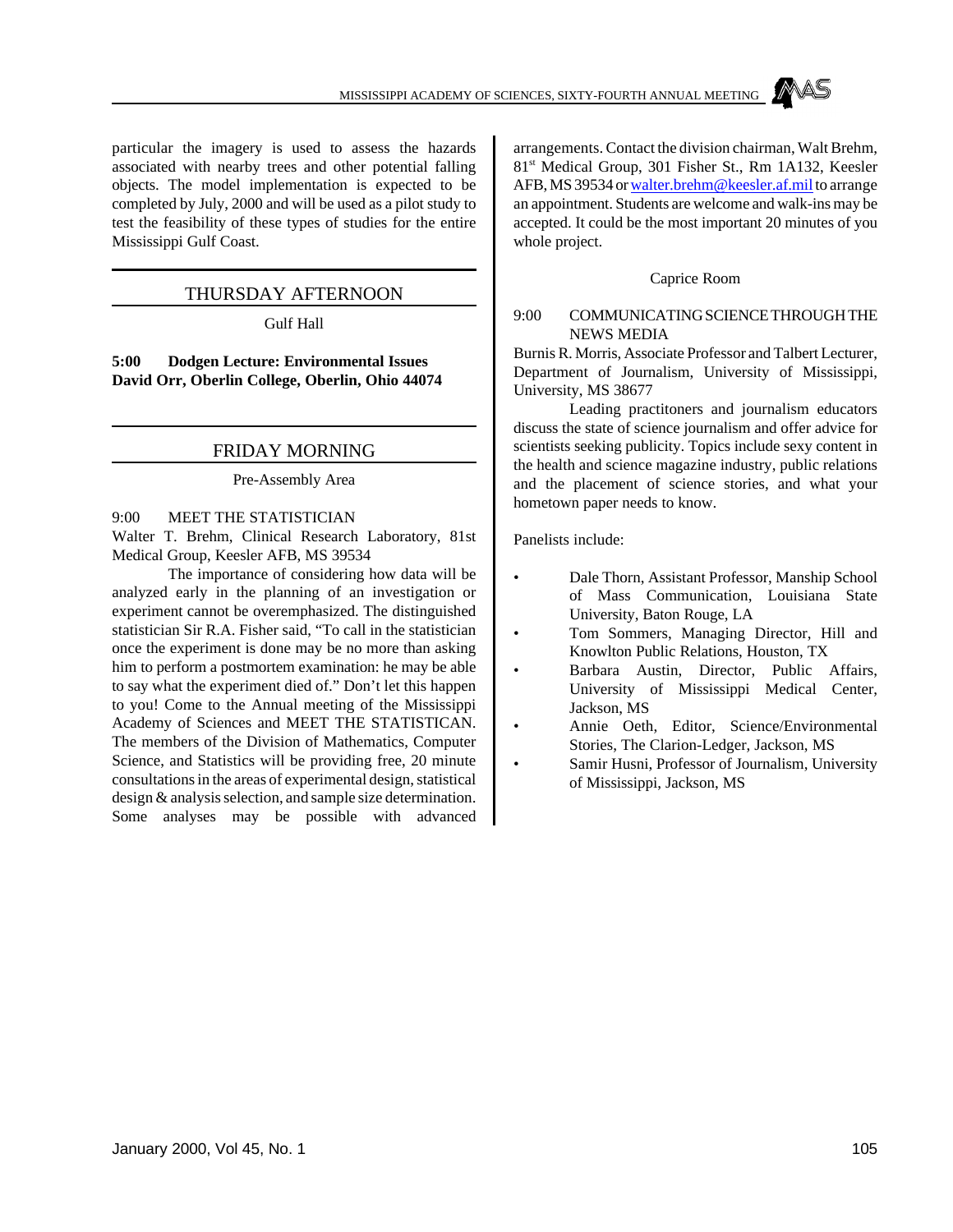particular the imagery is used to assess the hazards associated with nearby trees and other potential falling objects. The model implementation is expected to be completed by July, 2000 and will be used as a pilot study to test the feasibility of these types of studies for the entire Mississippi Gulf Coast.

## THURSDAY AFTERNOON

Gulf Hall

**5:00 Dodgen Lecture: Environmental Issues**
**David Orr, Oberlin College, Oberlin, Ohio 44074**

## FRIDAY MORNING

Pre-Assembly Area

9:00 MEET THE STATISTICIAN
Walter T. Brehm, Clinical Research Laboratory, 81st Medical Group, Keesler AFB, MS 39534

The importance of considering how data will be analyzed early in the planning of an investigation or experiment cannot be overemphasized. The distinguished statistician Sir R.A. Fisher said, "To call in the statistician once the experiment is done may be no more than asking him to perform a postmortem examination: he may be able to say what the experiment died of." Don't let this happen to you! Come to the Annual meeting of the Mississippi Academy of Sciences and MEET THE STATISTICAN. The members of the Division of Mathematics, Computer Science, and Statistics will be providing free, 20 minute consultations in the areas of experimental design, statistical design & analysis selection, and sample size determination. Some analyses may be possible with advanced arrangements. Contact the division chairman, Walt Brehm, 81st Medical Group, 301 Fisher St., Rm 1A132, Keesler AFB, MS 39534 or walter.brehm@keesler.af.mil to arrange an appointment. Students are welcome and walk-ins may be accepted. It could be the most important 20 minutes of you whole project.

Caprice Room

9:00 COMMUNICATING SCIENCE THROUGH THE NEWS MEDIA
Burnis R. Morris, Associate Professor and Talbert Lecturer, Department of Journalism, University of Mississippi, University, MS 38677

Leading practitoners and journalism educators discuss the state of science journalism and offer advice for scientists seeking publicity. Topics include sexy content in the health and science magazine industry, public relations and the placement of science stories, and what your hometown paper needs to know.

Panelists include:

- Dale Thorn, Assistant Professor, Manship School of Mass Communication, Louisiana State University, Baton Rouge, LA
- Tom Sommers, Managing Director, Hill and Knowlton Public Relations, Houston, TX
- Barbara Austin, Director, Public Affairs, University of Mississippi Medical Center, Jackson, MS
- Annie Oeth, Editor, Science/Environmental Stories, The Clarion-Ledger, Jackson, MS
- Samir Husni, Professor of Journalism, University of Mississippi, Jackson, MS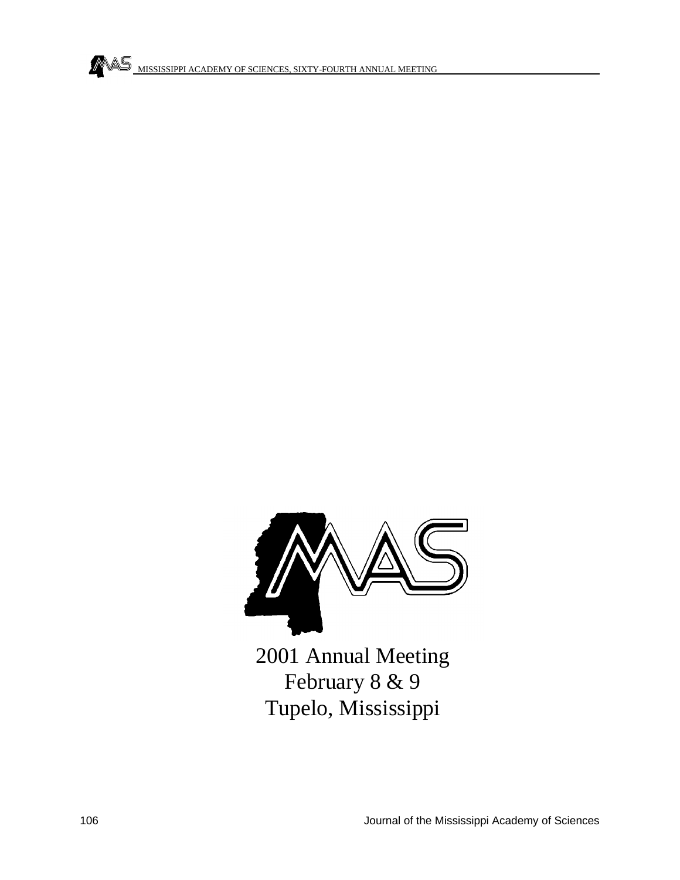2001 Annual Meeting
February 8 & 9
Tupelo, Mississippi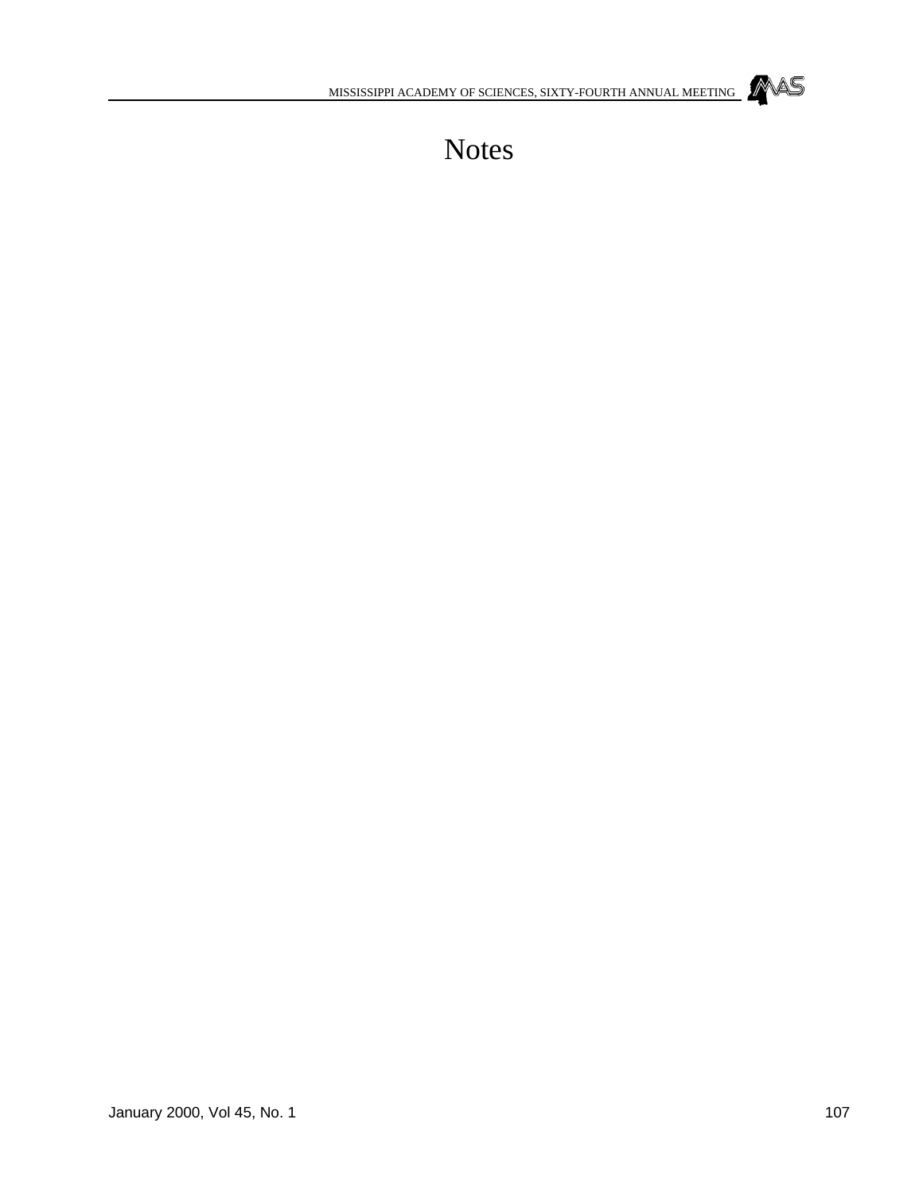# Notes